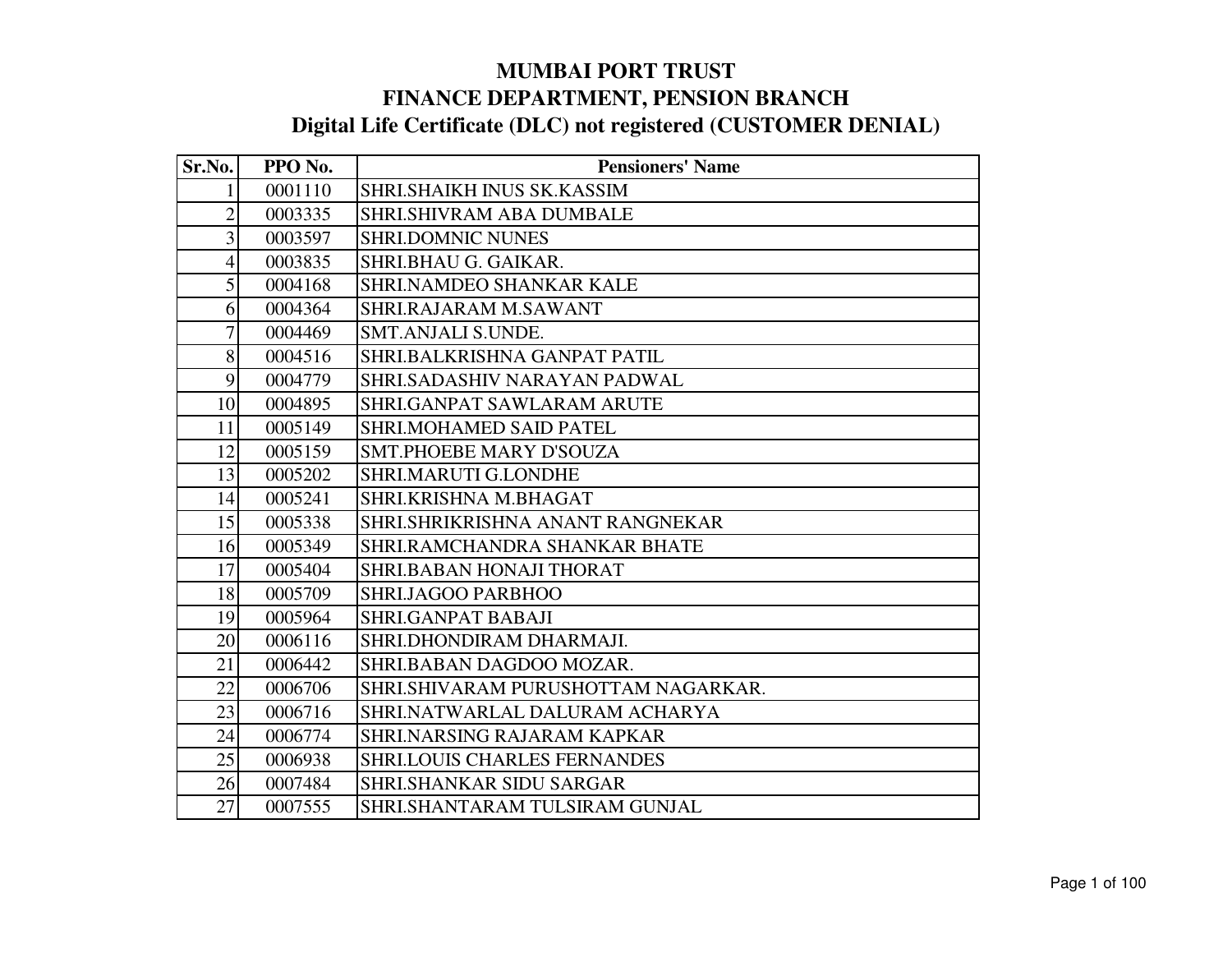# MUMBAI PORT TRUST
## FINANCE DEPARTMENT, PENSION BRANCH
## Digital Life Certificate (DLC) not registered (CUSTOMER DENIAL)

| Sr.No. | PPO No. | Pensioners' Name |
|---|---|---|
| 1 | 0001110 | SHRI.SHAIKH INUS SK.KASSIM |
| 2 | 0003335 | SHRI.SHIVRAM ABA DUMBALE |
| 3 | 0003597 | SHRI.DOMNIC NUNES |
| 4 | 0003835 | SHRI.BHAU G. GAIKAR. |
| 5 | 0004168 | SHRI.NAMDEO SHANKAR KALE |
| 6 | 0004364 | SHRI.RAJARAM M.SAWANT |
| 7 | 0004469 | SMT.ANJALI S.UNDE. |
| 8 | 0004516 | SHRI.BALKRISHNA GANPAT PATIL |
| 9 | 0004779 | SHRI.SADASHIV NARAYAN PADWAL |
| 10 | 0004895 | SHRI.GANPAT SAWLARAM ARUTE |
| 11 | 0005149 | SHRI.MOHAMED SAID PATEL |
| 12 | 0005159 | SMT.PHOEBE MARY D'SOUZA |
| 13 | 0005202 | SHRI.MARUTI G.LONDHE |
| 14 | 0005241 | SHRI.KRISHNA M.BHAGAT |
| 15 | 0005338 | SHRI.SHRIKRISHNA ANANT RANGNEKAR |
| 16 | 0005349 | SHRI.RAMCHANDRA SHANKAR BHATE |
| 17 | 0005404 | SHRI.BABAN HONAJI THORAT |
| 18 | 0005709 | SHRI.JAGOO PARBHOO |
| 19 | 0005964 | SHRI.GANPAT BABAJI |
| 20 | 0006116 | SHRI.DHONDIRAM DHARMAJI. |
| 21 | 0006442 | SHRI.BABAN DAGDOO MOZAR. |
| 22 | 0006706 | SHRI.SHIVARAM PURUSHOTTAM NAGARKAR. |
| 23 | 0006716 | SHRI.NATWARLAL DALURAM ACHARYA |
| 24 | 0006774 | SHRI.NARSING RAJARAM KAPKAR |
| 25 | 0006938 | SHRI.LOUIS CHARLES FERNANDES |
| 26 | 0007484 | SHRI.SHANKAR SIDU SARGAR |
| 27 | 0007555 | SHRI.SHANTARAM TULSIRAM GUNJAL |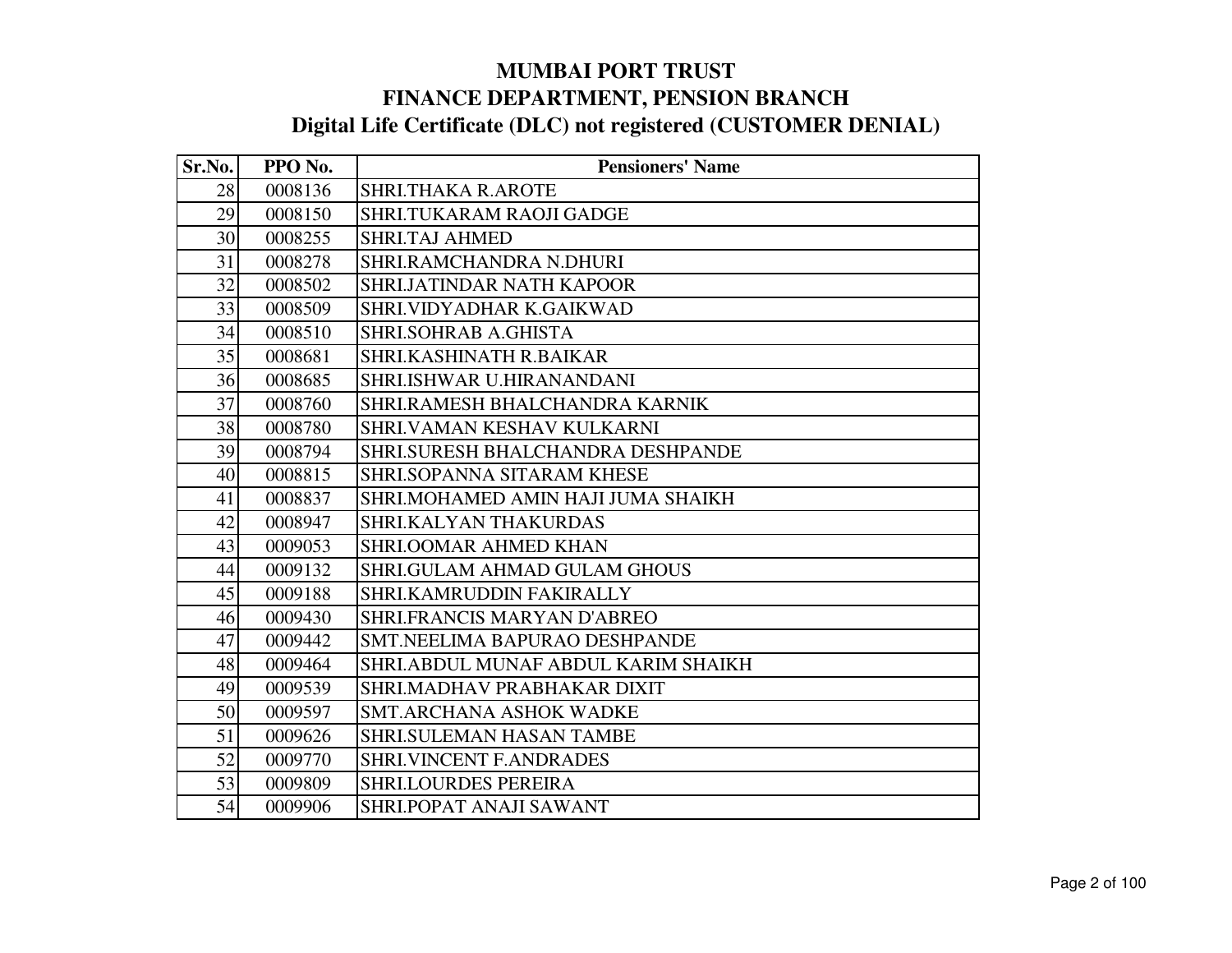# MUMBAI PORT TRUST
## FINANCE DEPARTMENT, PENSION BRANCH
### Digital Life Certificate (DLC) not registered (CUSTOMER DENIAL)

| Sr.No. | PPO No. | Pensioners' Name |
|---|---|---|
| 28 | 0008136 | SHRI.THAKA R.AROTE |
| 29 | 0008150 | SHRI.TUKARAM RAOJI GADGE |
| 30 | 0008255 | SHRI.TAJ AHMED |
| 31 | 0008278 | SHRI.RAMCHANDRA N.DHURI |
| 32 | 0008502 | SHRI.JATINDAR NATH KAPOOR |
| 33 | 0008509 | SHRI.VIDYADHAR K.GAIKWAD |
| 34 | 0008510 | SHRI.SOHRAB A.GHISTA |
| 35 | 0008681 | SHRI.KASHINATH R.BAIKAR |
| 36 | 0008685 | SHRI.ISHWAR U.HIRANANDANI |
| 37 | 0008760 | SHRI.RAMESH BHALCHANDRA KARNIK |
| 38 | 0008780 | SHRI.VAMAN KESHAV KULKARNI |
| 39 | 0008794 | SHRI.SURESH BHALCHANDRA DESHPANDE |
| 40 | 0008815 | SHRI.SOPANNA SITARAM KHESE |
| 41 | 0008837 | SHRI.MOHAMED AMIN HAJI JUMA SHAIKH |
| 42 | 0008947 | SHRI.KALYAN THAKURDAS |
| 43 | 0009053 | SHRI.OOMAR AHMED KHAN |
| 44 | 0009132 | SHRI.GULAM AHMAD GULAM GHOUS |
| 45 | 0009188 | SHRI.KAMRUDDIN FAKIRALLY |
| 46 | 0009430 | SHRI.FRANCIS MARYAN D'ABREO |
| 47 | 0009442 | SMT.NEELIMA BAPURAO DESHPANDE |
| 48 | 0009464 | SHRI.ABDUL MUNAF ABDUL KARIM SHAIKH |
| 49 | 0009539 | SHRI.MADHAV PRABHAKAR DIXIT |
| 50 | 0009597 | SMT.ARCHANA ASHOK WADKE |
| 51 | 0009626 | SHRI.SULEMAN HASAN TAMBE |
| 52 | 0009770 | SHRI.VINCENT F.ANDRADES |
| 53 | 0009809 | SHRI.LOURDES PEREIRA |
| 54 | 0009906 | SHRI.POPAT ANAJI SAWANT |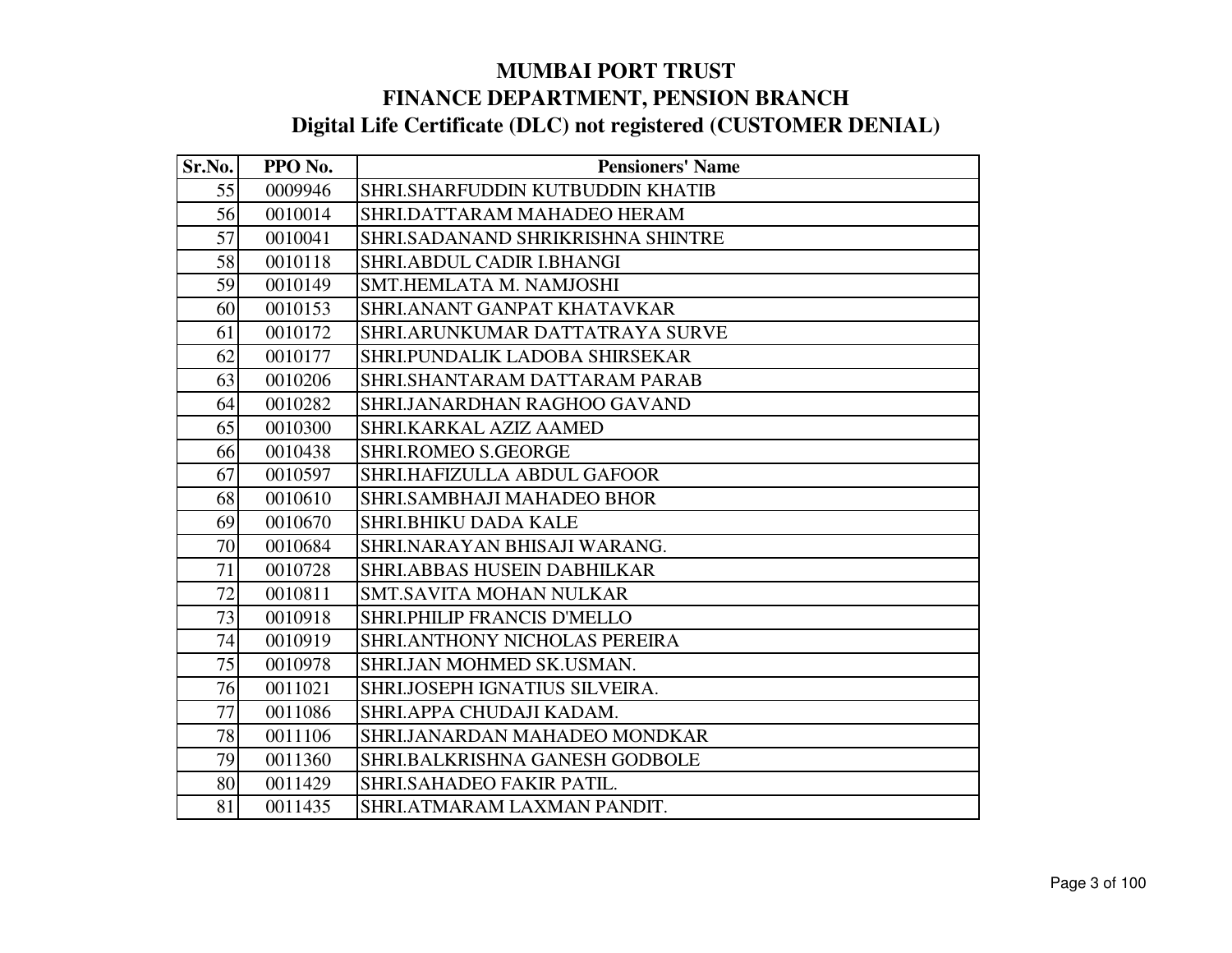# MUMBAI PORT TRUST
## FINANCE DEPARTMENT, PENSION BRANCH
### Digital Life Certificate (DLC) not registered (CUSTOMER DENIAL)

| Sr.No. | PPO No. | Pensioners' Name |
|---|---|---|
| 55 | 0009946 | SHRI.SHARFUDDIN KUTBUDDIN KHATIB |
| 56 | 0010014 | SHRI.DATTARAM MAHADEO HERAM |
| 57 | 0010041 | SHRI.SADANAND SHRIKRISHNA SHINTRE |
| 58 | 0010118 | SHRI.ABDUL CADIR I.BHANGI |
| 59 | 0010149 | SMT.HEMLATA M. NAMJOSHI |
| 60 | 0010153 | SHRI.ANANT GANPAT KHATAVKAR |
| 61 | 0010172 | SHRI.ARUNKUMAR DATTATRAYA SURVE |
| 62 | 0010177 | SHRI.PUNDALIK LADOBA SHIRSEKAR |
| 63 | 0010206 | SHRI.SHANTARAM DATTARAM PARAB |
| 64 | 0010282 | SHRI.JANARDHAN RAGHOO GAVAND |
| 65 | 0010300 | SHRI.KARKAL AZIZ AAMED |
| 66 | 0010438 | SHRI.ROMEO S.GEORGE |
| 67 | 0010597 | SHRI.HAFIZULLA ABDUL GAFOOR |
| 68 | 0010610 | SHRI.SAMBHAJI MAHADEO BHOR |
| 69 | 0010670 | SHRI.BHIKU DADA KALE |
| 70 | 0010684 | SHRI.NARAYAN BHISAJI WARANG. |
| 71 | 0010728 | SHRI.ABBAS HUSEIN DABHILKAR |
| 72 | 0010811 | SMT.SAVITA MOHAN NULKAR |
| 73 | 0010918 | SHRI.PHILIP FRANCIS D'MELLO |
| 74 | 0010919 | SHRI.ANTHONY NICHOLAS PEREIRA |
| 75 | 0010978 | SHRI.JAN MOHMED SK.USMAN. |
| 76 | 0011021 | SHRI.JOSEPH IGNATIUS SILVEIRA. |
| 77 | 0011086 | SHRI.APPA CHUDAJI KADAM. |
| 78 | 0011106 | SHRI.JANARDAN MAHADEO MONDKAR |
| 79 | 0011360 | SHRI.BALKRISHNA GANESH GODBOLE |
| 80 | 0011429 | SHRI.SAHADEO FAKIR PATIL. |
| 81 | 0011435 | SHRI.ATMARAM LAXMAN PANDIT. |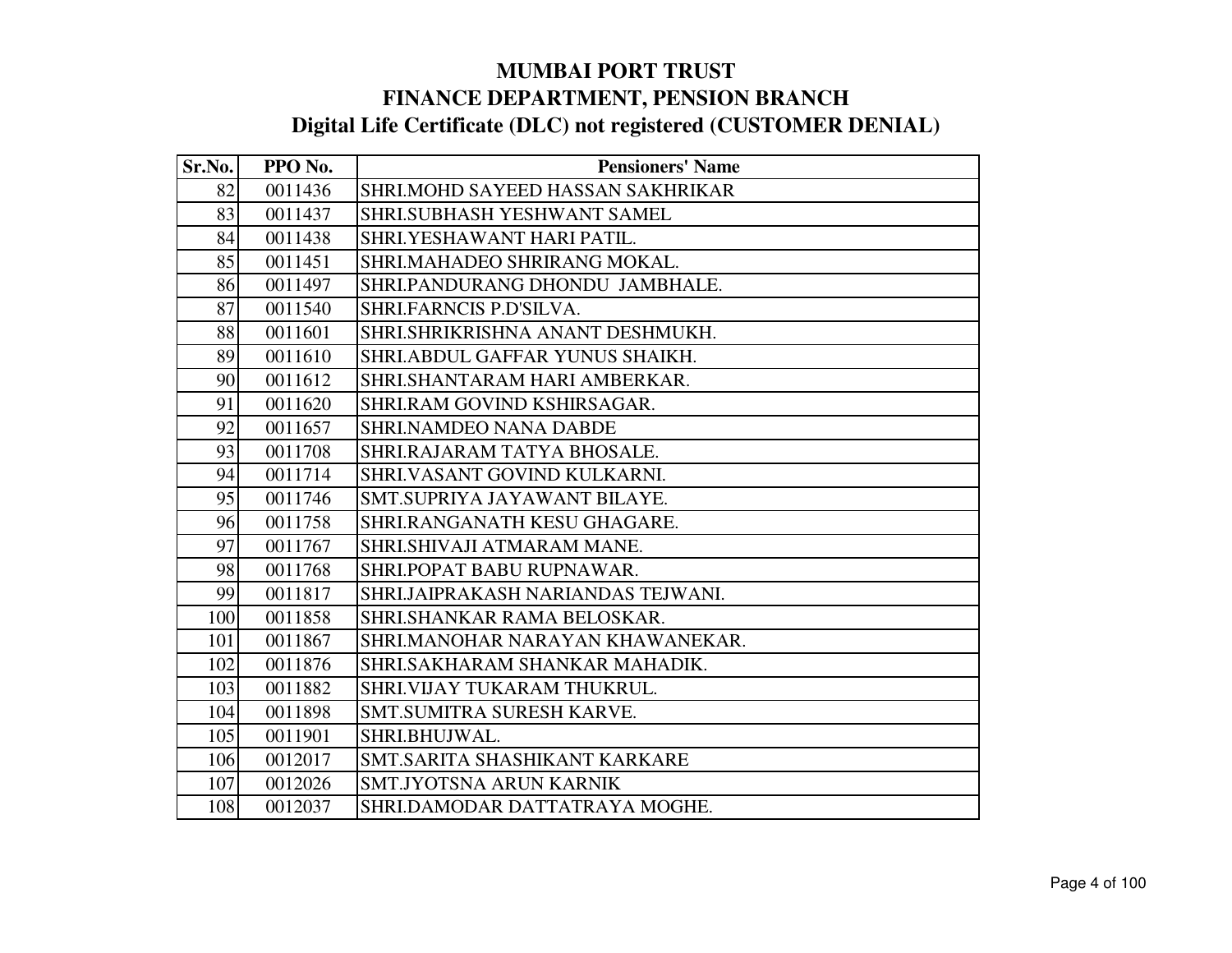# MUMBAI PORT TRUST

## FINANCE DEPARTMENT, PENSION BRANCH

## Digital Life Certificate (DLC) not registered (CUSTOMER DENIAL)

| Sr.No. | PPO No. | Pensioners' Name |
|---|---|---|
| 82 | 0011436 | SHRI.MOHD SAYEED HASSAN SAKHRIKAR |
| 83 | 0011437 | SHRI.SUBHASH YESHWANT SAMEL |
| 84 | 0011438 | SHRI.YESHAWANT HARI PATIL. |
| 85 | 0011451 | SHRI.MAHADEO SHRIRANG MOKAL. |
| 86 | 0011497 | SHRI.PANDURANG DHONDU JAMBHALE. |
| 87 | 0011540 | SHRI.FARNCIS P.D'SILVA. |
| 88 | 0011601 | SHRI.SHRIKRISHNA ANANT DESHMUKH. |
| 89 | 0011610 | SHRI.ABDUL GAFFAR YUNUS SHAIKH. |
| 90 | 0011612 | SHRI.SHANTARAM HARI AMBERKAR. |
| 91 | 0011620 | SHRI.RAM GOVIND KSHIRSAGAR. |
| 92 | 0011657 | SHRI.NAMDEO NANA DABDE |
| 93 | 0011708 | SHRI.RAJARAM TATYA BHOSALE. |
| 94 | 0011714 | SHRI.VASANT GOVIND KULKARNI. |
| 95 | 0011746 | SMT.SUPRIYA JAYAWANT BILAYE. |
| 96 | 0011758 | SHRI.RANGANATH KESU GHAGARE. |
| 97 | 0011767 | SHRI.SHIVAJI ATMARAM MANE. |
| 98 | 0011768 | SHRI.POPAT BABU RUPNAWAR. |
| 99 | 0011817 | SHRI.JAIPRAKASH NARIANDAS TEJWANI. |
| 100 | 0011858 | SHRI.SHANKAR RAMA BELOSKAR. |
| 101 | 0011867 | SHRI.MANOHAR NARAYAN KHAWANEKAR. |
| 102 | 0011876 | SHRI.SAKHARAM SHANKAR MAHADIK. |
| 103 | 0011882 | SHRI.VIJAY TUKARAM THUKRUL. |
| 104 | 0011898 | SMT.SUMITRA SURESH KARVE. |
| 105 | 0011901 | SHRI.BHUJWAL. |
| 106 | 0012017 | SMT.SARITA SHASHIKANT KARKARE |
| 107 | 0012026 | SMT.JYOTSNA ARUN KARNIK |
| 108 | 0012037 | SHRI.DAMODAR DATTATRAYA MOGHE. |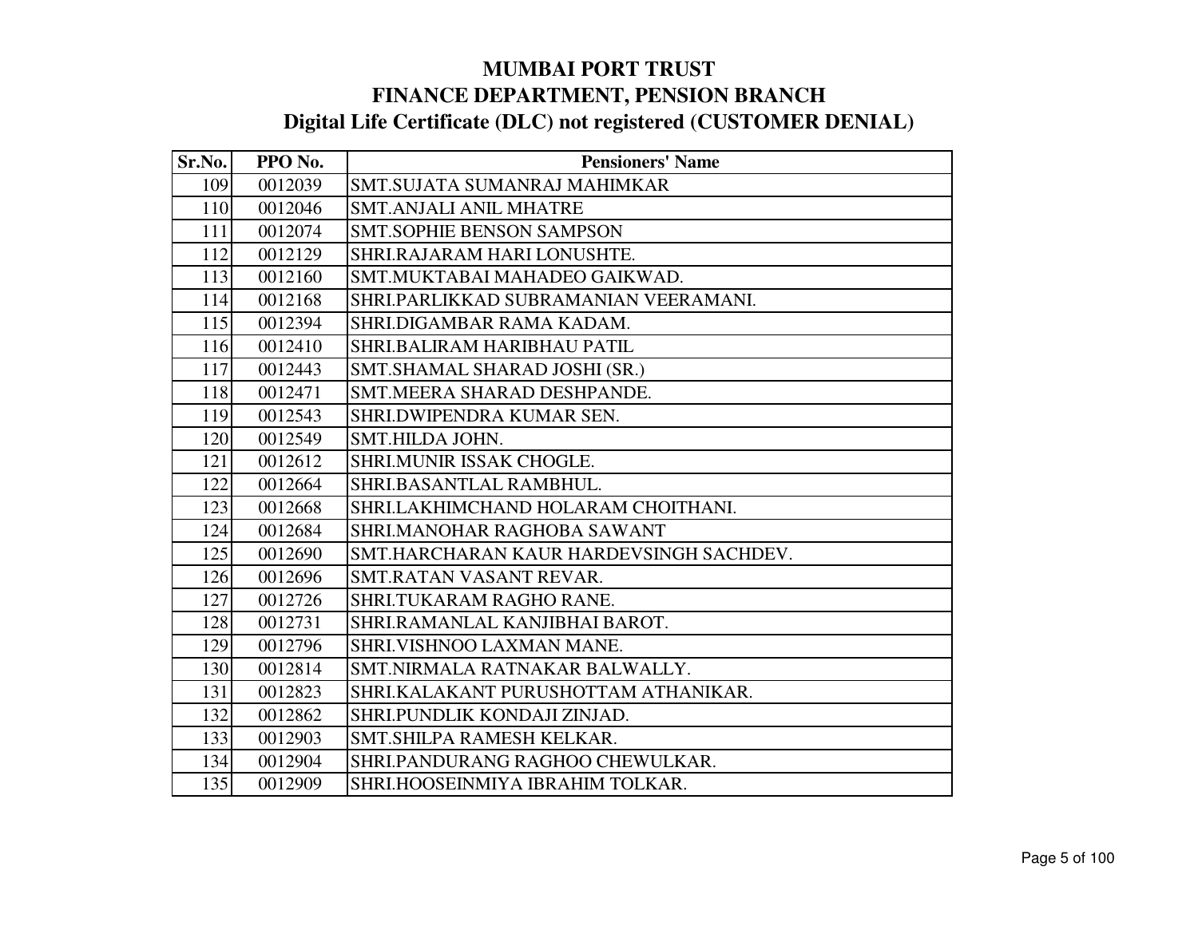# MUMBAI PORT TRUST
## FINANCE DEPARTMENT, PENSION BRANCH
### Digital Life Certificate (DLC) not registered (CUSTOMER DENIAL)

| Sr.No. | PPO No. | Pensioners' Name |
|---|---|---|
| 109 | 0012039 | SMT.SUJATA SUMANRAJ MAHIMKAR |
| 110 | 0012046 | SMT.ANJALI ANIL MHATRE |
| 111 | 0012074 | SMT.SOPHIE BENSON SAMPSON |
| 112 | 0012129 | SHRI.RAJARAM HARI LONUSHTE. |
| 113 | 0012160 | SMT.MUKTABAI MAHADEO GAIKWAD. |
| 114 | 0012168 | SHRI.PARLIKKAD SUBRAMANIAN VEERAMANI. |
| 115 | 0012394 | SHRI.DIGAMBAR RAMA KADAM. |
| 116 | 0012410 | SHRI.BALIRAM HARIBHAU PATIL |
| 117 | 0012443 | SMT.SHAMAL SHARAD JOSHI (SR.) |
| 118 | 0012471 | SMT.MEERA SHARAD DESHPANDE. |
| 119 | 0012543 | SHRI.DWIPENDRA KUMAR SEN. |
| 120 | 0012549 | SMT.HILDA JOHN. |
| 121 | 0012612 | SHRI.MUNIR ISSAK CHOGLE. |
| 122 | 0012664 | SHRI.BASANTLAL RAMBHUL. |
| 123 | 0012668 | SHRI.LAKHIMCHAND HOLARAM CHOITHANI. |
| 124 | 0012684 | SHRI.MANOHAR RAGHOBA SAWANT |
| 125 | 0012690 | SMT.HARCHARAN KAUR HARDEVSINGH SACHDEV. |
| 126 | 0012696 | SMT.RATAN VASANT REVAR. |
| 127 | 0012726 | SHRI.TUKARAM RAGHO RANE. |
| 128 | 0012731 | SHRI.RAMANLAL KANJIBHAI BAROT. |
| 129 | 0012796 | SHRI.VISHNOO LAXMAN MANE. |
| 130 | 0012814 | SMT.NIRMALA RATNAKAR BALWALLY. |
| 131 | 0012823 | SHRI.KALAKANT PURUSHOTTAM ATHANIKAR. |
| 132 | 0012862 | SHRI.PUNDLIK KONDAJI ZINJAD. |
| 133 | 0012903 | SMT.SHILPA RAMESH KELKAR. |
| 134 | 0012904 | SHRI.PANDURANG RAGHOO CHEWULKAR. |
| 135 | 0012909 | SHRI.HOOSEINMIYA IBRAHIM TOLKAR. |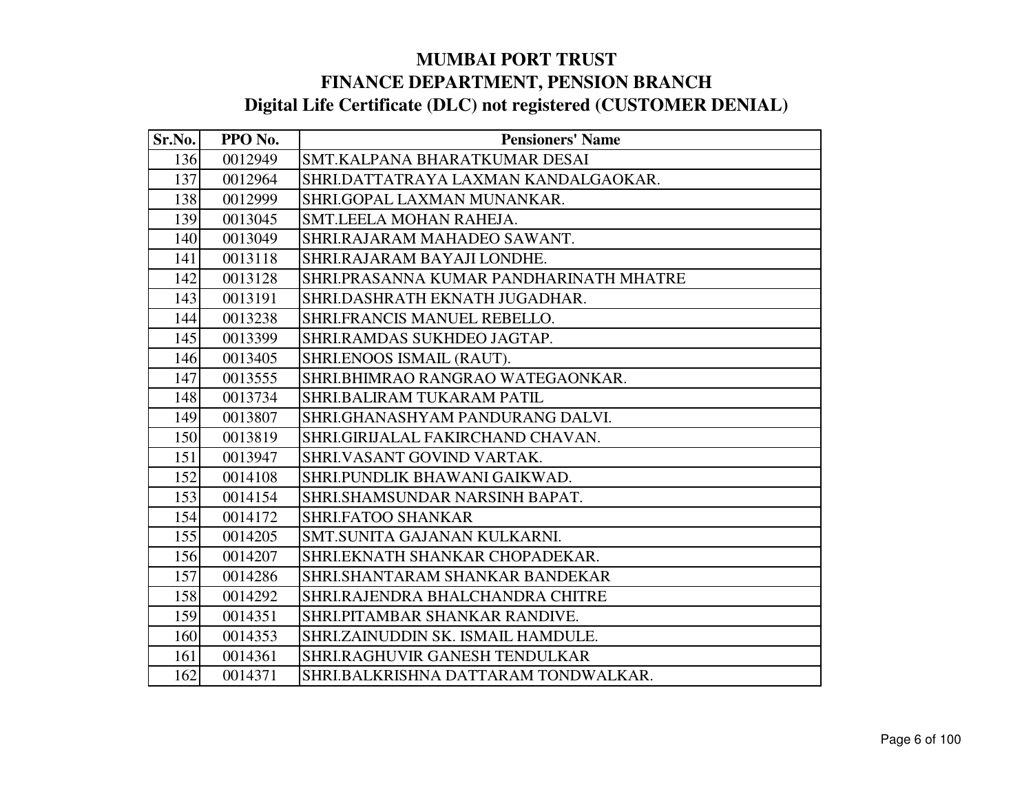# MUMBAI PORT TRUST
# FINANCE DEPARTMENT, PENSION BRANCH
## Digital Life Certificate (DLC) not registered (CUSTOMER DENIAL)

| Sr.No. | PPO No. | Pensioners' Name |
|---|---|---|
| 136 | 0012949 | SMT.KALPANA BHARATKUMAR DESAI |
| 137 | 0012964 | SHRI.DATTATRAYA LAXMAN KANDALGAOKAR. |
| 138 | 0012999 | SHRI.GOPAL LAXMAN MUNANKAR. |
| 139 | 0013045 | SMT.LEELA MOHAN RAHEJA. |
| 140 | 0013049 | SHRI.RAJARAM MAHADEO SAWANT. |
| 141 | 0013118 | SHRI.RAJARAM BAYAJI LONDHE. |
| 142 | 0013128 | SHRI.PRASANNA KUMAR PANDHARINATH MHATRE |
| 143 | 0013191 | SHRI.DASHRATH EKNATH JUGADHAR. |
| 144 | 0013238 | SHRI.FRANCIS MANUEL REBELLO. |
| 145 | 0013399 | SHRI.RAMDAS SUKHDEO JAGTAP. |
| 146 | 0013405 | SHRI.ENOOS ISMAIL (RAUT). |
| 147 | 0013555 | SHRI.BHIMRAO RANGRAO WATEGAONKAR. |
| 148 | 0013734 | SHRI.BALIRAM TUKARAM PATIL |
| 149 | 0013807 | SHRI.GHANASHYAM PANDURANG DALVI. |
| 150 | 0013819 | SHRI.GIRIJALAL FAKIRCHAND CHAVAN. |
| 151 | 0013947 | SHRI.VASANT GOVIND VARTAK. |
| 152 | 0014108 | SHRI.PUNDLIK BHAWANI GAIKWAD. |
| 153 | 0014154 | SHRI.SHAMSUNDAR NARSINH BAPAT. |
| 154 | 0014172 | SHRI.FATOO SHANKAR |
| 155 | 0014205 | SMT.SUNITA GAJANAN KULKARNI. |
| 156 | 0014207 | SHRI.EKNATH SHANKAR CHOPADEKAR. |
| 157 | 0014286 | SHRI.SHANTARAM SHANKAR BANDEKAR |
| 158 | 0014292 | SHRI.RAJENDRA BHALCHANDRA CHITRE |
| 159 | 0014351 | SHRI.PITAMBAR SHANKAR RANDIVE. |
| 160 | 0014353 | SHRI.ZAINUDDIN SK. ISMAIL HAMDULE. |
| 161 | 0014361 | SHRI.RAGHUVIR GANESH TENDULKAR |
| 162 | 0014371 | SHRI.BALKRISHNA DATTARAM TONDWALKAR. |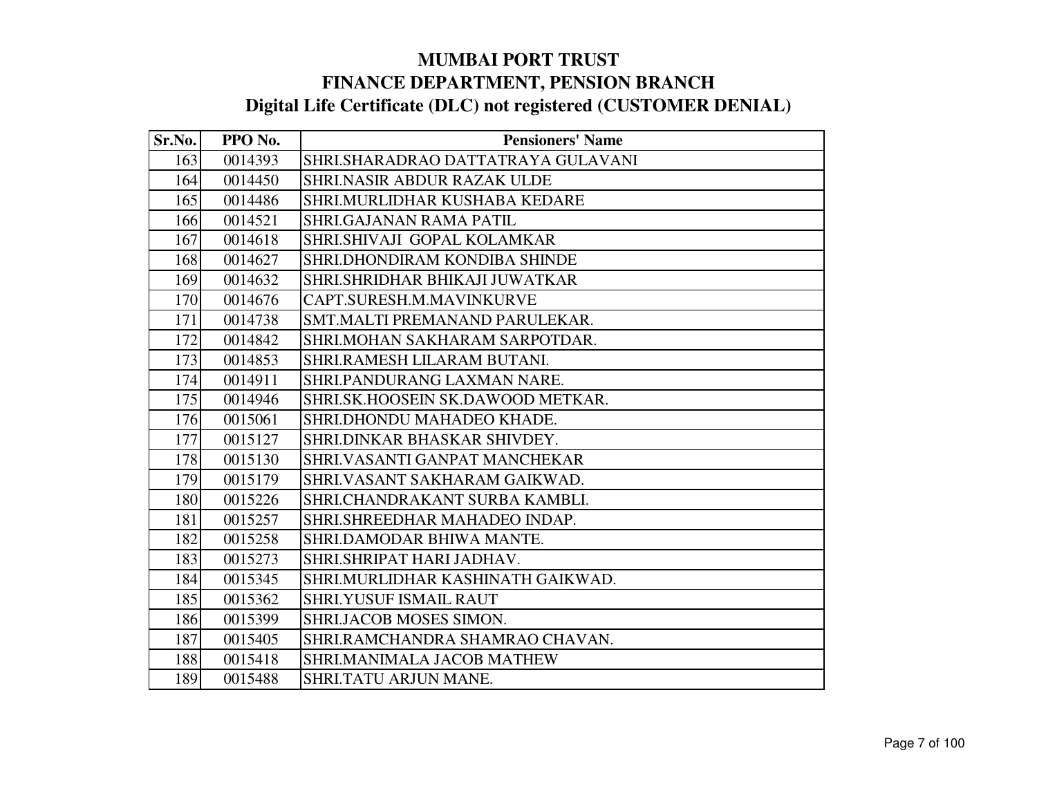# MUMBAI PORT TRUST
# FINANCE DEPARTMENT, PENSION BRANCH
## Digital Life Certificate (DLC) not registered (CUSTOMER DENIAL)

| Sr.No. | PPO No. | Pensioners' Name |
|---|---|---|
| 163 | 0014393 | SHRI.SHARADRAO DATTATRAYA GULAVANI |
| 164 | 0014450 | SHRI.NASIR ABDUR RAZAK ULDE |
| 165 | 0014486 | SHRI.MURLIDHAR KUSHABA KEDARE |
| 166 | 0014521 | SHRI.GAJANAN RAMA PATIL |
| 167 | 0014618 | SHRI.SHIVAJI GOPAL KOLAMKAR |
| 168 | 0014627 | SHRI.DHONDIRAM KONDIBA SHINDE |
| 169 | 0014632 | SHRI.SHRIDHAR BHIKAJI JUWATKAR |
| 170 | 0014676 | CAPT.SURESH.M.MAVINKURVE |
| 171 | 0014738 | SMT.MALTI PREMANAND PARULEKAR. |
| 172 | 0014842 | SHRI.MOHAN SAKHARAM SARPOTDAR. |
| 173 | 0014853 | SHRI.RAMESH LILARAM BUTANI. |
| 174 | 0014911 | SHRI.PANDURANG LAXMAN NARE. |
| 175 | 0014946 | SHRI.SK.HOOSEIN SK.DAWOOD METKAR. |
| 176 | 0015061 | SHRI.DHONDU MAHADEO KHADE. |
| 177 | 0015127 | SHRI.DINKAR BHASKAR SHIVDEY. |
| 178 | 0015130 | SHRI.VASANTI GANPAT MANCHEKAR |
| 179 | 0015179 | SHRI.VASANT SAKHARAM GAIKWAD. |
| 180 | 0015226 | SHRI.CHANDRAKANT SURBA KAMBLI. |
| 181 | 0015257 | SHRI.SHREEDHAR MAHADEO INDAP. |
| 182 | 0015258 | SHRI.DAMODAR BHIWA MANTE. |
| 183 | 0015273 | SHRI.SHRIPAT HARI JADHAV. |
| 184 | 0015345 | SHRI.MURLIDHAR KASHINATH GAIKWAD. |
| 185 | 0015362 | SHRI.YUSUF ISMAIL RAUT |
| 186 | 0015399 | SHRI.JACOB MOSES SIMON. |
| 187 | 0015405 | SHRI.RAMCHANDRA SHAMRAO CHAVAN. |
| 188 | 0015418 | SHRI.MANIMALA JACOB MATHEW |
| 189 | 0015488 | SHRI.TATU ARJUN MANE. |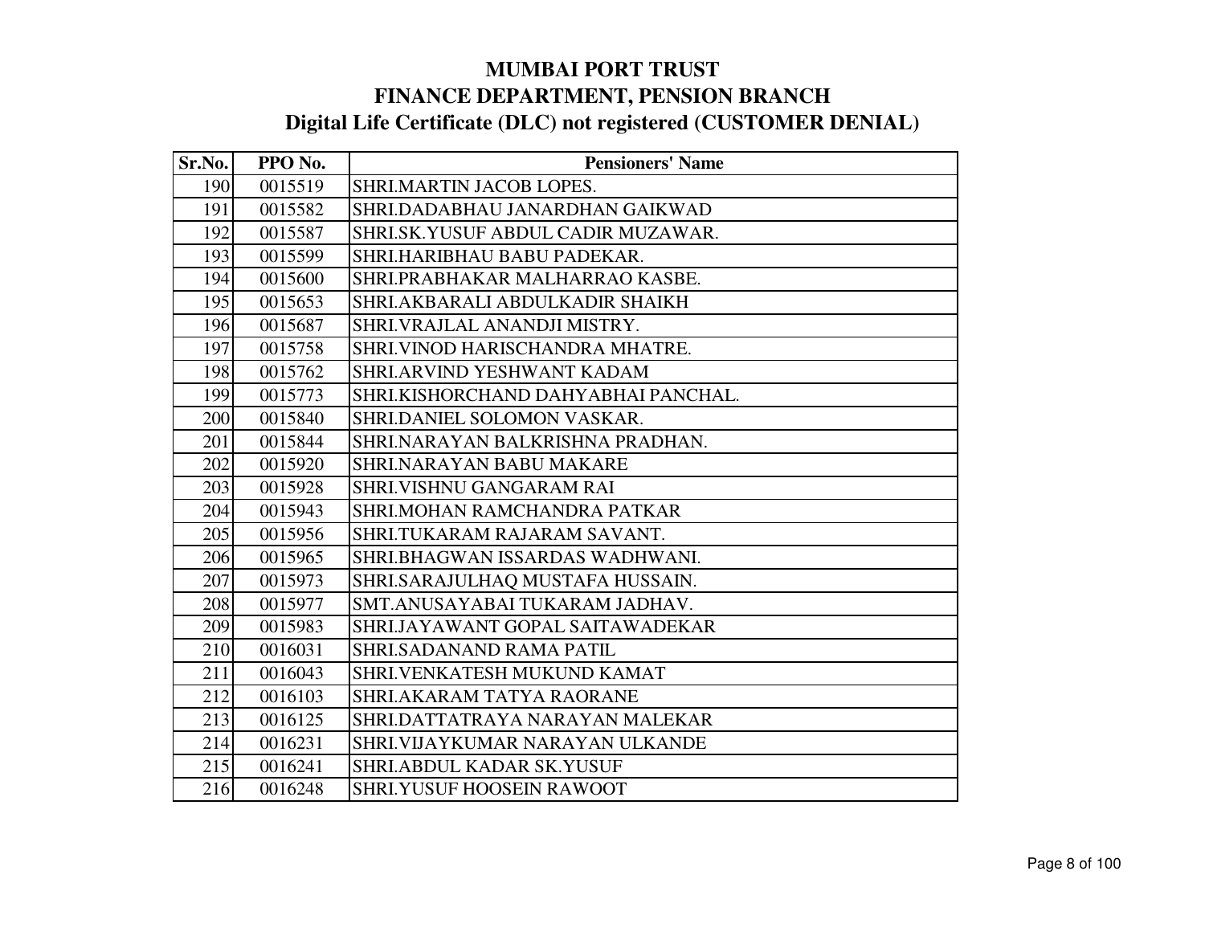# MUMBAI PORT TRUST
## FINANCE DEPARTMENT, PENSION BRANCH
### Digital Life Certificate (DLC) not registered (CUSTOMER DENIAL)

| Sr.No. | PPO No. | Pensioners' Name |
|---|---|---|
| 190 | 0015519 | SHRI.MARTIN JACOB LOPES. |
| 191 | 0015582 | SHRI.DADABHAU JANARDHAN GAIKWAD |
| 192 | 0015587 | SHRI.SK.YUSUF ABDUL CADIR MUZAWAR. |
| 193 | 0015599 | SHRI.HARIBHAU BABU PADEKAR. |
| 194 | 0015600 | SHRI.PRABHAKAR MALHARRAO KASBE. |
| 195 | 0015653 | SHRI.AKBARALI ABDULKADIR SHAIKH |
| 196 | 0015687 | SHRI.VRAJLAL ANANDJI MISTRY. |
| 197 | 0015758 | SHRI.VINOD HARISCHANDRA MHATRE. |
| 198 | 0015762 | SHRI.ARVIND YESHWANT KADAM |
| 199 | 0015773 | SHRI.KISHORCHAND DAHYABHAI PANCHAL. |
| 200 | 0015840 | SHRI.DANIEL SOLOMON VASKAR. |
| 201 | 0015844 | SHRI.NARAYAN BALKRISHNA PRADHAN. |
| 202 | 0015920 | SHRI.NARAYAN BABU MAKARE |
| 203 | 0015928 | SHRI.VISHNU GANGARAM RAI |
| 204 | 0015943 | SHRI.MOHAN RAMCHANDRA PATKAR |
| 205 | 0015956 | SHRI.TUKARAM RAJARAM SAVANT. |
| 206 | 0015965 | SHRI.BHAGWAN ISSARDAS WADHWANI. |
| 207 | 0015973 | SHRI.SARAJULHAQ MUSTAFA HUSSAIN. |
| 208 | 0015977 | SMT.ANUSAYABAI TUKARAM JADHAV. |
| 209 | 0015983 | SHRI.JAYAWANT GOPAL SAITAWADEKAR |
| 210 | 0016031 | SHRI.SADANAND RAMA PATIL |
| 211 | 0016043 | SHRI.VENKATESH MUKUND KAMAT |
| 212 | 0016103 | SHRI.AKARAM TATYA RAORANE |
| 213 | 0016125 | SHRI.DATTATRAYA NARAYAN MALEKAR |
| 214 | 0016231 | SHRI.VIJAYKUMAR NARAYAN ULKANDE |
| 215 | 0016241 | SHRI.ABDUL KADAR SK.YUSUF |
| 216 | 0016248 | SHRI.YUSUF HOOSEIN RAWOOT |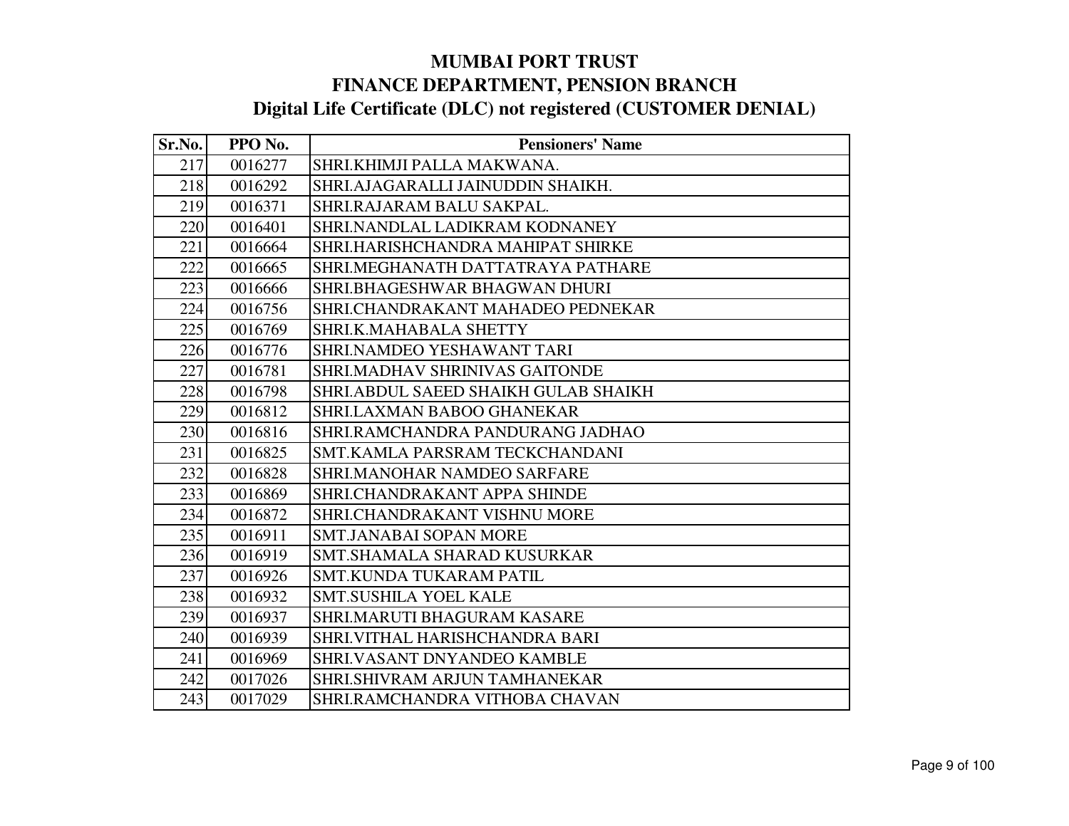# MUMBAI PORT TRUST
# FINANCE DEPARTMENT, PENSION BRANCH
## Digital Life Certificate (DLC) not registered (CUSTOMER DENIAL)

| Sr.No. | PPO No. | Pensioners' Name |
|---|---|---|
| 217 | 0016277 | SHRI.KHIMJI PALLA MAKWANA. |
| 218 | 0016292 | SHRI.AJAGARALLI JAINUDDIN SHAIKH. |
| 219 | 0016371 | SHRI.RAJARAM BALU SAKPAL. |
| 220 | 0016401 | SHRI.NANDLAL LADIKRAM KODNANEY |
| 221 | 0016664 | SHRI.HARISHCHANDRA MAHIPAT SHIRKE |
| 222 | 0016665 | SHRI.MEGHANATH DATTATRAYA PATHARE |
| 223 | 0016666 | SHRI.BHAGESHWAR BHAGWAN DHURI |
| 224 | 0016756 | SHRI.CHANDRAKANT MAHADEO PEDNEKAR |
| 225 | 0016769 | SHRI.K.MAHABALA SHETTY |
| 226 | 0016776 | SHRI.NAMDEO YESHAWANT TARI |
| 227 | 0016781 | SHRI.MADHAV SHRINIVAS GAITONDE |
| 228 | 0016798 | SHRI.ABDUL SAEED SHAIKH GULAB SHAIKH |
| 229 | 0016812 | SHRI.LAXMAN BABOO GHANEKAR |
| 230 | 0016816 | SHRI.RAMCHANDRA PANDURANG JADHAO |
| 231 | 0016825 | SMT.KAMLA PARSRAM TECKCHANDANI |
| 232 | 0016828 | SHRI.MANOHAR NAMDEO SARFARE |
| 233 | 0016869 | SHRI.CHANDRAKANT APPA SHINDE |
| 234 | 0016872 | SHRI.CHANDRAKANT VISHNU MORE |
| 235 | 0016911 | SMT.JANABAI SOPAN MORE |
| 236 | 0016919 | SMT.SHAMALA SHARAD KUSURKAR |
| 237 | 0016926 | SMT.KUNDA TUKARAM PATIL |
| 238 | 0016932 | SMT.SUSHILA YOEL KALE |
| 239 | 0016937 | SHRI.MARUTI BHAGURAM KASARE |
| 240 | 0016939 | SHRI.VITHAL HARISHCHANDRA BARI |
| 241 | 0016969 | SHRI.VASANT DNYANDEO KAMBLE |
| 242 | 0017026 | SHRI.SHIVRAM ARJUN TAMHANEKAR |
| 243 | 0017029 | SHRI.RAMCHANDRA VITHOBA CHAVAN |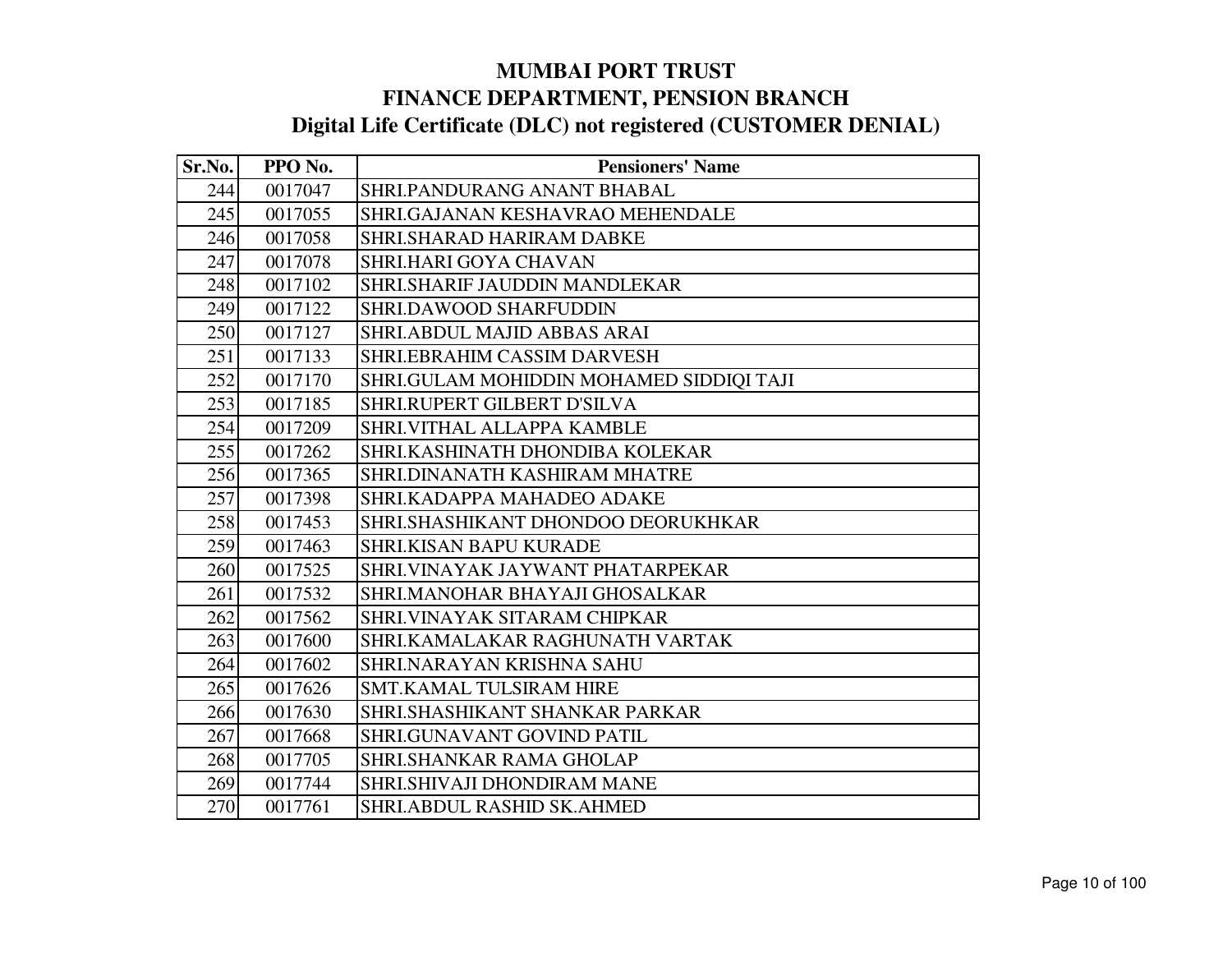# MUMBAI PORT TRUST

## FINANCE DEPARTMENT, PENSION BRANCH

### Digital Life Certificate (DLC) not registered (CUSTOMER DENIAL)

| Sr.No. | PPO No. | Pensioners' Name |
|---|---|---|
| 244 | 0017047 | SHRI.PANDURANG ANANT BHABAL |
| 245 | 0017055 | SHRI.GAJANAN KESHAVRAO MEHENDALE |
| 246 | 0017058 | SHRI.SHARAD HARIRAM DABKE |
| 247 | 0017078 | SHRI.HARI GOYA CHAVAN |
| 248 | 0017102 | SHRI.SHARIF JAUDDIN MANDLEKAR |
| 249 | 0017122 | SHRI.DAWOOD SHARFUDDIN |
| 250 | 0017127 | SHRI.ABDUL MAJID ABBAS ARAI |
| 251 | 0017133 | SHRI.EBRAHIM CASSIM DARVESH |
| 252 | 0017170 | SHRI.GULAM MOHIDDIN MOHAMED SIDDIQI TAJI |
| 253 | 0017185 | SHRI.RUPERT GILBERT D'SILVA |
| 254 | 0017209 | SHRI.VITHAL ALLAPPA KAMBLE |
| 255 | 0017262 | SHRI.KASHINATH DHONDIBA KOLEKAR |
| 256 | 0017365 | SHRI.DINANATH KASHIRAM MHATRE |
| 257 | 0017398 | SHRI.KADAPPA MAHADEO ADAKE |
| 258 | 0017453 | SHRI.SHASHIKANT DHONDOO DEORUKHKAR |
| 259 | 0017463 | SHRI.KISAN BAPU KURADE |
| 260 | 0017525 | SHRI.VINAYAK JAYWANT PHATARPEKAR |
| 261 | 0017532 | SHRI.MANOHAR BHAYAJI GHOSALKAR |
| 262 | 0017562 | SHRI.VINAYAK SITARAM CHIPKAR |
| 263 | 0017600 | SHRI.KAMALAKAR RAGHUNATH VARTAK |
| 264 | 0017602 | SHRI.NARAYAN KRISHNA SAHU |
| 265 | 0017626 | SMT.KAMAL TULSIRAM HIRE |
| 266 | 0017630 | SHRI.SHASHIKANT SHANKAR PARKAR |
| 267 | 0017668 | SHRI.GUNAVANT GOVIND PATIL |
| 268 | 0017705 | SHRI.SHANKAR RAMA GHOLAP |
| 269 | 0017744 | SHRI.SHIVAJI DHONDIRAM MANE |
| 270 | 0017761 | SHRI.ABDUL RASHID SK.AHMED |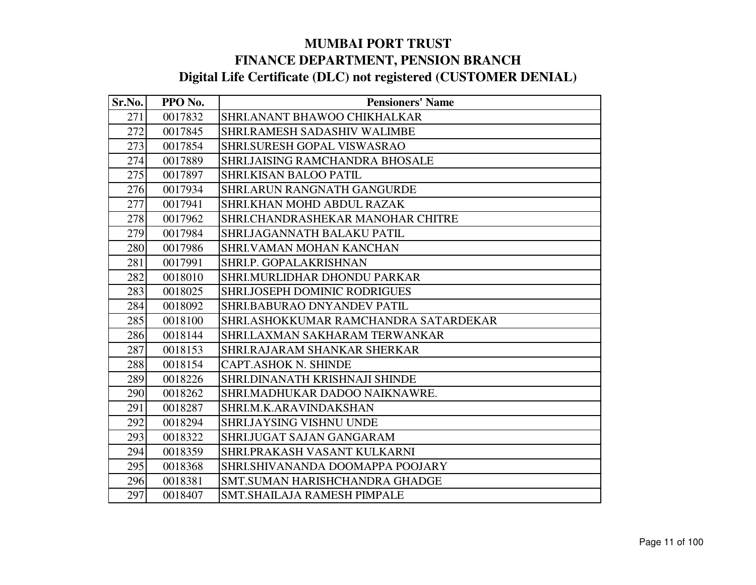# MUMBAI PORT TRUST
## FINANCE DEPARTMENT, PENSION BRANCH
### Digital Life Certificate (DLC) not registered (CUSTOMER DENIAL)

| Sr.No. | PPO No. | Pensioners' Name |
|---|---|---|
| 271 | 0017832 | SHRI.ANANT BHAWOO CHIKHALKAR |
| 272 | 0017845 | SHRI.RAMESH SADASHIV WALIMBE |
| 273 | 0017854 | SHRI.SURESH GOPAL VISWASRAO |
| 274 | 0017889 | SHRI.JAISING RAMCHANDRA BHOSALE |
| 275 | 0017897 | SHRI.KISAN BALOO PATIL |
| 276 | 0017934 | SHRI.ARUN RANGNATH GANGURDE |
| 277 | 0017941 | SHRI.KHAN MOHD ABDUL RAZAK |
| 278 | 0017962 | SHRI.CHANDRASHEKAR MANOHAR CHITRE |
| 279 | 0017984 | SHRI.JAGANNATH BALAKU PATIL |
| 280 | 0017986 | SHRI.VAMAN MOHAN KANCHAN |
| 281 | 0017991 | SHRI.P. GOPALAKRISHNAN |
| 282 | 0018010 | SHRI.MURLIDHAR DHONDU PARKAR |
| 283 | 0018025 | SHRI.JOSEPH DOMINIC RODRIGUES |
| 284 | 0018092 | SHRI.BABURAO DNYANDEV PATIL |
| 285 | 0018100 | SHRI.ASHOKKUMAR RAMCHANDRA SATARDEKAR |
| 286 | 0018144 | SHRI.LAXMAN SAKHARAM TERWANKAR |
| 287 | 0018153 | SHRI.RAJARAM SHANKAR SHERKAR |
| 288 | 0018154 | CAPT.ASHOK N. SHINDE |
| 289 | 0018226 | SHRI.DINANATH KRISHNAJI SHINDE |
| 290 | 0018262 | SHRI.MADHUKAR DADOO NAIKNAWRE. |
| 291 | 0018287 | SHRI.M.K.ARAVINDAKSHAN |
| 292 | 0018294 | SHRI.JAYSING VISHNU UNDE |
| 293 | 0018322 | SHRI.JUGAT SAJAN GANGARAM |
| 294 | 0018359 | SHRI.PRAKASH VASANT KULKARNI |
| 295 | 0018368 | SHRI.SHIVANANDA DOOMAPPA POOJARY |
| 296 | 0018381 | SMT.SUMAN HARISHCHANDRA GHADGE |
| 297 | 0018407 | SMT.SHAILAJA RAMESH PIMPALE |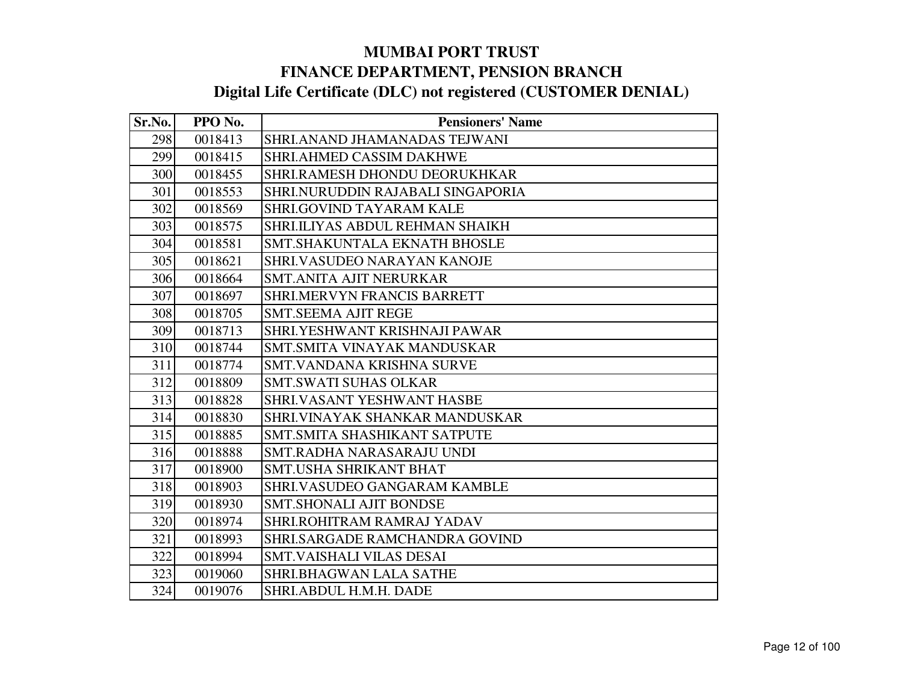# MUMBAI PORT TRUST
## FINANCE DEPARTMENT, PENSION BRANCH
### Digital Life Certificate (DLC) not registered (CUSTOMER DENIAL)

| Sr.No. | PPO No. | Pensioners' Name |
|---|---|---|
| 298 | 0018413 | SHRI.ANAND JHAMANADAS TEJWANI |
| 299 | 0018415 | SHRI.AHMED CASSIM DAKHWE |
| 300 | 0018455 | SHRI.RAMESH DHONDU DEORUKHKAR |
| 301 | 0018553 | SHRI.NURUDDIN RAJABALI SINGAPORIA |
| 302 | 0018569 | SHRI.GOVIND TAYARAM KALE |
| 303 | 0018575 | SHRI.ILIYAS ABDUL REHMAN SHAIKH |
| 304 | 0018581 | SMT.SHAKUNTALA EKNATH BHOSLE |
| 305 | 0018621 | SHRI.VASUDEO NARAYAN KANOJE |
| 306 | 0018664 | SMT.ANITA AJIT NERURKAR |
| 307 | 0018697 | SHRI.MERVYN FRANCIS BARRETT |
| 308 | 0018705 | SMT.SEEMA AJIT REGE |
| 309 | 0018713 | SHRI.YESHWANT KRISHNAJI PAWAR |
| 310 | 0018744 | SMT.SMITA VINAYAK MANDUSKAR |
| 311 | 0018774 | SMT.VANDANA KRISHNA SURVE |
| 312 | 0018809 | SMT.SWATI SUHAS OLKAR |
| 313 | 0018828 | SHRI.VASANT YESHWANT HASBE |
| 314 | 0018830 | SHRI.VINAYAK SHANKAR MANDUSKAR |
| 315 | 0018885 | SMT.SMITA SHASHIKANT SATPUTE |
| 316 | 0018888 | SMT.RADHA NARASARAJU UNDI |
| 317 | 0018900 | SMT.USHA SHRIKANT BHAT |
| 318 | 0018903 | SHRI.VASUDEO GANGARAM KAMBLE |
| 319 | 0018930 | SMT.SHONALI AJIT BONDSE |
| 320 | 0018974 | SHRI.ROHITRAM RAMRAJ YADAV |
| 321 | 0018993 | SHRI.SARGADE RAMCHANDRA GOVIND |
| 322 | 0018994 | SMT.VAISHALI VILAS DESAI |
| 323 | 0019060 | SHRI.BHAGWAN LALA SATHE |
| 324 | 0019076 | SHRI.ABDUL H.M.H. DADE |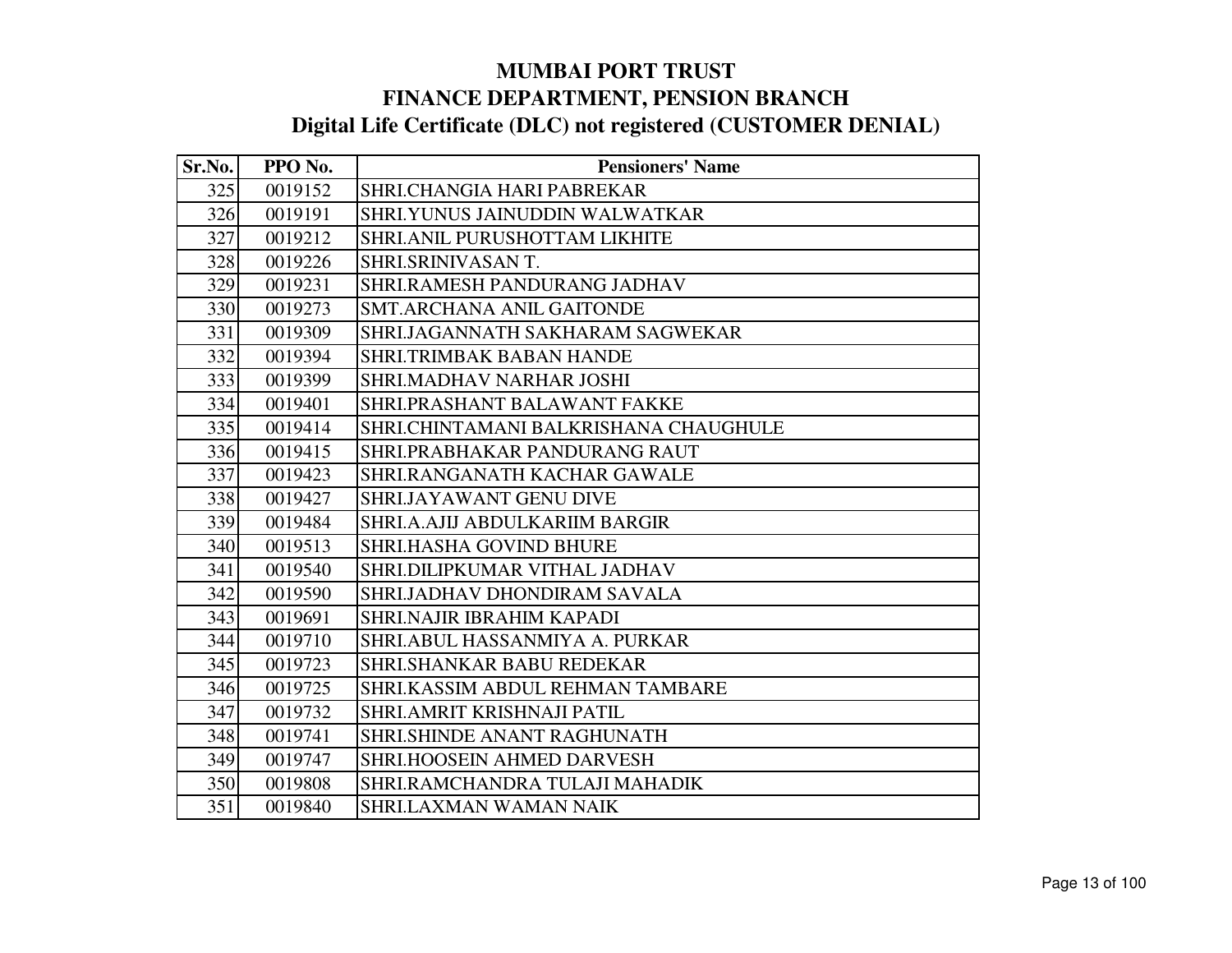# MUMBAI PORT TRUST

## FINANCE DEPARTMENT, PENSION BRANCH

### Digital Life Certificate (DLC) not registered (CUSTOMER DENIAL)

| Sr.No. | PPO No. | Pensioners' Name |
| --- | --- | --- |
| 325 | 0019152 | SHRI.CHANGIA HARI PABREKAR |
| 326 | 0019191 | SHRI.YUNUS JAINUDDIN WALWATKAR |
| 327 | 0019212 | SHRI.ANIL PURUSHOTTAM LIKHITE |
| 328 | 0019226 | SHRI.SRINIVASAN T. |
| 329 | 0019231 | SHRI.RAMESH PANDURANG JADHAV |
| 330 | 0019273 | SMT.ARCHANA ANIL GAITONDE |
| 331 | 0019309 | SHRI.JAGANNATH SAKHARAM SAGWEKAR |
| 332 | 0019394 | SHRI.TRIMBAK BABAN HANDE |
| 333 | 0019399 | SHRI.MADHAV NARHAR JOSHI |
| 334 | 0019401 | SHRI.PRASHANT BALAWANT FAKKE |
| 335 | 0019414 | SHRI.CHINTAMANI BALKRISHANA CHAUGHULE |
| 336 | 0019415 | SHRI.PRABHAKAR PANDURANG RAUT |
| 337 | 0019423 | SHRI.RANGANATH KACHAR GAWALE |
| 338 | 0019427 | SHRI.JAYAWANT GENU DIVE |
| 339 | 0019484 | SHRI.A.AJIJ ABDULKARIIM BARGIR |
| 340 | 0019513 | SHRI.HASHA GOVIND BHURE |
| 341 | 0019540 | SHRI.DILIPKUMAR VITHAL JADHAV |
| 342 | 0019590 | SHRI.JADHAV DHONDIRAM SAVALA |
| 343 | 0019691 | SHRI.NAJIR IBRAHIM KAPADI |
| 344 | 0019710 | SHRI.ABUL HASSANMIYA A. PURKAR |
| 345 | 0019723 | SHRI.SHANKAR BABU REDEKAR |
| 346 | 0019725 | SHRI.KASSIM ABDUL REHMAN TAMBARE |
| 347 | 0019732 | SHRI.AMRIT KRISHNAJI PATIL |
| 348 | 0019741 | SHRI.SHINDE ANANT RAGHUNATH |
| 349 | 0019747 | SHRI.HOOSEIN AHMED DARVESH |
| 350 | 0019808 | SHRI.RAMCHANDRA TULAJI MAHADIK |
| 351 | 0019840 | SHRI.LAXMAN WAMAN NAIK |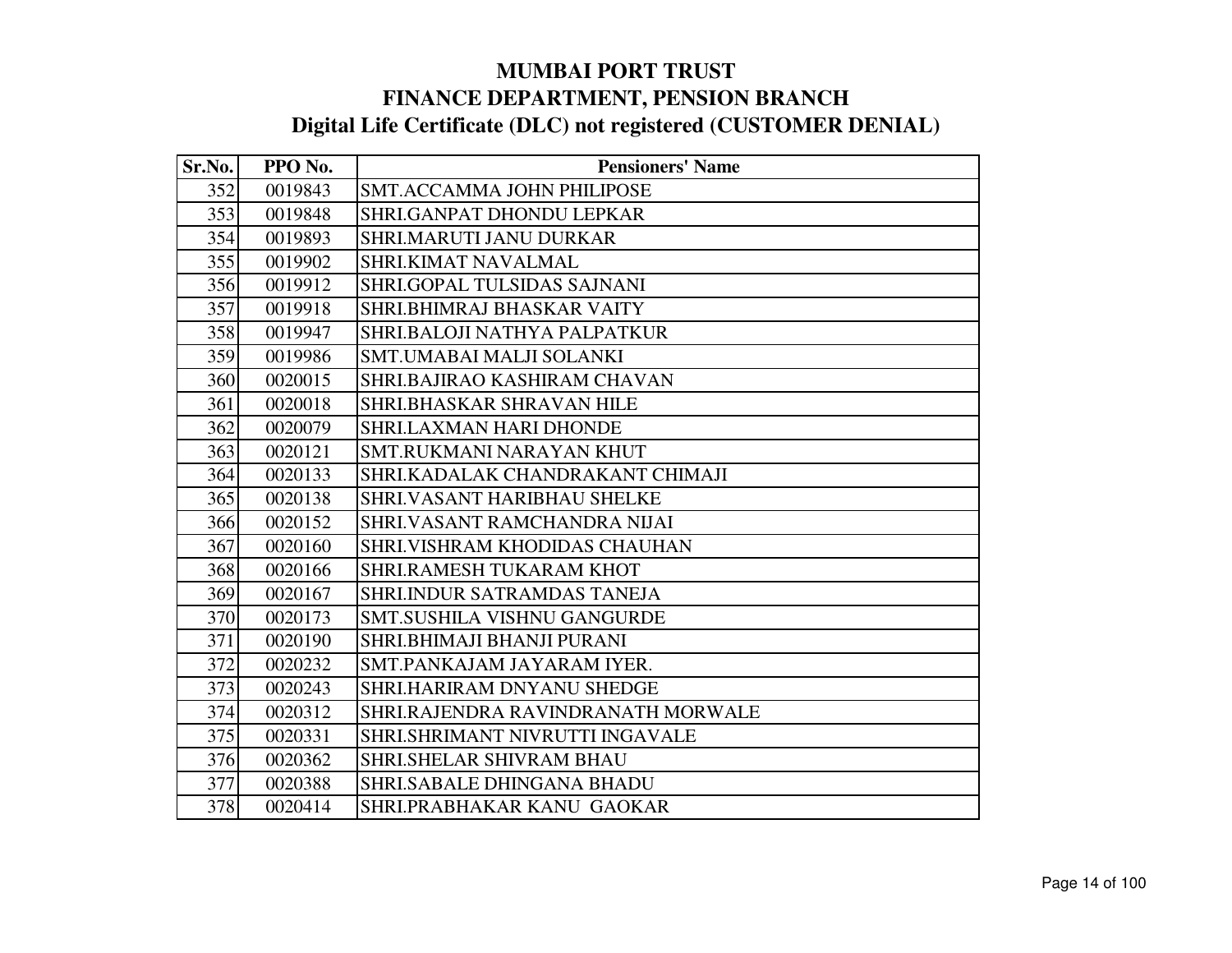# MUMBAI PORT TRUST

## FINANCE DEPARTMENT, PENSION BRANCH

## Digital Life Certificate (DLC) not registered (CUSTOMER DENIAL)

| Sr.No. | PPO No. | Pensioners' Name |
|---|---|---|
| 352 | 0019843 | SMT.ACCAMMA JOHN PHILIPOSE |
| 353 | 0019848 | SHRI.GANPAT DHONDU LEPKAR |
| 354 | 0019893 | SHRI.MARUTI JANU DURKAR |
| 355 | 0019902 | SHRI.KIMAT NAVALMAL |
| 356 | 0019912 | SHRI.GOPAL TULSIDAS SAJNANI |
| 357 | 0019918 | SHRI.BHIMRAJ BHASKAR VAITY |
| 358 | 0019947 | SHRI.BALOJI NATHYA PALPATKUR |
| 359 | 0019986 | SMT.UMABAI MALJI SOLANKI |
| 360 | 0020015 | SHRI.BAJIRAO KASHIRAM CHAVAN |
| 361 | 0020018 | SHRI.BHASKAR SHRAVAN HILE |
| 362 | 0020079 | SHRI.LAXMAN HARI DHONDE |
| 363 | 0020121 | SMT.RUKMANI NARAYAN KHUT |
| 364 | 0020133 | SHRI.KADALAK CHANDRAKANT CHIMAJI |
| 365 | 0020138 | SHRI.VASANT HARIBHAU SHELKE |
| 366 | 0020152 | SHRI.VASANT RAMCHANDRA NIJAI |
| 367 | 0020160 | SHRI.VISHRAM KHODIDAS CHAUHAN |
| 368 | 0020166 | SHRI.RAMESH TUKARAM KHOT |
| 369 | 0020167 | SHRI.INDUR SATRAMDAS TANEJA |
| 370 | 0020173 | SMT.SUSHILA VISHNU GANGURDE |
| 371 | 0020190 | SHRI.BHIMAJI BHANJI PURANI |
| 372 | 0020232 | SMT.PANKAJAM JAYARAM IYER. |
| 373 | 0020243 | SHRI.HARIRAM DNYANU SHEDGE |
| 374 | 0020312 | SHRI.RAJENDRA RAVINDRANATH MORWALE |
| 375 | 0020331 | SHRI.SHRIMANT NIVRUTTI INGAVALE |
| 376 | 0020362 | SHRI.SHELAR SHIVRAM BHAU |
| 377 | 0020388 | SHRI.SABALE DHINGANA BHADU |
| 378 | 0020414 | SHRI.PRABHAKAR KANU GAOKAR |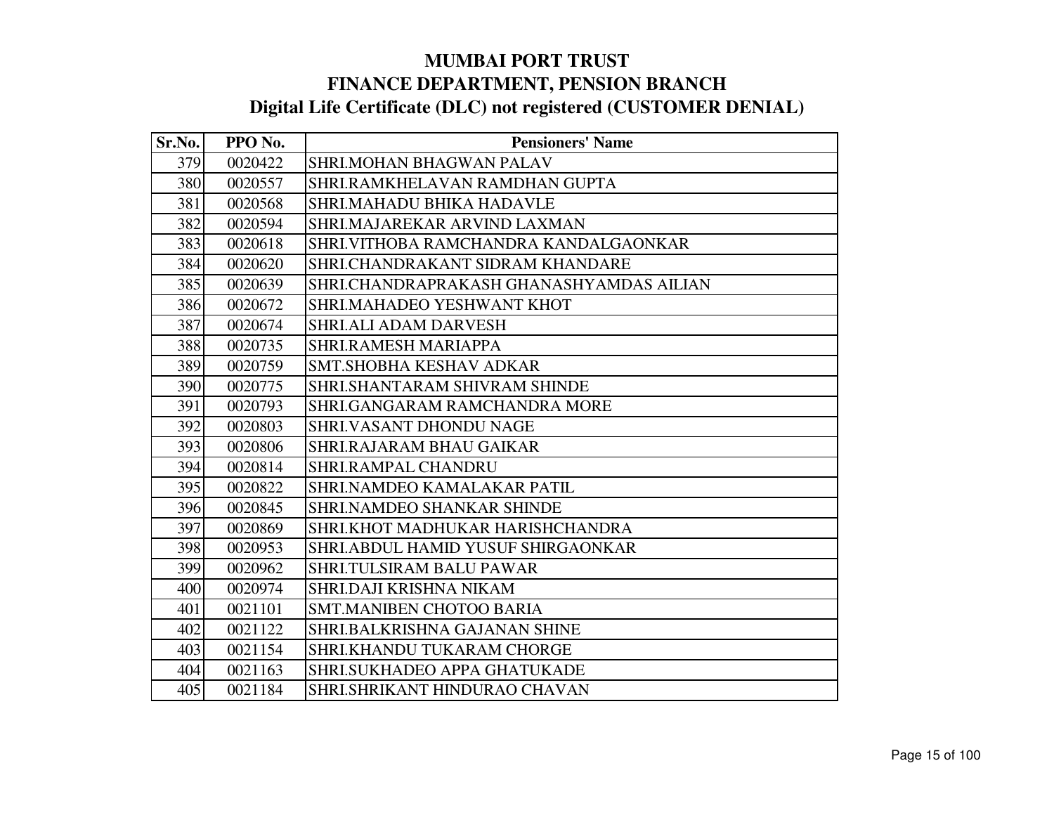# MUMBAI PORT TRUST
## FINANCE DEPARTMENT, PENSION BRANCH
## Digital Life Certificate (DLC) not registered (CUSTOMER DENIAL)

| Sr.No. | PPO No. | Pensioners' Name |
|---|---|---|
| 379 | 0020422 | SHRI.MOHAN BHAGWAN PALAV |
| 380 | 0020557 | SHRI.RAMKHELAVAN RAMDHAN GUPTA |
| 381 | 0020568 | SHRI.MAHADU BHIKA HADAVLE |
| 382 | 0020594 | SHRI.MAJAREKAR ARVIND LAXMAN |
| 383 | 0020618 | SHRI.VITHOBA RAMCHANDRA KANDALGAONKAR |
| 384 | 0020620 | SHRI.CHANDRAKANT SIDRAM KHANDARE |
| 385 | 0020639 | SHRI.CHANDRAPRAKASH GHANASHYAMDAS AILIAN |
| 386 | 0020672 | SHRI.MAHADEO YESHWANT KHOT |
| 387 | 0020674 | SHRI.ALI ADAM DARVESH |
| 388 | 0020735 | SHRI.RAMESH MARIAPPA |
| 389 | 0020759 | SMT.SHOBHA KESHAV ADKAR |
| 390 | 0020775 | SHRI.SHANTARAM SHIVRAM SHINDE |
| 391 | 0020793 | SHRI.GANGARAM RAMCHANDRA MORE |
| 392 | 0020803 | SHRI.VASANT DHONDU NAGE |
| 393 | 0020806 | SHRI.RAJARAM BHAU GAIKAR |
| 394 | 0020814 | SHRI.RAMPAL CHANDRU |
| 395 | 0020822 | SHRI.NAMDEO KAMALAKAR PATIL |
| 396 | 0020845 | SHRI.NAMDEO SHANKAR SHINDE |
| 397 | 0020869 | SHRI.KHOT MADHUKAR HARISHCHANDRA |
| 398 | 0020953 | SHRI.ABDUL HAMID YUSUF SHIRGAONKAR |
| 399 | 0020962 | SHRI.TULSIRAM BALU PAWAR |
| 400 | 0020974 | SHRI.DAJI KRISHNA NIKAM |
| 401 | 0021101 | SMT.MANIBEN CHOTOO BARIA |
| 402 | 0021122 | SHRI.BALKRISHNA GAJANAN SHINE |
| 403 | 0021154 | SHRI.KHANDU TUKARAM CHORGE |
| 404 | 0021163 | SHRI.SUKHADEO APPA GHATUKADE |
| 405 | 0021184 | SHRI.SHRIKANT HINDURAO CHAVAN |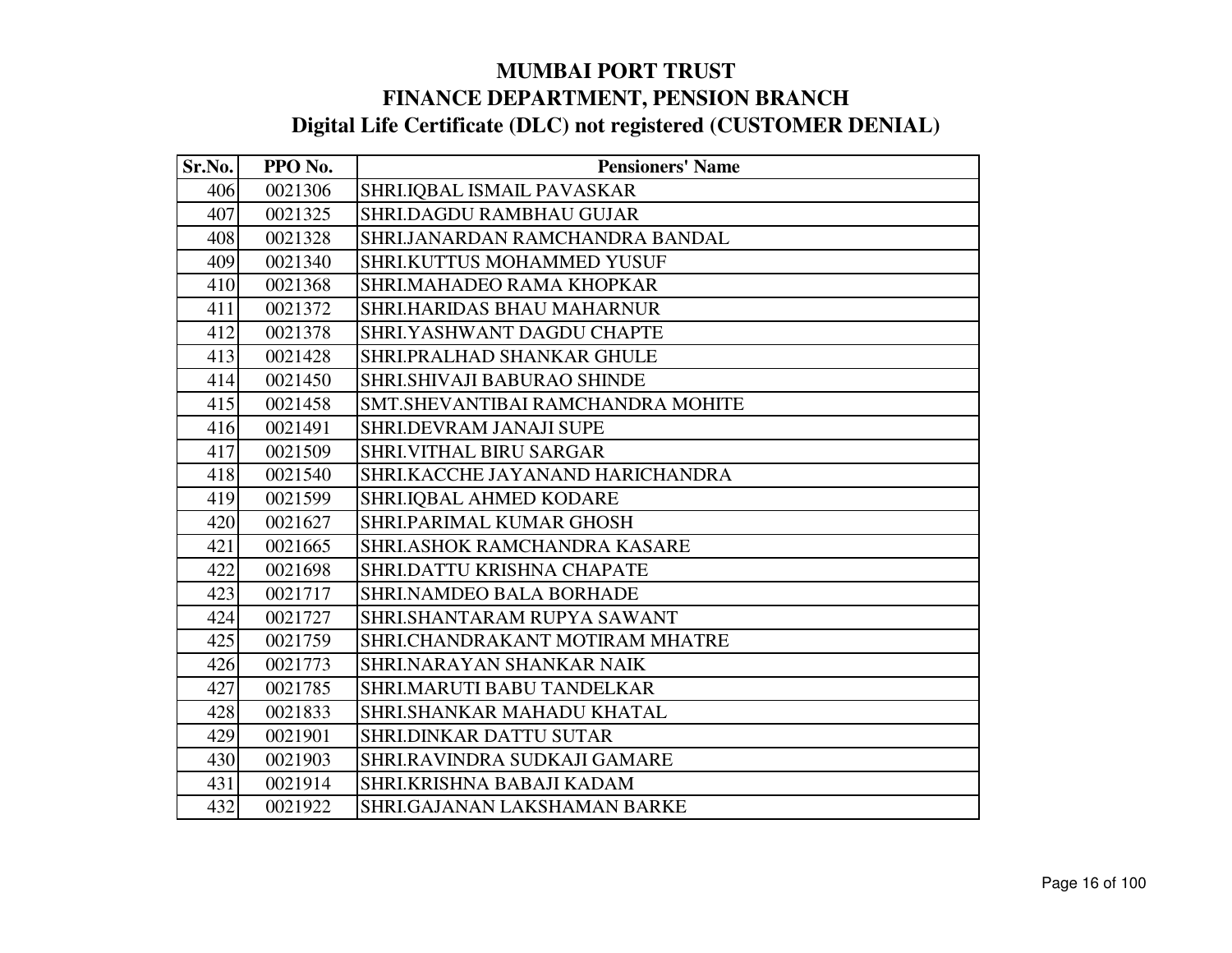# MUMBAI PORT TRUST
## FINANCE DEPARTMENT, PENSION BRANCH
### Digital Life Certificate (DLC) not registered (CUSTOMER DENIAL)

| Sr.No. | PPO No. | Pensioners' Name |
|---|---|---|
| 406 | 0021306 | SHRI.IQBAL ISMAIL PAVASKAR |
| 407 | 0021325 | SHRI.DAGDU RAMBHAU GUJAR |
| 408 | 0021328 | SHRI.JANARDAN RAMCHANDRA BANDAL |
| 409 | 0021340 | SHRI.KUTTUS MOHAMMED YUSUF |
| 410 | 0021368 | SHRI.MAHADEO RAMA KHOPKAR |
| 411 | 0021372 | SHRI.HARIDAS BHAU MAHARNUR |
| 412 | 0021378 | SHRI.YASHWANT DAGDU CHAPTE |
| 413 | 0021428 | SHRI.PRALHAD SHANKAR GHULE |
| 414 | 0021450 | SHRI.SHIVAJI BABURAO SHINDE |
| 415 | 0021458 | SMT.SHEVANTIBAI RAMCHANDRA MOHITE |
| 416 | 0021491 | SHRI.DEVRAM JANAJI SUPE |
| 417 | 0021509 | SHRI.VITHAL BIRU SARGAR |
| 418 | 0021540 | SHRI.KACCHE JAYANAND HARICHANDRA |
| 419 | 0021599 | SHRI.IQBAL AHMED KODARE |
| 420 | 0021627 | SHRI.PARIMAL KUMAR GHOSH |
| 421 | 0021665 | SHRI.ASHOK RAMCHANDRA KASARE |
| 422 | 0021698 | SHRI.DATTU KRISHNA CHAPATE |
| 423 | 0021717 | SHRI.NAMDEO BALA BORHADE |
| 424 | 0021727 | SHRI.SHANTARAM RUPYA SAWANT |
| 425 | 0021759 | SHRI.CHANDRAKANT MOTIRAM MHATRE |
| 426 | 0021773 | SHRI.NARAYAN SHANKAR NAIK |
| 427 | 0021785 | SHRI.MARUTI BABU TANDELKAR |
| 428 | 0021833 | SHRI.SHANKAR MAHADU KHATAL |
| 429 | 0021901 | SHRI.DINKAR DATTU SUTAR |
| 430 | 0021903 | SHRI.RAVINDRA SUDKAJI GAMARE |
| 431 | 0021914 | SHRI.KRISHNA BABAJI KADAM |
| 432 | 0021922 | SHRI.GAJANAN LAKSHAMAN BARKE |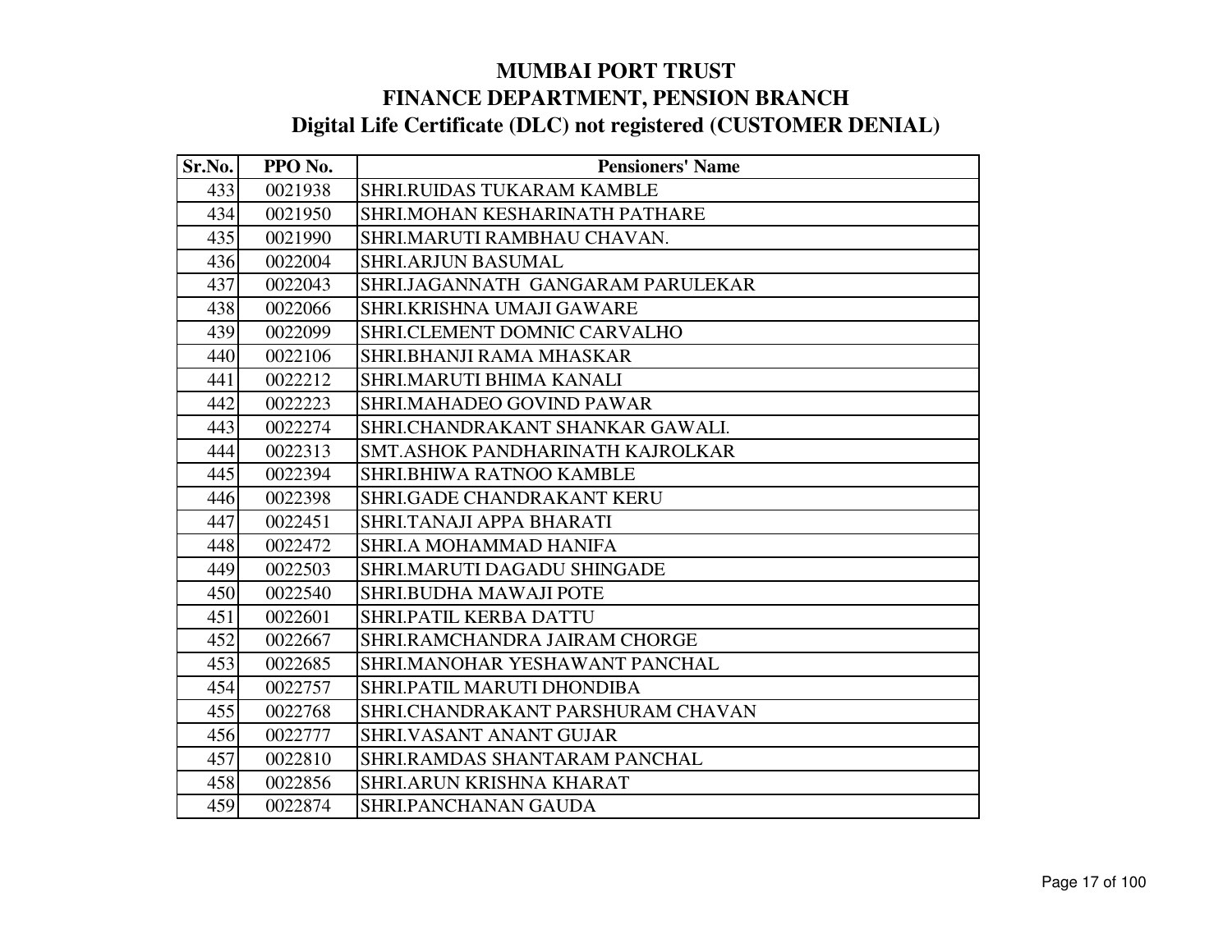# MUMBAI PORT TRUST
## FINANCE DEPARTMENT, PENSION BRANCH
### Digital Life Certificate (DLC) not registered (CUSTOMER DENIAL)

| Sr.No. | PPO No. | Pensioners' Name |
|---|---|---|
| 433 | 0021938 | SHRI.RUIDAS TUKARAM KAMBLE |
| 434 | 0021950 | SHRI.MOHAN KESHARINATH PATHARE |
| 435 | 0021990 | SHRI.MARUTI RAMBHAU CHAVAN. |
| 436 | 0022004 | SHRI.ARJUN BASUMAL |
| 437 | 0022043 | SHRI.JAGANNATH GANGARAM PARULEKAR |
| 438 | 0022066 | SHRI.KRISHNA UMAJI GAWARE |
| 439 | 0022099 | SHRI.CLEMENT DOMNIC CARVALHO |
| 440 | 0022106 | SHRI.BHANJI RAMA MHASKAR |
| 441 | 0022212 | SHRI.MARUTI BHIMA KANALI |
| 442 | 0022223 | SHRI.MAHADEO GOVIND PAWAR |
| 443 | 0022274 | SHRI.CHANDRAKANT SHANKAR GAWALI. |
| 444 | 0022313 | SMT.ASHOK PANDHARINATH KAJROLKAR |
| 445 | 0022394 | SHRI.BHIWA RATNOO KAMBLE |
| 446 | 0022398 | SHRI.GADE CHANDRAKANT KERU |
| 447 | 0022451 | SHRI.TANAJI APPA BHARATI |
| 448 | 0022472 | SHRI.A MOHAMMAD HANIFA |
| 449 | 0022503 | SHRI.MARUTI DAGADU SHINGADE |
| 450 | 0022540 | SHRI.BUDHA MAWAJI POTE |
| 451 | 0022601 | SHRI.PATIL KERBA DATTU |
| 452 | 0022667 | SHRI.RAMCHANDRA JAIRAM CHORGE |
| 453 | 0022685 | SHRI.MANOHAR YESHAWANT PANCHAL |
| 454 | 0022757 | SHRI.PATIL MARUTI DHONDIBA |
| 455 | 0022768 | SHRI.CHANDRAKANT PARSHURAM CHAVAN |
| 456 | 0022777 | SHRI.VASANT ANANT GUJAR |
| 457 | 0022810 | SHRI.RAMDAS SHANTARAM PANCHAL |
| 458 | 0022856 | SHRI.ARUN KRISHNA KHARAT |
| 459 | 0022874 | SHRI.PANCHANAN GAUDA |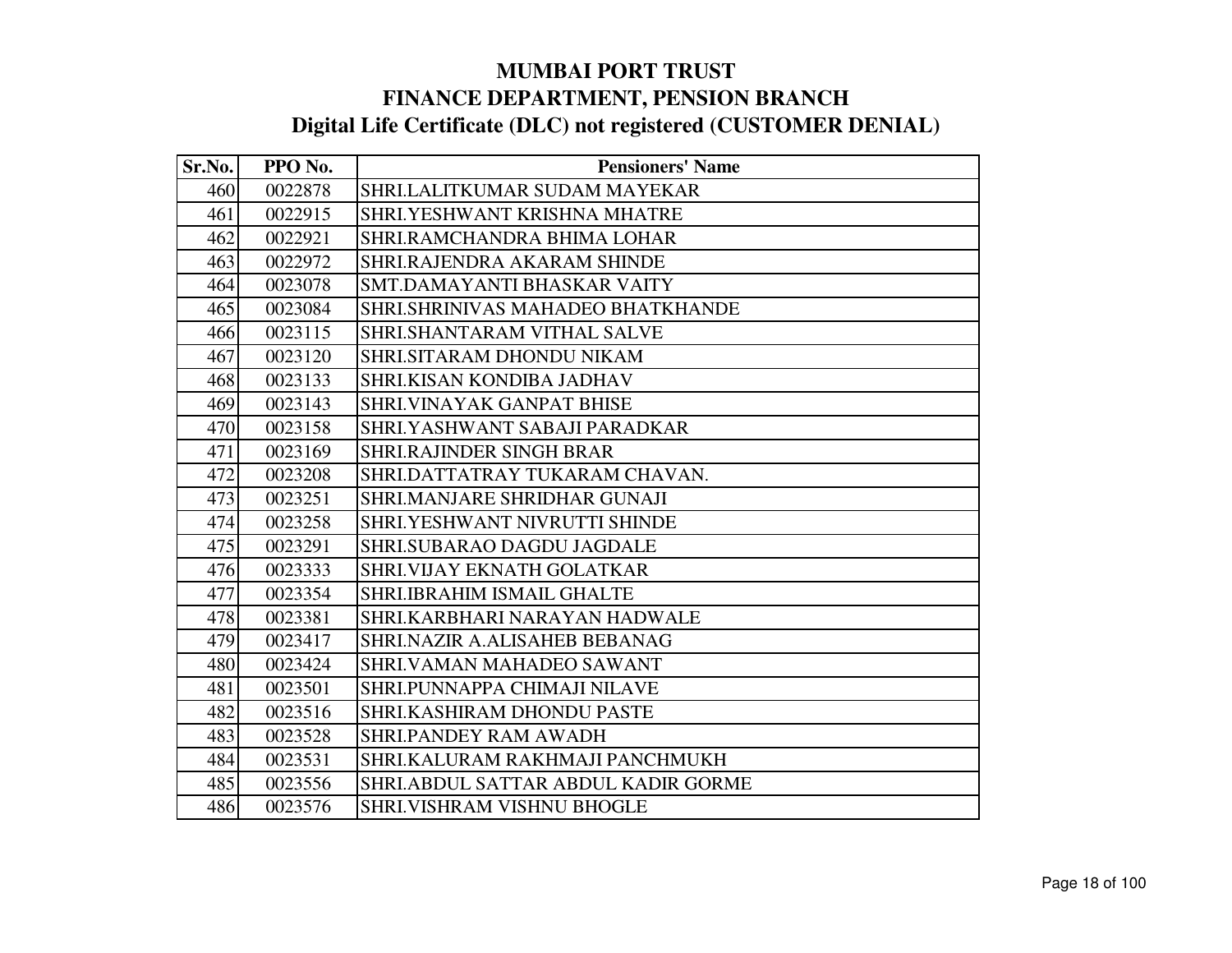# MUMBAI PORT TRUST
## FINANCE DEPARTMENT, PENSION BRANCH
### Digital Life Certificate (DLC) not registered (CUSTOMER DENIAL)

| Sr.No. | PPO No. | Pensioners' Name |
|---|---|---|
| 460 | 0022878 | SHRI.LALITKUMAR SUDAM MAYEKAR |
| 461 | 0022915 | SHRI.YESHWANT KRISHNA MHATRE |
| 462 | 0022921 | SHRI.RAMCHANDRA BHIMA LOHAR |
| 463 | 0022972 | SHRI.RAJENDRA AKARAM SHINDE |
| 464 | 0023078 | SMT.DAMAYANTI BHASKAR VAITY |
| 465 | 0023084 | SHRI.SHRINIVAS MAHADEO BHATKHANDE |
| 466 | 0023115 | SHRI.SHANTARAM VITHAL SALVE |
| 467 | 0023120 | SHRI.SITARAM DHONDU NIKAM |
| 468 | 0023133 | SHRI.KISAN KONDIBA JADHAV |
| 469 | 0023143 | SHRI.VINAYAK GANPAT BHISE |
| 470 | 0023158 | SHRI.YASHWANT SABAJI PARADKAR |
| 471 | 0023169 | SHRI.RAJINDER SINGH BRAR |
| 472 | 0023208 | SHRI.DATTATRAY TUKARAM CHAVAN. |
| 473 | 0023251 | SHRI.MANJARE SHRIDHAR GUNAJI |
| 474 | 0023258 | SHRI.YESHWANT NIVRUTTI SHINDE |
| 475 | 0023291 | SHRI.SUBARAO DAGDU JAGDALE |
| 476 | 0023333 | SHRI.VIJAY EKNATH GOLATKAR |
| 477 | 0023354 | SHRI.IBRAHIM ISMAIL GHALTE |
| 478 | 0023381 | SHRI.KARBHARI NARAYAN HADWALE |
| 479 | 0023417 | SHRI.NAZIR A.ALISAHEB BEBANAG |
| 480 | 0023424 | SHRI.VAMAN MAHADEO SAWANT |
| 481 | 0023501 | SHRI.PUNNAPPA CHIMAJI NILAVE |
| 482 | 0023516 | SHRI.KASHIRAM DHONDU PASTE |
| 483 | 0023528 | SHRI.PANDEY RAM AWADH |
| 484 | 0023531 | SHRI.KALURAM RAKHMAJI PANCHMUKH |
| 485 | 0023556 | SHRI.ABDUL SATTAR ABDUL KADIR GORME |
| 486 | 0023576 | SHRI.VISHRAM VISHNU BHOGLE |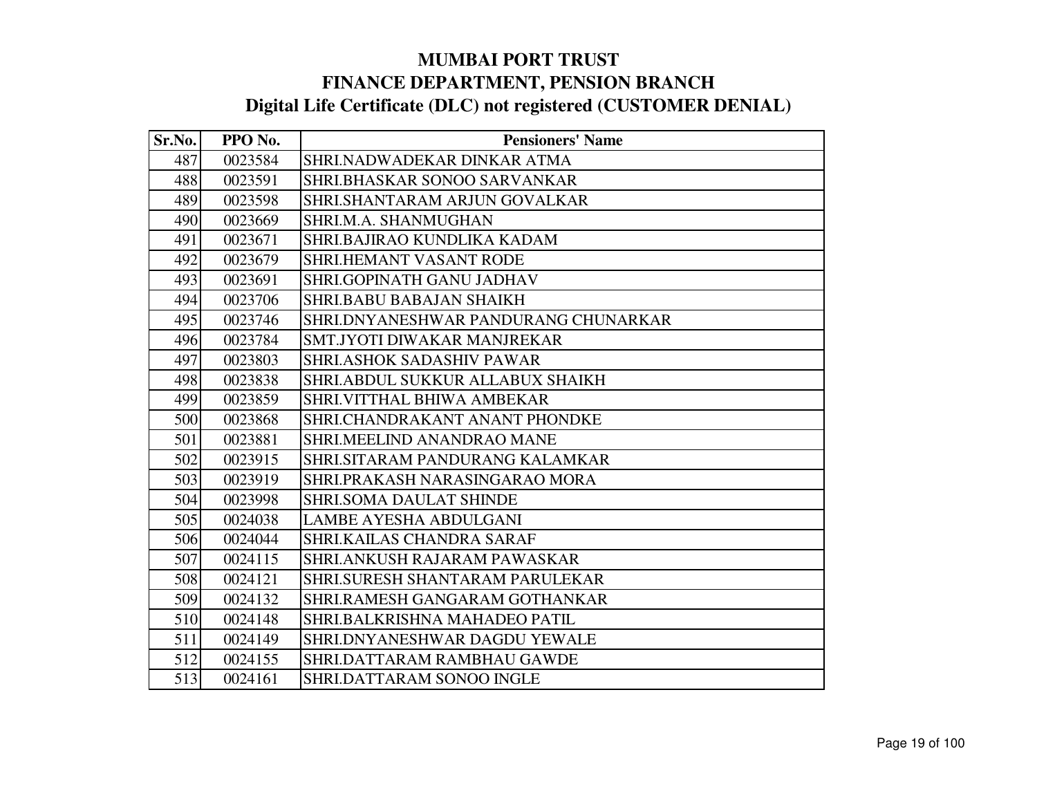# MUMBAI PORT TRUST
# FINANCE DEPARTMENT, PENSION BRANCH
## Digital Life Certificate (DLC) not registered (CUSTOMER DENIAL)

| Sr.No. | PPO No. | Pensioners' Name |
|---|---|---|
| 487 | 0023584 | SHRI.NADWADEKAR DINKAR ATMA |
| 488 | 0023591 | SHRI.BHASKAR SONOO SARVANKAR |
| 489 | 0023598 | SHRI.SHANTARAM ARJUN GOVALKAR |
| 490 | 0023669 | SHRI.M.A. SHANMUGHAN |
| 491 | 0023671 | SHRI.BAJIRAO KUNDLIKA KADAM |
| 492 | 0023679 | SHRI.HEMANT VASANT RODE |
| 493 | 0023691 | SHRI.GOPINATH GANU JADHAV |
| 494 | 0023706 | SHRI.BABU BABAJAN SHAIKH |
| 495 | 0023746 | SHRI.DNYANESHWAR PANDURANG CHUNARKAR |
| 496 | 0023784 | SMT.JYOTI DIWAKAR MANJREKAR |
| 497 | 0023803 | SHRI.ASHOK SADASHIV PAWAR |
| 498 | 0023838 | SHRI.ABDUL SUKKUR ALLABUX SHAIKH |
| 499 | 0023859 | SHRI.VITTHAL BHIWA AMBEKAR |
| 500 | 0023868 | SHRI.CHANDRAKANT ANANT PHONDKE |
| 501 | 0023881 | SHRI.MEELIND ANANDRAO MANE |
| 502 | 0023915 | SHRI.SITARAM PANDURANG KALAMKAR |
| 503 | 0023919 | SHRI.PRAKASH NARASINGARAO MORA |
| 504 | 0023998 | SHRI.SOMA DAULAT SHINDE |
| 505 | 0024038 | LAMBE AYESHA ABDULGANI |
| 506 | 0024044 | SHRI.KAILAS CHANDRA SARAF |
| 507 | 0024115 | SHRI.ANKUSH RAJARAM PAWASKAR |
| 508 | 0024121 | SHRI.SURESH SHANTARAM PARULEKAR |
| 509 | 0024132 | SHRI.RAMESH GANGARAM GOTHANKAR |
| 510 | 0024148 | SHRI.BALKRISHNA MAHADEO PATIL |
| 511 | 0024149 | SHRI.DNYANESHWAR DAGDU YEWALE |
| 512 | 0024155 | SHRI.DATTARAM RAMBHAU GAWDE |
| 513 | 0024161 | SHRI.DATTARAM SONOO INGLE |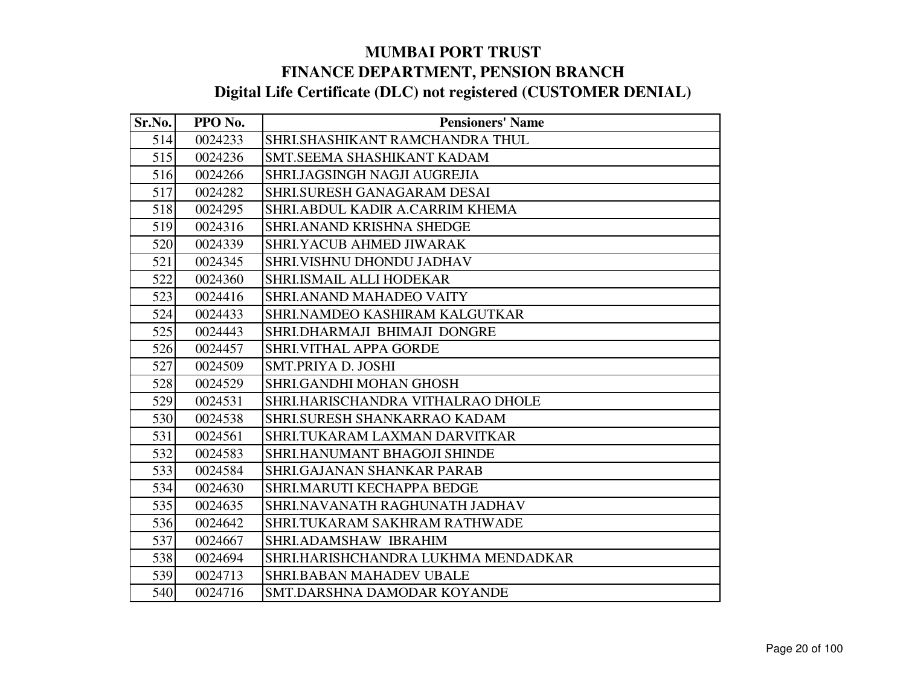# MUMBAI PORT TRUST
## FINANCE DEPARTMENT, PENSION BRANCH
### Digital Life Certificate (DLC) not registered (CUSTOMER DENIAL)

| Sr.No. | PPO No. | Pensioners' Name |
|---|---|---|
| 514 | 0024233 | SHRI.SHASHIKANT RAMCHANDRA THUL |
| 515 | 0024236 | SMT.SEEMA SHASHIKANT KADAM |
| 516 | 0024266 | SHRI.JAGSINGH NAGJI AUGREJIA |
| 517 | 0024282 | SHRI.SURESH GANAGARAM DESAI |
| 518 | 0024295 | SHRI.ABDUL KADIR A.CARRIM KHEMA |
| 519 | 0024316 | SHRI.ANAND KRISHNA SHEDGE |
| 520 | 0024339 | SHRI.YACUB AHMED JIWARAK |
| 521 | 0024345 | SHRI.VISHNU DHONDU JADHAV |
| 522 | 0024360 | SHRI.ISMAIL ALLI HODEKAR |
| 523 | 0024416 | SHRI.ANAND MAHADEO VAITY |
| 524 | 0024433 | SHRI.NAMDEO KASHIRAM KALGUTKAR |
| 525 | 0024443 | SHRI.DHARMAJI BHIMAJI DONGRE |
| 526 | 0024457 | SHRI.VITHAL APPA GORDE |
| 527 | 0024509 | SMT.PRIYA D. JOSHI |
| 528 | 0024529 | SHRI.GANDHI MOHAN GHOSH |
| 529 | 0024531 | SHRI.HARISCHANDRA VITHALRAO DHOLE |
| 530 | 0024538 | SHRI.SURESH SHANKARRAO KADAM |
| 531 | 0024561 | SHRI.TUKARAM LAXMAN DARVITKAR |
| 532 | 0024583 | SHRI.HANUMANT BHAGOJI SHINDE |
| 533 | 0024584 | SHRI.GAJANAN SHANKAR PARAB |
| 534 | 0024630 | SHRI.MARUTI KECHAPPA BEDGE |
| 535 | 0024635 | SHRI.NAVANATH RAGHUNATH JADHAV |
| 536 | 0024642 | SHRI.TUKARAM SAKHRAM RATHWADE |
| 537 | 0024667 | SHRI.ADAMSHAW IBRAHIM |
| 538 | 0024694 | SHRI.HARISHCHANDRA LUKHMA MENDADKAR |
| 539 | 0024713 | SHRI.BABAN MAHADEV UBALE |
| 540 | 0024716 | SMT.DARSHNA DAMODAR KOYANDE |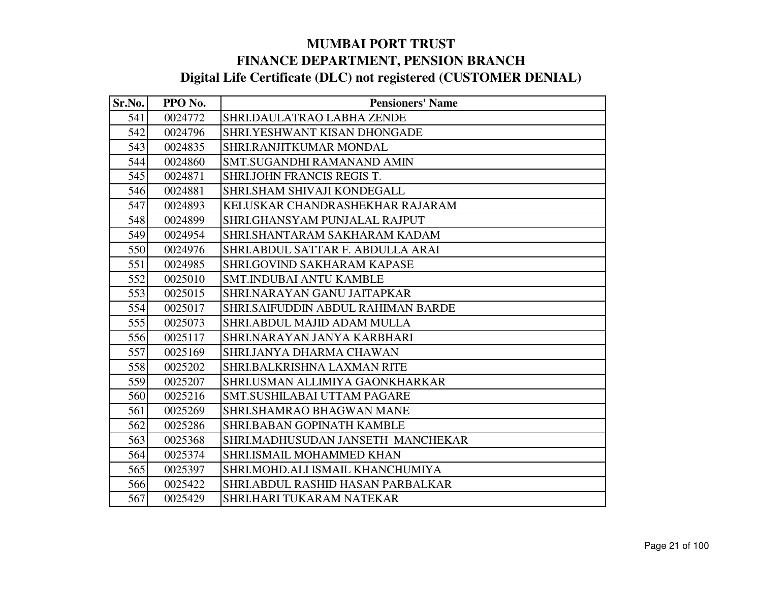# MUMBAI PORT TRUST
## FINANCE DEPARTMENT, PENSION BRANCH
### Digital Life Certificate (DLC) not registered (CUSTOMER DENIAL)

| Sr.No. | PPO No. | Pensioners' Name |
|---|---|---|
| 541 | 0024772 | SHRI.DAULATRAO LABHA ZENDE |
| 542 | 0024796 | SHRI.YESHWANT KISAN DHONGADE |
| 543 | 0024835 | SHRI.RANJITKUMAR MONDAL |
| 544 | 0024860 | SMT.SUGANDHI RAMANAND AMIN |
| 545 | 0024871 | SHRI.JOHN FRANCIS REGIS T. |
| 546 | 0024881 | SHRI.SHAM SHIVAJI KONDEGALL |
| 547 | 0024893 | KELUSKAR CHANDRASHEKHAR RAJARAM |
| 548 | 0024899 | SHRI.GHANSYAM PUNJALAL RAJPUT |
| 549 | 0024954 | SHRI.SHANTARAM SAKHARAM KADAM |
| 550 | 0024976 | SHRI.ABDUL SATTAR F. ABDULLA ARAI |
| 551 | 0024985 | SHRI.GOVIND SAKHARAM KAPASE |
| 552 | 0025010 | SMT.INDUBAI ANTU KAMBLE |
| 553 | 0025015 | SHRI.NARAYAN GANU JAITAPKAR |
| 554 | 0025017 | SHRI.SAIFUDDIN ABDUL RAHIMAN BARDE |
| 555 | 0025073 | SHRI.ABDUL MAJID ADAM MULLA |
| 556 | 0025117 | SHRI.NARAYAN JANYA KARBHARI |
| 557 | 0025169 | SHRI.JANYA DHARMA CHAWAN |
| 558 | 0025202 | SHRI.BALKRISHNA LAXMAN RITE |
| 559 | 0025207 | SHRI.USMAN ALLIMIYA GAONKHARKAR |
| 560 | 0025216 | SMT.SUSHILABAI UTTAM PAGARE |
| 561 | 0025269 | SHRI.SHAMRAO BHAGWAN MANE |
| 562 | 0025286 | SHRI.BABAN GOPINATH KAMBLE |
| 563 | 0025368 | SHRI.MADHUSUDAN JANSETH MANCHEKAR |
| 564 | 0025374 | SHRI.ISMAIL MOHAMMED KHAN |
| 565 | 0025397 | SHRI.MOHD.ALI ISMAIL KHANCHUMIYA |
| 566 | 0025422 | SHRI.ABDUL RASHID HASAN PARBALKAR |
| 567 | 0025429 | SHRI.HARI TUKARAM NATEKAR |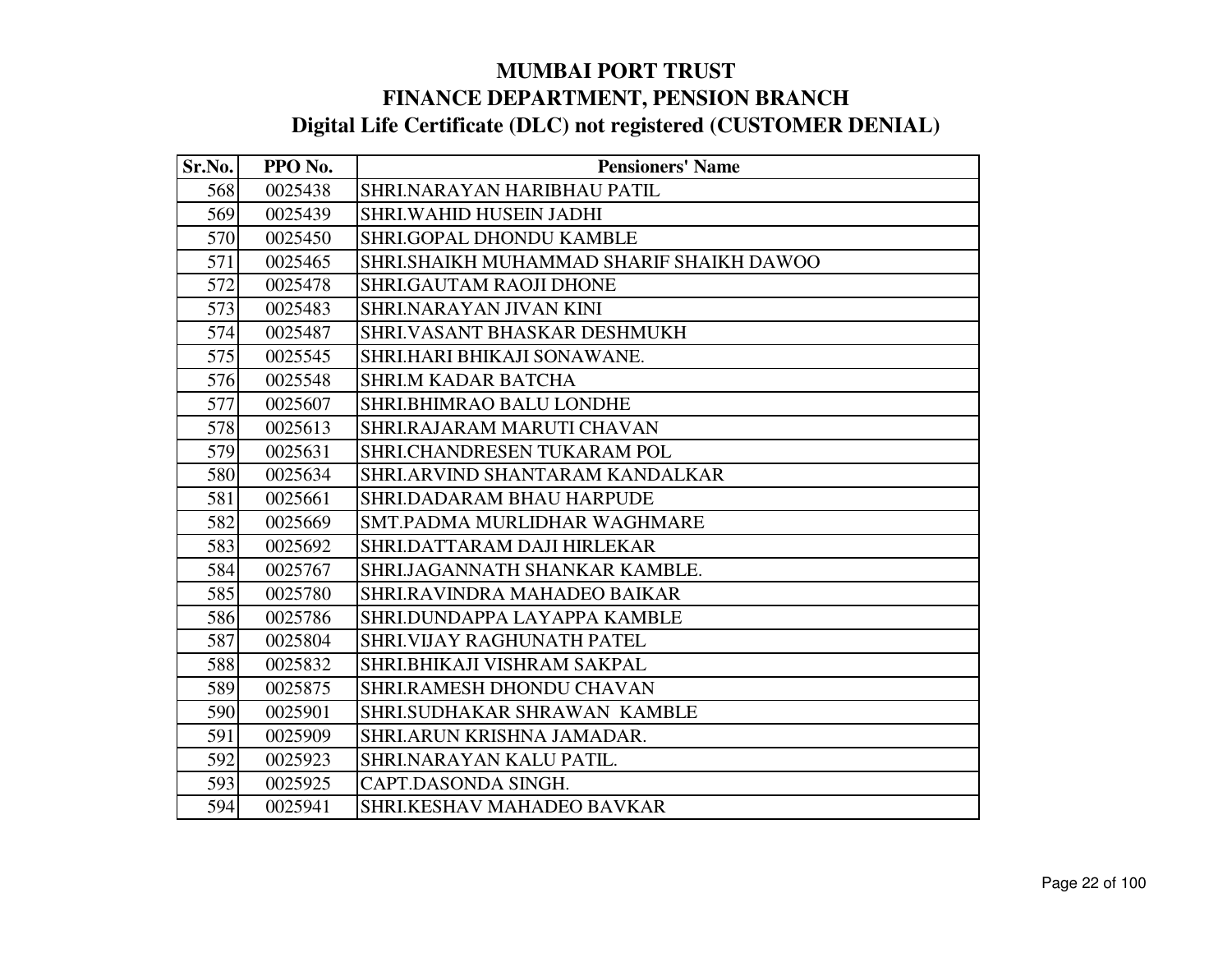# MUMBAI PORT TRUST
## FINANCE DEPARTMENT, PENSION BRANCH
### Digital Life Certificate (DLC) not registered (CUSTOMER DENIAL)

| Sr.No. | PPO No. | Pensioners' Name |
|---|---|---|
| 568 | 0025438 | SHRI.NARAYAN HARIBHAU PATIL |
| 569 | 0025439 | SHRI.WAHID HUSEIN JADHI |
| 570 | 0025450 | SHRI.GOPAL DHONDU KAMBLE |
| 571 | 0025465 | SHRI.SHAIKH MUHAMMAD SHARIF SHAIKH DAWOO |
| 572 | 0025478 | SHRI.GAUTAM RAOJI DHONE |
| 573 | 0025483 | SHRI.NARAYAN JIVAN KINI |
| 574 | 0025487 | SHRI.VASANT BHASKAR DESHMUKH |
| 575 | 0025545 | SHRI.HARI BHIKAJI SONAWANE. |
| 576 | 0025548 | SHRI.M KADAR BATCHA |
| 577 | 0025607 | SHRI.BHIMRAO BALU LONDHE |
| 578 | 0025613 | SHRI.RAJARAM MARUTI CHAVAN |
| 579 | 0025631 | SHRI.CHANDRESEN TUKARAM POL |
| 580 | 0025634 | SHRI.ARVIND SHANTARAM KANDALKAR |
| 581 | 0025661 | SHRI.DADARAM BHAU HARPUDE |
| 582 | 0025669 | SMT.PADMA MURLIDHAR WAGHMARE |
| 583 | 0025692 | SHRI.DATTARAM DAJI HIRLEKAR |
| 584 | 0025767 | SHRI.JAGANNATH SHANKAR KAMBLE. |
| 585 | 0025780 | SHRI.RAVINDRA MAHADEO BAIKAR |
| 586 | 0025786 | SHRI.DUNDAPPA LAYAPPA KAMBLE |
| 587 | 0025804 | SHRI.VIJAY RAGHUNATH PATEL |
| 588 | 0025832 | SHRI.BHIKAJI VISHRAM SAKPAL |
| 589 | 0025875 | SHRI.RAMESH DHONDU CHAVAN |
| 590 | 0025901 | SHRI.SUDHAKAR SHRAWAN KAMBLE |
| 591 | 0025909 | SHRI.ARUN KRISHNA JAMADAR. |
| 592 | 0025923 | SHRI.NARAYAN KALU PATIL. |
| 593 | 0025925 | CAPT.DASONDA SINGH. |
| 594 | 0025941 | SHRI.KESHAV MAHADEO BAVKAR |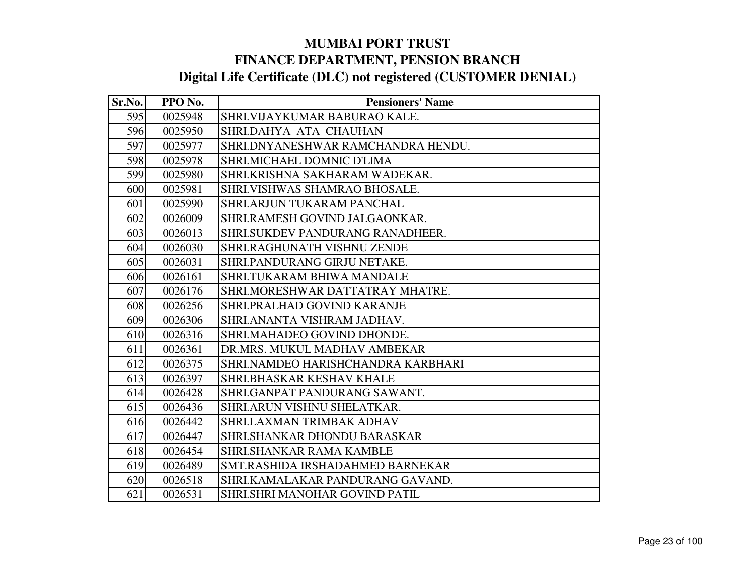# MUMBAI PORT TRUST
## FINANCE DEPARTMENT, PENSION BRANCH
### Digital Life Certificate (DLC) not registered (CUSTOMER DENIAL)

| Sr.No. | PPO No. | Pensioners' Name |
|---|---|---|
| 595 | 0025948 | SHRI.VIJAYKUMAR BABURAO KALE. |
| 596 | 0025950 | SHRI.DAHYA ATA CHAUHAN |
| 597 | 0025977 | SHRI.DNYANESHWAR RAMCHANDRA HENDU. |
| 598 | 0025978 | SHRI.MICHAEL DOMNIC D'LIMA |
| 599 | 0025980 | SHRI.KRISHNA SAKHARAM WADEKAR. |
| 600 | 0025981 | SHRI.VISHWAS SHAMRAO BHOSALE. |
| 601 | 0025990 | SHRI.ARJUN TUKARAM PANCHAL |
| 602 | 0026009 | SHRI.RAMESH GOVIND JALGAONKAR. |
| 603 | 0026013 | SHRI.SUKDEV PANDURANG RANADHEER. |
| 604 | 0026030 | SHRI.RAGHUNATH VISHNU ZENDE |
| 605 | 0026031 | SHRI.PANDURANG GIRJU NETAKE. |
| 606 | 0026161 | SHRI.TUKARAM BHIWA MANDALE |
| 607 | 0026176 | SHRI.MORESHWAR DATTATRAY MHATRE. |
| 608 | 0026256 | SHRI.PRALHAD GOVIND KARANJE |
| 609 | 0026306 | SHRI.ANANTA VISHRAM JADHAV. |
| 610 | 0026316 | SHRI.MAHADEO GOVIND DHONDE. |
| 611 | 0026361 | DR.MRS. MUKUL MADHAV AMBEKAR |
| 612 | 0026375 | SHRI.NAMDEO HARISHCHANDRA KARBHARI |
| 613 | 0026397 | SHRI.BHASKAR KESHAV KHALE |
| 614 | 0026428 | SHRI.GANPAT PANDURANG SAWANT. |
| 615 | 0026436 | SHRI.ARUN VISHNU SHELATKAR. |
| 616 | 0026442 | SHRI.LAXMAN TRIMBAK ADHAV |
| 617 | 0026447 | SHRI.SHANKAR DHONDU BARASKAR |
| 618 | 0026454 | SHRI.SHANKAR RAMA KAMBLE |
| 619 | 0026489 | SMT.RASHIDA IRSHADAHMED BARNEKAR |
| 620 | 0026518 | SHRI.KAMALAKAR PANDURANG GAVAND. |
| 621 | 0026531 | SHRI.SHRI MANOHAR GOVIND PATIL |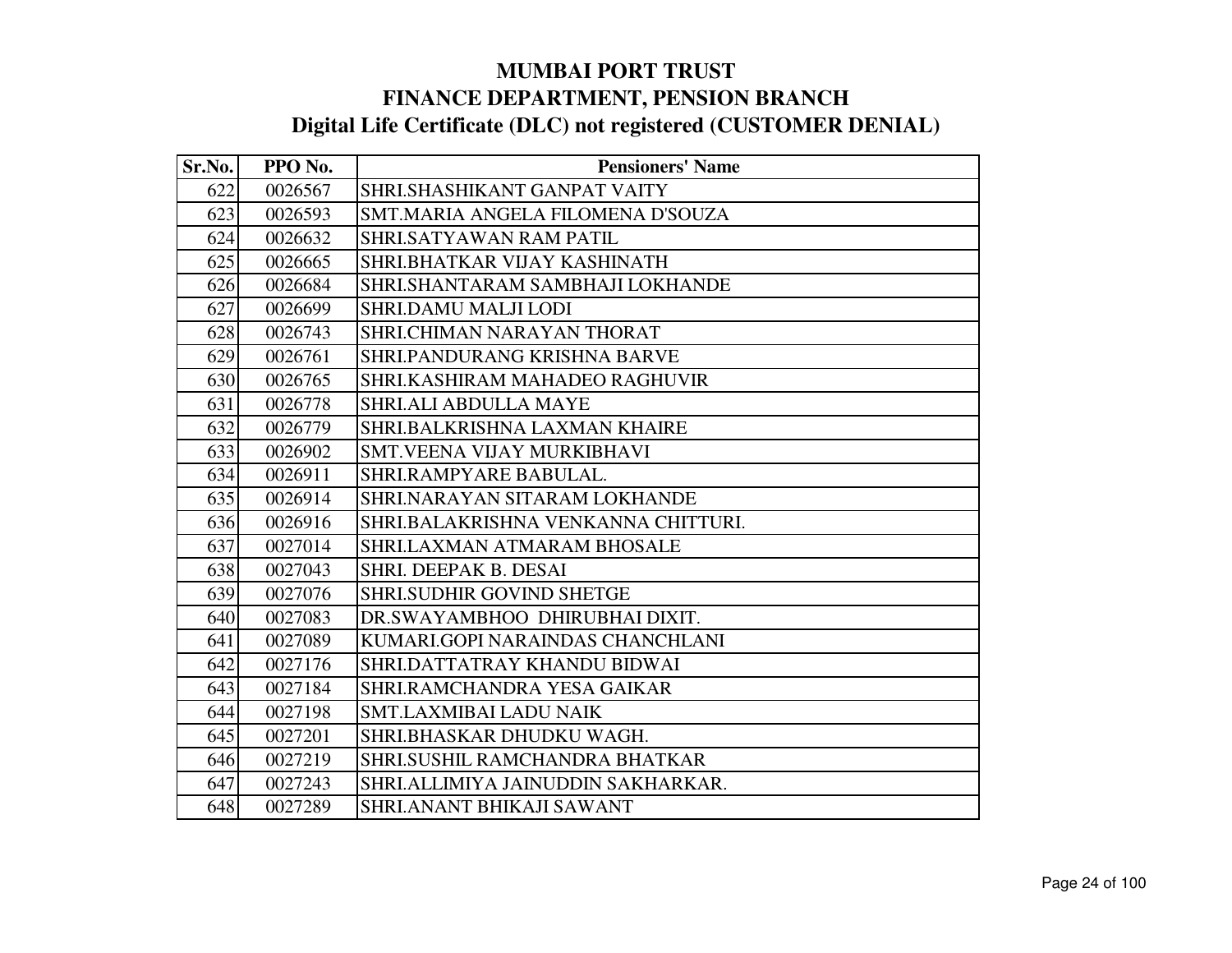# MUMBAI PORT TRUST
## FINANCE DEPARTMENT, PENSION BRANCH
### Digital Life Certificate (DLC) not registered (CUSTOMER DENIAL)

| Sr.No. | PPO No. | Pensioners' Name |
|---|---|---|
| 622 | 0026567 | SHRI.SHASHIKANT GANPAT VAITY |
| 623 | 0026593 | SMT.MARIA ANGELA FILOMENA D'SOUZA |
| 624 | 0026632 | SHRI.SATYAWAN RAM PATIL |
| 625 | 0026665 | SHRI.BHATKAR VIJAY KASHINATH |
| 626 | 0026684 | SHRI.SHANTARAM SAMBHAJI LOKHANDE |
| 627 | 0026699 | SHRI.DAMU MALJI LODI |
| 628 | 0026743 | SHRI.CHIMAN NARAYAN THORAT |
| 629 | 0026761 | SHRI.PANDURANG KRISHNA BARVE |
| 630 | 0026765 | SHRI.KASHIRAM MAHADEO RAGHUVIR |
| 631 | 0026778 | SHRI.ALI ABDULLA MAYE |
| 632 | 0026779 | SHRI.BALKRISHNA LAXMAN KHAIRE |
| 633 | 0026902 | SMT.VEENA VIJAY MURKIBHAVI |
| 634 | 0026911 | SHRI.RAMPYARE BABULAL. |
| 635 | 0026914 | SHRI.NARAYAN SITARAM LOKHANDE |
| 636 | 0026916 | SHRI.BALAKRISHNA VENKANNA CHITTURI. |
| 637 | 0027014 | SHRI.LAXMAN ATMARAM BHOSALE |
| 638 | 0027043 | SHRI. DEEPAK B. DESAI |
| 639 | 0027076 | SHRI.SUDHIR GOVIND SHETGE |
| 640 | 0027083 | DR.SWAYAMBHOO DHIRUBHAI DIXIT. |
| 641 | 0027089 | KUMARI.GOPI NARAINDAS CHANCHLANI |
| 642 | 0027176 | SHRI.DATTATRAY KHANDU BIDWAI |
| 643 | 0027184 | SHRI.RAMCHANDRA YESA GAIKAR |
| 644 | 0027198 | SMT.LAXMIBAI LADU NAIK |
| 645 | 0027201 | SHRI.BHASKAR DHUDKU WAGH. |
| 646 | 0027219 | SHRI.SUSHIL RAMCHANDRA BHATKAR |
| 647 | 0027243 | SHRI.ALLIMIYA JAINUDDIN SAKHARKAR. |
| 648 | 0027289 | SHRI.ANANT BHIKAJI SAWANT |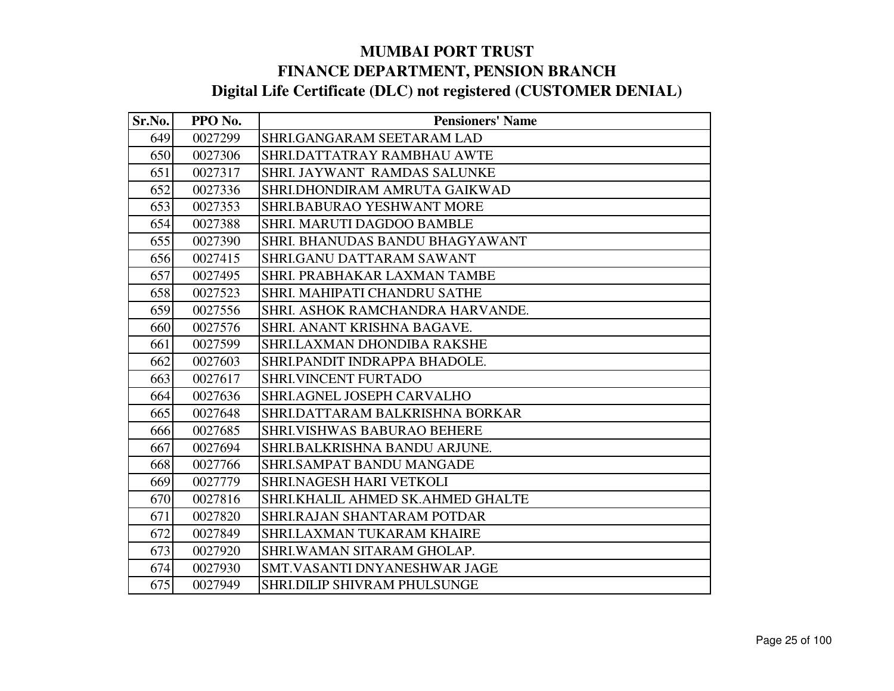# MUMBAI PORT TRUST
## FINANCE DEPARTMENT, PENSION BRANCH
### Digital Life Certificate (DLC) not registered (CUSTOMER DENIAL)

| Sr.No. | PPO No. | Pensioners' Name |
|---|---|---|
| 649 | 0027299 | SHRI.GANGARAM SEETARAM LAD |
| 650 | 0027306 | SHRI.DATTATRAY RAMBHAU AWTE |
| 651 | 0027317 | SHRI. JAYWANT RAMDAS SALUNKE |
| 652 | 0027336 | SHRI.DHONDIRAM AMRUTA GAIKWAD |
| 653 | 0027353 | SHRI.BABURAO YESHWANT MORE |
| 654 | 0027388 | SHRI. MARUTI DAGDOO BAMBLE |
| 655 | 0027390 | SHRI. BHANUDAS BANDU BHAGYAWANT |
| 656 | 0027415 | SHRI.GANU DATTARAM SAWANT |
| 657 | 0027495 | SHRI. PRABHAKAR LAXMAN TAMBE |
| 658 | 0027523 | SHRI. MAHIPATI CHANDRU SATHE |
| 659 | 0027556 | SHRI. ASHOK RAMCHANDRA HARVANDE. |
| 660 | 0027576 | SHRI. ANANT KRISHNA BAGAVE. |
| 661 | 0027599 | SHRI.LAXMAN DHONDIBA RAKSHE |
| 662 | 0027603 | SHRI.PANDIT INDRAPPA BHADOLE. |
| 663 | 0027617 | SHRI.VINCENT FURTADO |
| 664 | 0027636 | SHRI.AGNEL JOSEPH CARVALHO |
| 665 | 0027648 | SHRI.DATTARAM BALKRISHNA BORKAR |
| 666 | 0027685 | SHRI.VISHWAS BABURAO BEHERE |
| 667 | 0027694 | SHRI.BALKRISHNA BANDU ARJUNE. |
| 668 | 0027766 | SHRI.SAMPAT BANDU MANGADE |
| 669 | 0027779 | SHRI.NAGESH HARI VETKOLI |
| 670 | 0027816 | SHRI.KHALIL AHMED SK.AHMED GHALTE |
| 671 | 0027820 | SHRI.RAJAN SHANTARAM POTDAR |
| 672 | 0027849 | SHRI.LAXMAN TUKARAM KHAIRE |
| 673 | 0027920 | SHRI.WAMAN SITARAM GHOLAP. |
| 674 | 0027930 | SMT.VASANTI DNYANESHWAR JAGE |
| 675 | 0027949 | SHRI.DILIP SHIVRAM PHULSUNGE |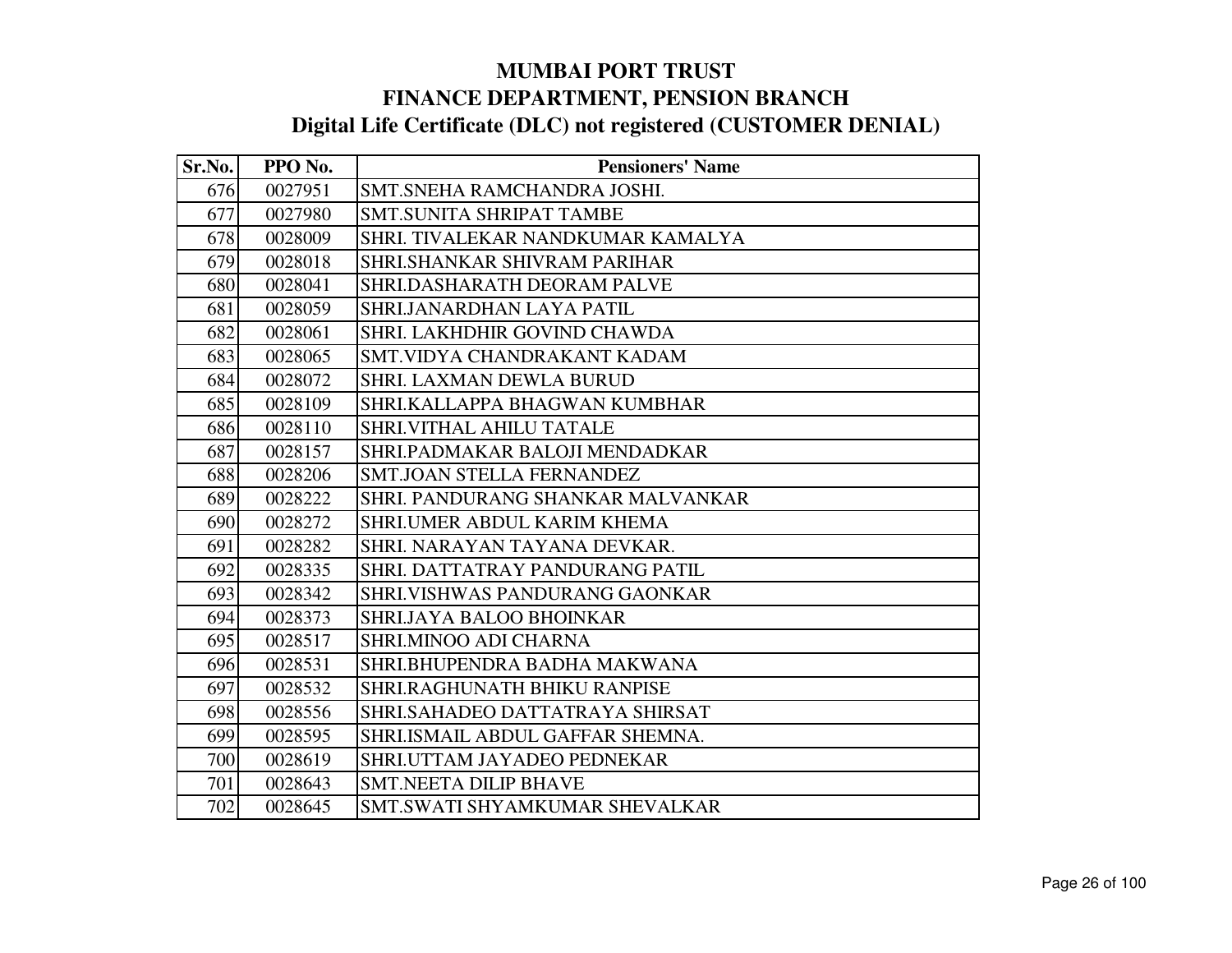# MUMBAI PORT TRUST

## FINANCE DEPARTMENT, PENSION BRANCH

## Digital Life Certificate (DLC) not registered (CUSTOMER DENIAL)

| Sr.No. | PPO No. | Pensioners' Name |
|---|---|---|
| 676 | 0027951 | SMT.SNEHA RAMCHANDRA JOSHI. |
| 677 | 0027980 | SMT.SUNITA SHRIPAT TAMBE |
| 678 | 0028009 | SHRI. TIVALEKAR NANDKUMAR KAMALYA |
| 679 | 0028018 | SHRI.SHANKAR SHIVRAM PARIHAR |
| 680 | 0028041 | SHRI.DASHARATH DEORAM PALVE |
| 681 | 0028059 | SHRI.JANARDHAN LAYA PATIL |
| 682 | 0028061 | SHRI. LAKHDHIR GOVIND CHAWDA |
| 683 | 0028065 | SMT.VIDYA CHANDRAKANT KADAM |
| 684 | 0028072 | SHRI. LAXMAN DEWLA BURUD |
| 685 | 0028109 | SHRI.KALLAPPA BHAGWAN KUMBHAR |
| 686 | 0028110 | SHRI.VITHAL AHILU TATALE |
| 687 | 0028157 | SHRI.PADMAKAR BALOJI MENDADKAR |
| 688 | 0028206 | SMT.JOAN STELLA FERNANDEZ |
| 689 | 0028222 | SHRI. PANDURANG SHANKAR MALVANKAR |
| 690 | 0028272 | SHRI.UMER ABDUL KARIM KHEMA |
| 691 | 0028282 | SHRI. NARAYAN TAYANA DEVKAR. |
| 692 | 0028335 | SHRI. DATTATRAY PANDURANG PATIL |
| 693 | 0028342 | SHRI.VISHWAS PANDURANG GAONKAR |
| 694 | 0028373 | SHRI.JAYA BALOO BHOINKAR |
| 695 | 0028517 | SHRI.MINOO ADI CHARNA |
| 696 | 0028531 | SHRI.BHUPENDRA BADHA MAKWANA |
| 697 | 0028532 | SHRI.RAGHUNATH BHIKU RANPISE |
| 698 | 0028556 | SHRI.SAHADEO DATTATRAYA SHIRSAT |
| 699 | 0028595 | SHRI.ISMAIL ABDUL GAFFAR SHEMNA. |
| 700 | 0028619 | SHRI.UTTAM JAYADEO PEDNEKAR |
| 701 | 0028643 | SMT.NEETA DILIP BHAVE |
| 702 | 0028645 | SMT.SWATI SHYAMKUMAR SHEVALKAR |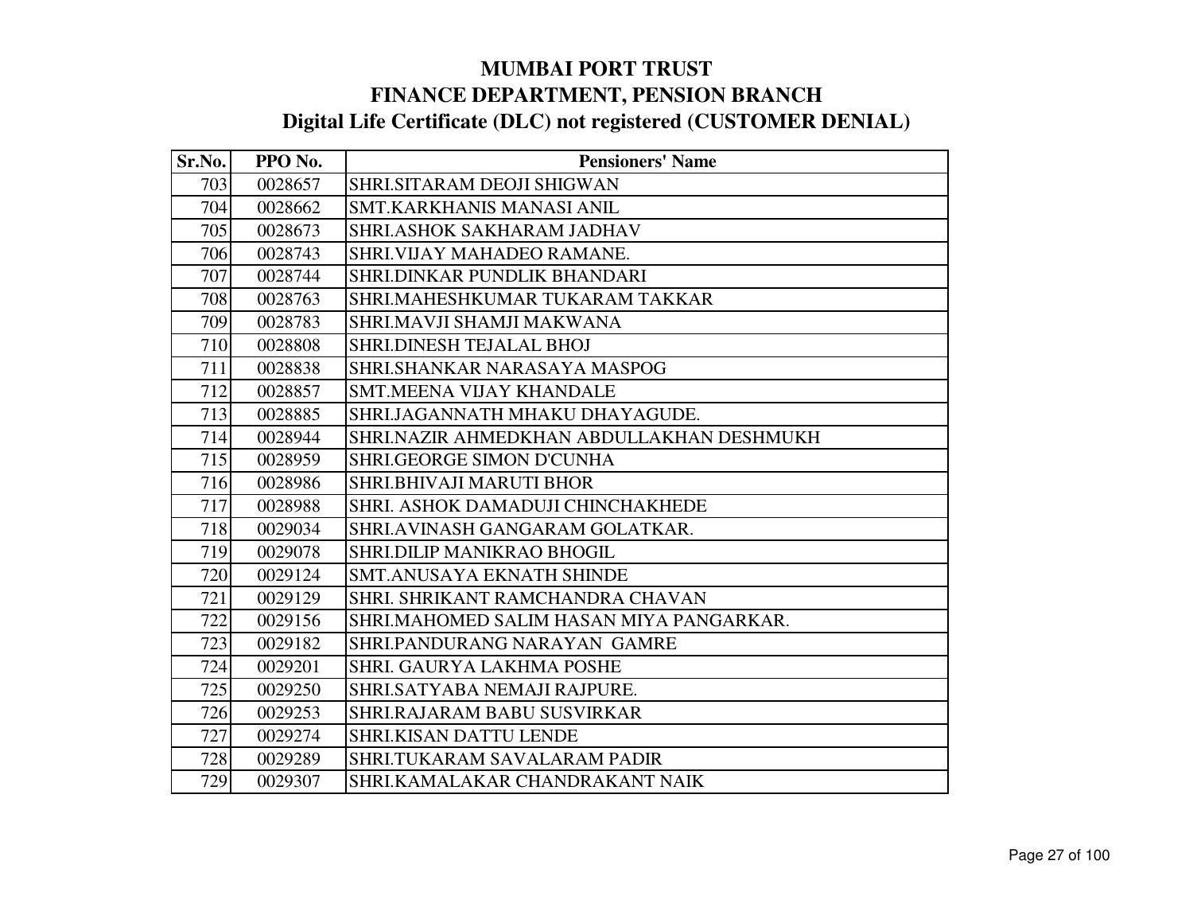# MUMBAI PORT TRUST
## FINANCE DEPARTMENT, PENSION BRANCH
### Digital Life Certificate (DLC) not registered (CUSTOMER DENIAL)

| Sr.No. | PPO No. | Pensioners' Name |
|---|---|---|
| 703 | 0028657 | SHRI.SITARAM DEOJI SHIGWAN |
| 704 | 0028662 | SMT.KARKHANIS MANASI ANIL |
| 705 | 0028673 | SHRI.ASHOK SAKHARAM JADHAV |
| 706 | 0028743 | SHRI.VIJAY MAHADEO RAMANE. |
| 707 | 0028744 | SHRI.DINKAR PUNDLIK BHANDARI |
| 708 | 0028763 | SHRI.MAHESHKUMAR TUKARAM TAKKAR |
| 709 | 0028783 | SHRI.MAVJI SHAMJI MAKWANA |
| 710 | 0028808 | SHRI.DINESH TEJALAL BHOJ |
| 711 | 0028838 | SHRI.SHANKAR NARASAYA MASPOG |
| 712 | 0028857 | SMT.MEENA VIJAY KHANDALE |
| 713 | 0028885 | SHRI.JAGANNATH MHAKU DHAYAGUDE. |
| 714 | 0028944 | SHRI.NAZIR AHMEDKHAN ABDULLAKHAN DESHMUKH |
| 715 | 0028959 | SHRI.GEORGE SIMON D'CUNHA |
| 716 | 0028986 | SHRI.BHIVAJI MARUTI BHOR |
| 717 | 0028988 | SHRI. ASHOK DAMADUJI CHINCHAKHEDE |
| 718 | 0029034 | SHRI.AVINASH GANGARAM GOLATKAR. |
| 719 | 0029078 | SHRI.DILIP MANIKRAO BHOGIL |
| 720 | 0029124 | SMT.ANUSAYA EKNATH SHINDE |
| 721 | 0029129 | SHRI. SHRIKANT RAMCHANDRA CHAVAN |
| 722 | 0029156 | SHRI.MAHOMED SALIM HASAN MIYA PANGARKAR. |
| 723 | 0029182 | SHRI.PANDURANG NARAYAN GAMRE |
| 724 | 0029201 | SHRI. GAURYA LAKHMA POSHE |
| 725 | 0029250 | SHRI.SATYABA NEMAJI RAJPURE. |
| 726 | 0029253 | SHRI.RAJARAM BABU SUSVIRKAR |
| 727 | 0029274 | SHRI.KISAN DATTU LENDE |
| 728 | 0029289 | SHRI.TUKARAM SAVALARAM PADIR |
| 729 | 0029307 | SHRI.KAMALAKAR CHANDRAKANT NAIK |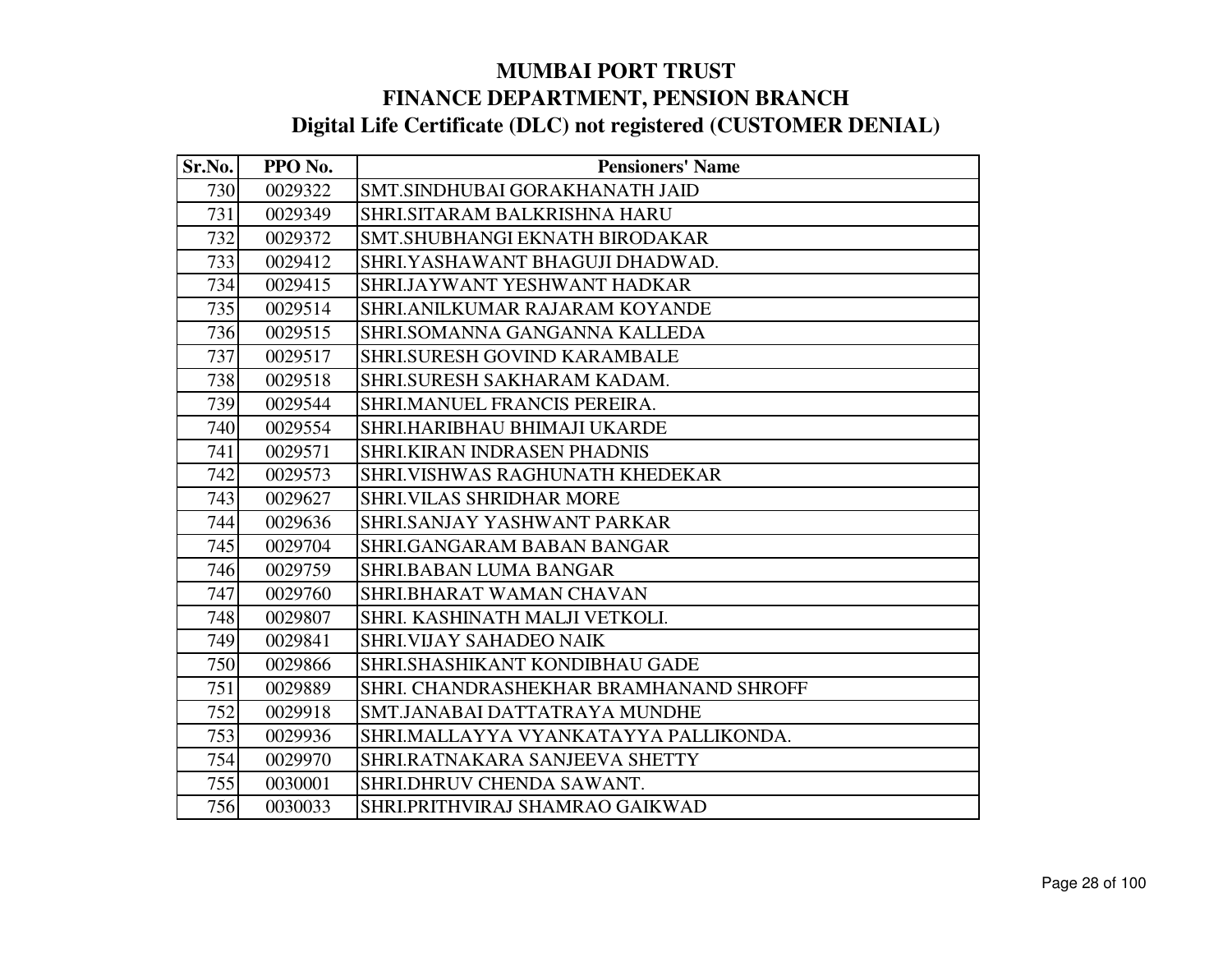# MUMBAI PORT TRUST
## FINANCE DEPARTMENT, PENSION BRANCH
### Digital Life Certificate (DLC) not registered (CUSTOMER DENIAL)

| Sr.No. | PPO No. | Pensioners' Name |
|---|---|---|
| 730 | 0029322 | SMT.SINDHUBAI GORAKHANATH JAID |
| 731 | 0029349 | SHRI.SITARAM BALKRISHNA HARU |
| 732 | 0029372 | SMT.SHUBHANGI EKNATH BIRODAKAR |
| 733 | 0029412 | SHRI.YASHAWANT BHAGUJI DHADWAD. |
| 734 | 0029415 | SHRI.JAYWANT YESHWANT HADKAR |
| 735 | 0029514 | SHRI.ANILKUMAR RAJARAM KOYANDE |
| 736 | 0029515 | SHRI.SOMANNA GANGANNA KALLEDA |
| 737 | 0029517 | SHRI.SURESH GOVIND KARAMBALE |
| 738 | 0029518 | SHRI.SURESH SAKHARAM KADAM. |
| 739 | 0029544 | SHRI.MANUEL FRANCIS PEREIRA. |
| 740 | 0029554 | SHRI.HARIBHAU BHIMAJI UKARDE |
| 741 | 0029571 | SHRI.KIRAN INDRASEN PHADNIS |
| 742 | 0029573 | SHRI.VISHWAS RAGHUNATH KHEDEKAR |
| 743 | 0029627 | SHRI.VILAS SHRIDHAR MORE |
| 744 | 0029636 | SHRI.SANJAY YASHWANT PARKAR |
| 745 | 0029704 | SHRI.GANGARAM BABAN BANGAR |
| 746 | 0029759 | SHRI.BABAN LUMA BANGAR |
| 747 | 0029760 | SHRI.BHARAT WAMAN CHAVAN |
| 748 | 0029807 | SHRI. KASHINATH MALJI VETKOLI. |
| 749 | 0029841 | SHRI.VIJAY SAHADEO NAIK |
| 750 | 0029866 | SHRI.SHASHIKANT KONDIBHAU GADE |
| 751 | 0029889 | SHRI. CHANDRASHEKHAR BRAMHANAND SHROFF |
| 752 | 0029918 | SMT.JANABAI DATTATRAYA MUNDHE |
| 753 | 0029936 | SHRI.MALLAYYA VYANKATAYYA PALLIKONDA. |
| 754 | 0029970 | SHRI.RATNAKARA SANJEEVA SHETTY |
| 755 | 0030001 | SHRI.DHRUV CHENDA SAWANT. |
| 756 | 0030033 | SHRI.PRITHVIRAJ SHAMRAO GAIKWAD |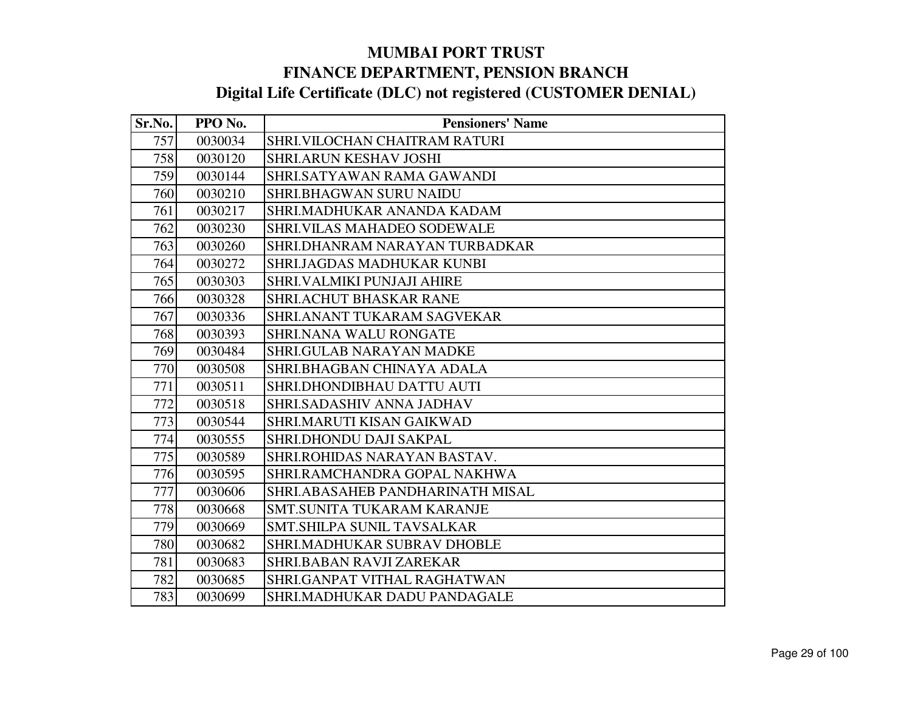# MUMBAI PORT TRUST
## FINANCE DEPARTMENT, PENSION BRANCH
### Digital Life Certificate (DLC) not registered (CUSTOMER DENIAL)

| Sr.No. | PPO No. | Pensioners' Name |
|---|---|---|
| 757 | 0030034 | SHRI.VILOCHAN CHAITRAM RATURI |
| 758 | 0030120 | SHRI.ARUN KESHAV JOSHI |
| 759 | 0030144 | SHRI.SATYAWAN RAMA GAWANDI |
| 760 | 0030210 | SHRI.BHAGWAN SURU NAIDU |
| 761 | 0030217 | SHRI.MADHUKAR ANANDA KADAM |
| 762 | 0030230 | SHRI.VILAS MAHADEO SODEWALE |
| 763 | 0030260 | SHRI.DHANRAM NARAYAN TURBADKAR |
| 764 | 0030272 | SHRI.JAGDAS MADHUKAR KUNBI |
| 765 | 0030303 | SHRI.VALMIKI PUNJAJI AHIRE |
| 766 | 0030328 | SHRI.ACHUT BHASKAR RANE |
| 767 | 0030336 | SHRI.ANANT TUKARAM SAGVEKAR |
| 768 | 0030393 | SHRI.NANA WALU RONGATE |
| 769 | 0030484 | SHRI.GULAB NARAYAN MADKE |
| 770 | 0030508 | SHRI.BHAGBAN CHINAYA ADALA |
| 771 | 0030511 | SHRI.DHONDIBHAU DATTU AUTI |
| 772 | 0030518 | SHRI.SADASHIV ANNA JADHAV |
| 773 | 0030544 | SHRI.MARUTI KISAN GAIKWAD |
| 774 | 0030555 | SHRI.DHONDU DAJI SAKPAL |
| 775 | 0030589 | SHRI.ROHIDAS NARAYAN BASTAV. |
| 776 | 0030595 | SHRI.RAMCHANDRA GOPAL NAKHWA |
| 777 | 0030606 | SHRI.ABASAHEB PANDHARINATH MISAL |
| 778 | 0030668 | SMT.SUNITA TUKARAM KARANJE |
| 779 | 0030669 | SMT.SHILPA SUNIL TAVSALKAR |
| 780 | 0030682 | SHRI.MADHUKAR SUBRAV DHOBLE |
| 781 | 0030683 | SHRI.BABAN RAVJI ZAREKAR |
| 782 | 0030685 | SHRI.GANPAT VITHAL RAGHATWAN |
| 783 | 0030699 | SHRI.MADHUKAR DADU PANDAGALE |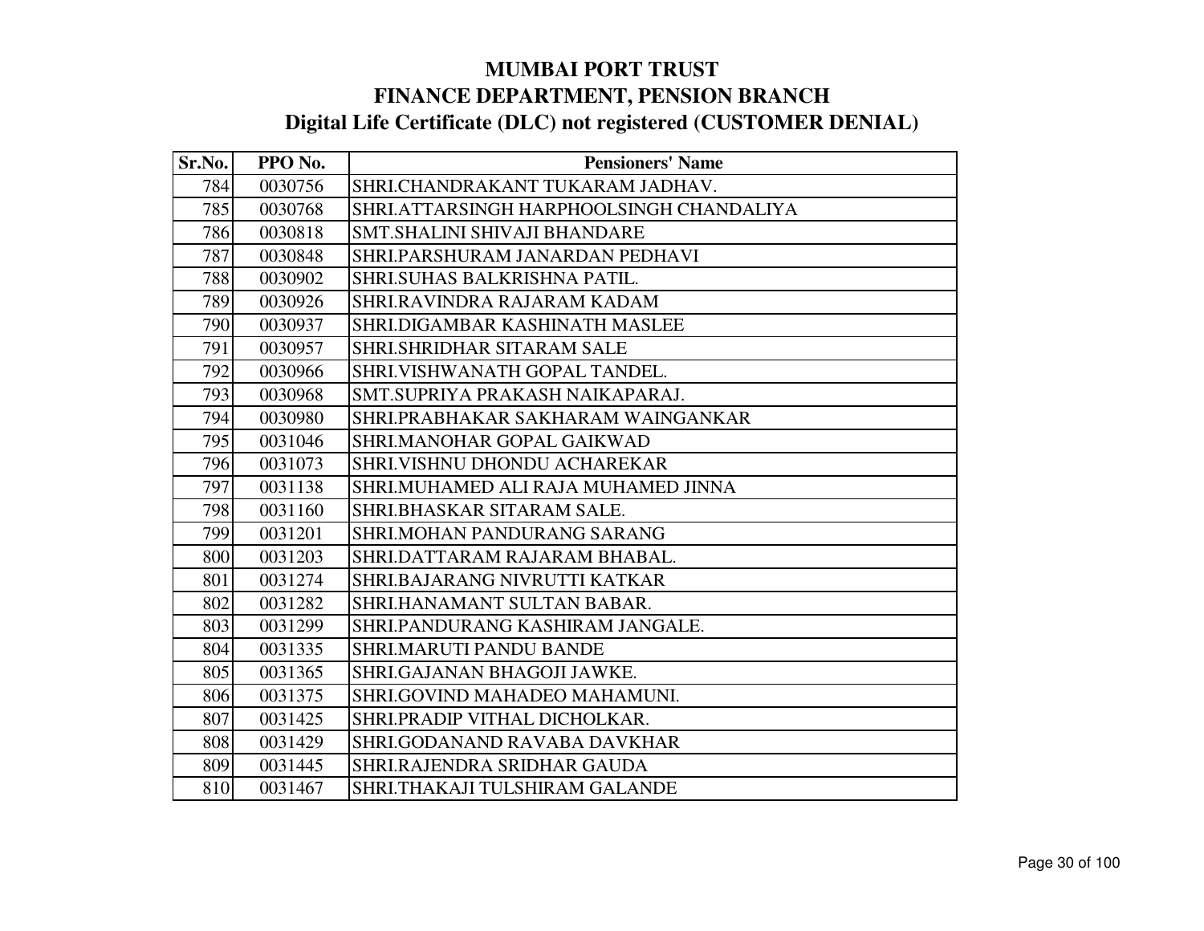# MUMBAI PORT TRUST
## FINANCE DEPARTMENT, PENSION BRANCH
### Digital Life Certificate (DLC) not registered (CUSTOMER DENIAL)

| Sr.No. | PPO No. | Pensioners' Name |
|---|---|---|
| 784 | 0030756 | SHRI.CHANDRAKANT TUKARAM JADHAV. |
| 785 | 0030768 | SHRI.ATTARSINGH HARPHOOLSINGH CHANDALIYA |
| 786 | 0030818 | SMT.SHALINI SHIVAJI BHANDARE |
| 787 | 0030848 | SHRI.PARSHURAM JANARDAN PEDHAVI |
| 788 | 0030902 | SHRI.SUHAS BALKRISHNA PATIL. |
| 789 | 0030926 | SHRI.RAVINDRA RAJARAM KADAM |
| 790 | 0030937 | SHRI.DIGAMBAR KASHINATH MASLEE |
| 791 | 0030957 | SHRI.SHRIDHAR SITARAM SALE |
| 792 | 0030966 | SHRI.VISHWANATH GOPAL TANDEL. |
| 793 | 0030968 | SMT.SUPRIYA PRAKASH NAIKAPARAJ. |
| 794 | 0030980 | SHRI.PRABHAKAR SAKHARAM WAINGANKAR |
| 795 | 0031046 | SHRI.MANOHAR GOPAL GAIKWAD |
| 796 | 0031073 | SHRI.VISHNU DHONDU ACHAREKAR |
| 797 | 0031138 | SHRI.MUHAMED ALI RAJA MUHAMED JINNA |
| 798 | 0031160 | SHRI.BHASKAR SITARAM SALE. |
| 799 | 0031201 | SHRI.MOHAN PANDURANG SARANG |
| 800 | 0031203 | SHRI.DATTARAM RAJARAM BHABAL. |
| 801 | 0031274 | SHRI.BAJARANG NIVRUTTI KATKAR |
| 802 | 0031282 | SHRI.HANAMANT SULTAN BABAR. |
| 803 | 0031299 | SHRI.PANDURANG KASHIRAM JANGALE. |
| 804 | 0031335 | SHRI.MARUTI PANDU BANDE |
| 805 | 0031365 | SHRI.GAJANAN BHAGOJI JAWKE. |
| 806 | 0031375 | SHRI.GOVIND MAHADEO MAHAMUNI. |
| 807 | 0031425 | SHRI.PRADIP VITHAL DICHOLKAR. |
| 808 | 0031429 | SHRI.GODANAND RAVABA DAVKHAR |
| 809 | 0031445 | SHRI.RAJENDRA SRIDHAR GAUDA |
| 810 | 0031467 | SHRI.THAKAJI TULSHIRAM GALANDE |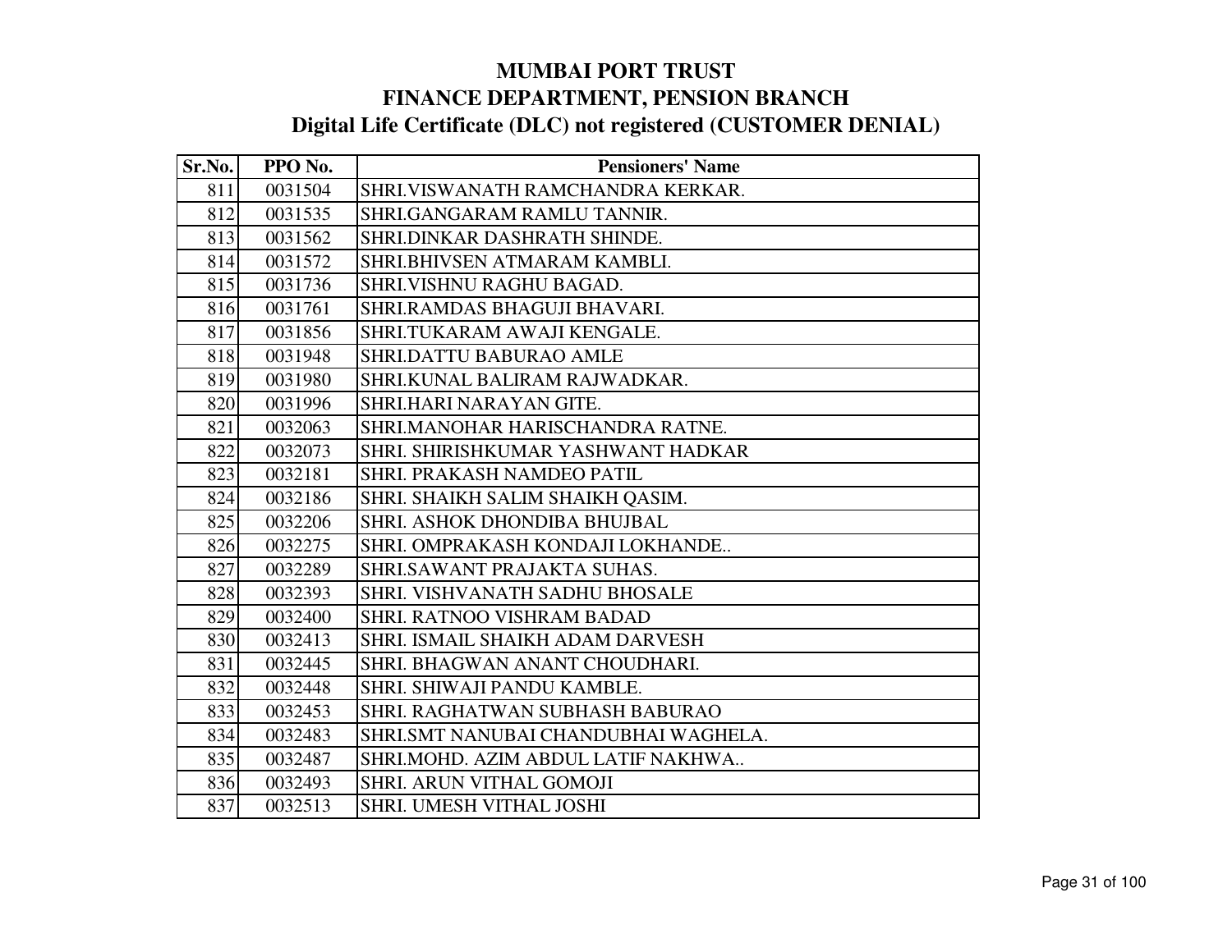# MUMBAI PORT TRUST
# FINANCE DEPARTMENT, PENSION BRANCH
## Digital Life Certificate (DLC) not registered (CUSTOMER DENIAL)

| Sr.No. | PPO No. | Pensioners' Name |
|---|---|---|
| 811 | 0031504 | SHRI.VISWANATH RAMCHANDRA KERKAR. |
| 812 | 0031535 | SHRI.GANGARAM RAMLU TANNIR. |
| 813 | 0031562 | SHRI.DINKAR DASHRATH SHINDE. |
| 814 | 0031572 | SHRI.BHIVSEN ATMARAM KAMBLI. |
| 815 | 0031736 | SHRI.VISHNU RAGHU BAGAD. |
| 816 | 0031761 | SHRI.RAMDAS BHAGUJI BHAVARI. |
| 817 | 0031856 | SHRI.TUKARAM AWAJI KENGALE. |
| 818 | 0031948 | SHRI.DATTU BABURAO AMLE |
| 819 | 0031980 | SHRI.KUNAL BALIRAM RAJWADKAR. |
| 820 | 0031996 | SHRI.HARI NARAYAN GITE. |
| 821 | 0032063 | SHRI.MANOHAR HARISCHANDRA RATNE. |
| 822 | 0032073 | SHRI. SHIRISHKUMAR YASHWANT HADKAR |
| 823 | 0032181 | SHRI. PRAKASH NAMDEO PATIL |
| 824 | 0032186 | SHRI. SHAIKH SALIM SHAIKH QASIM. |
| 825 | 0032206 | SHRI. ASHOK DHONDIBA BHUJBAL |
| 826 | 0032275 | SHRI. OMPRAKASH KONDAJI LOKHANDE.. |
| 827 | 0032289 | SHRI.SAWANT PRAJAKTA SUHAS. |
| 828 | 0032393 | SHRI. VISHVANATH SADHU BHOSALE |
| 829 | 0032400 | SHRI. RATNOO VISHRAM BADAD |
| 830 | 0032413 | SHRI. ISMAIL SHAIKH ADAM DARVESH |
| 831 | 0032445 | SHRI. BHAGWAN ANANT CHOUDHARI. |
| 832 | 0032448 | SHRI. SHIWAJI PANDU KAMBLE. |
| 833 | 0032453 | SHRI. RAGHATWAN SUBHASH BABURAO |
| 834 | 0032483 | SHRI.SMT NANUBAI CHANDUBHAI WAGHELA. |
| 835 | 0032487 | SHRI.MOHD. AZIM ABDUL LATIF NAKHWA.. |
| 836 | 0032493 | SHRI. ARUN VITHAL GOMOJI |
| 837 | 0032513 | SHRI. UMESH VITHAL JOSHI |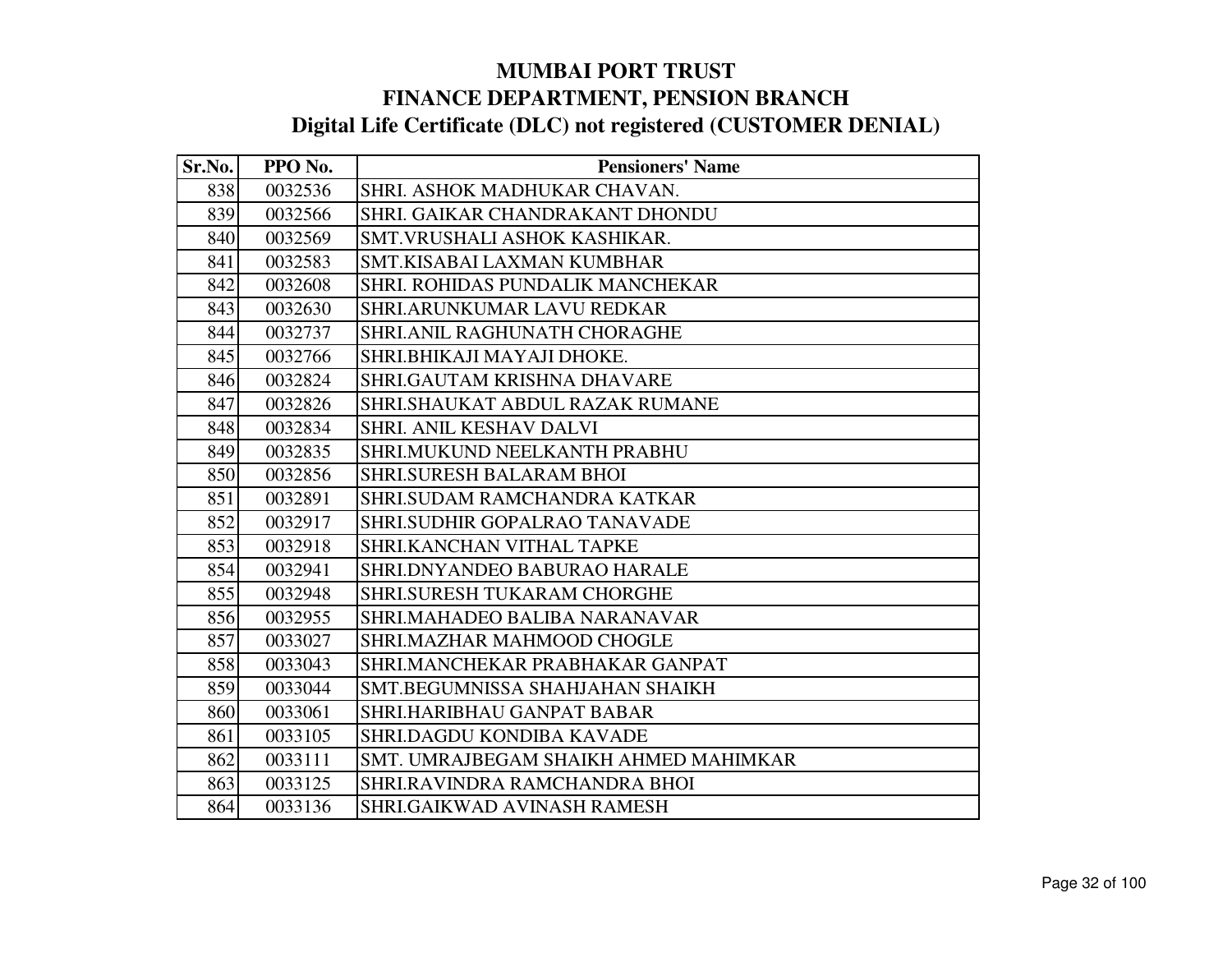# MUMBAI PORT TRUST
## FINANCE DEPARTMENT, PENSION BRANCH
### Digital Life Certificate (DLC) not registered (CUSTOMER DENIAL)

| Sr.No. | PPO No. | Pensioners' Name |
|---|---|---|
| 838 | 0032536 | SHRI. ASHOK MADHUKAR CHAVAN. |
| 839 | 0032566 | SHRI. GAIKAR CHANDRAKANT DHONDU |
| 840 | 0032569 | SMT.VRUSHALI ASHOK KASHIKAR. |
| 841 | 0032583 | SMT.KISABAI LAXMAN KUMBHAR |
| 842 | 0032608 | SHRI. ROHIDAS PUNDALIK MANCHEKAR |
| 843 | 0032630 | SHRI.ARUNKUMAR LAVU REDKAR |
| 844 | 0032737 | SHRI.ANIL RAGHUNATH CHORAGHE |
| 845 | 0032766 | SHRI.BHIKAJI MAYAJI DHOKE. |
| 846 | 0032824 | SHRI.GAUTAM KRISHNA DHAVARE |
| 847 | 0032826 | SHRI.SHAUKAT ABDUL RAZAK RUMANE |
| 848 | 0032834 | SHRI. ANIL KESHAV DALVI |
| 849 | 0032835 | SHRI.MUKUND NEELKANTH PRABHU |
| 850 | 0032856 | SHRI.SURESH BALARAM BHOI |
| 851 | 0032891 | SHRI.SUDAM RAMCHANDRA KATKAR |
| 852 | 0032917 | SHRI.SUDHIR GOPALRAO TANAVADE |
| 853 | 0032918 | SHRI.KANCHAN VITHAL TAPKE |
| 854 | 0032941 | SHRI.DNYANDEO BABURAO HARALE |
| 855 | 0032948 | SHRI.SURESH TUKARAM CHORGHE |
| 856 | 0032955 | SHRI.MAHADEO BALIBA NARANAVAR |
| 857 | 0033027 | SHRI.MAZHAR MAHMOOD CHOGLE |
| 858 | 0033043 | SHRI.MANCHEKAR PRABHAKAR GANPAT |
| 859 | 0033044 | SMT.BEGUMNISSA SHAHJAHAN SHAIKH |
| 860 | 0033061 | SHRI.HARIBHAU GANPAT BABAR |
| 861 | 0033105 | SHRI.DAGDU KONDIBA KAVADE |
| 862 | 0033111 | SMT. UMRAJBEGAM SHAIKH AHMED MAHIMKAR |
| 863 | 0033125 | SHRI.RAVINDRA RAMCHANDRA BHOI |
| 864 | 0033136 | SHRI.GAIKWAD AVINASH RAMESH |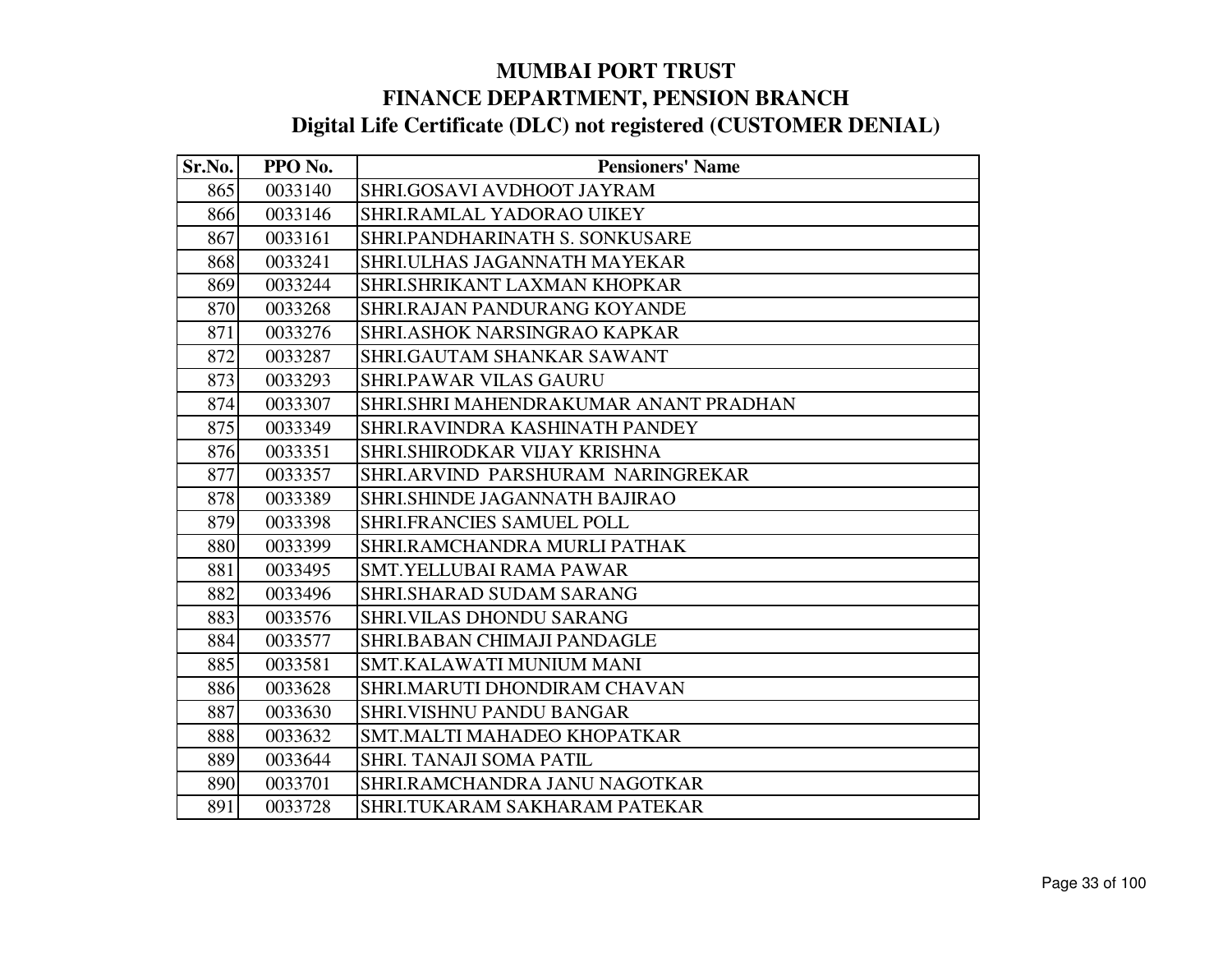# MUMBAI PORT TRUST
## FINANCE DEPARTMENT, PENSION BRANCH
### Digital Life Certificate (DLC) not registered (CUSTOMER DENIAL)

| Sr.No. | PPO No. | Pensioners' Name |
|---|---|---|
| 865 | 0033140 | SHRI.GOSAVI AVDHOOT JAYRAM |
| 866 | 0033146 | SHRI.RAMLAL YADORAO UIKEY |
| 867 | 0033161 | SHRI.PANDHARINATH S. SONKUSARE |
| 868 | 0033241 | SHRI.ULHAS JAGANNATH MAYEKAR |
| 869 | 0033244 | SHRI.SHRIKANT LAXMAN KHOPKAR |
| 870 | 0033268 | SHRI.RAJAN PANDURANG KOYANDE |
| 871 | 0033276 | SHRI.ASHOK NARSINGRAO KAPKAR |
| 872 | 0033287 | SHRI.GAUTAM SHANKAR SAWANT |
| 873 | 0033293 | SHRI.PAWAR VILAS GAURU |
| 874 | 0033307 | SHRI.SHRI MAHENDRAKUMAR ANANT PRADHAN |
| 875 | 0033349 | SHRI.RAVINDRA KASHINATH PANDEY |
| 876 | 0033351 | SHRI.SHIRODKAR VIJAY KRISHNA |
| 877 | 0033357 | SHRI.ARVIND PARSHURAM NARINGREKAR |
| 878 | 0033389 | SHRI.SHINDE JAGANNATH BAJIRAO |
| 879 | 0033398 | SHRI.FRANCIES SAMUEL POLL |
| 880 | 0033399 | SHRI.RAMCHANDRA MURLI PATHAK |
| 881 | 0033495 | SMT.YELLUBAI RAMA PAWAR |
| 882 | 0033496 | SHRI.SHARAD SUDAM SARANG |
| 883 | 0033576 | SHRI.VILAS DHONDU SARANG |
| 884 | 0033577 | SHRI.BABAN CHIMAJI PANDAGLE |
| 885 | 0033581 | SMT.KALAWATI MUNIUM MANI |
| 886 | 0033628 | SHRI.MARUTI DHONDIRAM CHAVAN |
| 887 | 0033630 | SHRI.VISHNU PANDU BANGAR |
| 888 | 0033632 | SMT.MALTI MAHADEO KHOPATKAR |
| 889 | 0033644 | SHRI. TANAJI SOMA PATIL |
| 890 | 0033701 | SHRI.RAMCHANDRA JANU NAGOTKAR |
| 891 | 0033728 | SHRI.TUKARAM SAKHARAM PATEKAR |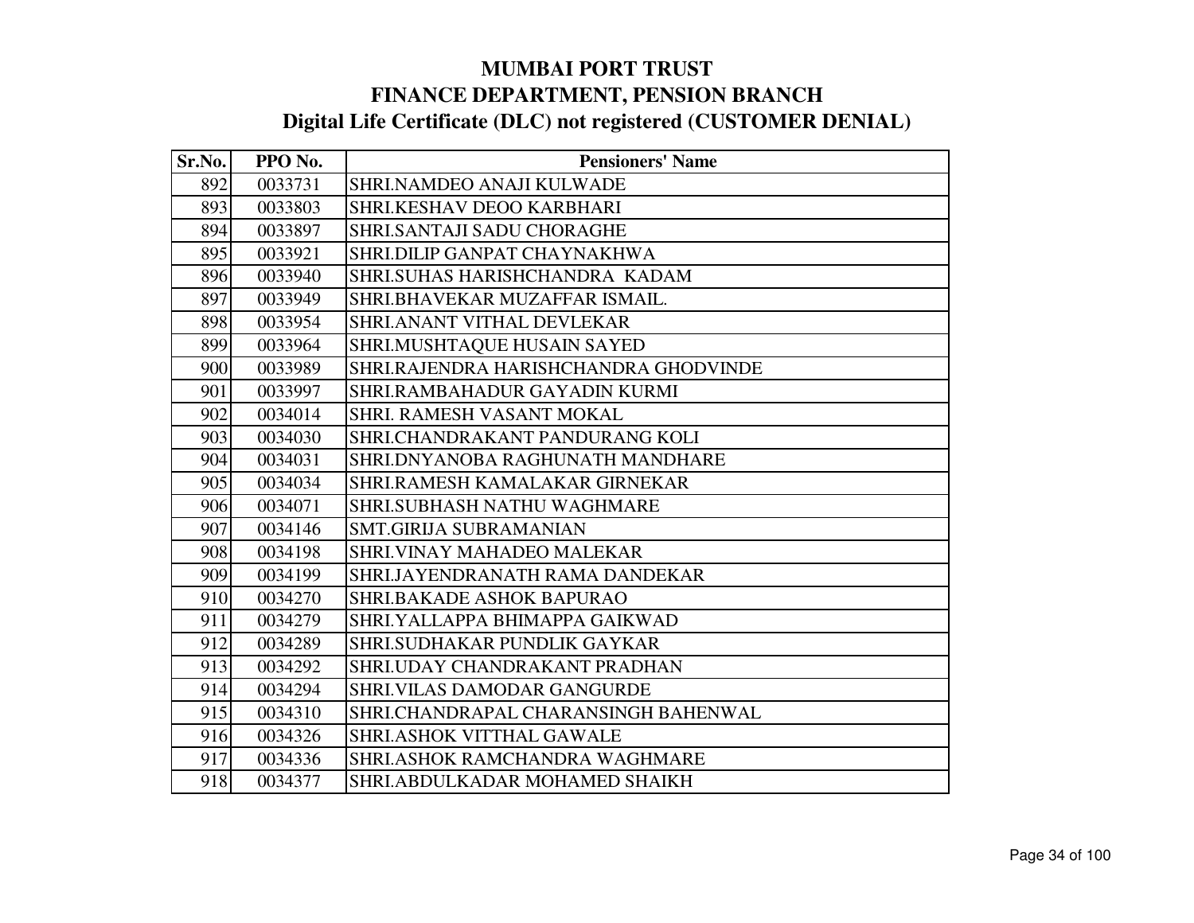# MUMBAI PORT TRUST
## FINANCE DEPARTMENT, PENSION BRANCH
### Digital Life Certificate (DLC) not registered (CUSTOMER DENIAL)

| Sr.No. | PPO No. | Pensioners' Name |
|---|---|---|
| 892 | 0033731 | SHRI.NAMDEO ANAJI KULWADE |
| 893 | 0033803 | SHRI.KESHAV DEOO KARBHARI |
| 894 | 0033897 | SHRI.SANTAJI SADU CHORAGHE |
| 895 | 0033921 | SHRI.DILIP GANPAT CHAYNAKHWA |
| 896 | 0033940 | SHRI.SUHAS HARISHCHANDRA KADAM |
| 897 | 0033949 | SHRI.BHAVEKAR MUZAFFAR ISMAIL. |
| 898 | 0033954 | SHRI.ANANT VITHAL DEVLEKAR |
| 899 | 0033964 | SHRI.MUSHTAQUE HUSAIN SAYED |
| 900 | 0033989 | SHRI.RAJENDRA HARISHCHANDRA GHODVINDE |
| 901 | 0033997 | SHRI.RAMBAHADUR GAYADIN KURMI |
| 902 | 0034014 | SHRI. RAMESH VASANT MOKAL |
| 903 | 0034030 | SHRI.CHANDRAKANT PANDURANG KOLI |
| 904 | 0034031 | SHRI.DNYANOBA RAGHUNATH MANDHARE |
| 905 | 0034034 | SHRI.RAMESH KAMALAKAR GIRNEKAR |
| 906 | 0034071 | SHRI.SUBHASH NATHU WAGHMARE |
| 907 | 0034146 | SMT.GIRIJA SUBRAMANIAN |
| 908 | 0034198 | SHRI.VINAY MAHADEO MALEKAR |
| 909 | 0034199 | SHRI.JAYENDRANATH RAMA DANDEKAR |
| 910 | 0034270 | SHRI.BAKADE ASHOK BAPURAO |
| 911 | 0034279 | SHRI.YALLAPPA BHIMAPPA GAIKWAD |
| 912 | 0034289 | SHRI.SUDHAKAR PUNDLIK GAYKAR |
| 913 | 0034292 | SHRI.UDAY CHANDRAKANT PRADHAN |
| 914 | 0034294 | SHRI.VILAS DAMODAR GANGURDE |
| 915 | 0034310 | SHRI.CHANDRAPAL CHARANSINGH BAHENWAL |
| 916 | 0034326 | SHRI.ASHOK VITTHAL GAWALE |
| 917 | 0034336 | SHRI.ASHOK RAMCHANDRA WAGHMARE |
| 918 | 0034377 | SHRI.ABDULKADAR MOHAMED SHAIKH |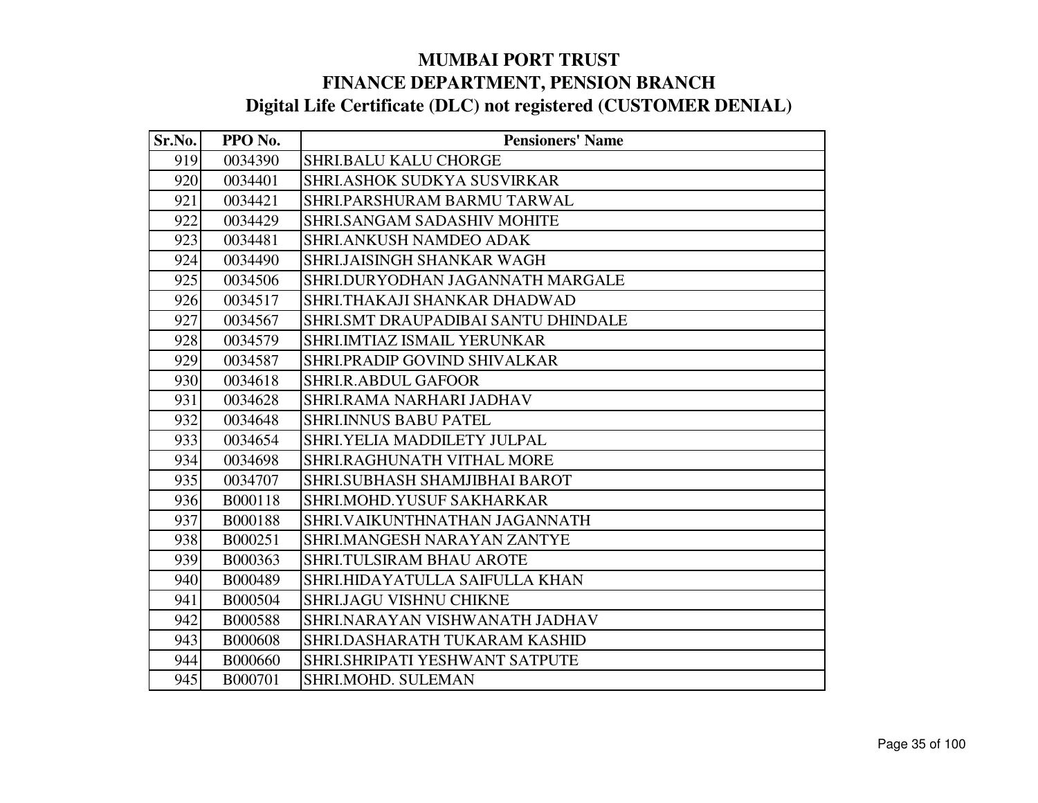# MUMBAI PORT TRUST
## FINANCE DEPARTMENT, PENSION BRANCH
### Digital Life Certificate (DLC) not registered (CUSTOMER DENIAL)

| Sr.No. | PPO No. | Pensioners' Name |
|---|---|---|
| 919 | 0034390 | SHRI.BALU KALU CHORGE |
| 920 | 0034401 | SHRI.ASHOK SUDKYA SUSVIRKAR |
| 921 | 0034421 | SHRI.PARSHURAM BARMU TARWAL |
| 922 | 0034429 | SHRI.SANGAM SADASHIV MOHITE |
| 923 | 0034481 | SHRI.ANKUSH NAMDEO ADAK |
| 924 | 0034490 | SHRI.JAISINGH SHANKAR WAGH |
| 925 | 0034506 | SHRI.DURYODHAN JAGANNATH MARGALE |
| 926 | 0034517 | SHRI.THAKAJI SHANKAR DHADWAD |
| 927 | 0034567 | SHRI.SMT DRAUPADIBAI SANTU DHINDALE |
| 928 | 0034579 | SHRI.IMTIAZ ISMAIL YERUNKAR |
| 929 | 0034587 | SHRI.PRADIP GOVIND SHIVALKAR |
| 930 | 0034618 | SHRI.R.ABDUL GAFOOR |
| 931 | 0034628 | SHRI.RAMA NARHARI JADHAV |
| 932 | 0034648 | SHRI.INNUS BABU PATEL |
| 933 | 0034654 | SHRI.YELIA MADDILETY JULPAL |
| 934 | 0034698 | SHRI.RAGHUNATH VITHAL MORE |
| 935 | 0034707 | SHRI.SUBHASH SHAMJIBHAI BAROT |
| 936 | B000118 | SHRI.MOHD.YUSUF SAKHARKAR |
| 937 | B000188 | SHRI.VAIKUNTHNATHAN JAGANNATH |
| 938 | B000251 | SHRI.MANGESH NARAYAN ZANTYE |
| 939 | B000363 | SHRI.TULSIRAM BHAU AROTE |
| 940 | B000489 | SHRI.HIDAYATULLA SAIFULLA KHAN |
| 941 | B000504 | SHRI.JAGU VISHNU CHIKNE |
| 942 | B000588 | SHRI.NARAYAN VISHWANATH JADHAV |
| 943 | B000608 | SHRI.DASHARATH TUKARAM KASHID |
| 944 | B000660 | SHRI.SHRIPATI YESHWANT SATPUTE |
| 945 | B000701 | SHRI.MOHD. SULEMAN |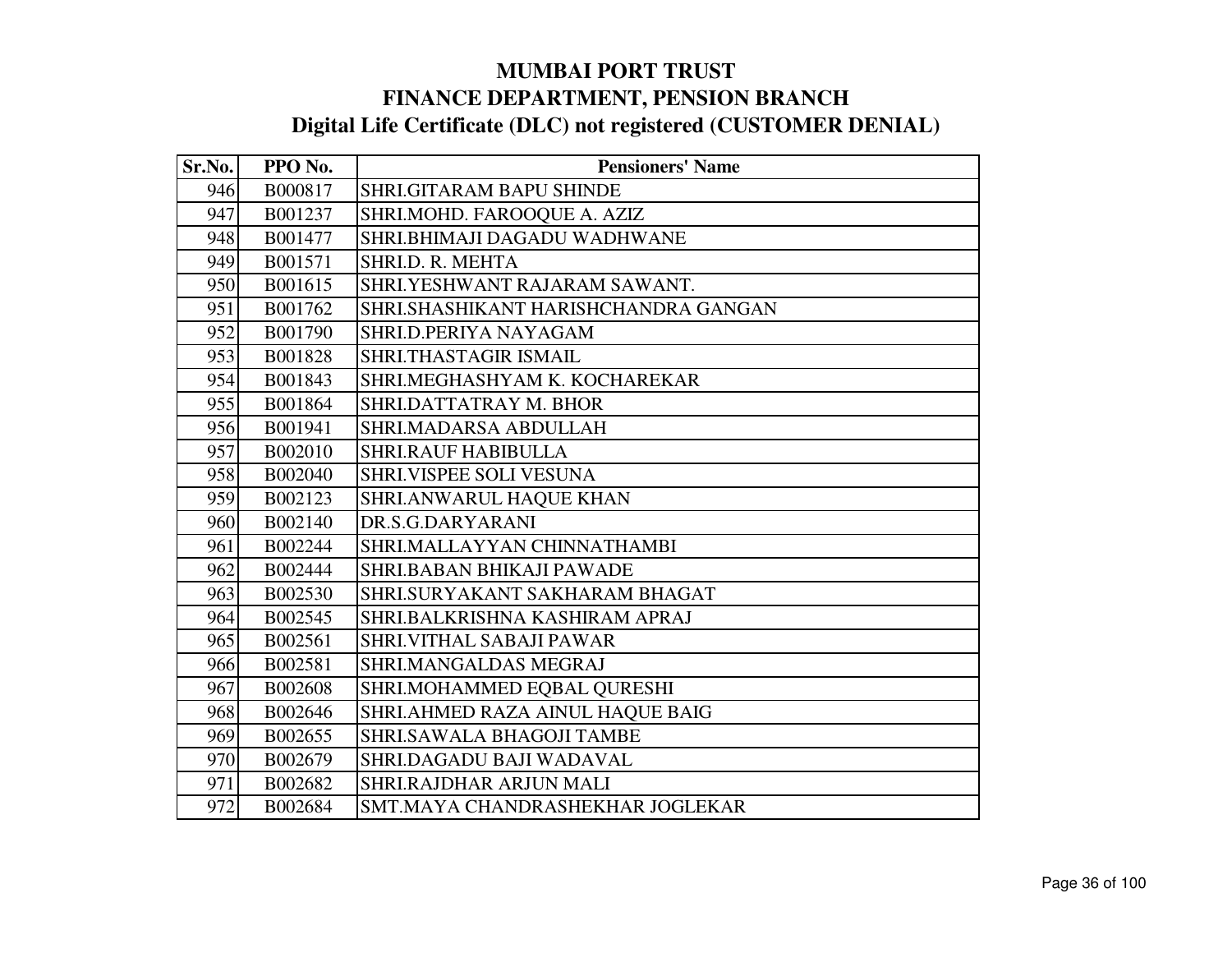# MUMBAI PORT TRUST
## FINANCE DEPARTMENT, PENSION BRANCH
### Digital Life Certificate (DLC) not registered (CUSTOMER DENIAL)

| Sr.No. | PPO No. | Pensioners' Name |
|---|---|---|
| 946 | B000817 | SHRI.GITARAM BAPU SHINDE |
| 947 | B001237 | SHRI.MOHD. FAROOQUE A. AZIZ |
| 948 | B001477 | SHRI.BHIMAJI DAGADU WADHWANE |
| 949 | B001571 | SHRI.D. R. MEHTA |
| 950 | B001615 | SHRI.YESHWANT RAJARAM SAWANT. |
| 951 | B001762 | SHRI.SHASHIKANT HARISHCHANDRA GANGAN |
| 952 | B001790 | SHRI.D.PERIYA NAYAGAM |
| 953 | B001828 | SHRI.THASTAGIR ISMAIL |
| 954 | B001843 | SHRI.MEGHASHYAM K. KOCHAREKAR |
| 955 | B001864 | SHRI.DATTATRAY M. BHOR |
| 956 | B001941 | SHRI.MADARSA ABDULLAH |
| 957 | B002010 | SHRI.RAUF HABIBULLA |
| 958 | B002040 | SHRI.VISPEE SOLI VESUNA |
| 959 | B002123 | SHRI.ANWARUL HAQUE KHAN |
| 960 | B002140 | DR.S.G.DARYARANI |
| 961 | B002244 | SHRI.MALLAYYAN CHINNATHAMBI |
| 962 | B002444 | SHRI.BABAN BHIKAJI PAWADE |
| 963 | B002530 | SHRI.SURYAKANT SAKHARAM BHAGAT |
| 964 | B002545 | SHRI.BALKRISHNA KASHIRAM APRAJ |
| 965 | B002561 | SHRI.VITHAL SABAJI PAWAR |
| 966 | B002581 | SHRI.MANGALDAS MEGRAJ |
| 967 | B002608 | SHRI.MOHAMMED EQBAL QURESHI |
| 968 | B002646 | SHRI.AHMED RAZA AINUL HAQUE BAIG |
| 969 | B002655 | SHRI.SAWALA BHAGOJI TAMBE |
| 970 | B002679 | SHRI.DAGADU BAJI WADAVAL |
| 971 | B002682 | SHRI.RAJDHAR ARJUN MALI |
| 972 | B002684 | SMT.MAYA CHANDRASHEKHAR JOGLEKAR |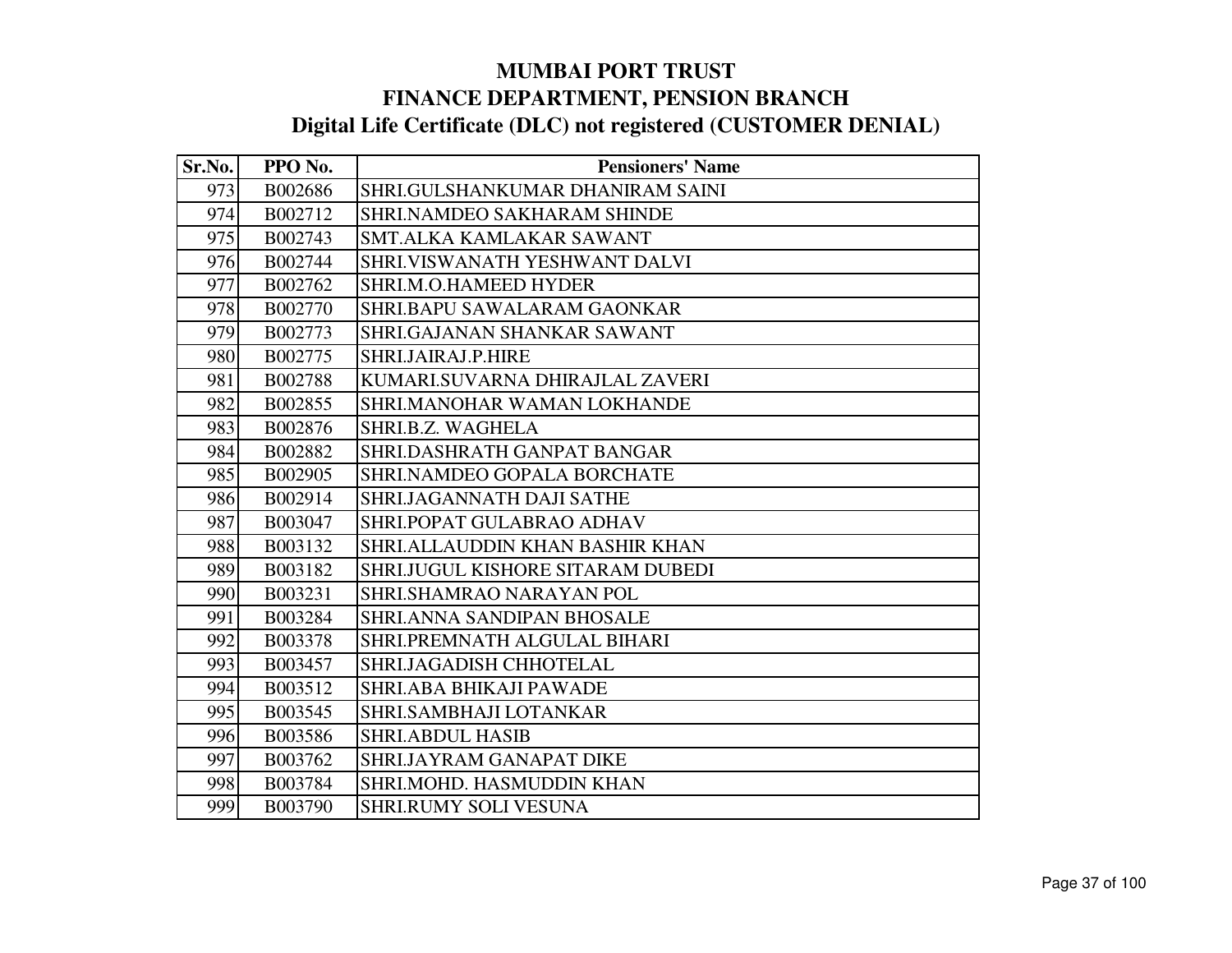# MUMBAI PORT TRUST
## FINANCE DEPARTMENT, PENSION BRANCH
### Digital Life Certificate (DLC) not registered (CUSTOMER DENIAL)

| Sr.No. | PPO No. | Pensioners' Name |
|---|---|---|
| 973 | B002686 | SHRI.GULSHANKUMAR DHANIRAM SAINI |
| 974 | B002712 | SHRI.NAMDEO SAKHARAM SHINDE |
| 975 | B002743 | SMT.ALKA KAMLAKAR SAWANT |
| 976 | B002744 | SHRI.VISWANATH YESHWANT DALVI |
| 977 | B002762 | SHRI.M.O.HAMEED HYDER |
| 978 | B002770 | SHRI.BAPU SAWALARAM GAONKAR |
| 979 | B002773 | SHRI.GAJANAN SHANKAR SAWANT |
| 980 | B002775 | SHRI.JAIRAJ.P.HIRE |
| 981 | B002788 | KUMARI.SUVARNA DHIRAJLAL ZAVERI |
| 982 | B002855 | SHRI.MANOHAR WAMAN LOKHANDE |
| 983 | B002876 | SHRI.B.Z. WAGHELA |
| 984 | B002882 | SHRI.DASHRATH GANPAT BANGAR |
| 985 | B002905 | SHRI.NAMDEO GOPALA BORCHATE |
| 986 | B002914 | SHRI.JAGANNATH DAJI SATHE |
| 987 | B003047 | SHRI.POPAT GULABRAO ADHAV |
| 988 | B003132 | SHRI.ALLAUDDIN KHAN BASHIR KHAN |
| 989 | B003182 | SHRI.JUGUL KISHORE SITARAM DUBEDI |
| 990 | B003231 | SHRI.SHAMRAO NARAYAN POL |
| 991 | B003284 | SHRI.ANNA SANDIPAN BHOSALE |
| 992 | B003378 | SHRI.PREMNATH ALGULAL BIHARI |
| 993 | B003457 | SHRI.JAGADISH CHHOTELAL |
| 994 | B003512 | SHRI.ABA BHIKAJI PAWADE |
| 995 | B003545 | SHRI.SAMBHAJI LOTANKAR |
| 996 | B003586 | SHRI.ABDUL HASIB |
| 997 | B003762 | SHRI.JAYRAM GANAPAT DIKE |
| 998 | B003784 | SHRI.MOHD. HASMUDDIN KHAN |
| 999 | B003790 | SHRI.RUMY SOLI VESUNA |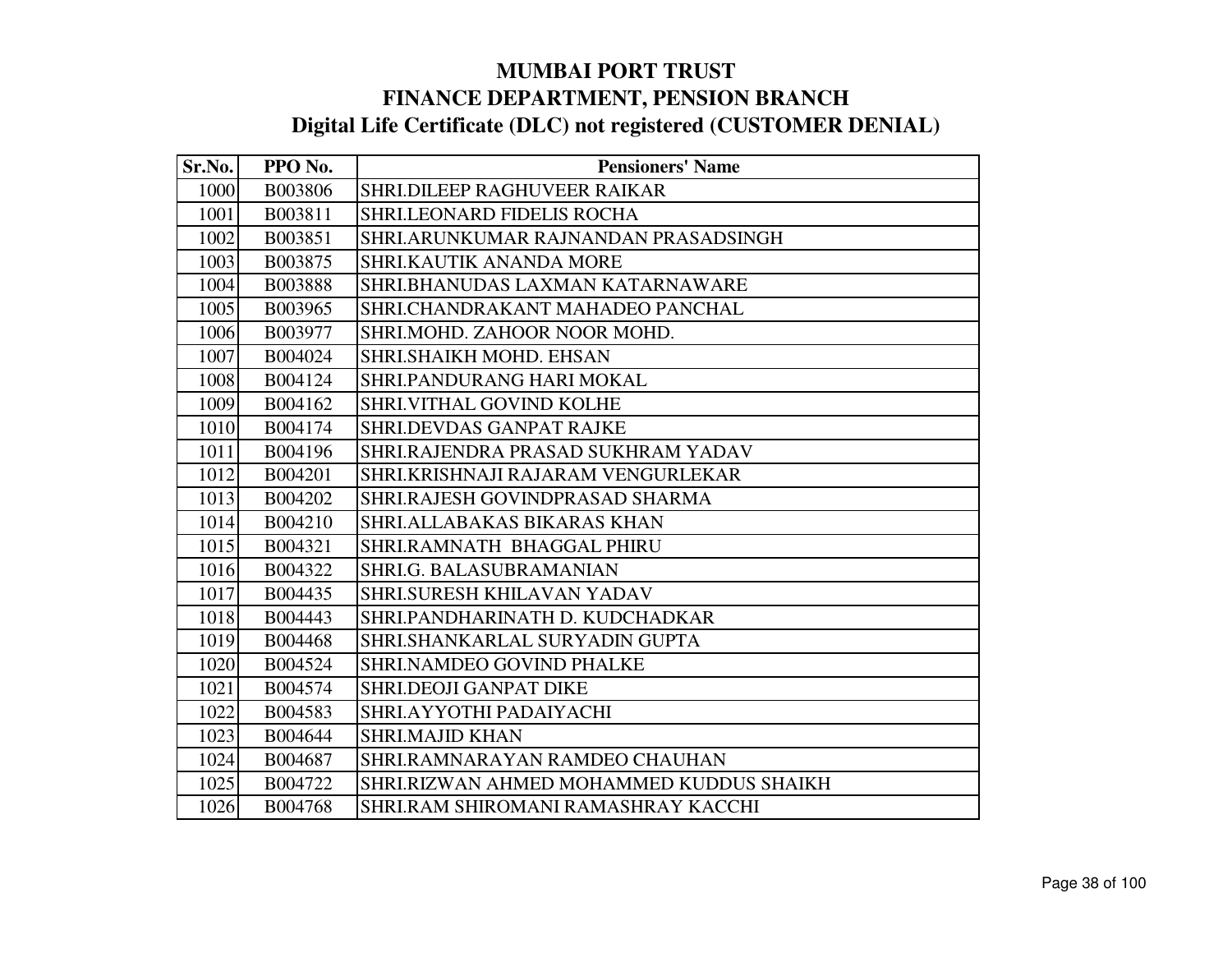# MUMBAI PORT TRUST
## FINANCE DEPARTMENT, PENSION BRANCH
## Digital Life Certificate (DLC) not registered (CUSTOMER DENIAL)

| Sr.No. | PPO No. | Pensioners' Name |
|---|---|---|
| 1000 | B003806 | SHRI.DILEEP RAGHUVEER RAIKAR |
| 1001 | B003811 | SHRI.LEONARD FIDELIS ROCHA |
| 1002 | B003851 | SHRI.ARUNKUMAR RAJNANDAN PRASADSINGH |
| 1003 | B003875 | SHRI.KAUTIK ANANDA MORE |
| 1004 | B003888 | SHRI.BHANUDAS LAXMAN KATARNAWARE |
| 1005 | B003965 | SHRI.CHANDRAKANT MAHADEO PANCHAL |
| 1006 | B003977 | SHRI.MOHD. ZAHOOR NOOR MOHD. |
| 1007 | B004024 | SHRI.SHAIKH MOHD. EHSAN |
| 1008 | B004124 | SHRI.PANDURANG HARI MOKAL |
| 1009 | B004162 | SHRI.VITHAL GOVIND KOLHE |
| 1010 | B004174 | SHRI.DEVDAS GANPAT RAJKE |
| 1011 | B004196 | SHRI.RAJENDRA PRASAD SUKHRAM YADAV |
| 1012 | B004201 | SHRI.KRISHNAJI RAJARAM VENGURLEKAR |
| 1013 | B004202 | SHRI.RAJESH GOVINDPRASAD SHARMA |
| 1014 | B004210 | SHRI.ALLABAKAS BIKARAS KHAN |
| 1015 | B004321 | SHRI.RAMNATH BHAGGAL PHIRU |
| 1016 | B004322 | SHRI.G. BALASUBRAMANIAN |
| 1017 | B004435 | SHRI.SURESH KHILAVAN YADAV |
| 1018 | B004443 | SHRI.PANDHARINATH D. KUDCHADKAR |
| 1019 | B004468 | SHRI.SHANKARLAL SURYADIN GUPTA |
| 1020 | B004524 | SHRI.NAMDEO GOVIND PHALKE |
| 1021 | B004574 | SHRI.DEOJI GANPAT DIKE |
| 1022 | B004583 | SHRI.AYYOTHI PADAIYACHI |
| 1023 | B004644 | SHRI.MAJID KHAN |
| 1024 | B004687 | SHRI.RAMNARAYAN RAMDEO CHAUHAN |
| 1025 | B004722 | SHRI.RIZWAN AHMED MOHAMMED KUDDUS SHAIKH |
| 1026 | B004768 | SHRI.RAM SHIROMANI RAMASHRAY KACCHI |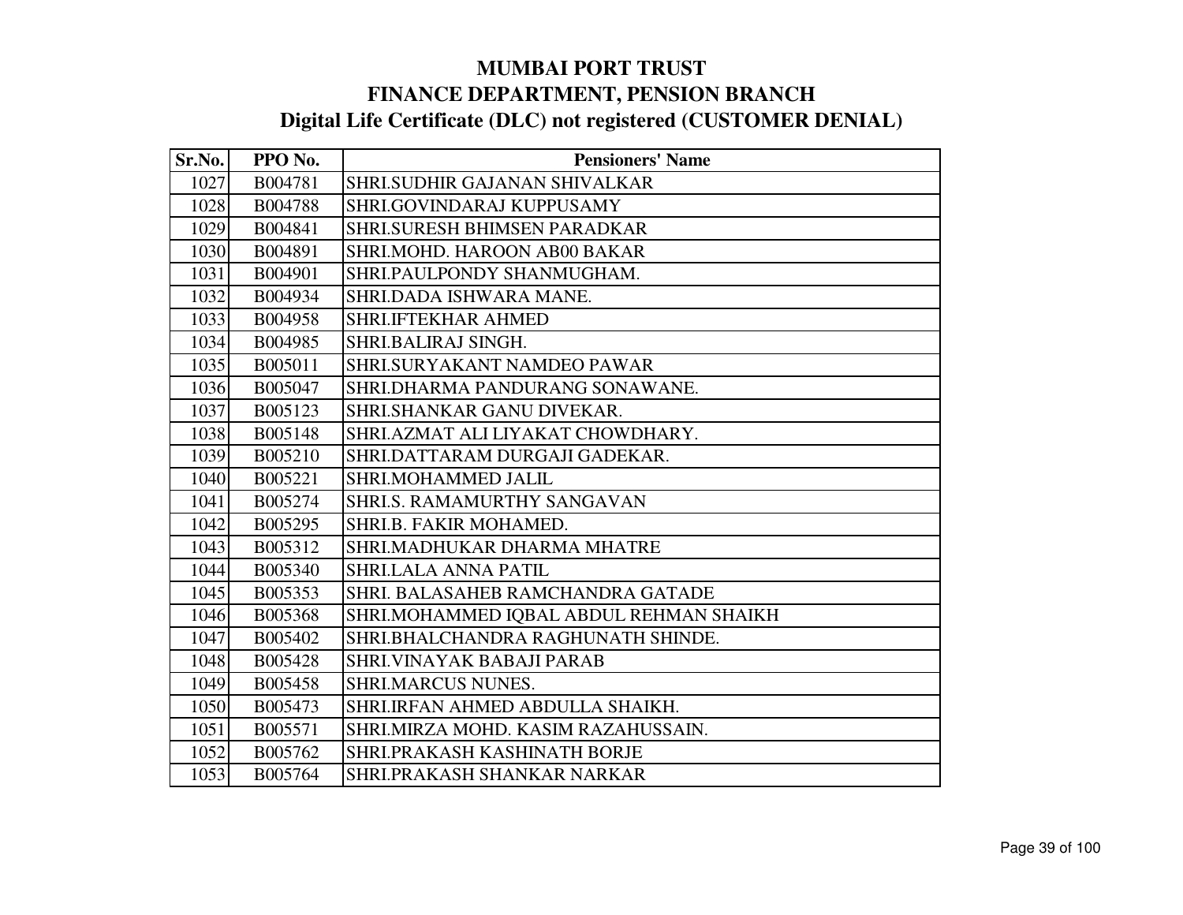# MUMBAI PORT TRUST
## FINANCE DEPARTMENT, PENSION BRANCH
### Digital Life Certificate (DLC) not registered (CUSTOMER DENIAL)

| Sr.No. | PPO No. | Pensioners' Name |
|---|---|---|
| 1027 | B004781 | SHRI.SUDHIR GAJANAN SHIVALKAR |
| 1028 | B004788 | SHRI.GOVINDARAJ KUPPUSAMY |
| 1029 | B004841 | SHRI.SURESH BHIMSEN PARADKAR |
| 1030 | B004891 | SHRI.MOHD. HAROON AB00 BAKAR |
| 1031 | B004901 | SHRI.PAULPONDY SHANMUGHAM. |
| 1032 | B004934 | SHRI.DADA ISHWARA MANE. |
| 1033 | B004958 | SHRI.IFTEKHAR AHMED |
| 1034 | B004985 | SHRI.BALIRAJ SINGH. |
| 1035 | B005011 | SHRI.SURYAKANT NAMDEO PAWAR |
| 1036 | B005047 | SHRI.DHARMA PANDURANG SONAWANE. |
| 1037 | B005123 | SHRI.SHANKAR GANU DIVEKAR. |
| 1038 | B005148 | SHRI.AZMAT ALI LIYAKAT CHOWDHARY. |
| 1039 | B005210 | SHRI.DATTARAM DURGAJI GADEKAR. |
| 1040 | B005221 | SHRI.MOHAMMED JALIL |
| 1041 | B005274 | SHRI.S. RAMAMURTHY SANGAVAN |
| 1042 | B005295 | SHRI.B. FAKIR MOHAMED. |
| 1043 | B005312 | SHRI.MADHUKAR DHARMA MHATRE |
| 1044 | B005340 | SHRI.LALA ANNA PATIL |
| 1045 | B005353 | SHRI. BALASAHEB RAMCHANDRA GATADE |
| 1046 | B005368 | SHRI.MOHAMMED IQBAL ABDUL REHMAN SHAIKH |
| 1047 | B005402 | SHRI.BHALCHANDRA RAGHUNATH SHINDE. |
| 1048 | B005428 | SHRI.VINAYAK BABAJI PARAB |
| 1049 | B005458 | SHRI.MARCUS NUNES. |
| 1050 | B005473 | SHRI.IRFAN AHMED ABDULLA SHAIKH. |
| 1051 | B005571 | SHRI.MIRZA MOHD. KASIM RAZAHUSSAIN. |
| 1052 | B005762 | SHRI.PRAKASH KASHINATH BORJE |
| 1053 | B005764 | SHRI.PRAKASH SHANKAR NARKAR |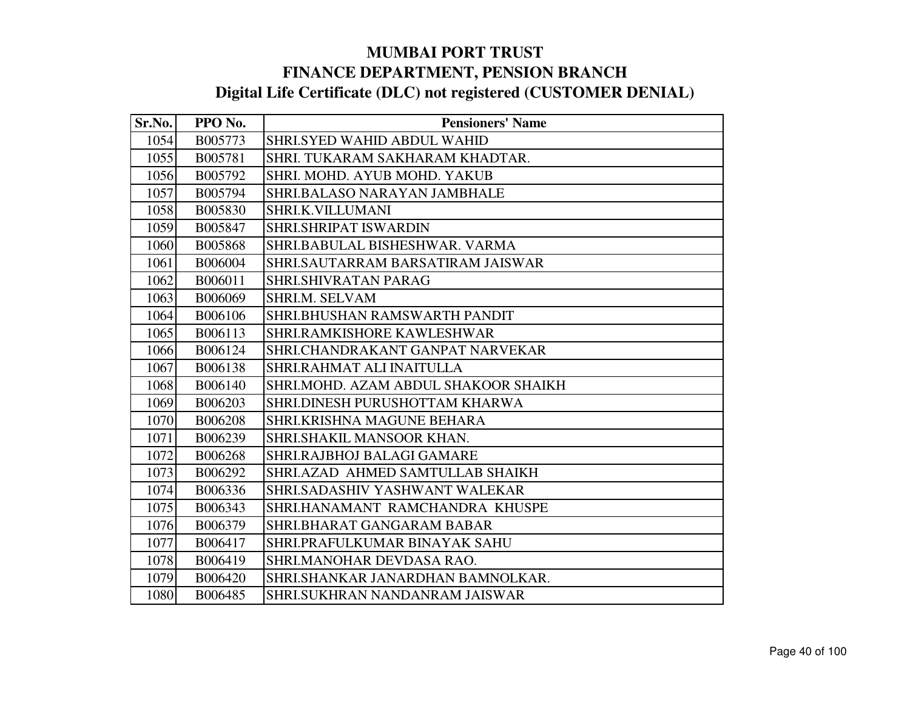# MUMBAI PORT TRUST
# FINANCE DEPARTMENT, PENSION BRANCH
# Digital Life Certificate (DLC) not registered (CUSTOMER DENIAL)

| Sr.No. | PPO No. | Pensioners' Name |
|---|---|---|
| 1054 | B005773 | SHRI.SYED WAHID ABDUL WAHID |
| 1055 | B005781 | SHRI. TUKARAM SAKHARAM KHADTAR. |
| 1056 | B005792 | SHRI. MOHD. AYUB MOHD. YAKUB |
| 1057 | B005794 | SHRI.BALASO NARAYAN JAMBHALE |
| 1058 | B005830 | SHRI.K.VILLUMANI |
| 1059 | B005847 | SHRI.SHRIPAT ISWARDIN |
| 1060 | B005868 | SHRI.BABULAL BISHESHWAR. VARMA |
| 1061 | B006004 | SHRI.SAUTARRAM BARSATIRAM JAISWAR |
| 1062 | B006011 | SHRI.SHIVRATAN PARAG |
| 1063 | B006069 | SHRI.M. SELVAM |
| 1064 | B006106 | SHRI.BHUSHAN RAMSWARTH PANDIT |
| 1065 | B006113 | SHRI.RAMKISHORE KAWLESHWAR |
| 1066 | B006124 | SHRI.CHANDRAKANT GANPAT NARVEKAR |
| 1067 | B006138 | SHRI.RAHMAT ALI INAITULLA |
| 1068 | B006140 | SHRI.MOHD. AZAM ABDUL SHAKOOR SHAIKH |
| 1069 | B006203 | SHRI.DINESH PURUSHOTTAM KHARWA |
| 1070 | B006208 | SHRI.KRISHNA MAGUNE BEHARA |
| 1071 | B006239 | SHRI.SHAKIL MANSOOR KHAN. |
| 1072 | B006268 | SHRI.RAJBHOJ BALAGI GAMARE |
| 1073 | B006292 | SHRI.AZAD AHMED SAMTULLAB SHAIKH |
| 1074 | B006336 | SHRI.SADASHIV YASHWANT WALEKAR |
| 1075 | B006343 | SHRI.HANAMANT RAMCHANDRA KHUSPE |
| 1076 | B006379 | SHRI.BHARAT GANGARAM BABAR |
| 1077 | B006417 | SHRI.PRAFULKUMAR BINAYAK SAHU |
| 1078 | B006419 | SHRI.MANOHAR DEVDASA RAO. |
| 1079 | B006420 | SHRI.SHANKAR JANARDHAN BAMNOLKAR. |
| 1080 | B006485 | SHRI.SUKHRAN NANDANRAM JAISWAR |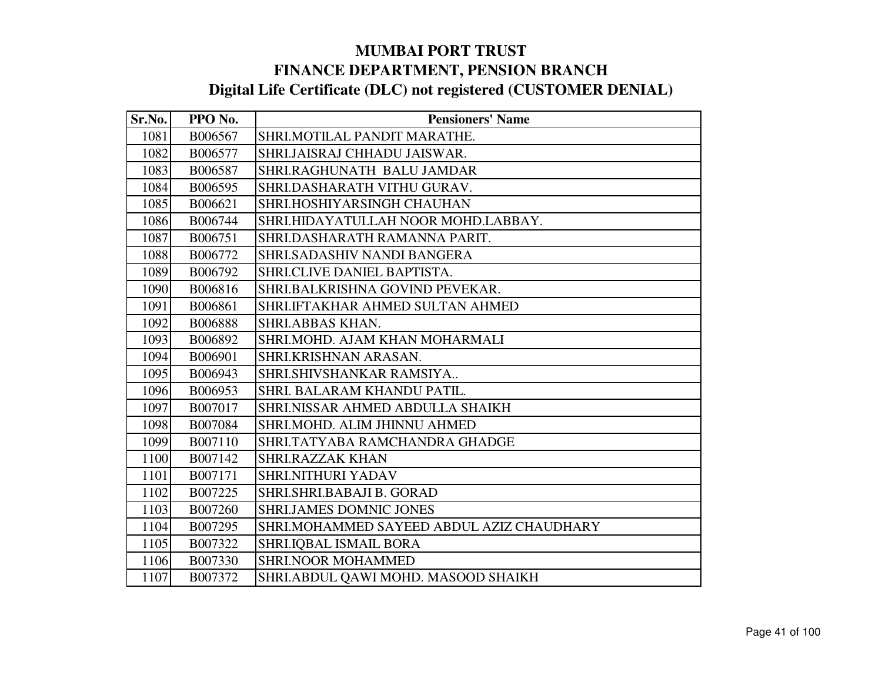# MUMBAI PORT TRUST
## FINANCE DEPARTMENT, PENSION BRANCH
### Digital Life Certificate (DLC) not registered (CUSTOMER DENIAL)

| Sr.No. | PPO No. | Pensioners' Name |
|---|---|---|
| 1081 | B006567 | SHRI.MOTILAL PANDIT MARATHE. |
| 1082 | B006577 | SHRI.JAISRAJ CHHADU JAISWAR. |
| 1083 | B006587 | SHRI.RAGHUNATH BALU JAMDAR |
| 1084 | B006595 | SHRI.DASHARATH VITHU GURAV. |
| 1085 | B006621 | SHRI.HOSHIYARSINGH CHAUHAN |
| 1086 | B006744 | SHRI.HIDAYATULLAH NOOR MOHD.LABBAY. |
| 1087 | B006751 | SHRI.DASHARATH RAMANNA PARIT. |
| 1088 | B006772 | SHRI.SADASHIV NANDI BANGERA |
| 1089 | B006792 | SHRI.CLIVE DANIEL BAPTISTA. |
| 1090 | B006816 | SHRI.BALKRISHNA GOVIND PEVEKAR. |
| 1091 | B006861 | SHRI.IFTAKHAR AHMED SULTAN AHMED |
| 1092 | B006888 | SHRI.ABBAS KHAN. |
| 1093 | B006892 | SHRI.MOHD. AJAM KHAN MOHARMALI |
| 1094 | B006901 | SHRI.KRISHNAN ARASAN. |
| 1095 | B006943 | SHRI.SHIVSHANKAR RAMSIYA.. |
| 1096 | B006953 | SHRI. BALARAM KHANDU PATIL. |
| 1097 | B007017 | SHRI.NISSAR AHMED ABDULLA SHAIKH |
| 1098 | B007084 | SHRI.MOHD. ALIM JHINNU AHMED |
| 1099 | B007110 | SHRI.TATYABA RAMCHANDRA GHADGE |
| 1100 | B007142 | SHRI.RAZZAK KHAN |
| 1101 | B007171 | SHRI.NITHURI YADAV |
| 1102 | B007225 | SHRI.SHRI.BABAJI B. GORAD |
| 1103 | B007260 | SHRI.JAMES DOMNIC JONES |
| 1104 | B007295 | SHRI.MOHAMMED SAYEED ABDUL AZIZ CHAUDHARY |
| 1105 | B007322 | SHRI.IQBAL ISMAIL BORA |
| 1106 | B007330 | SHRI.NOOR MOHAMMED |
| 1107 | B007372 | SHRI.ABDUL QAWI MOHD. MASOOD SHAIKH |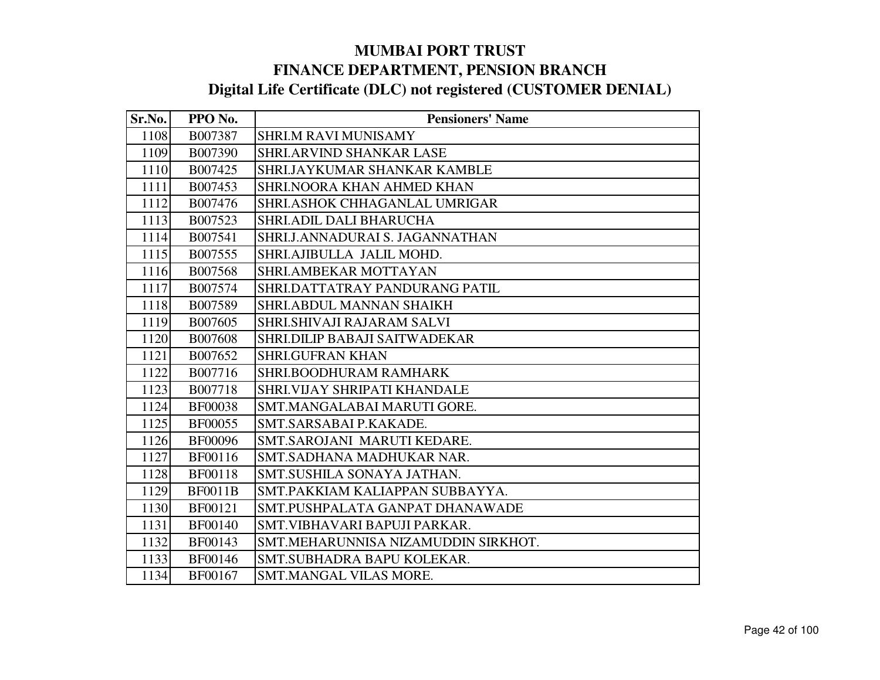# MUMBAI PORT TRUST
## FINANCE DEPARTMENT, PENSION BRANCH
### Digital Life Certificate (DLC) not registered (CUSTOMER DENIAL)

| Sr.No. | PPO No. | Pensioners' Name |
|---|---|---|
| 1108 | B007387 | SHRI.M RAVI MUNISAMY |
| 1109 | B007390 | SHRI.ARVIND SHANKAR LASE |
| 1110 | B007425 | SHRI.JAYKUMAR SHANKAR KAMBLE |
| 1111 | B007453 | SHRI.NOORA KHAN AHMED KHAN |
| 1112 | B007476 | SHRI.ASHOK CHHAGANLAL UMRIGAR |
| 1113 | B007523 | SHRI.ADIL DALI BHARUCHA |
| 1114 | B007541 | SHRI.J.ANNADURAI S. JAGANNATHAN |
| 1115 | B007555 | SHRI.AJIBULLA JALIL MOHD. |
| 1116 | B007568 | SHRI.AMBEKAR MOTTAYAN |
| 1117 | B007574 | SHRI.DATTATRAY PANDURANG PATIL |
| 1118 | B007589 | SHRI.ABDUL MANNAN SHAIKH |
| 1119 | B007605 | SHRI.SHIVAJI RAJARAM SALVI |
| 1120 | B007608 | SHRI.DILIP BABAJI SAITWADEKAR |
| 1121 | B007652 | SHRI.GUFRAN KHAN |
| 1122 | B007716 | SHRI.BOODHURAM RAMHARK |
| 1123 | B007718 | SHRI.VIJAY SHRIPATI KHANDALE |
| 1124 | BF00038 | SMT.MANGALABAI MARUTI GORE. |
| 1125 | BF00055 | SMT.SARSABAI P.KAKADE. |
| 1126 | BF00096 | SMT.SAROJANI MARUTI KEDARE. |
| 1127 | BF00116 | SMT.SADHANA MADHUKAR NAR. |
| 1128 | BF00118 | SMT.SUSHILA SONAYA JATHAN. |
| 1129 | BF0011B | SMT.PAKKIAM KALIAPPAN SUBBAYYA. |
| 1130 | BF00121 | SMT.PUSHPALATA GANPAT DHANAWADE |
| 1131 | BF00140 | SMT.VIBHAVARI BAPUJI PARKAR. |
| 1132 | BF00143 | SMT.MEHARUNNISA NIZAMUDDIN SIRKHOT. |
| 1133 | BF00146 | SMT.SUBHADRA BAPU KOLEKAR. |
| 1134 | BF00167 | SMT.MANGAL VILAS MORE. |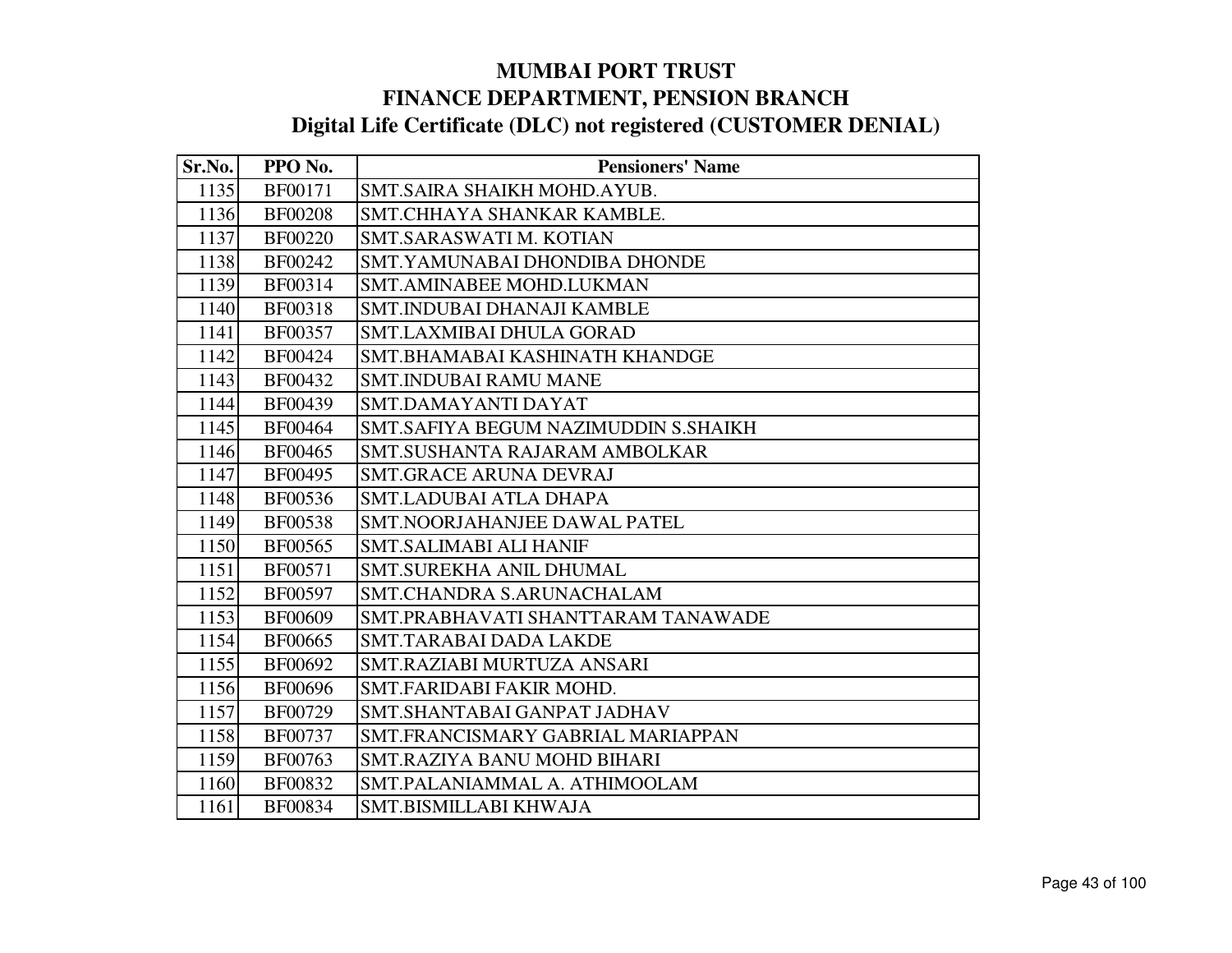# MUMBAI PORT TRUST
## FINANCE DEPARTMENT, PENSION BRANCH
## Digital Life Certificate (DLC) not registered (CUSTOMER DENIAL)

| Sr.No. | PPO No. | Pensioners' Name |
|---|---|---|
| 1135 | BF00171 | SMT.SAIRA SHAIKH MOHD.AYUB. |
| 1136 | BF00208 | SMT.CHHAYA SHANKAR KAMBLE. |
| 1137 | BF00220 | SMT.SARASWATI M. KOTIAN |
| 1138 | BF00242 | SMT.YAMUNABAI DHONDIBA DHONDE |
| 1139 | BF00314 | SMT.AMINABEE MOHD.LUKMAN |
| 1140 | BF00318 | SMT.INDUBAI DHANAJI KAMBLE |
| 1141 | BF00357 | SMT.LAXMIBAI DHULA GORAD |
| 1142 | BF00424 | SMT.BHAMABAI KASHINATH KHANDGE |
| 1143 | BF00432 | SMT.INDUBAI RAMU MANE |
| 1144 | BF00439 | SMT.DAMAYANTI DAYAT |
| 1145 | BF00464 | SMT.SAFIYA BEGUM NAZIMUDDIN S.SHAIKH |
| 1146 | BF00465 | SMT.SUSHANTA RAJARAM AMBOLKAR |
| 1147 | BF00495 | SMT.GRACE ARUNA DEVRAJ |
| 1148 | BF00536 | SMT.LADUBAI ATLA DHAPA |
| 1149 | BF00538 | SMT.NOORJAHANJEE DAWAL PATEL |
| 1150 | BF00565 | SMT.SALIMABI ALI HANIF |
| 1151 | BF00571 | SMT.SUREKHA ANIL DHUMAL |
| 1152 | BF00597 | SMT.CHANDRA S.ARUNACHALAM |
| 1153 | BF00609 | SMT.PRABHAVATI SHANTTARAM TANAWADE |
| 1154 | BF00665 | SMT.TARABAI DADA LAKDE |
| 1155 | BF00692 | SMT.RAZIABI MURTUZA ANSARI |
| 1156 | BF00696 | SMT.FARIDABI FAKIR MOHD. |
| 1157 | BF00729 | SMT.SHANTABAI GANPAT JADHAV |
| 1158 | BF00737 | SMT.FRANCISMARY GABRIAL MARIAPPAN |
| 1159 | BF00763 | SMT.RAZIYA BANU MOHD BIHARI |
| 1160 | BF00832 | SMT.PALANIAMMAL A. ATHIMOOLAM |
| 1161 | BF00834 | SMT.BISMILLABI KHWAJA |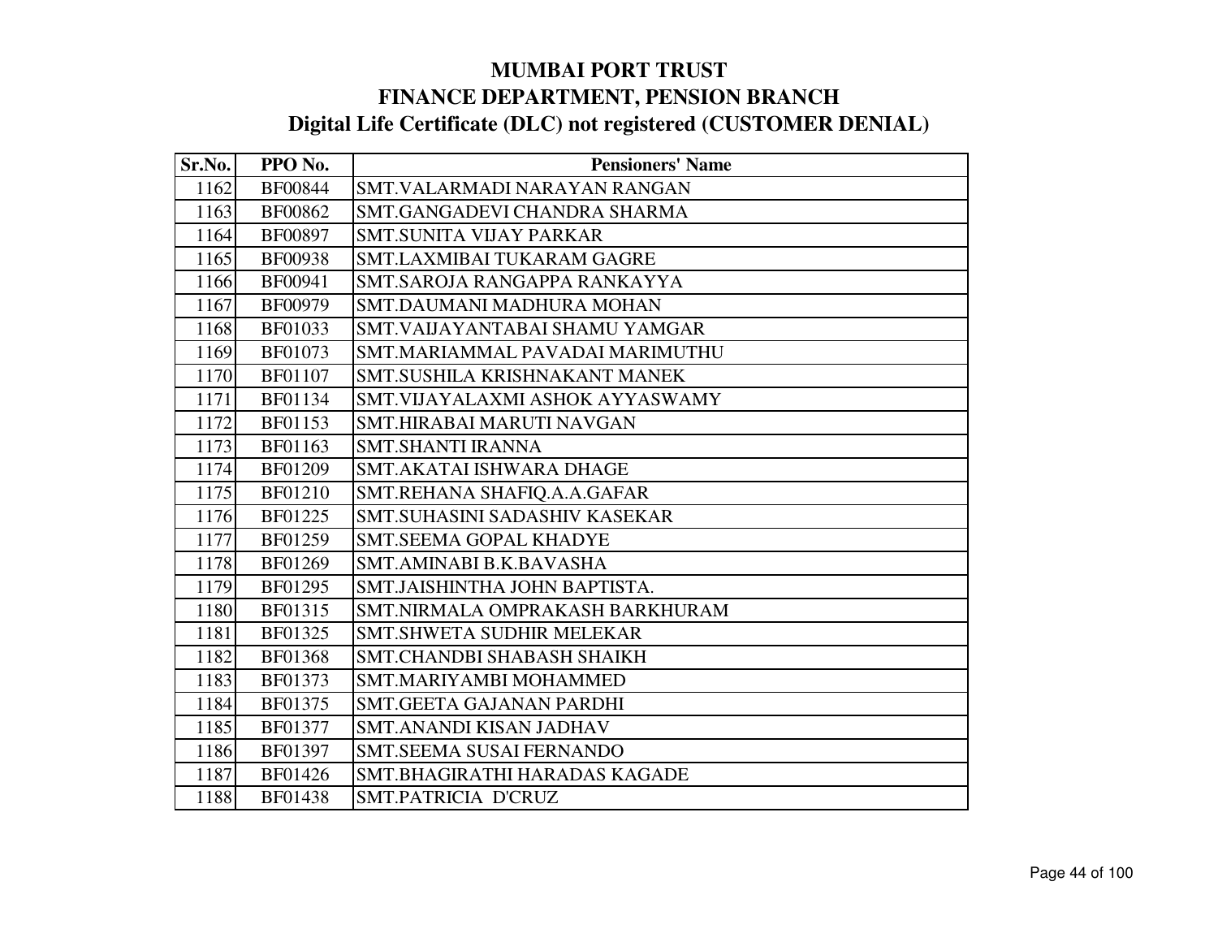# MUMBAI PORT TRUST
# FINANCE DEPARTMENT, PENSION BRANCH
## Digital Life Certificate (DLC) not registered (CUSTOMER DENIAL)

| Sr.No. | PPO No. | Pensioners' Name |
|---|---|---|
| 1162 | BF00844 | SMT.VALARMADI NARAYAN RANGAN |
| 1163 | BF00862 | SMT.GANGADEVI CHANDRA SHARMA |
| 1164 | BF00897 | SMT.SUNITA VIJAY PARKAR |
| 1165 | BF00938 | SMT.LAXMIBAI TUKARAM GAGRE |
| 1166 | BF00941 | SMT.SAROJA RANGAPPA RANKAYYA |
| 1167 | BF00979 | SMT.DAUMANI MADHURA MOHAN |
| 1168 | BF01033 | SMT.VAIJAYANTABAI SHAMU YAMGAR |
| 1169 | BF01073 | SMT.MARIAMMAL PAVADAI MARIMUTHU |
| 1170 | BF01107 | SMT.SUSHILA KRISHNAKANT MANEK |
| 1171 | BF01134 | SMT.VIJAYALAXMI ASHOK AYYASWAMY |
| 1172 | BF01153 | SMT.HIRABAI MARUTI NAVGAN |
| 1173 | BF01163 | SMT.SHANTI IRANNA |
| 1174 | BF01209 | SMT.AKATAI ISHWARA DHAGE |
| 1175 | BF01210 | SMT.REHANA SHAFIQ.A.A.GAFAR |
| 1176 | BF01225 | SMT.SUHASINI SADASHIV KASEKAR |
| 1177 | BF01259 | SMT.SEEMA GOPAL KHADYE |
| 1178 | BF01269 | SMT.AMINABI B.K.BAVASHA |
| 1179 | BF01295 | SMT.JAISHINTHA JOHN BAPTISTA. |
| 1180 | BF01315 | SMT.NIRMALA OMPRAKASH BARKHURAM |
| 1181 | BF01325 | SMT.SHWETA SUDHIR MELEKAR |
| 1182 | BF01368 | SMT.CHANDBI SHABASH SHAIKH |
| 1183 | BF01373 | SMT.MARIYAMBI MOHAMMED |
| 1184 | BF01375 | SMT.GEETA GAJANAN PARDHI |
| 1185 | BF01377 | SMT.ANANDI KISAN JADHAV |
| 1186 | BF01397 | SMT.SEEMA SUSAI FERNANDO |
| 1187 | BF01426 | SMT.BHAGIRATHI HARADAS KAGADE |
| 1188 | BF01438 | SMT.PATRICIA D'CRUZ |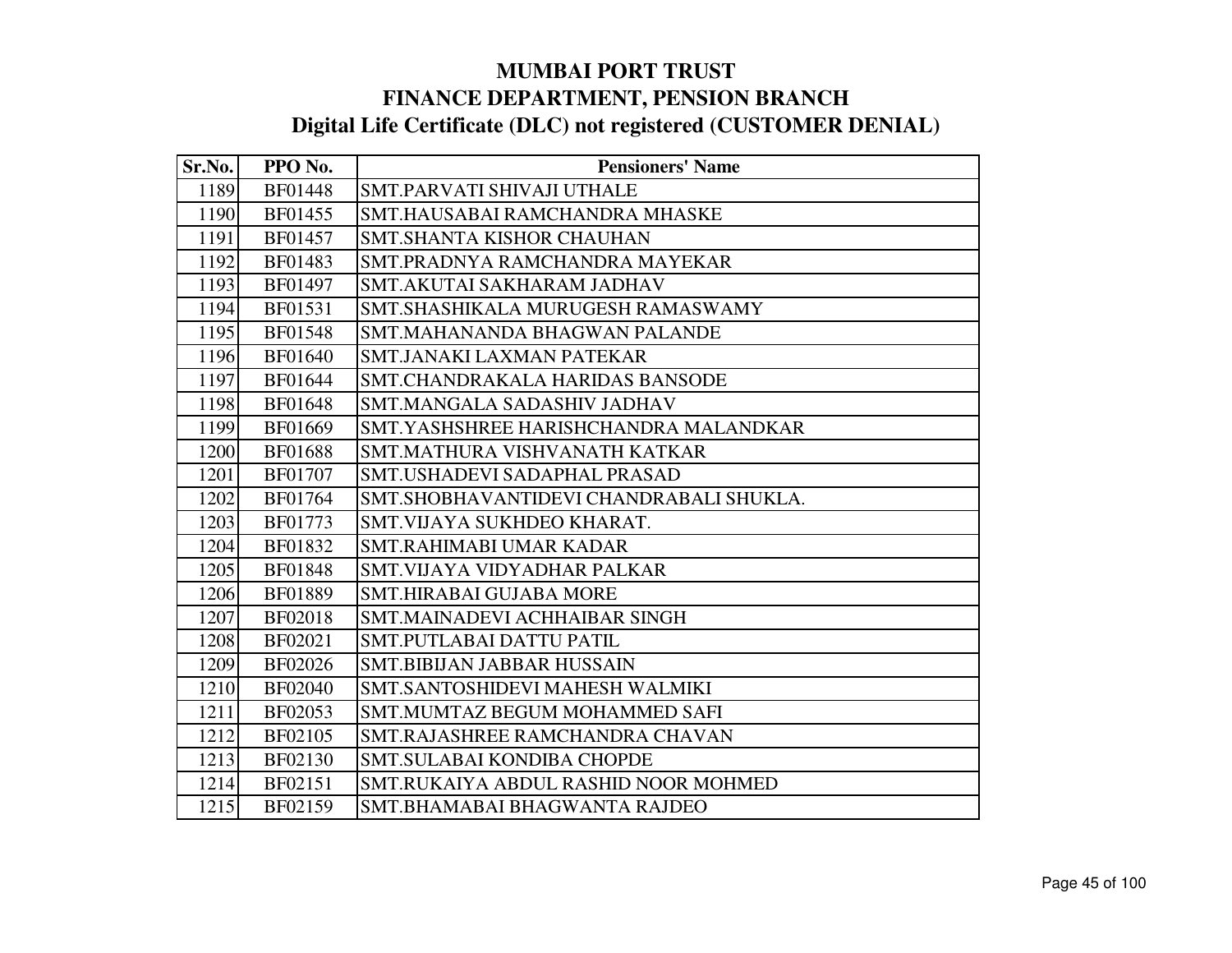# MUMBAI PORT TRUST
## FINANCE DEPARTMENT, PENSION BRANCH
### Digital Life Certificate (DLC) not registered (CUSTOMER DENIAL)

| Sr.No. | PPO No. | Pensioners' Name |
|---|---|---|
| 1189 | BF01448 | SMT.PARVATI SHIVAJI UTHALE |
| 1190 | BF01455 | SMT.HAUSABAI RAMCHANDRA MHASKE |
| 1191 | BF01457 | SMT.SHANTA KISHOR CHAUHAN |
| 1192 | BF01483 | SMT.PRADNYA RAMCHANDRA MAYEKAR |
| 1193 | BF01497 | SMT.AKUTAI SAKHARAM JADHAV |
| 1194 | BF01531 | SMT.SHASHIKALA MURUGESH RAMASWAMY |
| 1195 | BF01548 | SMT.MAHANANDA BHAGWAN PALANDE |
| 1196 | BF01640 | SMT.JANAKI LAXMAN PATEKAR |
| 1197 | BF01644 | SMT.CHANDRAKALA HARIDAS BANSODE |
| 1198 | BF01648 | SMT.MANGALA SADASHIV JADHAV |
| 1199 | BF01669 | SMT.YASHSHREE HARISHCHANDRA MALANDKAR |
| 1200 | BF01688 | SMT.MATHURA VISHVANATH KATKAR |
| 1201 | BF01707 | SMT.USHADEVI SADAPHAL PRASAD |
| 1202 | BF01764 | SMT.SHOBHAVANTIDEVI CHANDRABALI SHUKLA. |
| 1203 | BF01773 | SMT.VIJAYA SUKHDEO KHARAT. |
| 1204 | BF01832 | SMT.RAHIMABI UMAR KADAR |
| 1205 | BF01848 | SMT.VIJAYA VIDYADHAR PALKAR |
| 1206 | BF01889 | SMT.HIRABAI GUJABA MORE |
| 1207 | BF02018 | SMT.MAINADEVI ACHHAIBAR SINGH |
| 1208 | BF02021 | SMT.PUTLABAI DATTU PATIL |
| 1209 | BF02026 | SMT.BIBIJAN JABBAR HUSSAIN |
| 1210 | BF02040 | SMT.SANTOSHIDEVI MAHESH WALMIKI |
| 1211 | BF02053 | SMT.MUMTAZ BEGUM MOHAMMED SAFI |
| 1212 | BF02105 | SMT.RAJASHREE RAMCHANDRA CHAVAN |
| 1213 | BF02130 | SMT.SULABAI KONDIBA CHOPDE |
| 1214 | BF02151 | SMT.RUKAIYA ABDUL RASHID NOOR MOHMED |
| 1215 | BF02159 | SMT.BHAMABAI BHAGWANTA RAJDEO |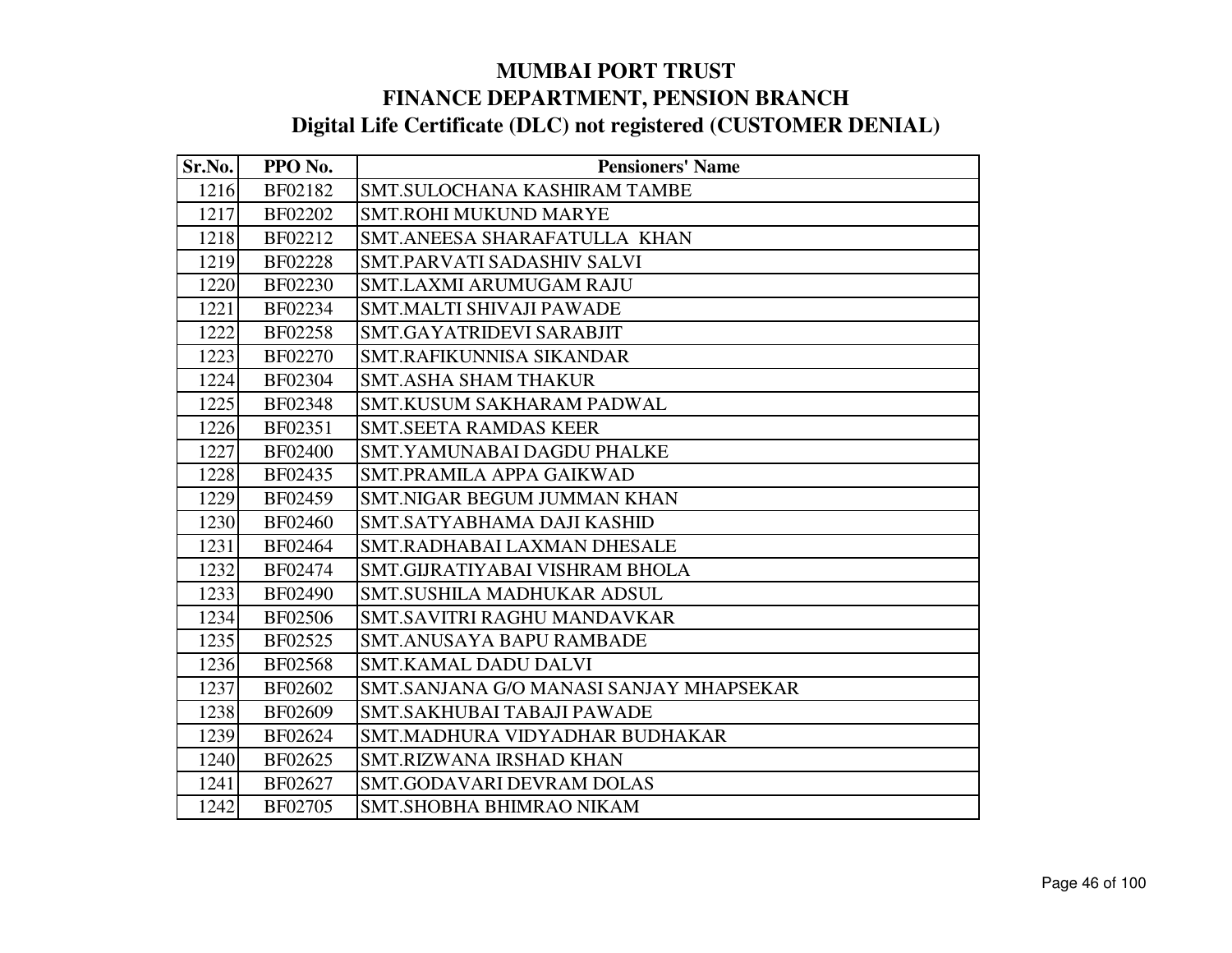# MUMBAI PORT TRUST
## FINANCE DEPARTMENT, PENSION BRANCH
### Digital Life Certificate (DLC) not registered (CUSTOMER DENIAL)

| Sr.No. | PPO No. | Pensioners' Name |
|---|---|---|
| 1216 | BF02182 | SMT.SULOCHANA KASHIRAM TAMBE |
| 1217 | BF02202 | SMT.ROHI MUKUND MARYE |
| 1218 | BF02212 | SMT.ANEESA SHARAFATULLA KHAN |
| 1219 | BF02228 | SMT.PARVATI SADASHIV SALVI |
| 1220 | BF02230 | SMT.LAXMI ARUMUGAM RAJU |
| 1221 | BF02234 | SMT.MALTI SHIVAJI PAWADE |
| 1222 | BF02258 | SMT.GAYATRIDEVI SARABJIT |
| 1223 | BF02270 | SMT.RAFIKUNNISA SIKANDAR |
| 1224 | BF02304 | SMT.ASHA SHAM THAKUR |
| 1225 | BF02348 | SMT.KUSUM SAKHARAM PADWAL |
| 1226 | BF02351 | SMT.SEETA RAMDAS KEER |
| 1227 | BF02400 | SMT.YAMUNABAI DAGDU PHALKE |
| 1228 | BF02435 | SMT.PRAMILA APPA GAIKWAD |
| 1229 | BF02459 | SMT.NIGAR BEGUM JUMMAN KHAN |
| 1230 | BF02460 | SMT.SATYABHAMA DAJI KASHID |
| 1231 | BF02464 | SMT.RADHABAI LAXMAN DHESALE |
| 1232 | BF02474 | SMT.GIJRATIYABAI VISHRAM BHOLA |
| 1233 | BF02490 | SMT.SUSHILA MADHUKAR ADSUL |
| 1234 | BF02506 | SMT.SAVITRI RAGHU MANDAVKAR |
| 1235 | BF02525 | SMT.ANUSAYA BAPU RAMBADE |
| 1236 | BF02568 | SMT.KAMAL DADU DALVI |
| 1237 | BF02602 | SMT.SANJANA G/O MANASI SANJAY MHAPSEKAR |
| 1238 | BF02609 | SMT.SAKHUBAI TABAJI PAWADE |
| 1239 | BF02624 | SMT.MADHURA VIDYADHAR BUDHAKAR |
| 1240 | BF02625 | SMT.RIZWANA IRSHAD KHAN |
| 1241 | BF02627 | SMT.GODAVARI DEVRAM DOLAS |
| 1242 | BF02705 | SMT.SHOBHA BHIMRAO NIKAM |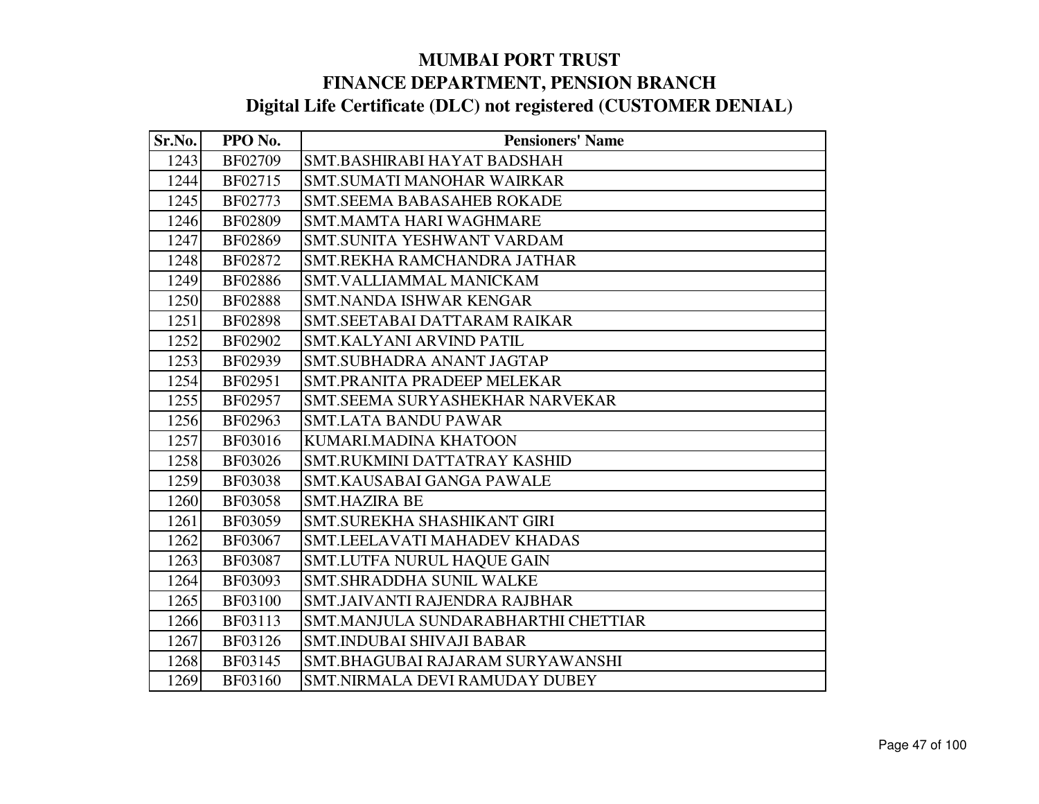# MUMBAI PORT TRUST

## FINANCE DEPARTMENT, PENSION BRANCH

### Digital Life Certificate (DLC) not registered (CUSTOMER DENIAL)

| Sr.No. | PPO No. | Pensioners' Name |
|---|---|---|
| 1243 | BF02709 | SMT.BASHIRABI HAYAT BADSHAH |
| 1244 | BF02715 | SMT.SUMATI MANOHAR WAIRKAR |
| 1245 | BF02773 | SMT.SEEMA BABASAHEB ROKADE |
| 1246 | BF02809 | SMT.MAMTA HARI WAGHMARE |
| 1247 | BF02869 | SMT.SUNITA YESHWANT VARDAM |
| 1248 | BF02872 | SMT.REKHA RAMCHANDRA JATHAR |
| 1249 | BF02886 | SMT.VALLIAMMAL MANICKAM |
| 1250 | BF02888 | SMT.NANDA ISHWAR KENGAR |
| 1251 | BF02898 | SMT.SEETABAI DATTARAM RAIKAR |
| 1252 | BF02902 | SMT.KALYANI ARVIND PATIL |
| 1253 | BF02939 | SMT.SUBHADRA ANANT JAGTAP |
| 1254 | BF02951 | SMT.PRANITA PRADEEP MELEKAR |
| 1255 | BF02957 | SMT.SEEMA SURYASHEKHAR NARVEKAR |
| 1256 | BF02963 | SMT.LATA BANDU PAWAR |
| 1257 | BF03016 | KUMARI.MADINA KHATOON |
| 1258 | BF03026 | SMT.RUKMINI DATTATRAY KASHID |
| 1259 | BF03038 | SMT.KAUSABAI GANGA PAWALE |
| 1260 | BF03058 | SMT.HAZIRA BE |
| 1261 | BF03059 | SMT.SUREKHA SHASHIKANT GIRI |
| 1262 | BF03067 | SMT.LEELAVATI MAHADEV KHADAS |
| 1263 | BF03087 | SMT.LUTFA NURUL HAQUE GAIN |
| 1264 | BF03093 | SMT.SHRADDHA SUNIL WALKE |
| 1265 | BF03100 | SMT.JAIVANTI RAJENDRA RAJBHAR |
| 1266 | BF03113 | SMT.MANJULA SUNDARABHARTHI CHETTIAR |
| 1267 | BF03126 | SMT.INDUBAI SHIVAJI BABAR |
| 1268 | BF03145 | SMT.BHAGUBAI RAJARAM SURYAWANSHI |
| 1269 | BF03160 | SMT.NIRMALA DEVI RAMUDAY DUBEY |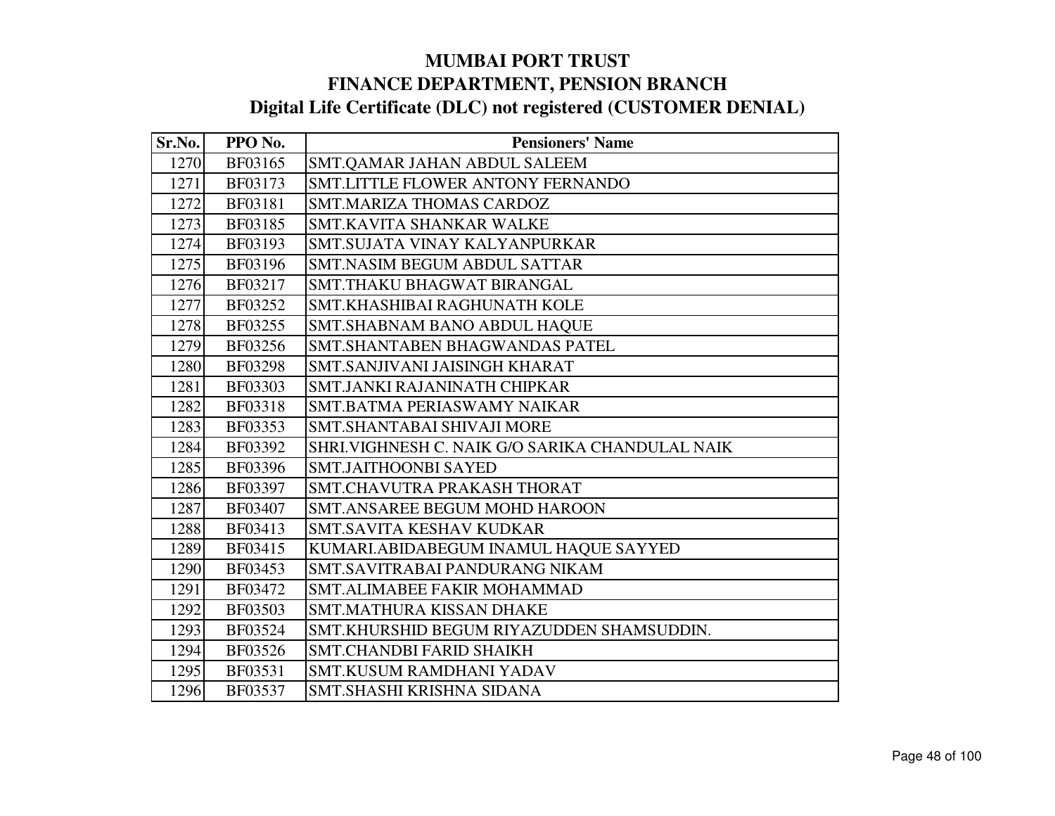# MUMBAI PORT TRUST
## FINANCE DEPARTMENT, PENSION BRANCH
### Digital Life Certificate (DLC) not registered (CUSTOMER DENIAL)

| Sr.No. | PPO No. | Pensioners' Name |
|---|---|---|
| 1270 | BF03165 | SMT.QAMAR JAHAN ABDUL SALEEM |
| 1271 | BF03173 | SMT.LITTLE FLOWER ANTONY FERNANDO |
| 1272 | BF03181 | SMT.MARIZA THOMAS CARDOZ |
| 1273 | BF03185 | SMT.KAVITA SHANKAR WALKE |
| 1274 | BF03193 | SMT.SUJATA VINAY KALYANPURKAR |
| 1275 | BF03196 | SMT.NASIM BEGUM ABDUL SATTAR |
| 1276 | BF03217 | SMT.THAKU BHAGWAT BIRANGAL |
| 1277 | BF03252 | SMT.KHASHIBAI RAGHUNATH KOLE |
| 1278 | BF03255 | SMT.SHABNAM BANO ABDUL HAQUE |
| 1279 | BF03256 | SMT.SHANTABEN BHAGWANDAS PATEL |
| 1280 | BF03298 | SMT.SANJIVANI JAISINGH KHARAT |
| 1281 | BF03303 | SMT.JANKI RAJANINATH CHIPKAR |
| 1282 | BF03318 | SMT.BATMA PERIASWAMY NAIKAR |
| 1283 | BF03353 | SMT.SHANTABAI SHIVAJI MORE |
| 1284 | BF03392 | SHRI.VIGHNESH C. NAIK G/O SARIKA CHANDULAL NAIK |
| 1285 | BF03396 | SMT.JAITHOONBI SAYED |
| 1286 | BF03397 | SMT.CHAVUTRA PRAKASH THORAT |
| 1287 | BF03407 | SMT.ANSAREE BEGUM MOHD HAROON |
| 1288 | BF03413 | SMT.SAVITA KESHAV KUDKAR |
| 1289 | BF03415 | KUMARI.ABIDABEGUM INAMUL HAQUE SAYYED |
| 1290 | BF03453 | SMT.SAVITRABAI PANDURANG NIKAM |
| 1291 | BF03472 | SMT.ALIMABEE FAKIR MOHAMMAD |
| 1292 | BF03503 | SMT.MATHURA KISSAN DHAKE |
| 1293 | BF03524 | SMT.KHURSHID BEGUM RIYAZUDDEN SHAMSUDDIN. |
| 1294 | BF03526 | SMT.CHANDBI FARID SHAIKH |
| 1295 | BF03531 | SMT.KUSUM RAMDHANI YADAV |
| 1296 | BF03537 | SMT.SHASHI KRISHNA SIDANA |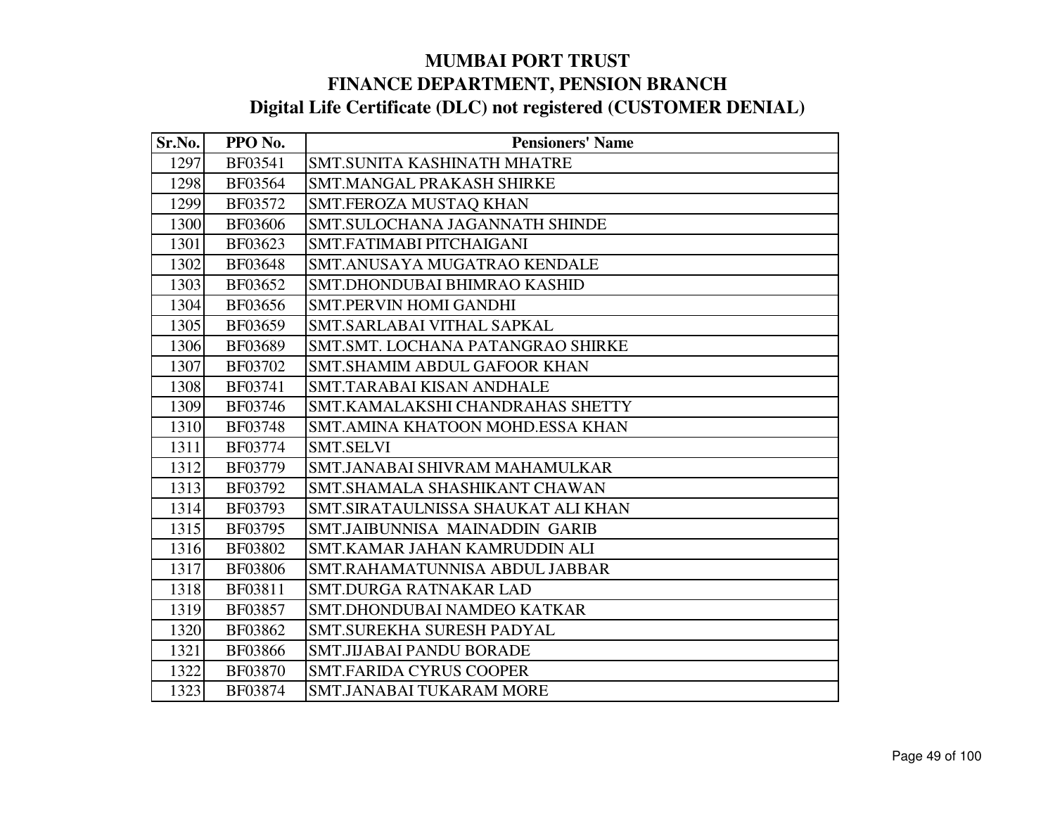# MUMBAI PORT TRUST
# FINANCE DEPARTMENT, PENSION BRANCH
# Digital Life Certificate (DLC) not registered (CUSTOMER DENIAL)

| Sr.No. | PPO No. | Pensioners' Name |
|---|---|---|
| 1297 | BF03541 | SMT.SUNITA KASHINATH MHATRE |
| 1298 | BF03564 | SMT.MANGAL PRAKASH SHIRKE |
| 1299 | BF03572 | SMT.FEROZA MUSTAQ KHAN |
| 1300 | BF03606 | SMT.SULOCHANA JAGANNATH SHINDE |
| 1301 | BF03623 | SMT.FATIMABI PITCHAIGANI |
| 1302 | BF03648 | SMT.ANUSAYA MUGATRAO KENDALE |
| 1303 | BF03652 | SMT.DHONDUBAI BHIMRAO KASHID |
| 1304 | BF03656 | SMT.PERVIN HOMI GANDHI |
| 1305 | BF03659 | SMT.SARLABAI VITHAL SAPKAL |
| 1306 | BF03689 | SMT.SMT. LOCHANA PATANGRAO SHIRKE |
| 1307 | BF03702 | SMT.SHAMIM ABDUL GAFOOR KHAN |
| 1308 | BF03741 | SMT.TARABAI KISAN ANDHALE |
| 1309 | BF03746 | SMT.KAMALAKSHI CHANDRAHAS SHETTY |
| 1310 | BF03748 | SMT.AMINA KHATOON MOHD.ESSA KHAN |
| 1311 | BF03774 | SMT.SELVI |
| 1312 | BF03779 | SMT.JANABAI SHIVRAM MAHAMULKAR |
| 1313 | BF03792 | SMT.SHAMALA SHASHIKANT CHAWAN |
| 1314 | BF03793 | SMT.SIRATAULNISSA SHAUKAT ALI KHAN |
| 1315 | BF03795 | SMT.JAIBUNNISA MAINADDIN GARIB |
| 1316 | BF03802 | SMT.KAMAR JAHAN KAMRUDDIN ALI |
| 1317 | BF03806 | SMT.RAHAMATUNNISA ABDUL JABBAR |
| 1318 | BF03811 | SMT.DURGA RATNAKAR LAD |
| 1319 | BF03857 | SMT.DHONDUBAI NAMDEO KATKAR |
| 1320 | BF03862 | SMT.SUREKHA SURESH PADYAL |
| 1321 | BF03866 | SMT.JIJABAI PANDU BORADE |
| 1322 | BF03870 | SMT.FARIDA CYRUS COOPER |
| 1323 | BF03874 | SMT.JANABAI TUKARAM MORE |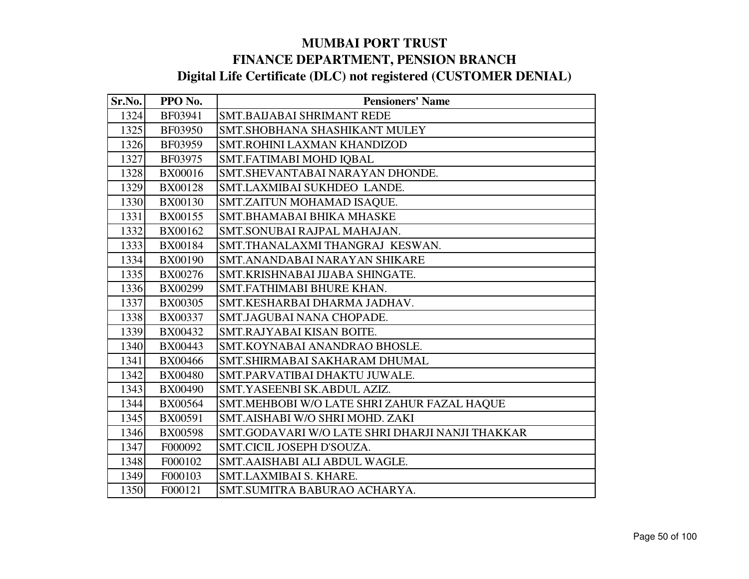# MUMBAI PORT TRUST

## FINANCE DEPARTMENT, PENSION BRANCH

## Digital Life Certificate (DLC) not registered (CUSTOMER DENIAL)

| Sr.No. | PPO No. | Pensioners' Name |
|---|---|---|
| 1324 | BF03941 | SMT.BAIJABAI SHRIMANT REDE |
| 1325 | BF03950 | SMT.SHOBHANA SHASHIKANT MULEY |
| 1326 | BF03959 | SMT.ROHINI LAXMAN KHANDIZOD |
| 1327 | BF03975 | SMT.FATIMABI MOHD IQBAL |
| 1328 | BX00016 | SMT.SHEVANTABAI NARAYAN DHONDE. |
| 1329 | BX00128 | SMT.LAXMIBAI SUKHDEO LANDE. |
| 1330 | BX00130 | SMT.ZAITUN MOHAMAD ISAQUE. |
| 1331 | BX00155 | SMT.BHAMABAI BHIKA MHASKE |
| 1332 | BX00162 | SMT.SONUBAI RAJPAL MAHAJAN. |
| 1333 | BX00184 | SMT.THANALAXMI THANGRAJ KESWAN. |
| 1334 | BX00190 | SMT.ANANDABAI NARAYAN SHIKARE |
| 1335 | BX00276 | SMT.KRISHNABAI JIJABA SHINGATE. |
| 1336 | BX00299 | SMT.FATHIMABI BHURE KHAN. |
| 1337 | BX00305 | SMT.KESHARBAI DHARMA JADHAV. |
| 1338 | BX00337 | SMT.JAGUBAI NANA CHOPADE. |
| 1339 | BX00432 | SMT.RAJYABAI KISAN BOITE. |
| 1340 | BX00443 | SMT.KOYNABAI ANANDRAO BHOSLE. |
| 1341 | BX00466 | SMT.SHIRMABAI SAKHARAM DHUMAL |
| 1342 | BX00480 | SMT.PARVATIBAI DHAKTU JUWALE. |
| 1343 | BX00490 | SMT.YASEENBI SK.ABDUL AZIZ. |
| 1344 | BX00564 | SMT.MEHBOBI W/O LATE SHRI ZAHUR FAZAL HAQUE |
| 1345 | BX00591 | SMT.AISHABI W/O SHRI MOHD. ZAKI |
| 1346 | BX00598 | SMT.GODAVARI W/O LATE SHRI DHARJI NANJI THAKKAR |
| 1347 | F000092 | SMT.CICIL JOSEPH D'SOUZA. |
| 1348 | F000102 | SMT.AAISHABI ALI ABDUL WAGLE. |
| 1349 | F000103 | SMT.LAXMIBAI S. KHARE. |
| 1350 | F000121 | SMT.SUMITRA BABURAO ACHARYA. |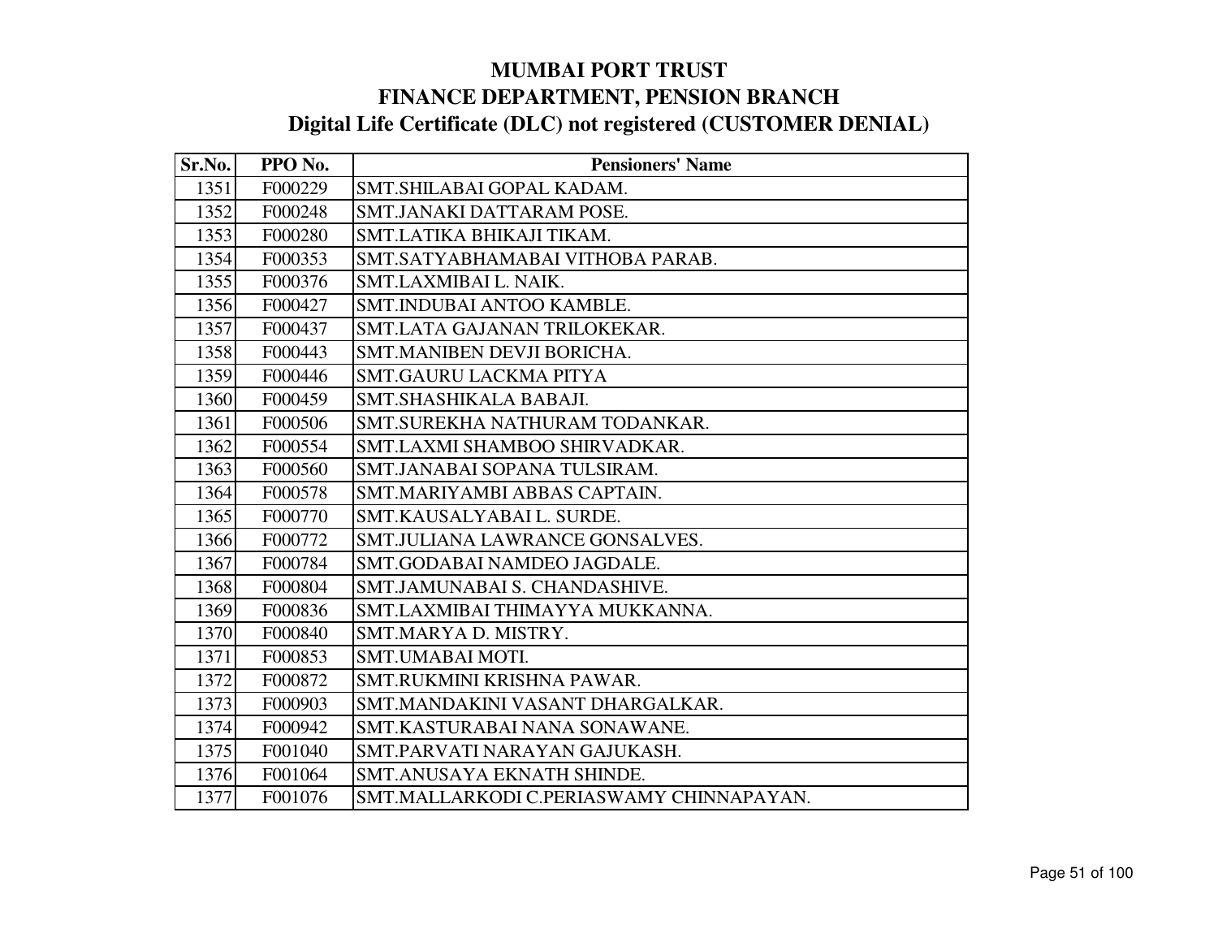# MUMBAI PORT TRUST
## FINANCE DEPARTMENT, PENSION BRANCH
### Digital Life Certificate (DLC) not registered (CUSTOMER DENIAL)

| Sr.No. | PPO No. | Pensioners' Name |
|---|---|---|
| 1351 | F000229 | SMT.SHILABAI GOPAL KADAM. |
| 1352 | F000248 | SMT.JANAKI DATTARAM POSE. |
| 1353 | F000280 | SMT.LATIKA BHIKAJI TIKAM. |
| 1354 | F000353 | SMT.SATYABHAMABAI VITHOBA PARAB. |
| 1355 | F000376 | SMT.LAXMIBAI L. NAIK. |
| 1356 | F000427 | SMT.INDUBAI ANTOO KAMBLE. |
| 1357 | F000437 | SMT.LATA GAJANAN TRILOKEKAR. |
| 1358 | F000443 | SMT.MANIBEN DEVJI BORICHA. |
| 1359 | F000446 | SMT.GAURU LACKMA PITYA |
| 1360 | F000459 | SMT.SHASHIKALA BABAJI. |
| 1361 | F000506 | SMT.SUREKHA NATHURAM TODANKAR. |
| 1362 | F000554 | SMT.LAXMI SHAMBOO SHIRVADKAR. |
| 1363 | F000560 | SMT.JANABAI SOPANA TULSIRAM. |
| 1364 | F000578 | SMT.MARIYAMBI ABBAS CAPTAIN. |
| 1365 | F000770 | SMT.KAUSALYABAI L. SURDE. |
| 1366 | F000772 | SMT.JULIANA LAWRANCE GONSALVES. |
| 1367 | F000784 | SMT.GODABAI NAMDEO JAGDALE. |
| 1368 | F000804 | SMT.JAMUNABAI S. CHANDASHIVE. |
| 1369 | F000836 | SMT.LAXMIBAI THIMAYYA MUKKANNA. |
| 1370 | F000840 | SMT.MARYA D. MISTRY. |
| 1371 | F000853 | SMT.UMABAI MOTI. |
| 1372 | F000872 | SMT.RUKMINI KRISHNA PAWAR. |
| 1373 | F000903 | SMT.MANDAKINI VASANT DHARGALKAR. |
| 1374 | F000942 | SMT.KASTURABAI NANA SONAWANE. |
| 1375 | F001040 | SMT.PARVATI NARAYAN GAJUKASH. |
| 1376 | F001064 | SMT.ANUSAYA EKNATH SHINDE. |
| 1377 | F001076 | SMT.MALLARKODI C.PERIASWAMY CHINNAPAYAN. |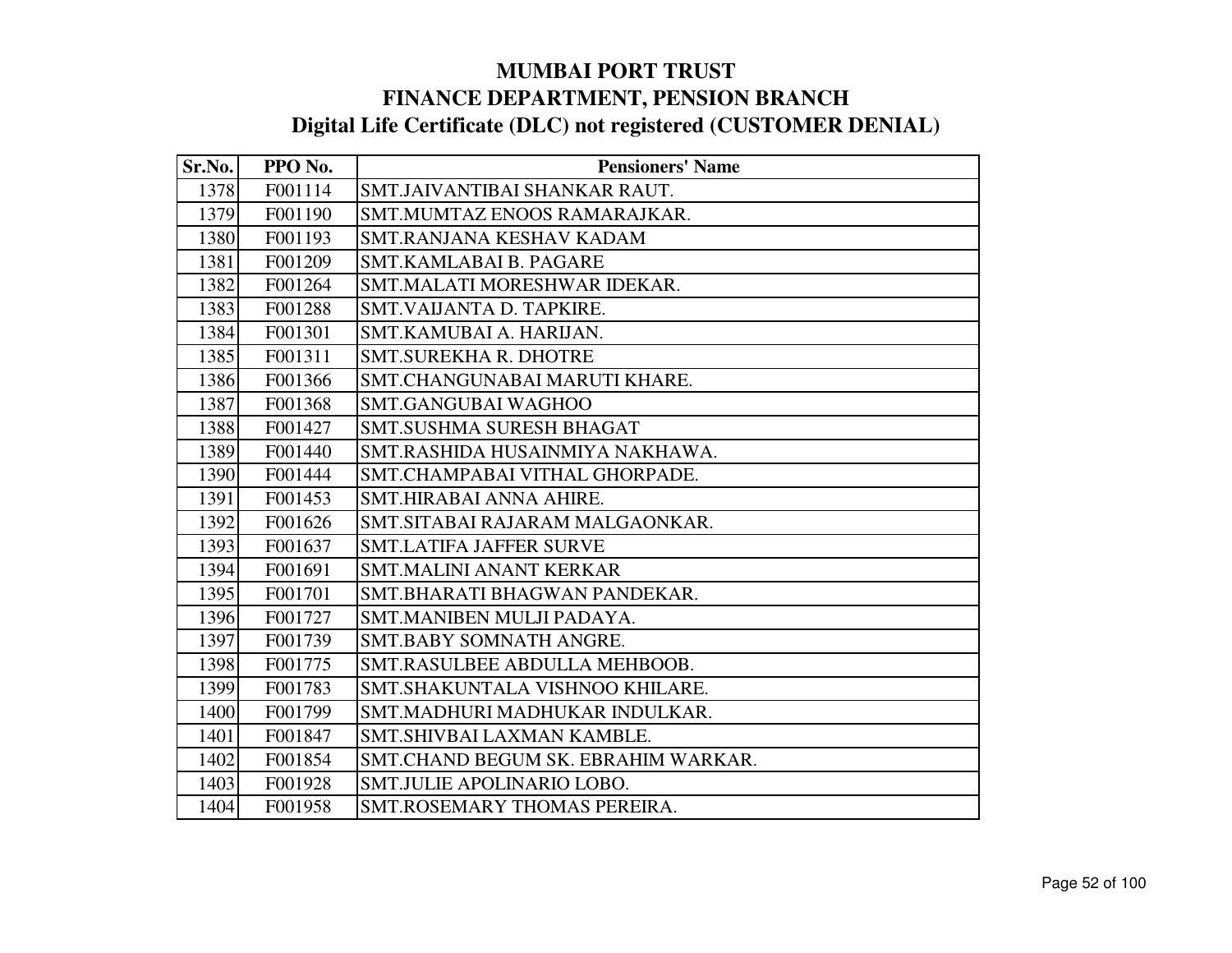# MUMBAI PORT TRUST
## FINANCE DEPARTMENT, PENSION BRANCH
### Digital Life Certificate (DLC) not registered (CUSTOMER DENIAL)

| Sr.No. | PPO No. | Pensioners' Name |
|---|---|---|
| 1378 | F001114 | SMT.JAIVANTIBAI SHANKAR RAUT. |
| 1379 | F001190 | SMT.MUMTAZ ENOOS RAMARAJKAR. |
| 1380 | F001193 | SMT.RANJANA KESHAV KADAM |
| 1381 | F001209 | SMT.KAMLABAI B. PAGARE |
| 1382 | F001264 | SMT.MALATI MORESHWAR IDEKAR. |
| 1383 | F001288 | SMT.VAIJANTA D. TAPKIRE. |
| 1384 | F001301 | SMT.KAMUBAI A. HARIJAN. |
| 1385 | F001311 | SMT.SUREKHA R. DHOTRE |
| 1386 | F001366 | SMT.CHANGUNABAI MARUTI KHARE. |
| 1387 | F001368 | SMT.GANGUBAI WAGHOO |
| 1388 | F001427 | SMT.SUSHMA SURESH BHAGAT |
| 1389 | F001440 | SMT.RASHIDA HUSAINMIYA NAKHAWA. |
| 1390 | F001444 | SMT.CHAMPABAI VITHAL GHORPADE. |
| 1391 | F001453 | SMT.HIRABAI ANNA AHIRE. |
| 1392 | F001626 | SMT.SITABAI RAJARAM MALGAONKAR. |
| 1393 | F001637 | SMT.LATIFA JAFFER SURVE |
| 1394 | F001691 | SMT.MALINI ANANT KERKAR |
| 1395 | F001701 | SMT.BHARATI BHAGWAN PANDEKAR. |
| 1396 | F001727 | SMT.MANIBEN MULJI PADAYA. |
| 1397 | F001739 | SMT.BABY SOMNATH ANGRE. |
| 1398 | F001775 | SMT.RASULBEE ABDULLA MEHBOOB. |
| 1399 | F001783 | SMT.SHAKUNTALA VISHNOO KHILARE. |
| 1400 | F001799 | SMT.MADHURI MADHUKAR INDULKAR. |
| 1401 | F001847 | SMT.SHIVBAI LAXMAN KAMBLE. |
| 1402 | F001854 | SMT.CHAND BEGUM SK. EBRAHIM WARKAR. |
| 1403 | F001928 | SMT.JULIE APOLINARIO LOBO. |
| 1404 | F001958 | SMT.ROSEMARY THOMAS PEREIRA. |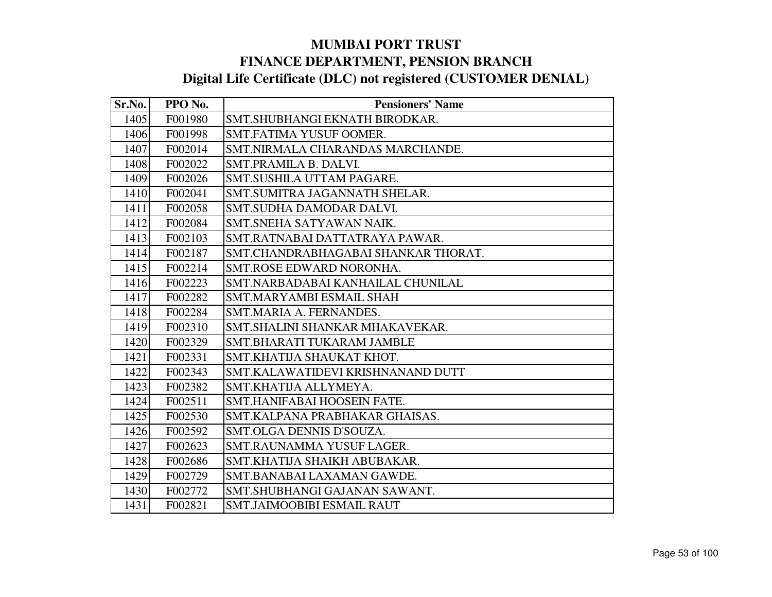# MUMBAI PORT TRUST
# FINANCE DEPARTMENT, PENSION BRANCH
## Digital Life Certificate (DLC) not registered (CUSTOMER DENIAL)

| Sr.No. | PPO No. | Pensioners' Name |
|---|---|---|
| 1405 | F001980 | SMT.SHUBHANGI EKNATH BIRODKAR. |
| 1406 | F001998 | SMT.FATIMA YUSUF OOMER. |
| 1407 | F002014 | SMT.NIRMALA CHARANDAS MARCHANDE. |
| 1408 | F002022 | SMT.PRAMILA B. DALVI. |
| 1409 | F002026 | SMT.SUSHILA UTTAM PAGARE. |
| 1410 | F002041 | SMT.SUMITRA JAGANNATH SHELAR. |
| 1411 | F002058 | SMT.SUDHA DAMODAR DALVI. |
| 1412 | F002084 | SMT.SNEHA SATYAWAN NAIK. |
| 1413 | F002103 | SMT.RATNABAI DATTATRAYA PAWAR. |
| 1414 | F002187 | SMT.CHANDRABHAGABAI SHANKAR THORAT. |
| 1415 | F002214 | SMT.ROSE EDWARD NORONHA. |
| 1416 | F002223 | SMT.NARBADABAI KANHAILAL CHUNILAL |
| 1417 | F002282 | SMT.MARYAMBI ESMAIL SHAH |
| 1418 | F002284 | SMT.MARIA A. FERNANDES. |
| 1419 | F002310 | SMT.SHALINI SHANKAR MHAKAVEKAR. |
| 1420 | F002329 | SMT.BHARATI TUKARAM JAMBLE |
| 1421 | F002331 | SMT.KHATIJA SHAUKAT KHOT. |
| 1422 | F002343 | SMT.KALAWATIDEVI KRISHNANAND DUTT |
| 1423 | F002382 | SMT.KHATIJA ALLYMEYA. |
| 1424 | F002511 | SMT.HANIFABAI HOOSEIN FATE. |
| 1425 | F002530 | SMT.KALPANA PRABHAKAR GHAISAS. |
| 1426 | F002592 | SMT.OLGA DENNIS D'SOUZA. |
| 1427 | F002623 | SMT.RAUNAMMA YUSUF LAGER. |
| 1428 | F002686 | SMT.KHATIJA SHAIKH ABUBAKAR. |
| 1429 | F002729 | SMT.BANABAI LAXAMAN GAWDE. |
| 1430 | F002772 | SMT.SHUBHANGI GAJANAN SAWANT. |
| 1431 | F002821 | SMT.JAIMOOBIBI ESMAIL RAUT |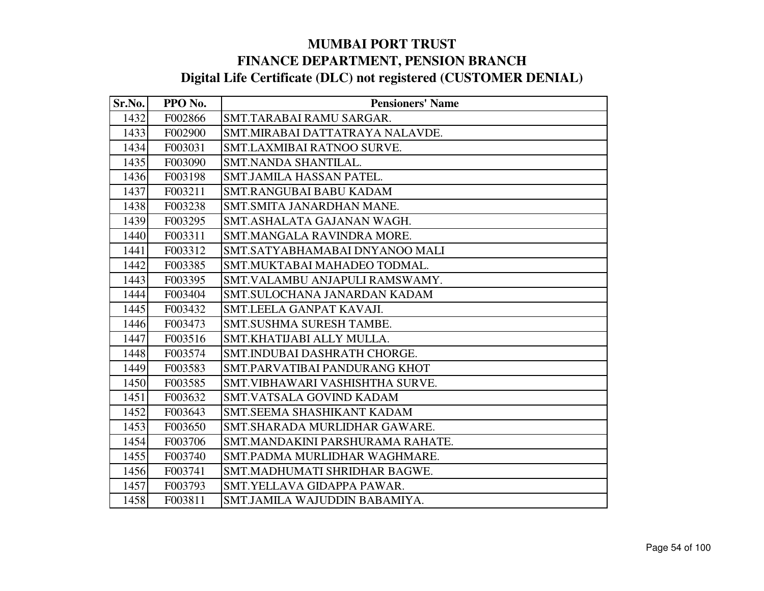# MUMBAI PORT TRUST

## FINANCE DEPARTMENT, PENSION BRANCH

### Digital Life Certificate (DLC) not registered (CUSTOMER DENIAL)

| Sr.No. | PPO No. | Pensioners' Name |
|---|---|---|
| 1432 | F002866 | SMT.TARABAI RAMU SARGAR. |
| 1433 | F002900 | SMT.MIRABAI DATTATRAYA NALAVDE. |
| 1434 | F003031 | SMT.LAXMIBAI RATNOO SURVE. |
| 1435 | F003090 | SMT.NANDA SHANTILAL. |
| 1436 | F003198 | SMT.JAMILA HASSAN PATEL. |
| 1437 | F003211 | SMT.RANGUBAI BABU KADAM |
| 1438 | F003238 | SMT.SMITA JANARDHAN MANE. |
| 1439 | F003295 | SMT.ASHALATA GAJANAN WAGH. |
| 1440 | F003311 | SMT.MANGALA RAVINDRA MORE. |
| 1441 | F003312 | SMT.SATYABHAMABAI DNYANOO MALI |
| 1442 | F003385 | SMT.MUKTABAI MAHADEO TODMAL. |
| 1443 | F003395 | SMT.VALAMBU ANJAPULI RAMSWAMY. |
| 1444 | F003404 | SMT.SULOCHANA JANARDAN KADAM |
| 1445 | F003432 | SMT.LEELA GANPAT KAVAJI. |
| 1446 | F003473 | SMT.SUSHMA SURESH TAMBE. |
| 1447 | F003516 | SMT.KHATIJABI ALLY MULLA. |
| 1448 | F003574 | SMT.INDUBAI DASHRATH CHORGE. |
| 1449 | F003583 | SMT.PARVATIBAI PANDURANG KHOT |
| 1450 | F003585 | SMT.VIBHAWARI VASHISHTHA SURVE. |
| 1451 | F003632 | SMT.VATSALA GOVIND KADAM |
| 1452 | F003643 | SMT.SEEMA SHASHIKANT KADAM |
| 1453 | F003650 | SMT.SHARADA MURLIDHAR GAWARE. |
| 1454 | F003706 | SMT.MANDAKINI PARSHURAMA RAHATE. |
| 1455 | F003740 | SMT.PADMA MURLIDHAR WAGHMARE. |
| 1456 | F003741 | SMT.MADHUMATI SHRIDHAR BAGWE. |
| 1457 | F003793 | SMT.YELLAVA GIDAPPA PAWAR. |
| 1458 | F003811 | SMT.JAMILA WAJUDDIN BABAMIYA. |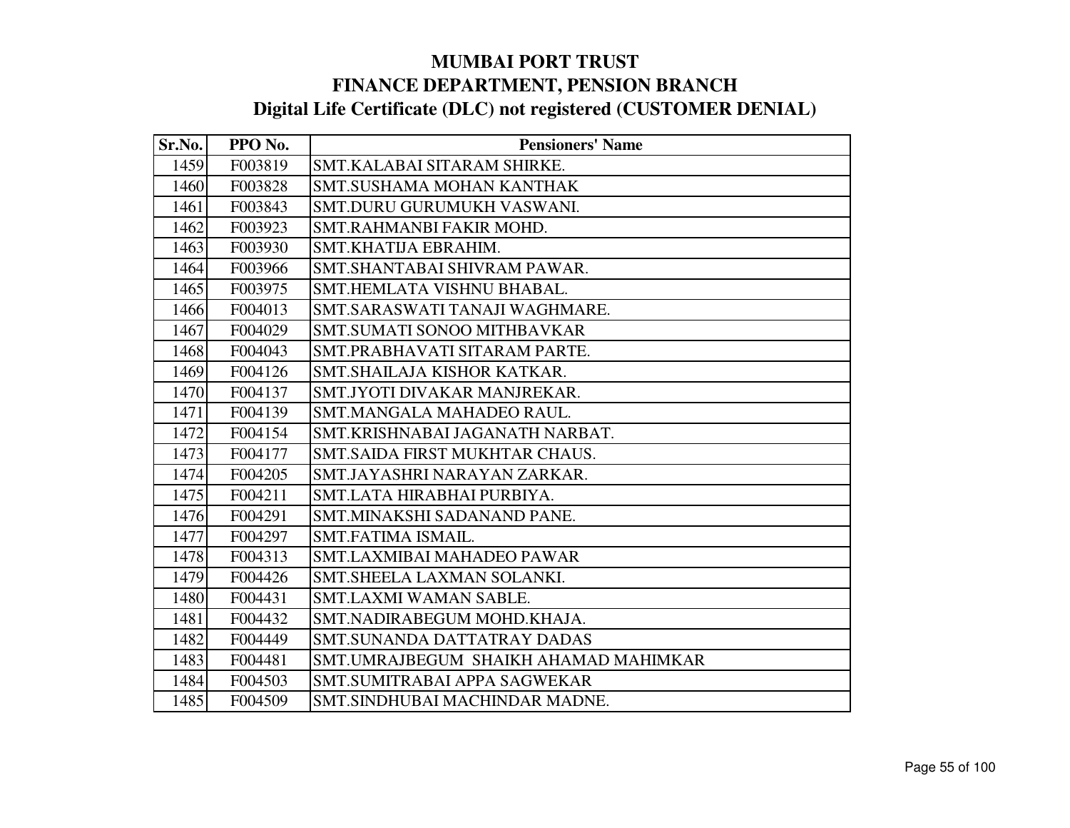# MUMBAI PORT TRUST
# FINANCE DEPARTMENT, PENSION BRANCH
# Digital Life Certificate (DLC) not registered (CUSTOMER DENIAL)

| Sr.No. | PPO No. | Pensioners' Name |
|---|---|---|
| 1459 | F003819 | SMT.KALABAI SITARAM SHIRKE. |
| 1460 | F003828 | SMT.SUSHAMA MOHAN KANTHAK |
| 1461 | F003843 | SMT.DURU GURUMUKH VASWANI. |
| 1462 | F003923 | SMT.RAHMANBI FAKIR MOHD. |
| 1463 | F003930 | SMT.KHATIJA EBRAHIM. |
| 1464 | F003966 | SMT.SHANTABAI SHIVRAM PAWAR. |
| 1465 | F003975 | SMT.HEMLATA VISHNU BHABAL. |
| 1466 | F004013 | SMT.SARASWATI TANAJI WAGHMARE. |
| 1467 | F004029 | SMT.SUMATI SONOO MITHBAVKAR |
| 1468 | F004043 | SMT.PRABHAVATI SITARAM PARTE. |
| 1469 | F004126 | SMT.SHAILAJA KISHOR KATKAR. |
| 1470 | F004137 | SMT.JYOTI DIVAKAR MANJREKAR. |
| 1471 | F004139 | SMT.MANGALA MAHADEO RAUL. |
| 1472 | F004154 | SMT.KRISHNABAI JAGANATH NARBAT. |
| 1473 | F004177 | SMT.SAIDA FIRST MUKHTAR CHAUS. |
| 1474 | F004205 | SMT.JAYASHRI NARAYAN ZARKAR. |
| 1475 | F004211 | SMT.LATA HIRABHAI PURBIYA. |
| 1476 | F004291 | SMT.MINAKSHI SADANAND PANE. |
| 1477 | F004297 | SMT.FATIMA ISMAIL. |
| 1478 | F004313 | SMT.LAXMIBAI MAHADEO PAWAR |
| 1479 | F004426 | SMT.SHEELA LAXMAN SOLANKI. |
| 1480 | F004431 | SMT.LAXMI WAMAN SABLE. |
| 1481 | F004432 | SMT.NADIRABEGUM MOHD.KHAJA. |
| 1482 | F004449 | SMT.SUNANDA DATTATRAY DADAS |
| 1483 | F004481 | SMT.UMRAJBEGUM SHAIKH AHAMAD MAHIMKAR |
| 1484 | F004503 | SMT.SUMITRABAI APPA SAGWEKAR |
| 1485 | F004509 | SMT.SINDHUBAI MACHINDAR MADNE. |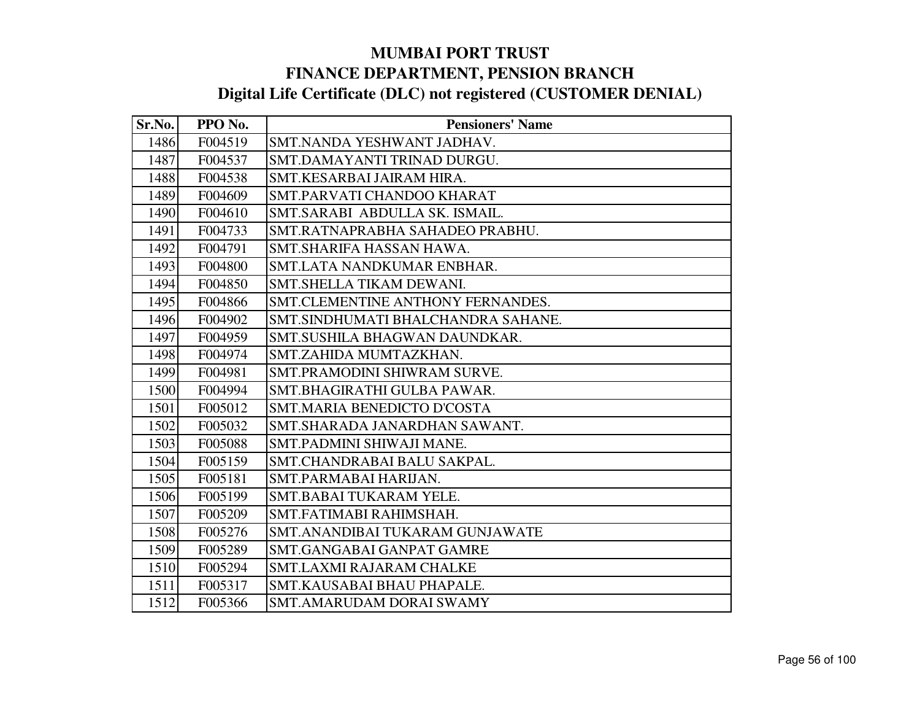# MUMBAI PORT TRUST
## FINANCE DEPARTMENT, PENSION BRANCH
### Digital Life Certificate (DLC) not registered (CUSTOMER DENIAL)

| Sr.No. | PPO No. | Pensioners' Name |
|---|---|---|
| 1486 | F004519 | SMT.NANDA YESHWANT JADHAV. |
| 1487 | F004537 | SMT.DAMAYANTI TRINAD DURGU. |
| 1488 | F004538 | SMT.KESARBAI JAIRAM HIRA. |
| 1489 | F004609 | SMT.PARVATI CHANDOO KHARAT |
| 1490 | F004610 | SMT.SARABI ABDULLA SK. ISMAIL. |
| 1491 | F004733 | SMT.RATNAPRABHA SAHADEO PRABHU. |
| 1492 | F004791 | SMT.SHARIFA HASSAN HAWA. |
| 1493 | F004800 | SMT.LATA NANDKUMAR ENBHAR. |
| 1494 | F004850 | SMT.SHELLA TIKAM DEWANI. |
| 1495 | F004866 | SMT.CLEMENTINE ANTHONY FERNANDES. |
| 1496 | F004902 | SMT.SINDHUMATI BHALCHANDRA SAHANE. |
| 1497 | F004959 | SMT.SUSHILA BHAGWAN DAUNDKAR. |
| 1498 | F004974 | SMT.ZAHIDA MUMTAZKHAN. |
| 1499 | F004981 | SMT.PRAMODINI SHIWRAM SURVE. |
| 1500 | F004994 | SMT.BHAGIRATHI GULBA PAWAR. |
| 1501 | F005012 | SMT.MARIA BENEDICTO D'COSTA |
| 1502 | F005032 | SMT.SHARADA JANARDHAN SAWANT. |
| 1503 | F005088 | SMT.PADMINI SHIWAJI MANE. |
| 1504 | F005159 | SMT.CHANDRABAI BALU SAKPAL. |
| 1505 | F005181 | SMT.PARMABAI HARIJAN. |
| 1506 | F005199 | SMT.BABAI TUKARAM YELE. |
| 1507 | F005209 | SMT.FATIMABI RAHIMSHAH. |
| 1508 | F005276 | SMT.ANANDIBAI TUKARAM GUNJAWATE |
| 1509 | F005289 | SMT.GANGABAI GANPAT GAMRE |
| 1510 | F005294 | SMT.LAXMI RAJARAM CHALKE |
| 1511 | F005317 | SMT.KAUSABAI BHAU PHAPALE. |
| 1512 | F005366 | SMT.AMARUDAM DORAI SWAMY |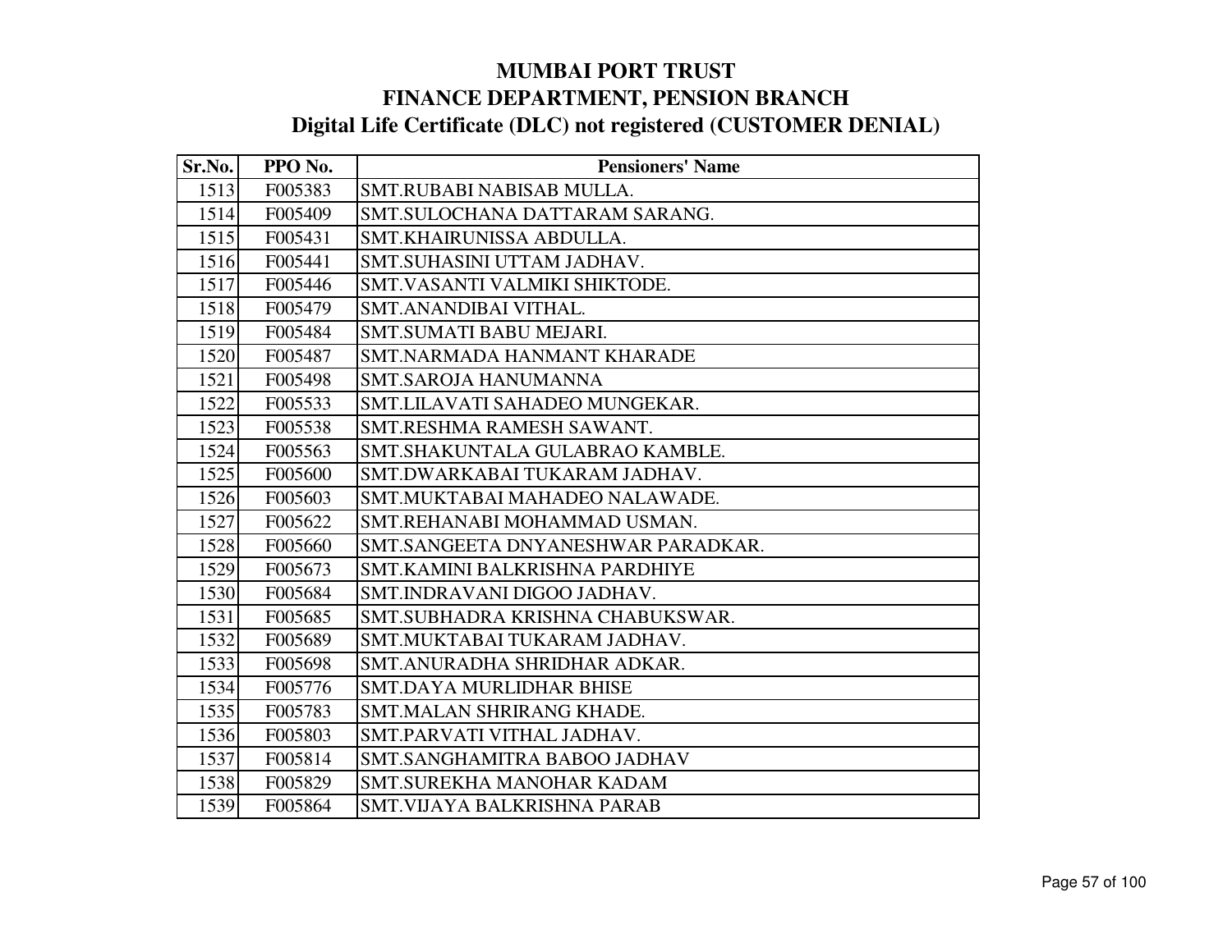# MUMBAI PORT TRUST
## FINANCE DEPARTMENT, PENSION BRANCH
### Digital Life Certificate (DLC) not registered (CUSTOMER DENIAL)

| Sr.No. | PPO No. | Pensioners' Name |
|---|---|---|
| 1513 | F005383 | SMT.RUBABI NABISAB MULLA. |
| 1514 | F005409 | SMT.SULOCHANA DATTARAM SARANG. |
| 1515 | F005431 | SMT.KHAIRUNISSA ABDULLA. |
| 1516 | F005441 | SMT.SUHASINI UTTAM JADHAV. |
| 1517 | F005446 | SMT.VASANTI VALMIKI SHIKTODE. |
| 1518 | F005479 | SMT.ANANDIBAI VITHAL. |
| 1519 | F005484 | SMT.SUMATI BABU MEJARI. |
| 1520 | F005487 | SMT.NARMADA HANMANT KHARADE |
| 1521 | F005498 | SMT.SAROJA HANUMANNA |
| 1522 | F005533 | SMT.LILAVATI SAHADEO MUNGEKAR. |
| 1523 | F005538 | SMT.RESHMA RAMESH SAWANT. |
| 1524 | F005563 | SMT.SHAKUNTALA GULABRAO KAMBLE. |
| 1525 | F005600 | SMT.DWARKABAI TUKARAM JADHAV. |
| 1526 | F005603 | SMT.MUKTABAI MAHADEO NALAWADE. |
| 1527 | F005622 | SMT.REHANABI MOHAMMAD USMAN. |
| 1528 | F005660 | SMT.SANGEETA DNYANESHWAR PARADKAR. |
| 1529 | F005673 | SMT.KAMINI BALKRISHNA PARDHIYE |
| 1530 | F005684 | SMT.INDRAVANI DIGOO JADHAV. |
| 1531 | F005685 | SMT.SUBHADRA KRISHNA CHABUKSWAR. |
| 1532 | F005689 | SMT.MUKTABAI TUKARAM JADHAV. |
| 1533 | F005698 | SMT.ANURADHA SHRIDHAR ADKAR. |
| 1534 | F005776 | SMT.DAYA MURLIDHAR BHISE |
| 1535 | F005783 | SMT.MALAN SHRIRANG KHADE. |
| 1536 | F005803 | SMT.PARVATI VITHAL JADHAV. |
| 1537 | F005814 | SMT.SANGHAMITRA BABOO JADHAV |
| 1538 | F005829 | SMT.SUREKHA MANOHAR KADAM |
| 1539 | F005864 | SMT.VIJAYA BALKRISHNA PARAB |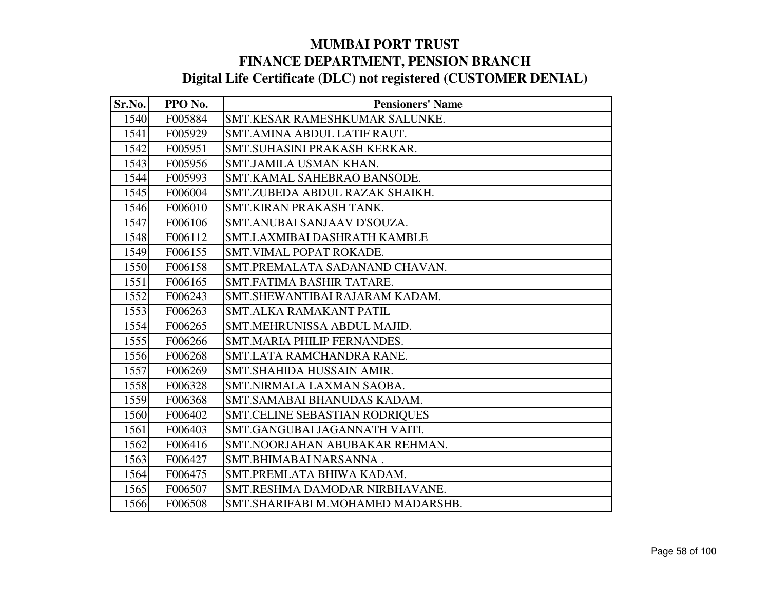# MUMBAI PORT TRUST
## FINANCE DEPARTMENT, PENSION BRANCH
### Digital Life Certificate (DLC) not registered (CUSTOMER DENIAL)

| Sr.No. | PPO No. | Pensioners' Name |
|---|---|---|
| 1540 | F005884 | SMT.KESAR RAMESHKUMAR SALUNKE. |
| 1541 | F005929 | SMT.AMINA ABDUL LATIF RAUT. |
| 1542 | F005951 | SMT.SUHASINI PRAKASH KERKAR. |
| 1543 | F005956 | SMT.JAMILA USMAN KHAN. |
| 1544 | F005993 | SMT.KAMAL SAHEBRAO BANSODE. |
| 1545 | F006004 | SMT.ZUBEDA ABDUL RAZAK SHAIKH. |
| 1546 | F006010 | SMT.KIRAN PRAKASH TANK. |
| 1547 | F006106 | SMT.ANUBAI SANJAAV D'SOUZA. |
| 1548 | F006112 | SMT.LAXMIBAI DASHRATH KAMBLE |
| 1549 | F006155 | SMT.VIMAL POPAT ROKADE. |
| 1550 | F006158 | SMT.PREMALATA SADANAND CHAVAN. |
| 1551 | F006165 | SMT.FATIMA BASHIR TATARE. |
| 1552 | F006243 | SMT.SHEWANTIBAI RAJARAM KADAM. |
| 1553 | F006263 | SMT.ALKA RAMAKANT PATIL |
| 1554 | F006265 | SMT.MEHRUNISSA ABDUL MAJID. |
| 1555 | F006266 | SMT.MARIA PHILIP FERNANDES. |
| 1556 | F006268 | SMT.LATA RAMCHANDRA RANE. |
| 1557 | F006269 | SMT.SHAHIDA HUSSAIN AMIR. |
| 1558 | F006328 | SMT.NIRMALA LAXMAN SAOBA. |
| 1559 | F006368 | SMT.SAMABAI BHANUDAS KADAM. |
| 1560 | F006402 | SMT.CELINE SEBASTIAN RODRIQUES |
| 1561 | F006403 | SMT.GANGUBAI JAGANNATH VAITI. |
| 1562 | F006416 | SMT.NOORJAHAN ABUBAKAR REHMAN. |
| 1563 | F006427 | SMT.BHIMABAI NARSANNA . |
| 1564 | F006475 | SMT.PREMLATA BHIWA KADAM. |
| 1565 | F006507 | SMT.RESHMA DAMODAR NIRBHAVANE. |
| 1566 | F006508 | SMT.SHARIFABI M.MOHAMED MADARSHB. |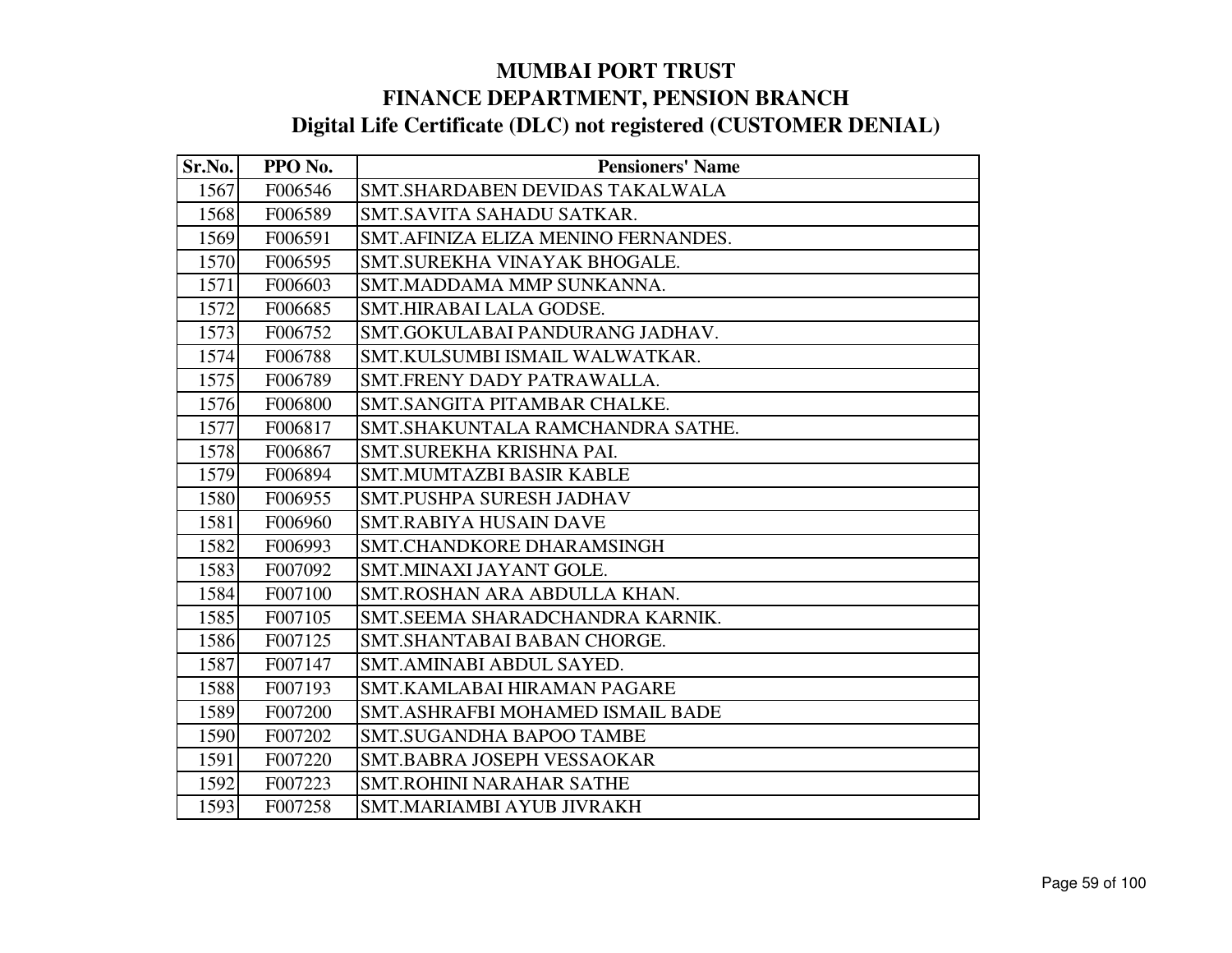# MUMBAI PORT TRUST
## FINANCE DEPARTMENT, PENSION BRANCH
### Digital Life Certificate (DLC) not registered (CUSTOMER DENIAL)

| Sr.No. | PPO No. | Pensioners' Name |
|---|---|---|
| 1567 | F006546 | SMT.SHARDABEN DEVIDAS TAKALWALA |
| 1568 | F006589 | SMT.SAVITA SAHADU SATKAR. |
| 1569 | F006591 | SMT.AFINIZA ELIZA MENINO FERNANDES. |
| 1570 | F006595 | SMT.SUREKHA VINAYAK BHOGALE. |
| 1571 | F006603 | SMT.MADDAMA MMP SUNKANNA. |
| 1572 | F006685 | SMT.HIRABAI LALA GODSE. |
| 1573 | F006752 | SMT.GOKULABAI PANDURANG JADHAV. |
| 1574 | F006788 | SMT.KULSUMBI ISMAIL WALWATKAR. |
| 1575 | F006789 | SMT.FRENY DADY PATRAWALLA. |
| 1576 | F006800 | SMT.SANGITA PITAMBAR CHALKE. |
| 1577 | F006817 | SMT.SHAKUNTALA RAMCHANDRA SATHE. |
| 1578 | F006867 | SMT.SUREKHA KRISHNA PAI. |
| 1579 | F006894 | SMT.MUMTAZBI BASIR KABLE |
| 1580 | F006955 | SMT.PUSHPA SURESH JADHAV |
| 1581 | F006960 | SMT.RABIYA HUSAIN DAVE |
| 1582 | F006993 | SMT.CHANDKORE DHARAMSINGH |
| 1583 | F007092 | SMT.MINAXI JAYANT GOLE. |
| 1584 | F007100 | SMT.ROSHAN ARA ABDULLA KHAN. |
| 1585 | F007105 | SMT.SEEMA SHARADCHANDRA KARNIK. |
| 1586 | F007125 | SMT.SHANTABAI BABAN CHORGE. |
| 1587 | F007147 | SMT.AMINABI ABDUL SAYED. |
| 1588 | F007193 | SMT.KAMLABAI HIRAMAN PAGARE |
| 1589 | F007200 | SMT.ASHRAFBI MOHAMED ISMAIL BADE |
| 1590 | F007202 | SMT.SUGANDHA BAPOO TAMBE |
| 1591 | F007220 | SMT.BABRA JOSEPH VESSAOKAR |
| 1592 | F007223 | SMT.ROHINI NARAHAR SATHE |
| 1593 | F007258 | SMT.MARIAMBI AYUB JIVRAKH |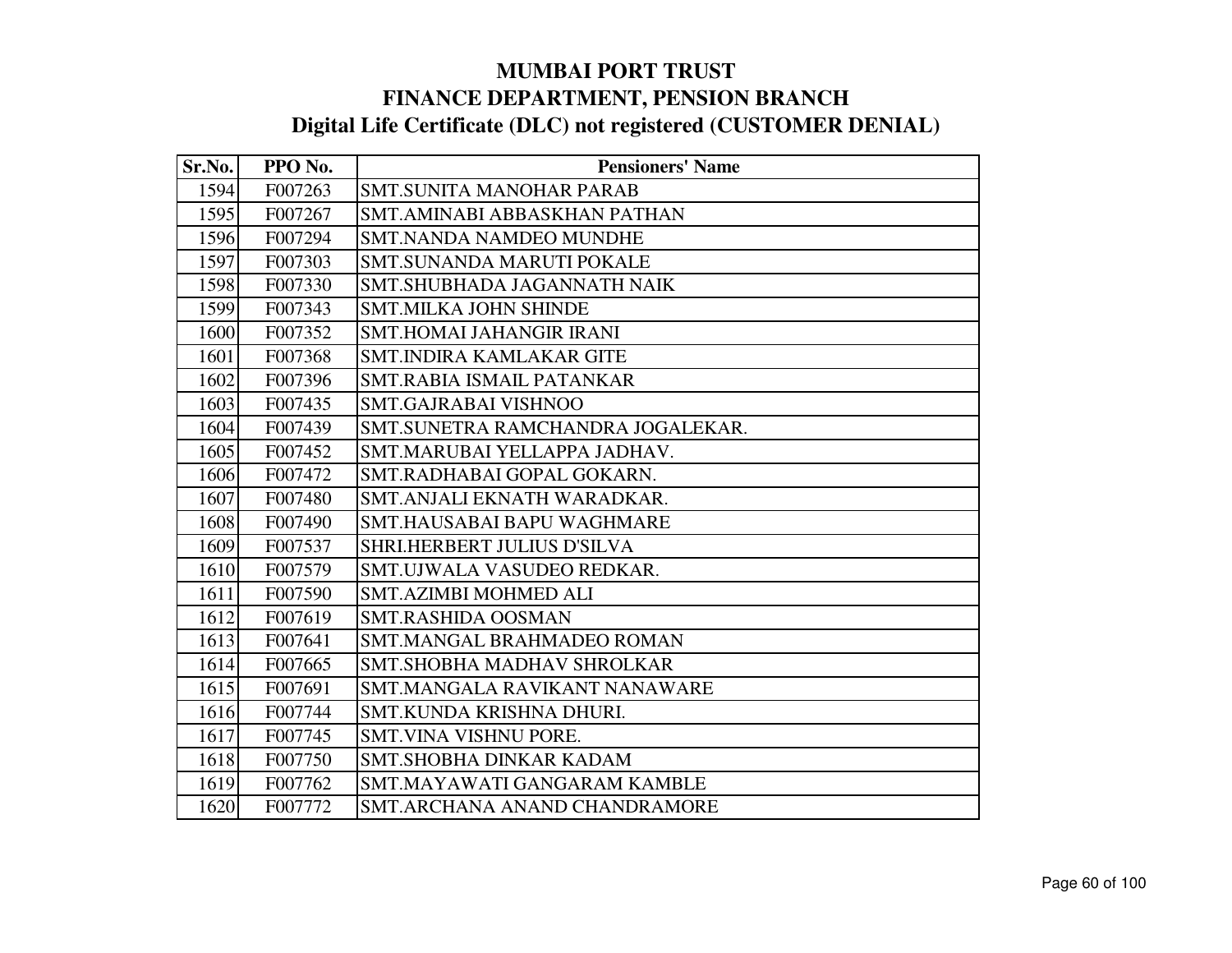# MUMBAI PORT TRUST
## FINANCE DEPARTMENT, PENSION BRANCH
### Digital Life Certificate (DLC) not registered (CUSTOMER DENIAL)

| Sr.No. | PPO No. | Pensioners' Name |
|---|---|---|
| 1594 | F007263 | SMT.SUNITA MANOHAR PARAB |
| 1595 | F007267 | SMT.AMINABI ABBASKHAN PATHAN |
| 1596 | F007294 | SMT.NANDA NAMDEO MUNDHE |
| 1597 | F007303 | SMT.SUNANDA MARUTI POKALE |
| 1598 | F007330 | SMT.SHUBHADA JAGANNATH NAIK |
| 1599 | F007343 | SMT.MILKA JOHN SHINDE |
| 1600 | F007352 | SMT.HOMAI JAHANGIR IRANI |
| 1601 | F007368 | SMT.INDIRA KAMLAKAR GITE |
| 1602 | F007396 | SMT.RABIA ISMAIL PATANKAR |
| 1603 | F007435 | SMT.GAJRABAI VISHNOO |
| 1604 | F007439 | SMT.SUNETRA RAMCHANDRA JOGALEKAR. |
| 1605 | F007452 | SMT.MARUBAI YELLAPPA JADHAV. |
| 1606 | F007472 | SMT.RADHABAI GOPAL GOKARN. |
| 1607 | F007480 | SMT.ANJALI EKNATH WARADKAR. |
| 1608 | F007490 | SMT.HAUSABAI BAPU WAGHMARE |
| 1609 | F007537 | SHRI.HERBERT JULIUS D'SILVA |
| 1610 | F007579 | SMT.UJWALA VASUDEO REDKAR. |
| 1611 | F007590 | SMT.AZIMBI MOHMED ALI |
| 1612 | F007619 | SMT.RASHIDA OOSMAN |
| 1613 | F007641 | SMT.MANGAL BRAHMADEO ROMAN |
| 1614 | F007665 | SMT.SHOBHA MADHAV SHROLKAR |
| 1615 | F007691 | SMT.MANGALA RAVIKANT NANAWARE |
| 1616 | F007744 | SMT.KUNDA KRISHNA DHURI. |
| 1617 | F007745 | SMT.VINA VISHNU PORE. |
| 1618 | F007750 | SMT.SHOBHA DINKAR KADAM |
| 1619 | F007762 | SMT.MAYAWATI GANGARAM KAMBLE |
| 1620 | F007772 | SMT.ARCHANA ANAND CHANDRAMORE |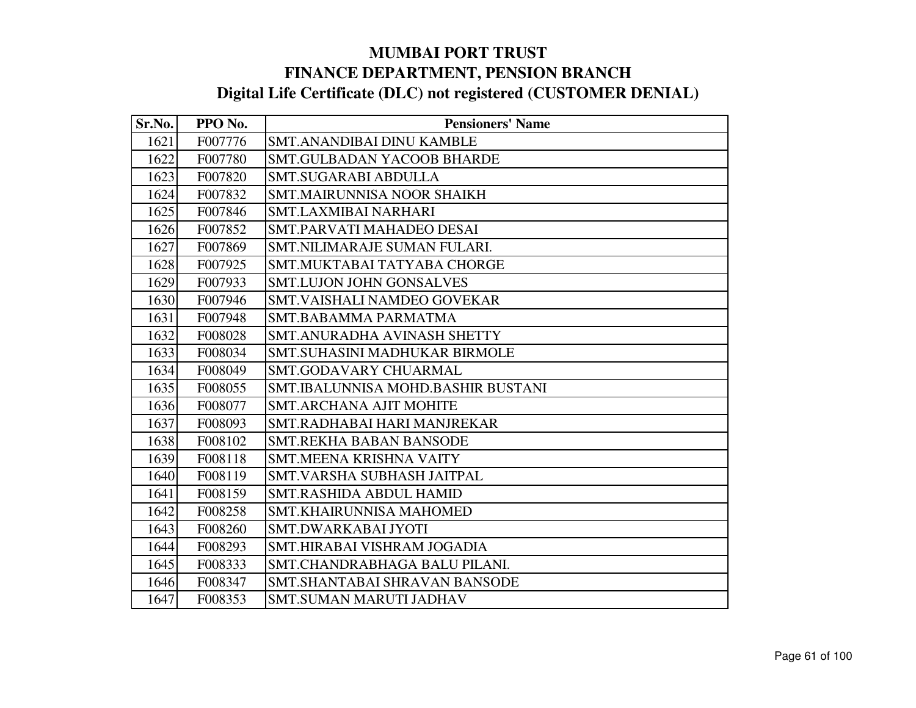# MUMBAI PORT TRUST
## FINANCE DEPARTMENT, PENSION BRANCH
### Digital Life Certificate (DLC) not registered (CUSTOMER DENIAL)

| Sr.No. | PPO No. | Pensioners' Name |
|---|---|---|
| 1621 | F007776 | SMT.ANANDIBAI DINU KAMBLE |
| 1622 | F007780 | SMT.GULBADAN YACOOB BHARDE |
| 1623 | F007820 | SMT.SUGARABI ABDULLA |
| 1624 | F007832 | SMT.MAIRUNNISA NOOR SHAIKH |
| 1625 | F007846 | SMT.LAXMIBAI NARHARI |
| 1626 | F007852 | SMT.PARVATI MAHADEO DESAI |
| 1627 | F007869 | SMT.NILIMARAJE SUMAN FULARI. |
| 1628 | F007925 | SMT.MUKTABAI TATYABA CHORGE |
| 1629 | F007933 | SMT.LUJON JOHN GONSALVES |
| 1630 | F007946 | SMT.VAISHALI NAMDEO GOVEKAR |
| 1631 | F007948 | SMT.BABAMMA PARMATMA |
| 1632 | F008028 | SMT.ANURADHA AVINASH SHETTY |
| 1633 | F008034 | SMT.SUHASINI MADHUKAR BIRMOLE |
| 1634 | F008049 | SMT.GODAVARY CHUARMAL |
| 1635 | F008055 | SMT.IBALUNNISA MOHD.BASHIR BUSTANI |
| 1636 | F008077 | SMT.ARCHANA AJIT MOHITE |
| 1637 | F008093 | SMT.RADHABAI HARI MANJREKAR |
| 1638 | F008102 | SMT.REKHA BABAN BANSODE |
| 1639 | F008118 | SMT.MEENA KRISHNA VAITY |
| 1640 | F008119 | SMT.VARSHA SUBHASH JAITPAL |
| 1641 | F008159 | SMT.RASHIDA ABDUL HAMID |
| 1642 | F008258 | SMT.KHAIRUNNISA MAHOMED |
| 1643 | F008260 | SMT.DWARKABAI JYOTI |
| 1644 | F008293 | SMT.HIRABAI VISHRAM JOGADIA |
| 1645 | F008333 | SMT.CHANDRABHAGA BALU PILANI. |
| 1646 | F008347 | SMT.SHANTABAI SHRAVAN BANSODE |
| 1647 | F008353 | SMT.SUMAN MARUTI JADHAV |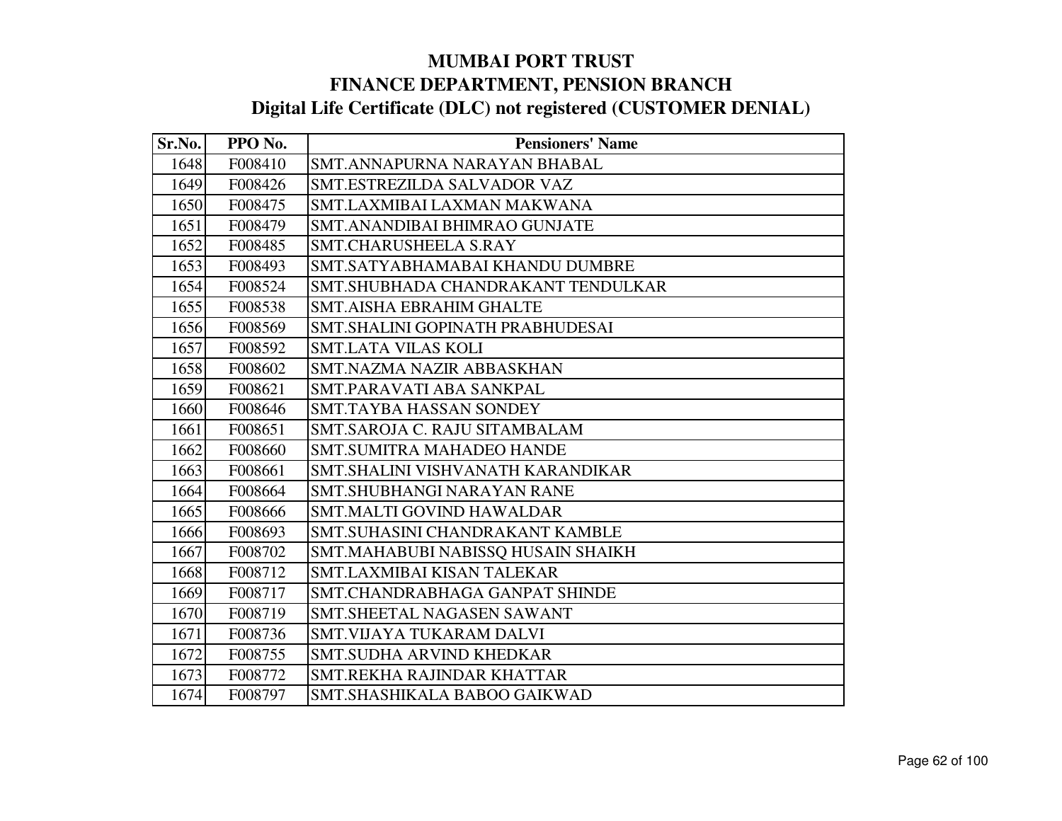# MUMBAI PORT TRUST
## FINANCE DEPARTMENT, PENSION BRANCH
### Digital Life Certificate (DLC) not registered (CUSTOMER DENIAL)

| Sr.No. | PPO No. | Pensioners' Name |
|---|---|---|
| 1648 | F008410 | SMT.ANNAPURNA NARAYAN BHABAL |
| 1649 | F008426 | SMT.ESTREZILDA SALVADOR VAZ |
| 1650 | F008475 | SMT.LAXMIBAI LAXMAN MAKWANA |
| 1651 | F008479 | SMT.ANANDIBAI BHIMRAO GUNJATE |
| 1652 | F008485 | SMT.CHARUSHEELA S.RAY |
| 1653 | F008493 | SMT.SATYABHAMABAI KHANDU DUMBRE |
| 1654 | F008524 | SMT.SHUBHADA CHANDRAKANT TENDULKAR |
| 1655 | F008538 | SMT.AISHA EBRAHIM GHALTE |
| 1656 | F008569 | SMT.SHALINI GOPINATH PRABHUDESAI |
| 1657 | F008592 | SMT.LATA VILAS KOLI |
| 1658 | F008602 | SMT.NAZMA NAZIR ABBASKHAN |
| 1659 | F008621 | SMT.PARAVATI ABA SANKPAL |
| 1660 | F008646 | SMT.TAYBA HASSAN SONDEY |
| 1661 | F008651 | SMT.SAROJA C. RAJU SITAMBALAM |
| 1662 | F008660 | SMT.SUMITRA MAHADEO HANDE |
| 1663 | F008661 | SMT.SHALINI VISHVANATH KARANDIKAR |
| 1664 | F008664 | SMT.SHUBHANGI NARAYAN RANE |
| 1665 | F008666 | SMT.MALTI GOVIND HAWALDAR |
| 1666 | F008693 | SMT.SUHASINI CHANDRAKANT KAMBLE |
| 1667 | F008702 | SMT.MAHABUBI NABISSQ HUSAIN SHAIKH |
| 1668 | F008712 | SMT.LAXMIBAI KISAN TALEKAR |
| 1669 | F008717 | SMT.CHANDRABHAGA GANPAT SHINDE |
| 1670 | F008719 | SMT.SHEETAL NAGASEN SAWANT |
| 1671 | F008736 | SMT.VIJAYA TUKARAM DALVI |
| 1672 | F008755 | SMT.SUDHA ARVIND KHEDKAR |
| 1673 | F008772 | SMT.REKHA RAJINDAR KHATTAR |
| 1674 | F008797 | SMT.SHASHIKALA BABOO GAIKWAD |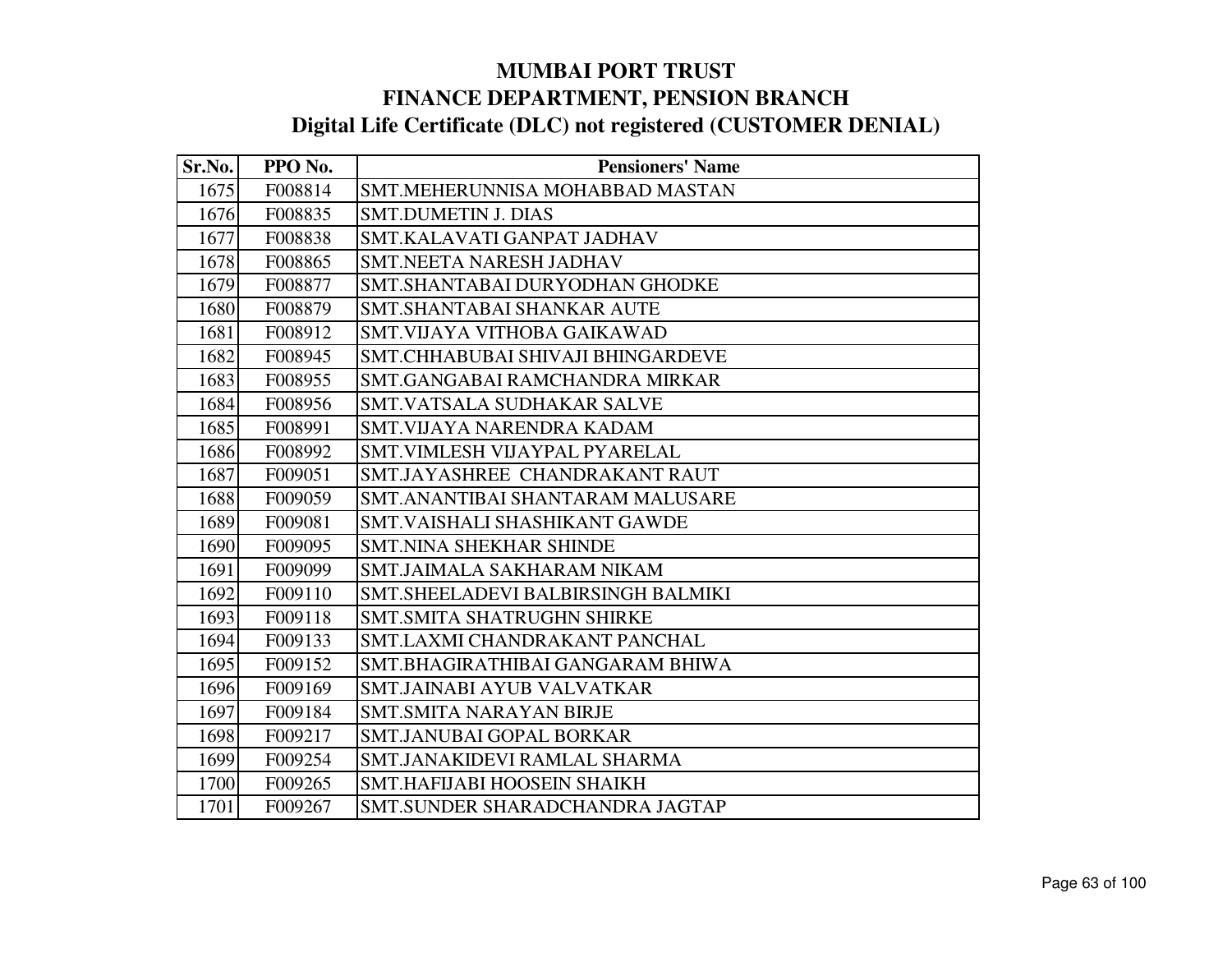# MUMBAI PORT TRUST
## FINANCE DEPARTMENT, PENSION BRANCH
### Digital Life Certificate (DLC) not registered (CUSTOMER DENIAL)

| Sr.No. | PPO No. | Pensioners' Name |
|---|---|---|
| 1675 | F008814 | SMT.MEHERUNNISA MOHABBAD MASTAN |
| 1676 | F008835 | SMT.DUMETIN J. DIAS |
| 1677 | F008838 | SMT.KALAVATI GANPAT JADHAV |
| 1678 | F008865 | SMT.NEETA NARESH JADHAV |
| 1679 | F008877 | SMT.SHANTABAI DURYODHAN GHODKE |
| 1680 | F008879 | SMT.SHANTABAI SHANKAR AUTE |
| 1681 | F008912 | SMT.VIJAYA VITHOBA GAIKAWAD |
| 1682 | F008945 | SMT.CHHABUBAI SHIVAJI BHINGARDEVE |
| 1683 | F008955 | SMT.GANGABAI RAMCHANDRA MIRKAR |
| 1684 | F008956 | SMT.VATSALA SUDHAKAR SALVE |
| 1685 | F008991 | SMT.VIJAYA NARENDRA KADAM |
| 1686 | F008992 | SMT.VIMLESH VIJAYPAL PYARELAL |
| 1687 | F009051 | SMT.JAYASHREE CHANDRAKANT RAUT |
| 1688 | F009059 | SMT.ANANTIBAI SHANTARAM MALUSARE |
| 1689 | F009081 | SMT.VAISHALI SHASHIKANT GAWDE |
| 1690 | F009095 | SMT.NINA SHEKHAR SHINDE |
| 1691 | F009099 | SMT.JAIMALA SAKHARAM NIKAM |
| 1692 | F009110 | SMT.SHEELADEVI BALBIRSINGH BALMIKI |
| 1693 | F009118 | SMT.SMITA SHATRUGHN SHIRKE |
| 1694 | F009133 | SMT.LAXMI CHANDRAKANT PANCHAL |
| 1695 | F009152 | SMT.BHAGIRATHIBAI GANGARAM BHIWA |
| 1696 | F009169 | SMT.JAINABI AYUB VALVATKAR |
| 1697 | F009184 | SMT.SMITA NARAYAN BIRJE |
| 1698 | F009217 | SMT.JANUBAI GOPAL BORKAR |
| 1699 | F009254 | SMT.JANAKIDEVI RAMLAL SHARMA |
| 1700 | F009265 | SMT.HAFIJABI HOOSEIN SHAIKH |
| 1701 | F009267 | SMT.SUNDER SHARADCHANDRA JAGTAP |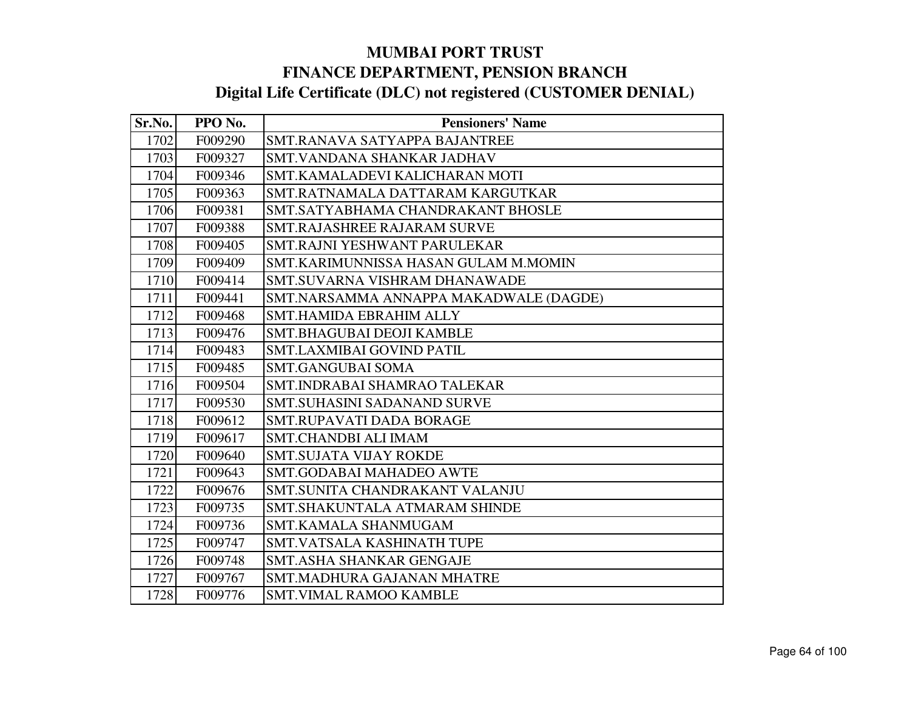# MUMBAI PORT TRUST
## FINANCE DEPARTMENT, PENSION BRANCH
### Digital Life Certificate (DLC) not registered (CUSTOMER DENIAL)

| Sr.No. | PPO No. | Pensioners' Name |
|---|---|---|
| 1702 | F009290 | SMT.RANAVA SATYAPPA BAJANTREE |
| 1703 | F009327 | SMT.VANDANA SHANKAR JADHAV |
| 1704 | F009346 | SMT.KAMALADEVI KALICHARAN MOTI |
| 1705 | F009363 | SMT.RATNAMALA DATTARAM KARGUTKAR |
| 1706 | F009381 | SMT.SATYABHAMA CHANDRAKANT BHOSLE |
| 1707 | F009388 | SMT.RAJASHREE RAJARAM SURVE |
| 1708 | F009405 | SMT.RAJNI YESHWANT PARULEKAR |
| 1709 | F009409 | SMT.KARIMUNNISSA HASAN GULAM M.MOMIN |
| 1710 | F009414 | SMT.SUVARNA VISHRAM DHANAWADE |
| 1711 | F009441 | SMT.NARSAMMA ANNAPPA MAKADWALE (DAGDE) |
| 1712 | F009468 | SMT.HAMIDA EBRAHIM ALLY |
| 1713 | F009476 | SMT.BHAGUBAI DEOJI KAMBLE |
| 1714 | F009483 | SMT.LAXMIBAI GOVIND PATIL |
| 1715 | F009485 | SMT.GANGUBAI SOMA |
| 1716 | F009504 | SMT.INDRABAI SHAMRAO TALEKAR |
| 1717 | F009530 | SMT.SUHASINI SADANAND SURVE |
| 1718 | F009612 | SMT.RUPAVATI DADA BORAGE |
| 1719 | F009617 | SMT.CHANDBI ALI IMAM |
| 1720 | F009640 | SMT.SUJATA VIJAY ROKDE |
| 1721 | F009643 | SMT.GODABAI MAHADEO AWTE |
| 1722 | F009676 | SMT.SUNITA CHANDRAKANT VALANJU |
| 1723 | F009735 | SMT.SHAKUNTALA ATMARAM SHINDE |
| 1724 | F009736 | SMT.KAMALA SHANMUGAM |
| 1725 | F009747 | SMT.VATSALA KASHINATH TUPE |
| 1726 | F009748 | SMT.ASHA SHANKAR GENGAJE |
| 1727 | F009767 | SMT.MADHURA GAJANAN MHATRE |
| 1728 | F009776 | SMT.VIMAL RAMOO KAMBLE |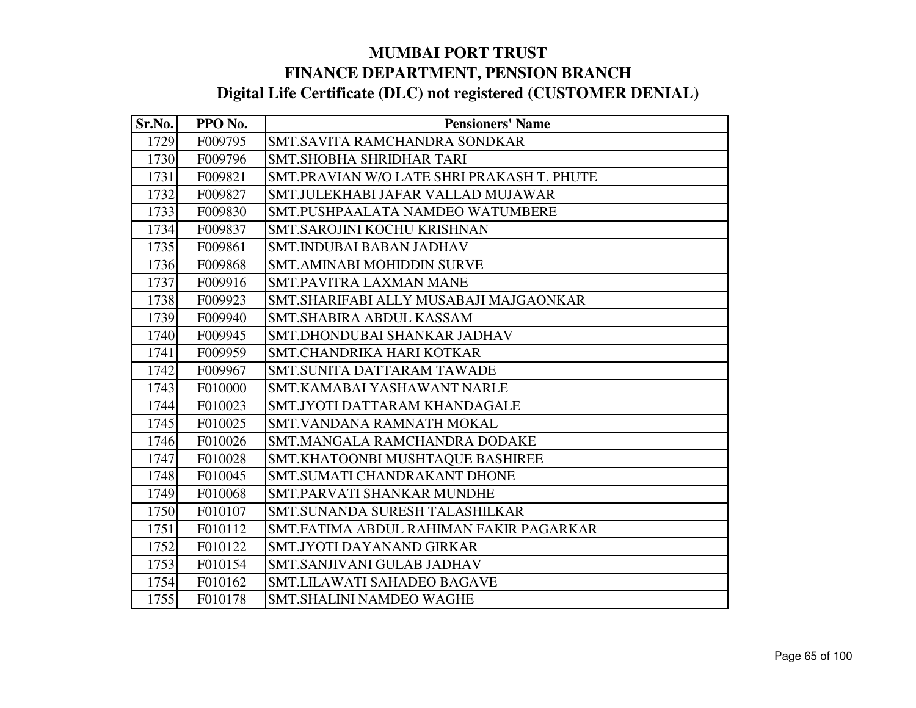# MUMBAI PORT TRUST

## FINANCE DEPARTMENT, PENSION BRANCH

## Digital Life Certificate (DLC) not registered (CUSTOMER DENIAL)

| Sr.No. | PPO No. | Pensioners' Name |
|---|---|---|
| 1729 | F009795 | SMT.SAVITA RAMCHANDRA SONDKAR |
| 1730 | F009796 | SMT.SHOBHA SHRIDHAR TARI |
| 1731 | F009821 | SMT.PRAVIAN W/O LATE SHRI PRAKASH T. PHUTE |
| 1732 | F009827 | SMT.JULEKHABI JAFAR VALLAD MUJAWAR |
| 1733 | F009830 | SMT.PUSHPAALATA NAMDEO WATUMBERE |
| 1734 | F009837 | SMT.SAROJINI KOCHU KRISHNAN |
| 1735 | F009861 | SMT.INDUBAI BABAN JADHAV |
| 1736 | F009868 | SMT.AMINABI MOHIDDIN SURVE |
| 1737 | F009916 | SMT.PAVITRA LAXMAN MANE |
| 1738 | F009923 | SMT.SHARIFABI ALLY MUSABAJI MAJGAONKAR |
| 1739 | F009940 | SMT.SHABIRA ABDUL KASSAM |
| 1740 | F009945 | SMT.DHONDUBAI SHANKAR JADHAV |
| 1741 | F009959 | SMT.CHANDRIKA HARI KOTKAR |
| 1742 | F009967 | SMT.SUNITA DATTARAM TAWADE |
| 1743 | F010000 | SMT.KAMABAI YASHAWANT NARLE |
| 1744 | F010023 | SMT.JYOTI DATTARAM KHANDAGALE |
| 1745 | F010025 | SMT.VANDANA RAMNATH MOKAL |
| 1746 | F010026 | SMT.MANGALA RAMCHANDRA DODAKE |
| 1747 | F010028 | SMT.KHATOONBI MUSHTAQUE BASHIREE |
| 1748 | F010045 | SMT.SUMATI CHANDRAKANT DHONE |
| 1749 | F010068 | SMT.PARVATI SHANKAR MUNDHE |
| 1750 | F010107 | SMT.SUNANDA SURESH TALASHILKAR |
| 1751 | F010112 | SMT.FATIMA ABDUL RAHIMAN FAKIR PAGARKAR |
| 1752 | F010122 | SMT.JYOTI DAYANAND GIRKAR |
| 1753 | F010154 | SMT.SANJIVANI GULAB JADHAV |
| 1754 | F010162 | SMT.LILAWATI SAHADEO BAGAVE |
| 1755 | F010178 | SMT.SHALINI NAMDEO WAGHE |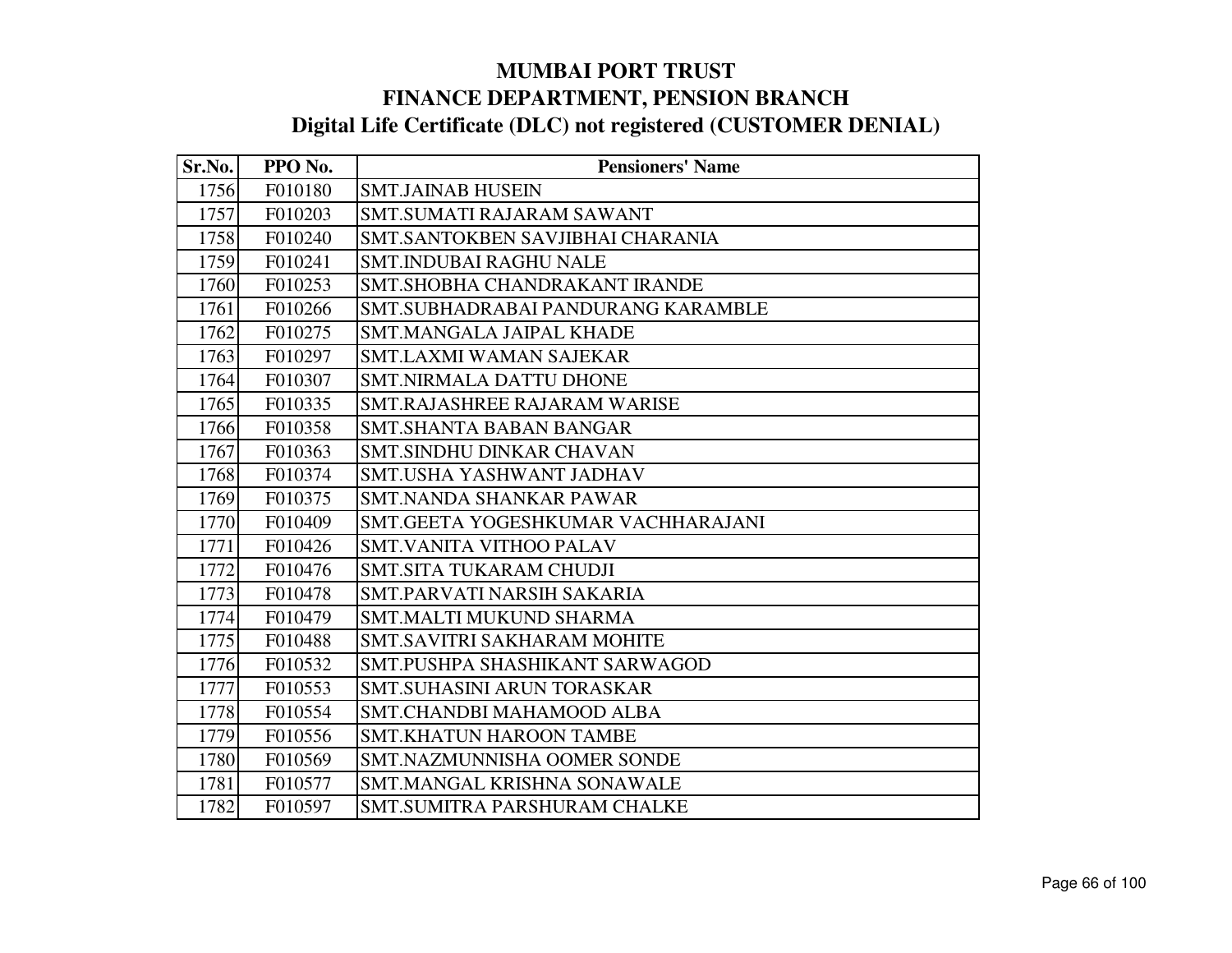# MUMBAI PORT TRUST
## FINANCE DEPARTMENT, PENSION BRANCH
### Digital Life Certificate (DLC) not registered (CUSTOMER DENIAL)

| Sr.No. | PPO No. | Pensioners' Name |
|---|---|---|
| 1756 | F010180 | SMT.JAINAB HUSEIN |
| 1757 | F010203 | SMT.SUMATI RAJARAM SAWANT |
| 1758 | F010240 | SMT.SANTOKBEN SAVJIBHAI CHARANIA |
| 1759 | F010241 | SMT.INDUBAI RAGHU NALE |
| 1760 | F010253 | SMT.SHOBHA CHANDRAKANT IRANDE |
| 1761 | F010266 | SMT.SUBHADRABAI PANDURANG KARAMBLE |
| 1762 | F010275 | SMT.MANGALA JAIPAL KHADE |
| 1763 | F010297 | SMT.LAXMI WAMAN SAJEKAR |
| 1764 | F010307 | SMT.NIRMALA DATTU DHONE |
| 1765 | F010335 | SMT.RAJASHREE RAJARAM WARISE |
| 1766 | F010358 | SMT.SHANTA BABAN BANGAR |
| 1767 | F010363 | SMT.SINDHU DINKAR CHAVAN |
| 1768 | F010374 | SMT.USHA YASHWANT JADHAV |
| 1769 | F010375 | SMT.NANDA SHANKAR PAWAR |
| 1770 | F010409 | SMT.GEETA YOGESHKUMAR VACHHARAJANI |
| 1771 | F010426 | SMT.VANITA VITHOO PALAV |
| 1772 | F010476 | SMT.SITA TUKARAM CHUDJI |
| 1773 | F010478 | SMT.PARVATI NARSIH SAKARIA |
| 1774 | F010479 | SMT.MALTI MUKUND SHARMA |
| 1775 | F010488 | SMT.SAVITRI SAKHARAM MOHITE |
| 1776 | F010532 | SMT.PUSHPA SHASHIKANT SARWAGOD |
| 1777 | F010553 | SMT.SUHASINI ARUN TORASKAR |
| 1778 | F010554 | SMT.CHANDBI MAHAMOOD ALBA |
| 1779 | F010556 | SMT.KHATUN HAROON TAMBE |
| 1780 | F010569 | SMT.NAZMUNNISHA OOMER SONDE |
| 1781 | F010577 | SMT.MANGAL KRISHNA SONAWALE |
| 1782 | F010597 | SMT.SUMITRA PARSHURAM CHALKE |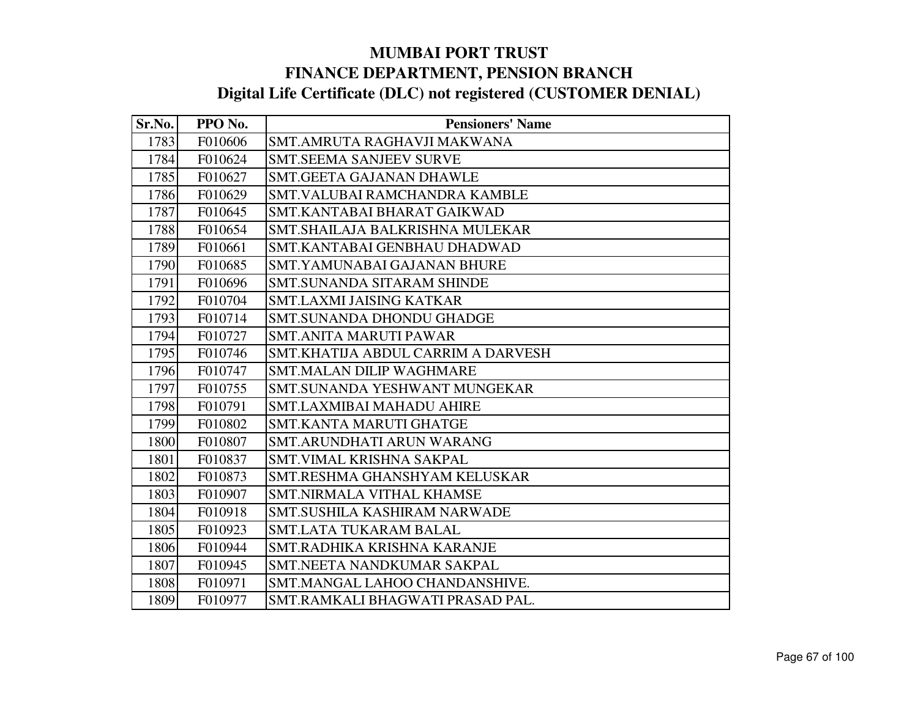# MUMBAI PORT TRUST
## FINANCE DEPARTMENT, PENSION BRANCH
### Digital Life Certificate (DLC) not registered (CUSTOMER DENIAL)

| Sr.No. | PPO No. | Pensioners' Name |
|---|---|---|
| 1783 | F010606 | SMT.AMRUTA RAGHAVJI MAKWANA |
| 1784 | F010624 | SMT.SEEMA SANJEEV SURVE |
| 1785 | F010627 | SMT.GEETA GAJANAN DHAWLE |
| 1786 | F010629 | SMT.VALUBAI RAMCHANDRA KAMBLE |
| 1787 | F010645 | SMT.KANTABAI BHARAT GAIKWAD |
| 1788 | F010654 | SMT.SHAILAJA BALKRISHNA MULEKAR |
| 1789 | F010661 | SMT.KANTABAI GENBHAU DHADWAD |
| 1790 | F010685 | SMT.YAMUNABAI GAJANAN BHURE |
| 1791 | F010696 | SMT.SUNANDA SITARAM SHINDE |
| 1792 | F010704 | SMT.LAXMI JAISING KATKAR |
| 1793 | F010714 | SMT.SUNANDA DHONDU GHADGE |
| 1794 | F010727 | SMT.ANITA MARUTI PAWAR |
| 1795 | F010746 | SMT.KHATIJA ABDUL CARRIM A DARVESH |
| 1796 | F010747 | SMT.MALAN DILIP WAGHMARE |
| 1797 | F010755 | SMT.SUNANDA YESHWANT MUNGEKAR |
| 1798 | F010791 | SMT.LAXMIBAI MAHADU AHIRE |
| 1799 | F010802 | SMT.KANTA MARUTI GHATGE |
| 1800 | F010807 | SMT.ARUNDHATI ARUN WARANG |
| 1801 | F010837 | SMT.VIMAL KRISHNA SAKPAL |
| 1802 | F010873 | SMT.RESHMA GHANSHYAM KELUSKAR |
| 1803 | F010907 | SMT.NIRMALA VITHAL KHAMSE |
| 1804 | F010918 | SMT.SUSHILA KASHIRAM NARWADE |
| 1805 | F010923 | SMT.LATA TUKARAM BALAL |
| 1806 | F010944 | SMT.RADHIKA KRISHNA KARANJE |
| 1807 | F010945 | SMT.NEETA NANDKUMAR SAKPAL |
| 1808 | F010971 | SMT.MANGAL LAHOO CHANDANSHIVE. |
| 1809 | F010977 | SMT.RAMKALI BHAGWATI PRASAD PAL. |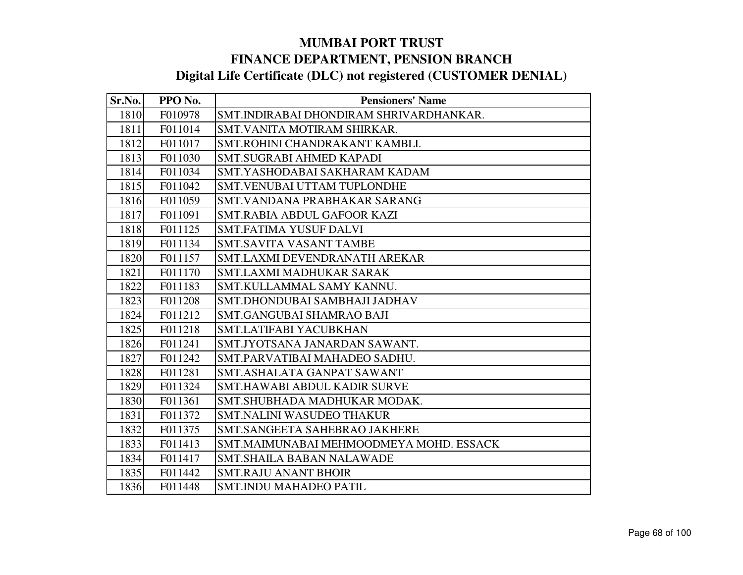# MUMBAI PORT TRUST
## FINANCE DEPARTMENT, PENSION BRANCH
### Digital Life Certificate (DLC) not registered (CUSTOMER DENIAL)

| Sr.No. | PPO No. | Pensioners' Name |
|---|---|---|
| 1810 | F010978 | SMT.INDIRABAI DHONDIRAM SHRIVARDHANKAR. |
| 1811 | F011014 | SMT.VANITA MOTIRAM SHIRKAR. |
| 1812 | F011017 | SMT.ROHINI CHANDRAKANT KAMBLI. |
| 1813 | F011030 | SMT.SUGRABI AHMED KAPADI |
| 1814 | F011034 | SMT.YASHODABAI SAKHARAM KADAM |
| 1815 | F011042 | SMT.VENUBAI UTTAM TUPLONDHE |
| 1816 | F011059 | SMT.VANDANA PRABHAKAR SARANG |
| 1817 | F011091 | SMT.RABIA ABDUL GAFOOR KAZI |
| 1818 | F011125 | SMT.FATIMA YUSUF DALVI |
| 1819 | F011134 | SMT.SAVITA VASANT TAMBE |
| 1820 | F011157 | SMT.LAXMI DEVENDRANATH AREKAR |
| 1821 | F011170 | SMT.LAXMI MADHUKAR SARAK |
| 1822 | F011183 | SMT.KULLAMMAL SAMY KANNU. |
| 1823 | F011208 | SMT.DHONDUBAI SAMBHAJI JADHAV |
| 1824 | F011212 | SMT.GANGUBAI SHAMRAO BAJI |
| 1825 | F011218 | SMT.LATIFABI YACUBKHAN |
| 1826 | F011241 | SMT.JYOTSANA JANARDAN SAWANT. |
| 1827 | F011242 | SMT.PARVATIBAI MAHADEO SADHU. |
| 1828 | F011281 | SMT.ASHALATA GANPAT SAWANT |
| 1829 | F011324 | SMT.HAWABI ABDUL KADIR SURVE |
| 1830 | F011361 | SMT.SHUBHADA MADHUKAR MODAK. |
| 1831 | F011372 | SMT.NALINI WASUDEO THAKUR |
| 1832 | F011375 | SMT.SANGEETA SAHEBRAO JAKHERE |
| 1833 | F011413 | SMT.MAIMUNABAI MEHMOODMEYA MOHD. ESSACK |
| 1834 | F011417 | SMT.SHAILA BABAN NALAWADE |
| 1835 | F011442 | SMT.RAJU ANANT BHOIR |
| 1836 | F011448 | SMT.INDU MAHADEO PATIL |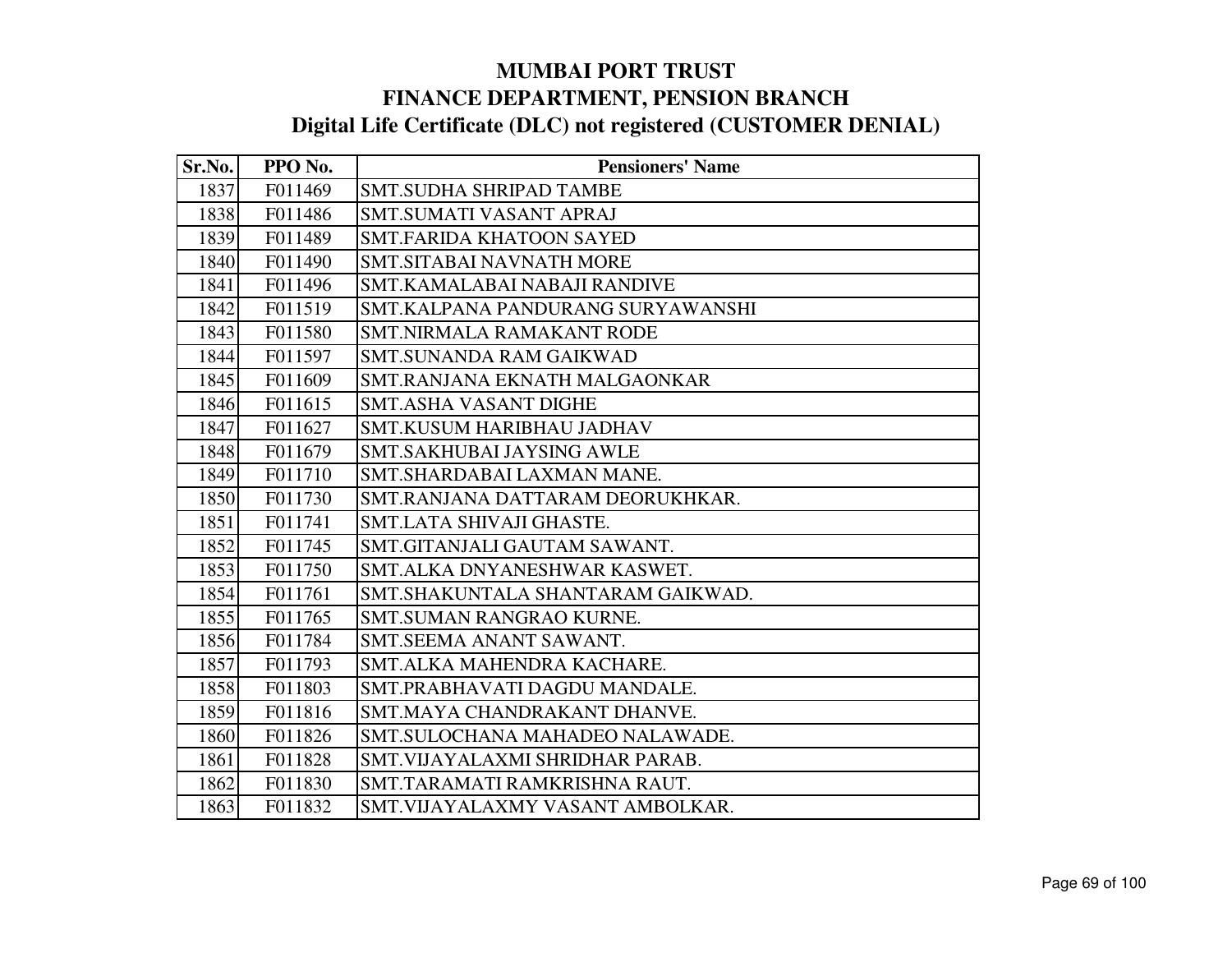# MUMBAI PORT TRUST
# FINANCE DEPARTMENT, PENSION BRANCH
## Digital Life Certificate (DLC) not registered (CUSTOMER DENIAL)

| Sr.No. | PPO No. | Pensioners' Name |
|---|---|---|
| 1837 | F011469 | SMT.SUDHA SHRIPAD TAMBE |
| 1838 | F011486 | SMT.SUMATI VASANT APRAJ |
| 1839 | F011489 | SMT.FARIDA KHATOON SAYED |
| 1840 | F011490 | SMT.SITABAI NAVNATH MORE |
| 1841 | F011496 | SMT.KAMALABAI NABAJI RANDIVE |
| 1842 | F011519 | SMT.KALPANA PANDURANG SURYAWANSHI |
| 1843 | F011580 | SMT.NIRMALA RAMAKANT RODE |
| 1844 | F011597 | SMT.SUNANDA RAM GAIKWAD |
| 1845 | F011609 | SMT.RANJANA EKNATH MALGAONKAR |
| 1846 | F011615 | SMT.ASHA VASANT DIGHE |
| 1847 | F011627 | SMT.KUSUM HARIBHAU JADHAV |
| 1848 | F011679 | SMT.SAKHUBAI JAYSING AWLE |
| 1849 | F011710 | SMT.SHARDABAI LAXMAN MANE. |
| 1850 | F011730 | SMT.RANJANA DATTARAM DEORUKHKAR. |
| 1851 | F011741 | SMT.LATA SHIVAJI GHASTE. |
| 1852 | F011745 | SMT.GITANJALI GAUTAM SAWANT. |
| 1853 | F011750 | SMT.ALKA DNYANESHWAR KASWET. |
| 1854 | F011761 | SMT.SHAKUNTALA SHANTARAM GAIKWAD. |
| 1855 | F011765 | SMT.SUMAN RANGRAO KURNE. |
| 1856 | F011784 | SMT.SEEMA ANANT SAWANT. |
| 1857 | F011793 | SMT.ALKA MAHENDRA KACHARE. |
| 1858 | F011803 | SMT.PRABHAVATI DAGDU MANDALE. |
| 1859 | F011816 | SMT.MAYA CHANDRAKANT DHANVE. |
| 1860 | F011826 | SMT.SULOCHANA MAHADEO NALAWADE. |
| 1861 | F011828 | SMT.VIJAYALAXMI SHRIDHAR PARAB. |
| 1862 | F011830 | SMT.TARAMATI RAMKRISHNA RAUT. |
| 1863 | F011832 | SMT.VIJAYALAXMY VASANT AMBOLKAR. |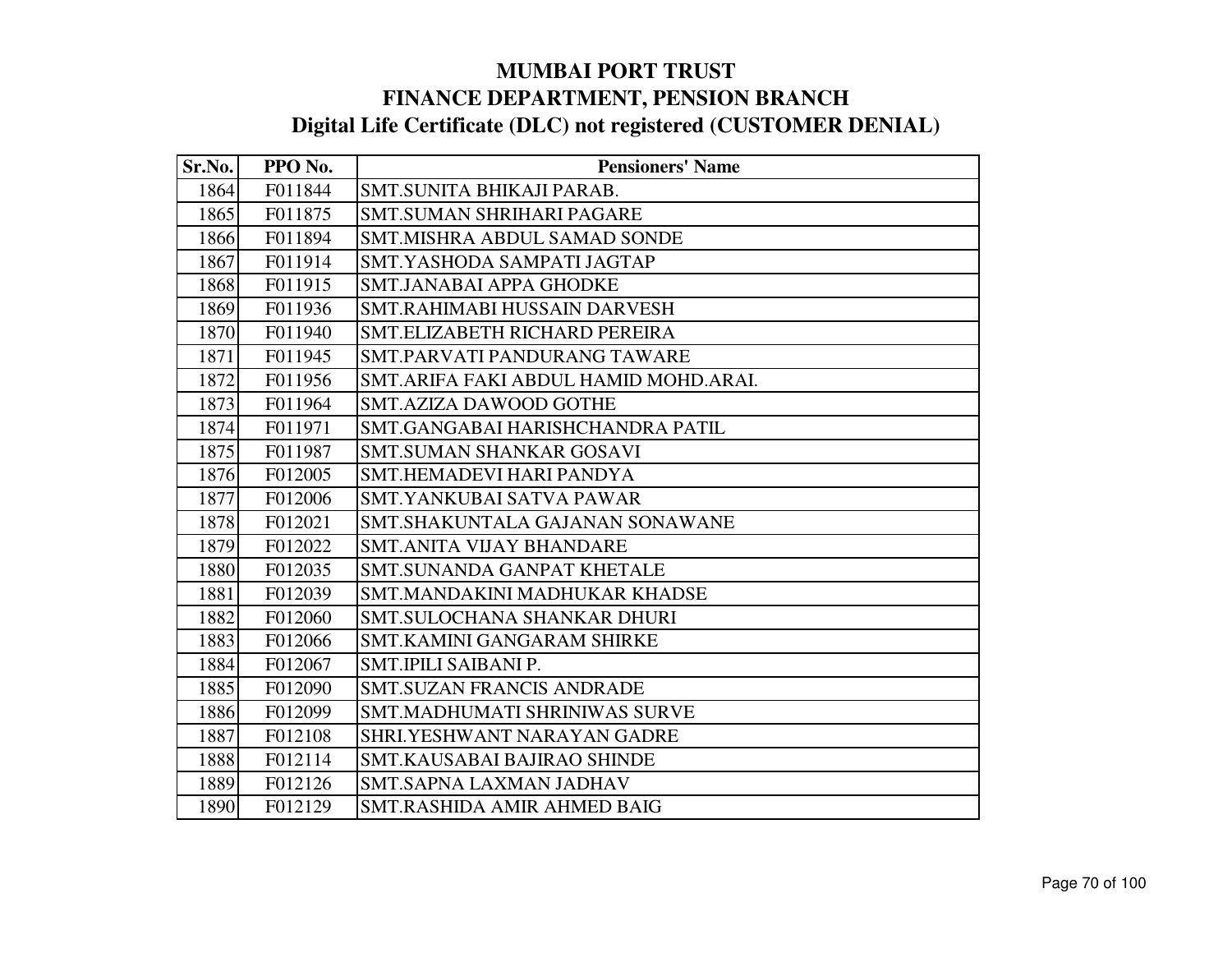# MUMBAI PORT TRUST
## FINANCE DEPARTMENT, PENSION BRANCH
### Digital Life Certificate (DLC) not registered (CUSTOMER DENIAL)

| Sr.No. | PPO No. | Pensioners' Name |
|---|---|---|
| 1864 | F011844 | SMT.SUNITA BHIKAJI PARAB. |
| 1865 | F011875 | SMT.SUMAN SHRIHARI PAGARE |
| 1866 | F011894 | SMT.MISHRA ABDUL SAMAD SONDE |
| 1867 | F011914 | SMT.YASHODA SAMPATI JAGTAP |
| 1868 | F011915 | SMT.JANABAI APPA GHODKE |
| 1869 | F011936 | SMT.RAHIMABI HUSSAIN DARVESH |
| 1870 | F011940 | SMT.ELIZABETH RICHARD PEREIRA |
| 1871 | F011945 | SMT.PARVATI PANDURANG TAWARE |
| 1872 | F011956 | SMT.ARIFA FAKI ABDUL HAMID MOHD.ARAI. |
| 1873 | F011964 | SMT.AZIZA DAWOOD GOTHE |
| 1874 | F011971 | SMT.GANGABAI HARISHCHANDRA PATIL |
| 1875 | F011987 | SMT.SUMAN SHANKAR GOSAVI |
| 1876 | F012005 | SMT.HEMADEVI HARI PANDYA |
| 1877 | F012006 | SMT.YANKUBAI SATVA PAWAR |
| 1878 | F012021 | SMT.SHAKUNTALA GAJANAN SONAWANE |
| 1879 | F012022 | SMT.ANITA VIJAY BHANDARE |
| 1880 | F012035 | SMT.SUNANDA GANPAT KHETALE |
| 1881 | F012039 | SMT.MANDAKINI MADHUKAR KHADSE |
| 1882 | F012060 | SMT.SULOCHANA SHANKAR DHURI |
| 1883 | F012066 | SMT.KAMINI GANGARAM SHIRKE |
| 1884 | F012067 | SMT.IPILI SAIBANI P. |
| 1885 | F012090 | SMT.SUZAN FRANCIS ANDRADE |
| 1886 | F012099 | SMT.MADHUMATI SHRINIWAS SURVE |
| 1887 | F012108 | SHRI.YESHWANT NARAYAN GADRE |
| 1888 | F012114 | SMT.KAUSABAI BAJIRAO SHINDE |
| 1889 | F012126 | SMT.SAPNA LAXMAN JADHAV |
| 1890 | F012129 | SMT.RASHIDA AMIR AHMED BAIG |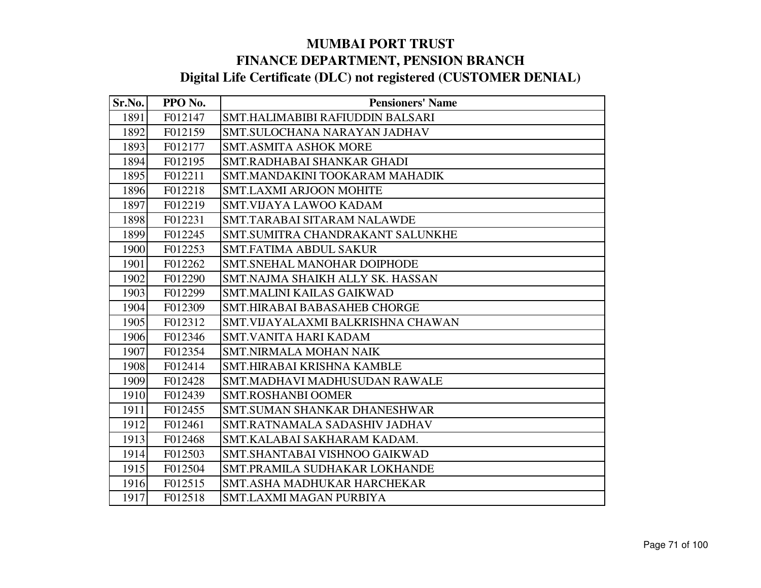# MUMBAI PORT TRUST
## FINANCE DEPARTMENT, PENSION BRANCH
### Digital Life Certificate (DLC) not registered (CUSTOMER DENIAL)

| Sr.No. | PPO No. | Pensioners' Name |
|---|---|---|
| 1891 | F012147 | SMT.HALIMABIBI RAFIUDDIN BALSARI |
| 1892 | F012159 | SMT.SULOCHANA NARAYAN JADHAV |
| 1893 | F012177 | SMT.ASMITA ASHOK MORE |
| 1894 | F012195 | SMT.RADHABAI SHANKAR GHADI |
| 1895 | F012211 | SMT.MANDAKINI TOOKARAM MAHADIK |
| 1896 | F012218 | SMT.LAXMI ARJOON MOHITE |
| 1897 | F012219 | SMT.VIJAYA LAWOO KADAM |
| 1898 | F012231 | SMT.TARABAI SITARAM NALAWDE |
| 1899 | F012245 | SMT.SUMITRA CHANDRAKANT SALUNKHE |
| 1900 | F012253 | SMT.FATIMA ABDUL SAKUR |
| 1901 | F012262 | SMT.SNEHAL MANOHAR DOIPHODE |
| 1902 | F012290 | SMT.NAJMA SHAIKH ALLY SK. HASSAN |
| 1903 | F012299 | SMT.MALINI KAILAS GAIKWAD |
| 1904 | F012309 | SMT.HIRABAI BABASAHEB CHORGE |
| 1905 | F012312 | SMT.VIJAYALAXMI BALKRISHNA CHAWAN |
| 1906 | F012346 | SMT.VANITA HARI KADAM |
| 1907 | F012354 | SMT.NIRMALA MOHAN NAIK |
| 1908 | F012414 | SMT.HIRABAI KRISHNA KAMBLE |
| 1909 | F012428 | SMT.MADHAVI MADHUSUDAN RAWALE |
| 1910 | F012439 | SMT.ROSHANBI OOMER |
| 1911 | F012455 | SMT.SUMAN SHANKAR DHANESHWAR |
| 1912 | F012461 | SMT.RATNAMALA SADASHIV JADHAV |
| 1913 | F012468 | SMT.KALABAI SAKHARAM KADAM. |
| 1914 | F012503 | SMT.SHANTABAI VISHNOO GAIKWAD |
| 1915 | F012504 | SMT.PRAMILA SUDHAKAR LOKHANDE |
| 1916 | F012515 | SMT.ASHA MADHUKAR HARCHEKAR |
| 1917 | F012518 | SMT.LAXMI MAGAN PURBIYA |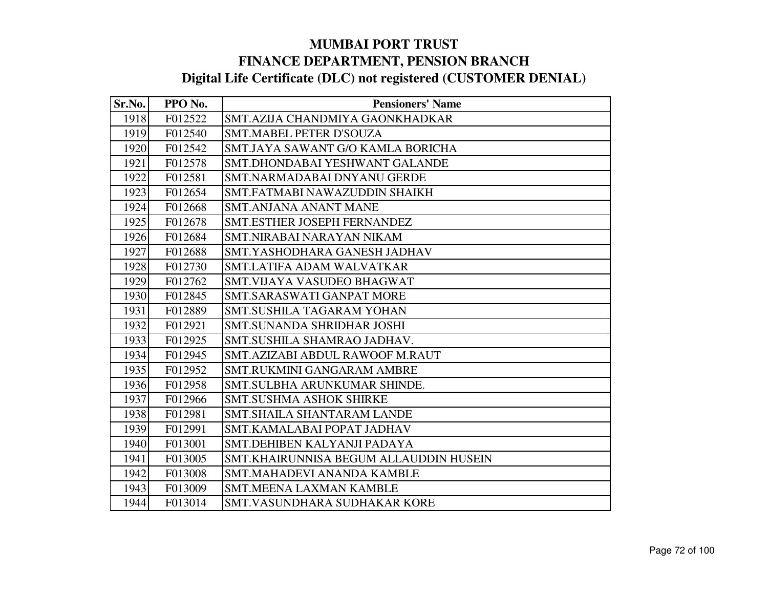# MUMBAI PORT TRUST
## FINANCE DEPARTMENT, PENSION BRANCH
### Digital Life Certificate (DLC) not registered (CUSTOMER DENIAL)

| Sr.No. | PPO No. | Pensioners' Name |
|---|---|---|
| 1918 | F012522 | SMT.AZIJA CHANDMIYA GAONKHADKAR |
| 1919 | F012540 | SMT.MABEL PETER D'SOUZA |
| 1920 | F012542 | SMT.JAYA SAWANT G/O KAMLA BORICHA |
| 1921 | F012578 | SMT.DHONDABAI YESHWANT GALANDE |
| 1922 | F012581 | SMT.NARMADABAI DNYANU GERDE |
| 1923 | F012654 | SMT.FATMABI NAWAZUDDIN SHAIKH |
| 1924 | F012668 | SMT.ANJANA ANANT MANE |
| 1925 | F012678 | SMT.ESTHER JOSEPH FERNANDEZ |
| 1926 | F012684 | SMT.NIRABAI NARAYAN NIKAM |
| 1927 | F012688 | SMT.YASHODHARA GANESH JADHAV |
| 1928 | F012730 | SMT.LATIFA ADAM WALVATKAR |
| 1929 | F012762 | SMT.VIJAYA VASUDEO BHAGWAT |
| 1930 | F012845 | SMT.SARASWATI GANPAT MORE |
| 1931 | F012889 | SMT.SUSHILA TAGARAM YOHAN |
| 1932 | F012921 | SMT.SUNANDA SHRIDHAR JOSHI |
| 1933 | F012925 | SMT.SUSHILA SHAMRAO JADHAV. |
| 1934 | F012945 | SMT.AZIZABI ABDUL RAWOOF M.RAUT |
| 1935 | F012952 | SMT.RUKMINI GANGARAM AMBRE |
| 1936 | F012958 | SMT.SULBHA ARUNKUMAR SHINDE. |
| 1937 | F012966 | SMT.SUSHMA ASHOK SHIRKE |
| 1938 | F012981 | SMT.SHAILA SHANTARAM LANDE |
| 1939 | F012991 | SMT.KAMALABAI POPAT JADHAV |
| 1940 | F013001 | SMT.DEHIBEN KALYANJI PADAYA |
| 1941 | F013005 | SMT.KHAIRUNNISA BEGUM ALLAUDDIN HUSEIN |
| 1942 | F013008 | SMT.MAHADEVI ANANDA KAMBLE |
| 1943 | F013009 | SMT.MEENA LAXMAN KAMBLE |
| 1944 | F013014 | SMT.VASUNDHARA SUDHAKAR KORE |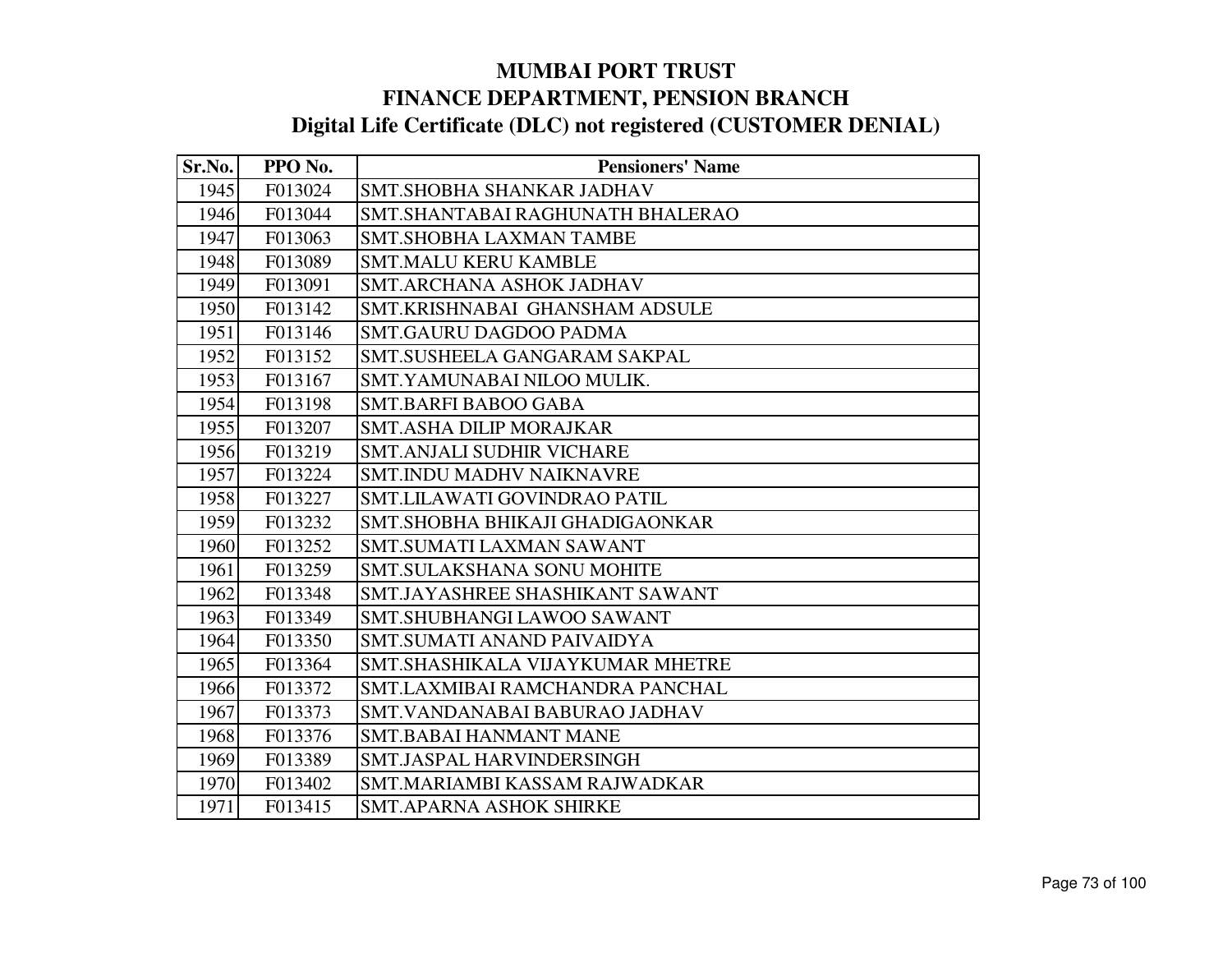# MUMBAI PORT TRUST
## FINANCE DEPARTMENT, PENSION BRANCH
### Digital Life Certificate (DLC) not registered (CUSTOMER DENIAL)

| Sr.No. | PPO No. | Pensioners' Name |
|---|---|---|
| 1945 | F013024 | SMT.SHOBHA SHANKAR JADHAV |
| 1946 | F013044 | SMT.SHANTABAI RAGHUNATH BHALERAO |
| 1947 | F013063 | SMT.SHOBHA LAXMAN TAMBE |
| 1948 | F013089 | SMT.MALU KERU KAMBLE |
| 1949 | F013091 | SMT.ARCHANA ASHOK JADHAV |
| 1950 | F013142 | SMT.KRISHNABAI GHANSHAM ADSULE |
| 1951 | F013146 | SMT.GAURU DAGDOO PADMA |
| 1952 | F013152 | SMT.SUSHEELA GANGARAM SAKPAL |
| 1953 | F013167 | SMT.YAMUNABAI NILOO MULIK. |
| 1954 | F013198 | SMT.BARFI BABOO GABA |
| 1955 | F013207 | SMT.ASHA DILIP MORAJKAR |
| 1956 | F013219 | SMT.ANJALI SUDHIR VICHARE |
| 1957 | F013224 | SMT.INDU MADHV NAIKNAVRE |
| 1958 | F013227 | SMT.LILAWATI GOVINDRAO PATIL |
| 1959 | F013232 | SMT.SHOBHA BHIKAJI GHADIGAONKAR |
| 1960 | F013252 | SMT.SUMATI LAXMAN SAWANT |
| 1961 | F013259 | SMT.SULAKSHANA SONU MOHITE |
| 1962 | F013348 | SMT.JAYASHREE SHASHIKANT SAWANT |
| 1963 | F013349 | SMT.SHUBHANGI LAWOO SAWANT |
| 1964 | F013350 | SMT.SUMATI ANAND PAIVAIDYA |
| 1965 | F013364 | SMT.SHASHIKALA VIJAYKUMAR MHETRE |
| 1966 | F013372 | SMT.LAXMIBAI RAMCHANDRA PANCHAL |
| 1967 | F013373 | SMT.VANDANABAI BABURAO JADHAV |
| 1968 | F013376 | SMT.BABAI HANMANT MANE |
| 1969 | F013389 | SMT.JASPAL HARVINDERSINGH |
| 1970 | F013402 | SMT.MARIAMBI KASSAM RAJWADKAR |
| 1971 | F013415 | SMT.APARNA ASHOK SHIRKE |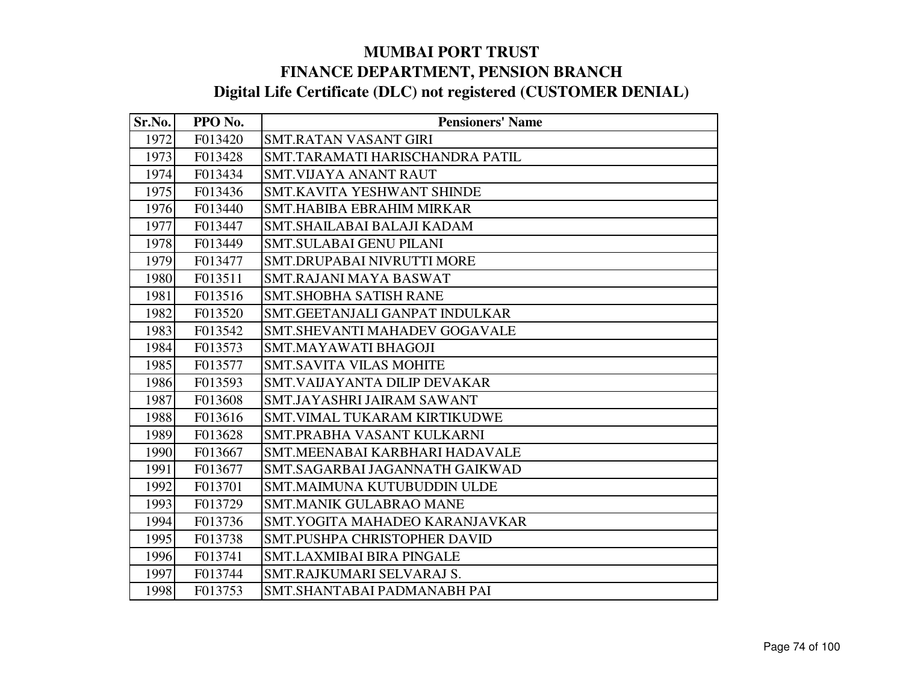# MUMBAI PORT TRUST
# FINANCE DEPARTMENT, PENSION BRANCH
# Digital Life Certificate (DLC) not registered (CUSTOMER DENIAL)

| Sr.No. | PPO No. | Pensioners' Name |
|---|---|---|
| 1972 | F013420 | SMT.RATAN VASANT GIRI |
| 1973 | F013428 | SMT.TARAMATI HARISCHANDRA PATIL |
| 1974 | F013434 | SMT.VIJAYA ANANT RAUT |
| 1975 | F013436 | SMT.KAVITA YESHWANT SHINDE |
| 1976 | F013440 | SMT.HABIBA EBRAHIM MIRKAR |
| 1977 | F013447 | SMT.SHAILABAI BALAJI KADAM |
| 1978 | F013449 | SMT.SULABAI GENU PILANI |
| 1979 | F013477 | SMT.DRUPABAI NIVRUTTI MORE |
| 1980 | F013511 | SMT.RAJANI MAYA BASWAT |
| 1981 | F013516 | SMT.SHOBHA SATISH RANE |
| 1982 | F013520 | SMT.GEETANJALI GANPAT INDULKAR |
| 1983 | F013542 | SMT.SHEVANTI MAHADEV GOGAVALE |
| 1984 | F013573 | SMT.MAYAWATI BHAGOJI |
| 1985 | F013577 | SMT.SAVITA VILAS MOHITE |
| 1986 | F013593 | SMT.VAIJAYANTA DILIP DEVAKAR |
| 1987 | F013608 | SMT.JAYASHRI JAIRAM SAWANT |
| 1988 | F013616 | SMT.VIMAL TUKARAM KIRTIKUDWE |
| 1989 | F013628 | SMT.PRABHA VASANT KULKARNI |
| 1990 | F013667 | SMT.MEENABAI KARBHARI HADAVALE |
| 1991 | F013677 | SMT.SAGARBAI JAGANNATH GAIKWAD |
| 1992 | F013701 | SMT.MAIMUNA KUTUBUDDIN ULDE |
| 1993 | F013729 | SMT.MANIK GULABRAO MANE |
| 1994 | F013736 | SMT.YOGITA MAHADEO KARANJAVKAR |
| 1995 | F013738 | SMT.PUSHPA CHRISTOPHER DAVID |
| 1996 | F013741 | SMT.LAXMIBAI BIRA PINGALE |
| 1997 | F013744 | SMT.RAJKUMARI SELVARAJ S. |
| 1998 | F013753 | SMT.SHANTABAI PADMANABH PAI |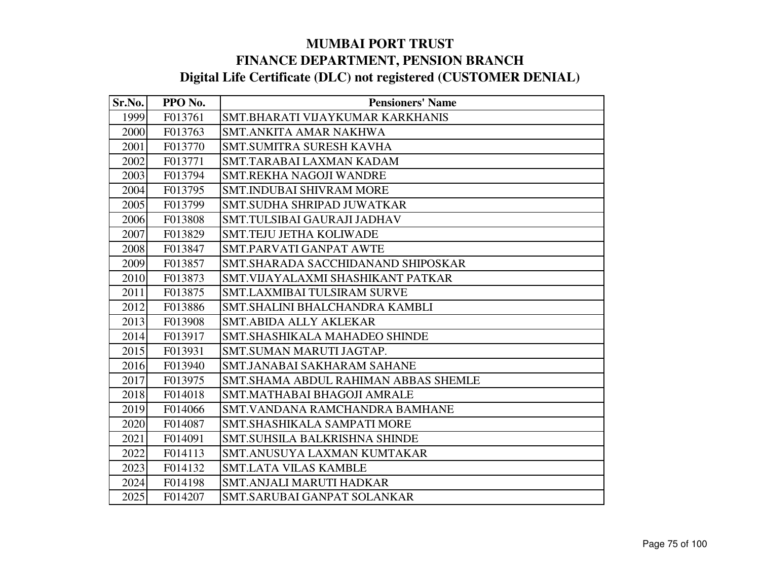# MUMBAI PORT TRUST
# FINANCE DEPARTMENT, PENSION BRANCH
## Digital Life Certificate (DLC) not registered (CUSTOMER DENIAL)

| Sr.No. | PPO No. | Pensioners' Name |
|---|---|---|
| 1999 | F013761 | SMT.BHARATI VIJAYKUMAR KARKHANIS |
| 2000 | F013763 | SMT.ANKITA AMAR NAKHWA |
| 2001 | F013770 | SMT.SUMITRA SURESH KAVHA |
| 2002 | F013771 | SMT.TARABAI LAXMAN KADAM |
| 2003 | F013794 | SMT.REKHA NAGOJI WANDRE |
| 2004 | F013795 | SMT.INDUBAI SHIVRAM MORE |
| 2005 | F013799 | SMT.SUDHA SHRIPAD JUWATKAR |
| 2006 | F013808 | SMT.TULSIBAI GAURAJI JADHAV |
| 2007 | F013829 | SMT.TEJU JETHA KOLIWADE |
| 2008 | F013847 | SMT.PARVATI GANPAT AWTE |
| 2009 | F013857 | SMT.SHARADA SACCHIDANAND SHIPOSKAR |
| 2010 | F013873 | SMT.VIJAYALAXMI SHASHIKANT PATKAR |
| 2011 | F013875 | SMT.LAXMIBAI TULSIRAM SURVE |
| 2012 | F013886 | SMT.SHALINI BHALCHANDRA KAMBLI |
| 2013 | F013908 | SMT.ABIDA ALLY AKLEKAR |
| 2014 | F013917 | SMT.SHASHIKALA MAHADEO SHINDE |
| 2015 | F013931 | SMT.SUMAN MARUTI JAGTAP. |
| 2016 | F013940 | SMT.JANABAI SAKHARAM SAHANE |
| 2017 | F013975 | SMT.SHAMA ABDUL RAHIMAN ABBAS SHEMLE |
| 2018 | F014018 | SMT.MATHABAI BHAGOJI AMRALE |
| 2019 | F014066 | SMT.VANDANA RAMCHANDRA BAMHANE |
| 2020 | F014087 | SMT.SHASHIKALA SAMPATI MORE |
| 2021 | F014091 | SMT.SUHSILA BALKRISHNA SHINDE |
| 2022 | F014113 | SMT.ANUSUYA LAXMAN KUMTAKAR |
| 2023 | F014132 | SMT.LATA VILAS KAMBLE |
| 2024 | F014198 | SMT.ANJALI MARUTI HADKAR |
| 2025 | F014207 | SMT.SARUBAI GANPAT SOLANKAR |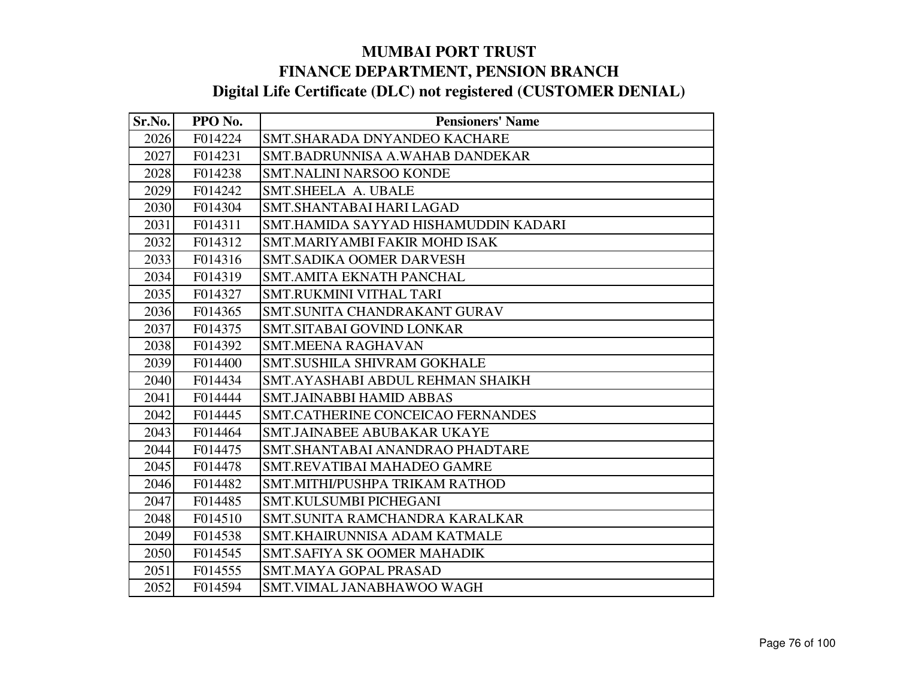# MUMBAI PORT TRUST
## FINANCE DEPARTMENT, PENSION BRANCH
## Digital Life Certificate (DLC) not registered (CUSTOMER DENIAL)

| Sr.No. | PPO No. | Pensioners' Name |
|---|---|---|
| 2026 | F014224 | SMT.SHARADA DNYANDEO KACHARE |
| 2027 | F014231 | SMT.BADRUNNISA A.WAHAB DANDEKAR |
| 2028 | F014238 | SMT.NALINI NARSOO KONDE |
| 2029 | F014242 | SMT.SHEELA A. UBALE |
| 2030 | F014304 | SMT.SHANTABAI HARI LAGAD |
| 2031 | F014311 | SMT.HAMIDA SAYYAD HISHAMUDDIN KADARI |
| 2032 | F014312 | SMT.MARIYAMBI FAKIR MOHD ISAK |
| 2033 | F014316 | SMT.SADIKA OOMER DARVESH |
| 2034 | F014319 | SMT.AMITA EKNATH PANCHAL |
| 2035 | F014327 | SMT.RUKMINI VITHAL TARI |
| 2036 | F014365 | SMT.SUNITA CHANDRAKANT GURAV |
| 2037 | F014375 | SMT.SITABAI GOVIND LONKAR |
| 2038 | F014392 | SMT.MEENA RAGHAVAN |
| 2039 | F014400 | SMT.SUSHILA SHIVRAM GOKHALE |
| 2040 | F014434 | SMT.AYASHABI ABDUL REHMAN SHAIKH |
| 2041 | F014444 | SMT.JAINABBI HAMID ABBAS |
| 2042 | F014445 | SMT.CATHERINE CONCEICAO FERNANDES |
| 2043 | F014464 | SMT.JAINABEE ABUBAKAR UKAYE |
| 2044 | F014475 | SMT.SHANTABAI ANANDRAO PHADTARE |
| 2045 | F014478 | SMT.REVATIBAI MAHADEO GAMRE |
| 2046 | F014482 | SMT.MITHI/PUSHPA TRIKAM RATHOD |
| 2047 | F014485 | SMT.KULSUMBI PICHEGANI |
| 2048 | F014510 | SMT.SUNITA RAMCHANDRA KARALKAR |
| 2049 | F014538 | SMT.KHAIRUNNISA ADAM KATMALE |
| 2050 | F014545 | SMT.SAFIYA SK OOMER MAHADIK |
| 2051 | F014555 | SMT.MAYA GOPAL PRASAD |
| 2052 | F014594 | SMT.VIMAL JANABHAWOO WAGH |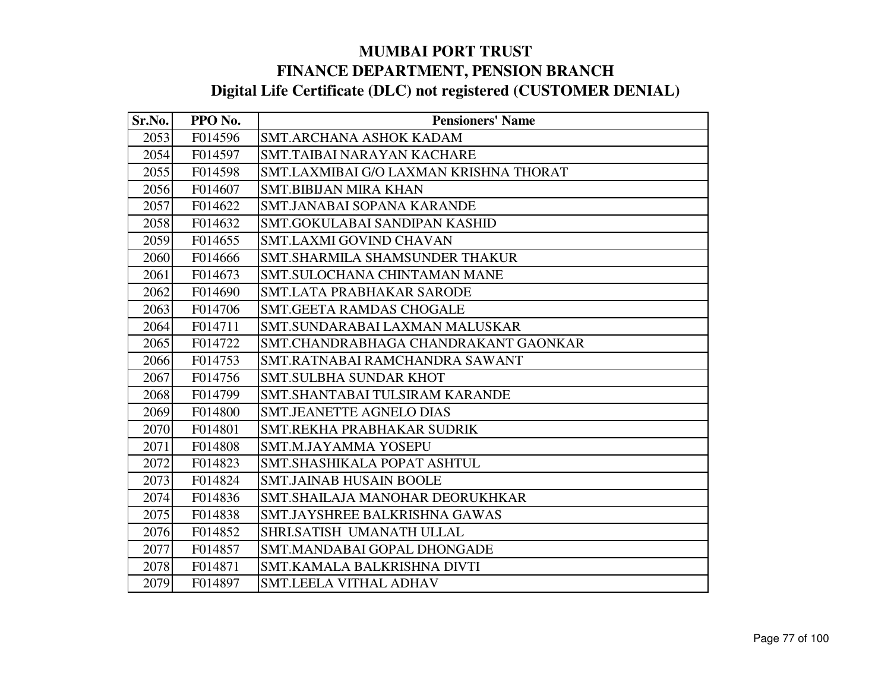# MUMBAI PORT TRUST

## FINANCE DEPARTMENT, PENSION BRANCH

## Digital Life Certificate (DLC) not registered (CUSTOMER DENIAL)

| Sr.No. | PPO No. | Pensioners' Name |
|---|---|---|
| 2053 | F014596 | SMT.ARCHANA ASHOK KADAM |
| 2054 | F014597 | SMT.TAIBAI NARAYAN KACHARE |
| 2055 | F014598 | SMT.LAXMIBAI G/O LAXMAN KRISHNA THORAT |
| 2056 | F014607 | SMT.BIBIJAN MIRA KHAN |
| 2057 | F014622 | SMT.JANABAI SOPANA KARANDE |
| 2058 | F014632 | SMT.GOKULABAI SANDIPAN KASHID |
| 2059 | F014655 | SMT.LAXMI GOVIND CHAVAN |
| 2060 | F014666 | SMT.SHARMILA SHAMSUNDER THAKUR |
| 2061 | F014673 | SMT.SULOCHANA CHINTAMAN MANE |
| 2062 | F014690 | SMT.LATA PRABHAKAR SARODE |
| 2063 | F014706 | SMT.GEETA RAMDAS CHOGALE |
| 2064 | F014711 | SMT.SUNDARABAI LAXMAN MALUSKAR |
| 2065 | F014722 | SMT.CHANDRABHAGA CHANDRAKANT GAONKAR |
| 2066 | F014753 | SMT.RATNABAI RAMCHANDRA SAWANT |
| 2067 | F014756 | SMT.SULBHA SUNDAR KHOT |
| 2068 | F014799 | SMT.SHANTABAI TULSIRAM KARANDE |
| 2069 | F014800 | SMT.JEANETTE AGNELO DIAS |
| 2070 | F014801 | SMT.REKHA PRABHAKAR SUDRIK |
| 2071 | F014808 | SMT.M.JAYAMMA YOSEPU |
| 2072 | F014823 | SMT.SHASHIKALA POPAT ASHTUL |
| 2073 | F014824 | SMT.JAINAB HUSAIN BOOLE |
| 2074 | F014836 | SMT.SHAILAJA MANOHAR DEORUKHKAR |
| 2075 | F014838 | SMT.JAYSHREE BALKRISHNA GAWAS |
| 2076 | F014852 | SHRI.SATISH UMANATH ULLAL |
| 2077 | F014857 | SMT.MANDABAI GOPAL DHONGADE |
| 2078 | F014871 | SMT.KAMALA BALKRISHNA DIVTI |
| 2079 | F014897 | SMT.LEELA VITHAL ADHAV |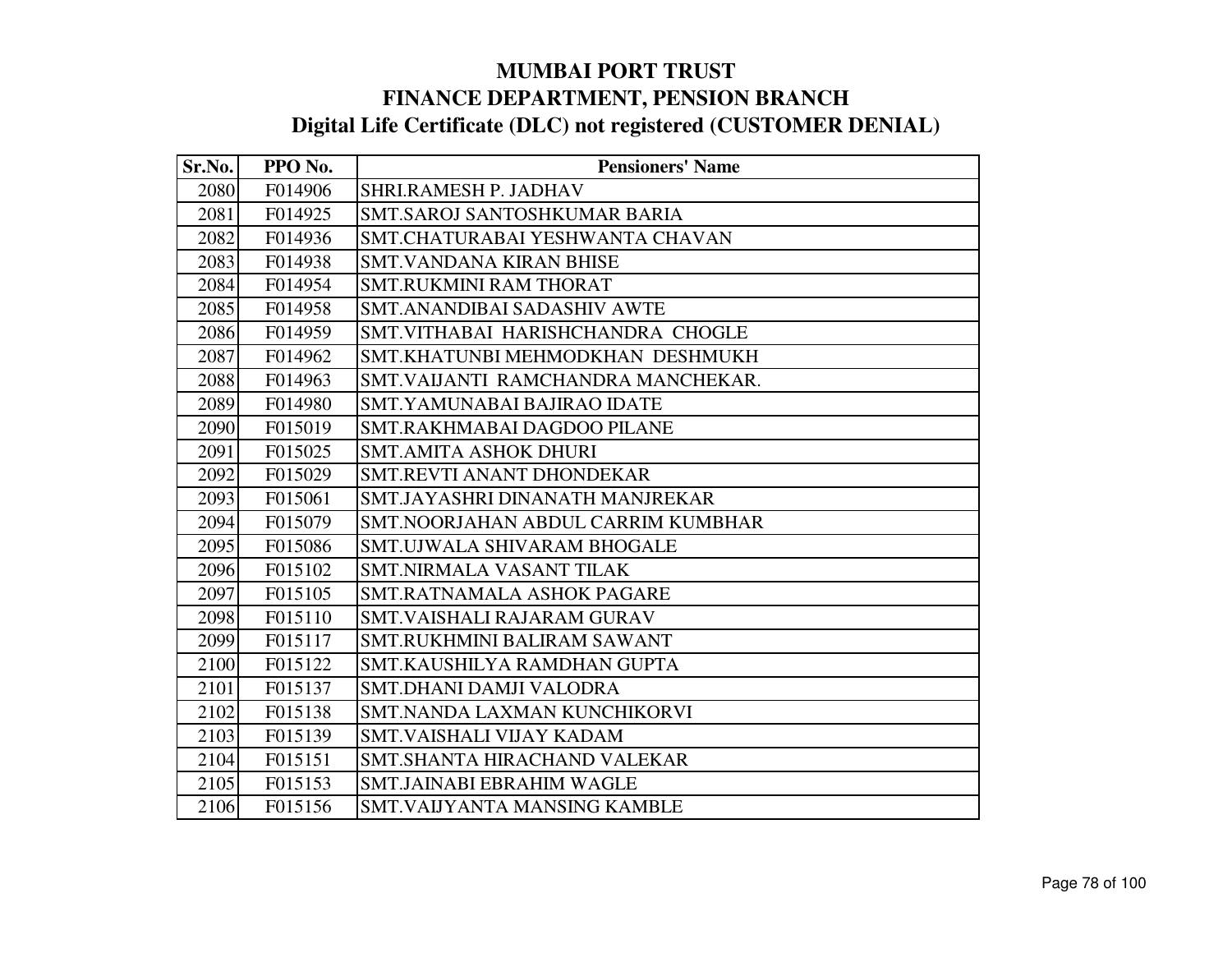# MUMBAI PORT TRUST
## FINANCE DEPARTMENT, PENSION BRANCH
### Digital Life Certificate (DLC) not registered (CUSTOMER DENIAL)

| Sr.No. | PPO No. | Pensioners' Name |
|---|---|---|
| 2080 | F014906 | SHRI.RAMESH P. JADHAV |
| 2081 | F014925 | SMT.SAROJ SANTOSHKUMAR BARIA |
| 2082 | F014936 | SMT.CHATURABAI YESHWANTA CHAVAN |
| 2083 | F014938 | SMT.VANDANA KIRAN BHISE |
| 2084 | F014954 | SMT.RUKMINI RAM THORAT |
| 2085 | F014958 | SMT.ANANDIBAI SADASHIV AWTE |
| 2086 | F014959 | SMT.VITHABAI HARISHCHANDRA CHOGLE |
| 2087 | F014962 | SMT.KHATUNBI MEHMODKHAN DESHMUKH |
| 2088 | F014963 | SMT.VAIJANTI RAMCHANDRA MANCHEKAR. |
| 2089 | F014980 | SMT.YAMUNABAI BAJIRAO IDATE |
| 2090 | F015019 | SMT.RAKHMABAI DAGDOO PILANE |
| 2091 | F015025 | SMT.AMITA ASHOK DHURI |
| 2092 | F015029 | SMT.REVTI ANANT DHONDEKAR |
| 2093 | F015061 | SMT.JAYASHRI DINANATH MANJREKAR |
| 2094 | F015079 | SMT.NOORJAHAN ABDUL CARRIM KUMBHAR |
| 2095 | F015086 | SMT.UJWALA SHIVARAM BHOGALE |
| 2096 | F015102 | SMT.NIRMALA VASANT TILAK |
| 2097 | F015105 | SMT.RATNAMALA ASHOK PAGARE |
| 2098 | F015110 | SMT.VAISHALI RAJARAM GURAV |
| 2099 | F015117 | SMT.RUKHMINI BALIRAM SAWANT |
| 2100 | F015122 | SMT.KAUSHILYA RAMDHAN GUPTA |
| 2101 | F015137 | SMT.DHANI DAMJI VALODRA |
| 2102 | F015138 | SMT.NANDA LAXMAN KUNCHIKORVI |
| 2103 | F015139 | SMT.VAISHALI VIJAY KADAM |
| 2104 | F015151 | SMT.SHANTA HIRACHAND VALEKAR |
| 2105 | F015153 | SMT.JAINABI EBRAHIM WAGLE |
| 2106 | F015156 | SMT.VAIJYANTA MANSING KAMBLE |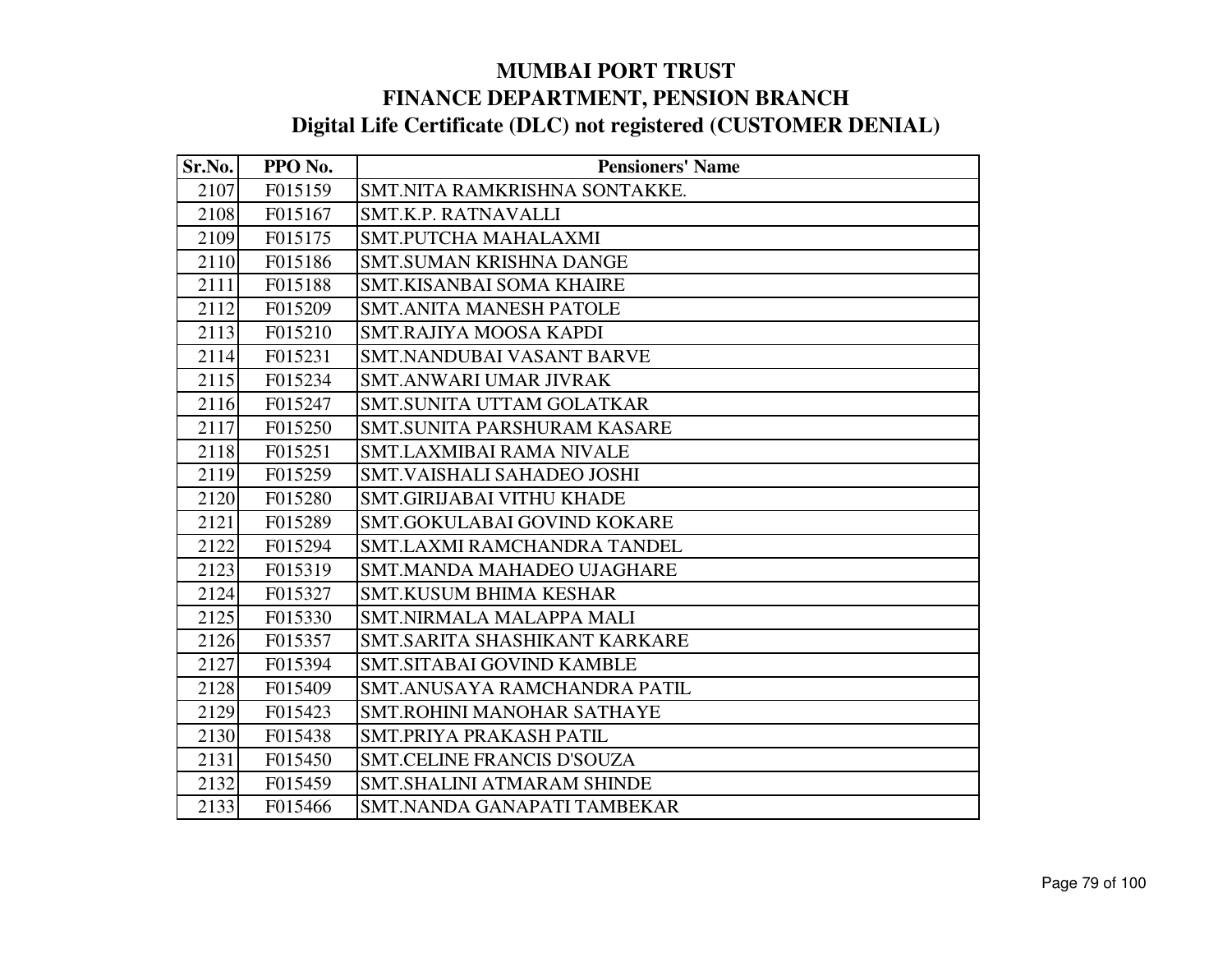# MUMBAI PORT TRUST
## FINANCE DEPARTMENT, PENSION BRANCH
### Digital Life Certificate (DLC) not registered (CUSTOMER DENIAL)

| Sr.No. | PPO No. | Pensioners' Name |
|---|---|---|
| 2107 | F015159 | SMT.NITA RAMKRISHNA SONTAKKE. |
| 2108 | F015167 | SMT.K.P. RATNAVALLI |
| 2109 | F015175 | SMT.PUTCHA MAHALAXMI |
| 2110 | F015186 | SMT.SUMAN KRISHNA DANGE |
| 2111 | F015188 | SMT.KISANBAI SOMA KHAIRE |
| 2112 | F015209 | SMT.ANITA MANESH PATOLE |
| 2113 | F015210 | SMT.RAJIYA MOOSA KAPDI |
| 2114 | F015231 | SMT.NANDUBAI VASANT BARVE |
| 2115 | F015234 | SMT.ANWARI UMAR JIVRAK |
| 2116 | F015247 | SMT.SUNITA UTTAM GOLATKAR |
| 2117 | F015250 | SMT.SUNITA PARSHURAM KASARE |
| 2118 | F015251 | SMT.LAXMIBAI RAMA NIVALE |
| 2119 | F015259 | SMT.VAISHALI SAHADEO JOSHI |
| 2120 | F015280 | SMT.GIRIJABAI VITHU KHADE |
| 2121 | F015289 | SMT.GOKULABAI GOVIND KOKARE |
| 2122 | F015294 | SMT.LAXMI RAMCHANDRA TANDEL |
| 2123 | F015319 | SMT.MANDA MAHADEO UJAGHARE |
| 2124 | F015327 | SMT.KUSUM BHIMA KESHAR |
| 2125 | F015330 | SMT.NIRMALA MALAPPA MALI |
| 2126 | F015357 | SMT.SARITA SHASHIKANT KARKARE |
| 2127 | F015394 | SMT.SITABAI GOVIND KAMBLE |
| 2128 | F015409 | SMT.ANUSAYA RAMCHANDRA PATIL |
| 2129 | F015423 | SMT.ROHINI MANOHAR SATHAYE |
| 2130 | F015438 | SMT.PRIYA PRAKASH PATIL |
| 2131 | F015450 | SMT.CELINE FRANCIS D'SOUZA |
| 2132 | F015459 | SMT.SHALINI ATMARAM SHINDE |
| 2133 | F015466 | SMT.NANDA GANAPATI TAMBEKAR |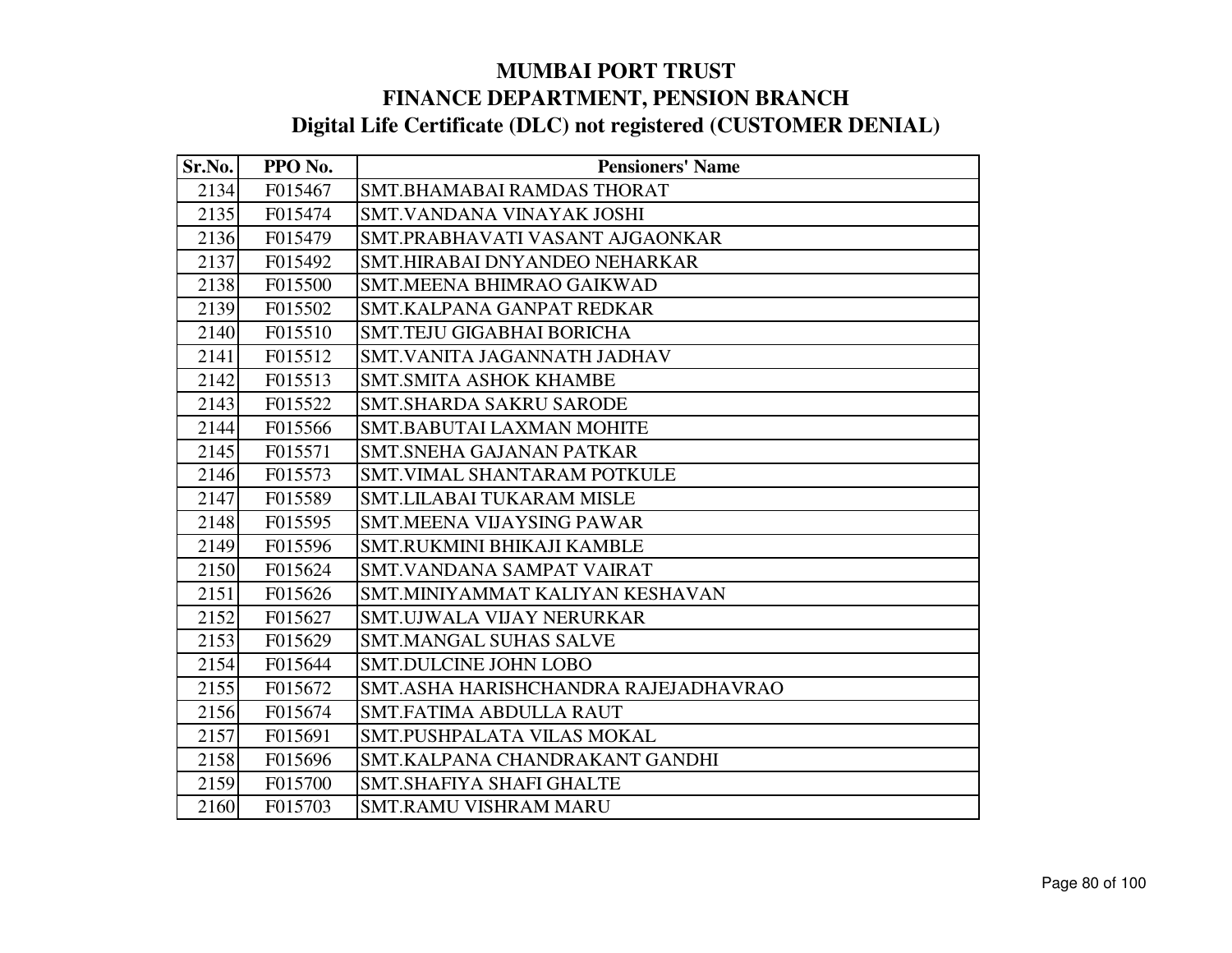# MUMBAI PORT TRUST
## FINANCE DEPARTMENT, PENSION BRANCH
### Digital Life Certificate (DLC) not registered (CUSTOMER DENIAL)

| Sr.No. | PPO No. | Pensioners' Name |
|---|---|---|
| 2134 | F015467 | SMT.BHAMABAI RAMDAS THORAT |
| 2135 | F015474 | SMT.VANDANA VINAYAK JOSHI |
| 2136 | F015479 | SMT.PRABHAVATI VASANT AJGAONKAR |
| 2137 | F015492 | SMT.HIRABAI DNYANDEO NEHARKAR |
| 2138 | F015500 | SMT.MEENA BHIMRAO GAIKWAD |
| 2139 | F015502 | SMT.KALPANA GANPAT REDKAR |
| 2140 | F015510 | SMT.TEJU GIGABHAI BORICHA |
| 2141 | F015512 | SMT.VANITA JAGANNATH JADHAV |
| 2142 | F015513 | SMT.SMITA ASHOK KHAMBE |
| 2143 | F015522 | SMT.SHARDA SAKRU SARODE |
| 2144 | F015566 | SMT.BABUTAI LAXMAN MOHITE |
| 2145 | F015571 | SMT.SNEHA GAJANAN PATKAR |
| 2146 | F015573 | SMT.VIMAL SHANTARAM POTKULE |
| 2147 | F015589 | SMT.LILABAI TUKARAM MISLE |
| 2148 | F015595 | SMT.MEENA VIJAYSING PAWAR |
| 2149 | F015596 | SMT.RUKMINI BHIKAJI KAMBLE |
| 2150 | F015624 | SMT.VANDANA SAMPAT VAIRAT |
| 2151 | F015626 | SMT.MINIYAMMAT KALIYAN KESHAVAN |
| 2152 | F015627 | SMT.UJWALA VIJAY NERURKAR |
| 2153 | F015629 | SMT.MANGAL SUHAS SALVE |
| 2154 | F015644 | SMT.DULCINE JOHN LOBO |
| 2155 | F015672 | SMT.ASHA HARISHCHANDRA RAJEJADHAVRAO |
| 2156 | F015674 | SMT.FATIMA ABDULLA RAUT |
| 2157 | F015691 | SMT.PUSHPALATA VILAS MOKAL |
| 2158 | F015696 | SMT.KALPANA CHANDRAKANT GANDHI |
| 2159 | F015700 | SMT.SHAFIYA SHAFI GHALTE |
| 2160 | F015703 | SMT.RAMU VISHRAM MARU |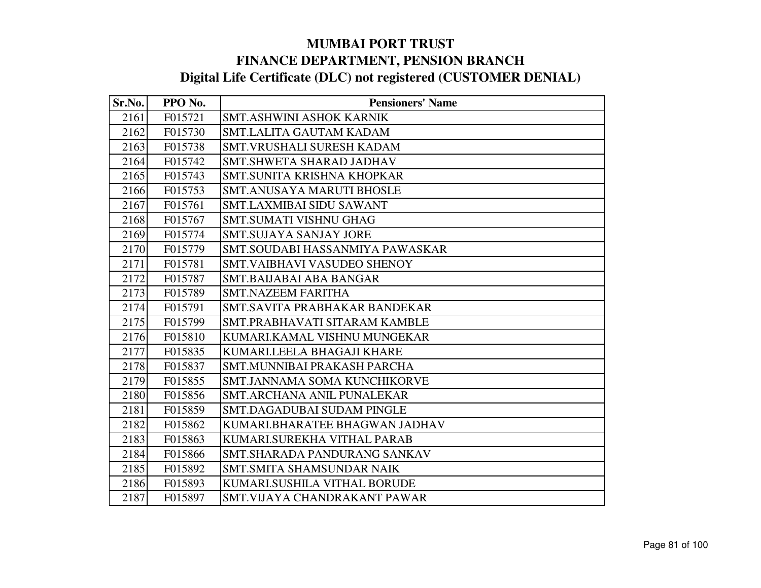# MUMBAI PORT TRUST
## FINANCE DEPARTMENT, PENSION BRANCH
## Digital Life Certificate (DLC) not registered (CUSTOMER DENIAL)

| Sr.No. | PPO No. | Pensioners' Name |
|---|---|---|
| 2161 | F015721 | SMT.ASHWINI ASHOK KARNIK |
| 2162 | F015730 | SMT.LALITA GAUTAM KADAM |
| 2163 | F015738 | SMT.VRUSHALI SURESH KADAM |
| 2164 | F015742 | SMT.SHWETA SHARAD JADHAV |
| 2165 | F015743 | SMT.SUNITA KRISHNA KHOPKAR |
| 2166 | F015753 | SMT.ANUSAYA MARUTI BHOSLE |
| 2167 | F015761 | SMT.LAXMIBAI SIDU SAWANT |
| 2168 | F015767 | SMT.SUMATI VISHNU GHAG |
| 2169 | F015774 | SMT.SUJAYA SANJAY JORE |
| 2170 | F015779 | SMT.SOUDABI HASSANMIYA PAWASKAR |
| 2171 | F015781 | SMT.VAIBHAVI VASUDEO SHENOY |
| 2172 | F015787 | SMT.BAIJABAI ABA BANGAR |
| 2173 | F015789 | SMT.NAZEEM FARITHA |
| 2174 | F015791 | SMT.SAVITA PRABHAKAR BANDEKAR |
| 2175 | F015799 | SMT.PRABHAVATI SITARAM KAMBLE |
| 2176 | F015810 | KUMARI.KAMAL VISHNU MUNGEKAR |
| 2177 | F015835 | KUMARI.LEELA BHAGAJI KHARE |
| 2178 | F015837 | SMT.MUNNIBAI PRAKASH PARCHA |
| 2179 | F015855 | SMT.JANNAMA SOMA KUNCHIKORVE |
| 2180 | F015856 | SMT.ARCHANA ANIL PUNALEKAR |
| 2181 | F015859 | SMT.DAGADUBAI SUDAM PINGLE |
| 2182 | F015862 | KUMARI.BHARATEE BHAGWAN JADHAV |
| 2183 | F015863 | KUMARI.SUREKHA VITHAL PARAB |
| 2184 | F015866 | SMT.SHARADA PANDURANG SANKAV |
| 2185 | F015892 | SMT.SMITA SHAMSUNDAR NAIK |
| 2186 | F015893 | KUMARI.SUSHILA VITHAL BORUDE |
| 2187 | F015897 | SMT.VIJAYA CHANDRAKANT PAWAR |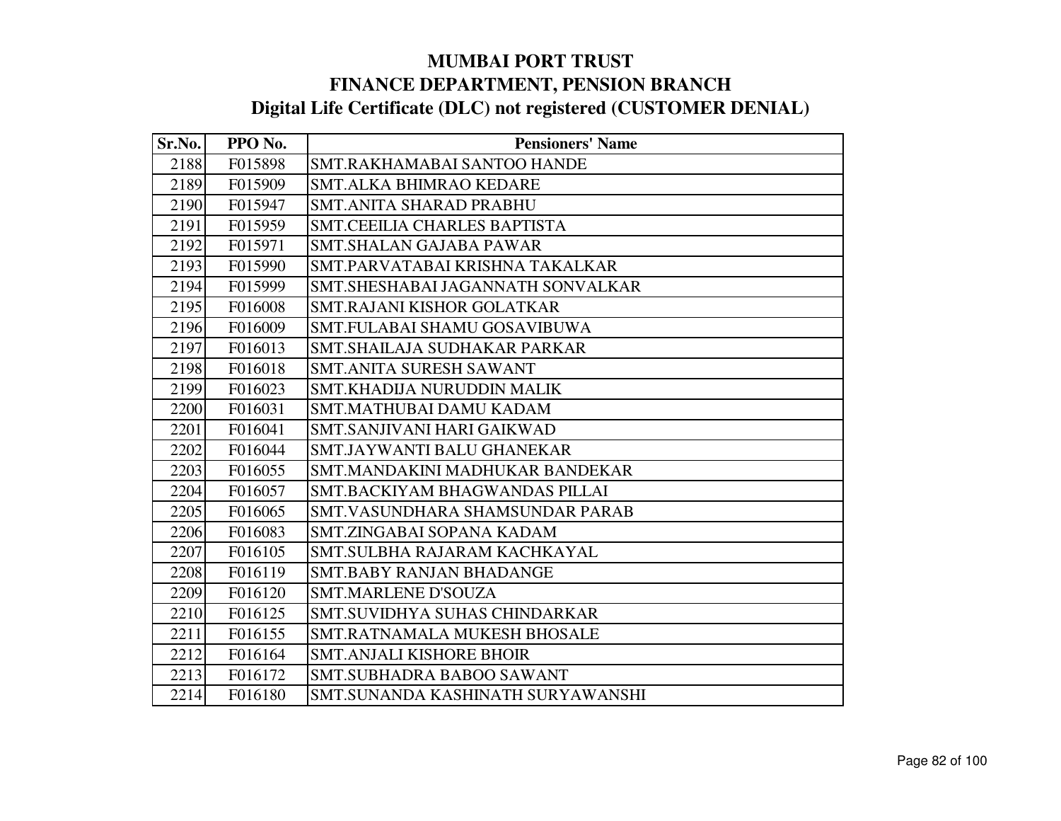# MUMBAI PORT TRUST
## FINANCE DEPARTMENT, PENSION BRANCH
### Digital Life Certificate (DLC) not registered (CUSTOMER DENIAL)

| Sr.No. | PPO No. | Pensioners' Name |
|---|---|---|
| 2188 | F015898 | SMT.RAKHAMABAI SANTOO HANDE |
| 2189 | F015909 | SMT.ALKA BHIMRAO KEDARE |
| 2190 | F015947 | SMT.ANITA SHARAD PRABHU |
| 2191 | F015959 | SMT.CEEILIA CHARLES BAPTISTA |
| 2192 | F015971 | SMT.SHALAN GAJABA PAWAR |
| 2193 | F015990 | SMT.PARVATABAI KRISHNA TAKALKAR |
| 2194 | F015999 | SMT.SHESHABAI JAGANNATH SONVALKAR |
| 2195 | F016008 | SMT.RAJANI KISHOR GOLATKAR |
| 2196 | F016009 | SMT.FULABAI SHAMU GOSAVIBUWA |
| 2197 | F016013 | SMT.SHAILAJA SUDHAKAR PARKAR |
| 2198 | F016018 | SMT.ANITA SURESH SAWANT |
| 2199 | F016023 | SMT.KHADIJA NURUDDIN MALIK |
| 2200 | F016031 | SMT.MATHUBAI DAMU KADAM |
| 2201 | F016041 | SMT.SANJIVANI HARI GAIKWAD |
| 2202 | F016044 | SMT.JAYWANTI BALU GHANEKAR |
| 2203 | F016055 | SMT.MANDAKINI MADHUKAR BANDEKAR |
| 2204 | F016057 | SMT.BACKIYAM BHAGWANDAS PILLAI |
| 2205 | F016065 | SMT.VASUNDHARA SHAMSUNDAR PARAB |
| 2206 | F016083 | SMT.ZINGABAI SOPANA KADAM |
| 2207 | F016105 | SMT.SULBHA RAJARAM KACHKAYAL |
| 2208 | F016119 | SMT.BABY RANJAN BHADANGE |
| 2209 | F016120 | SMT.MARLENE D'SOUZA |
| 2210 | F016125 | SMT.SUVIDHYA SUHAS CHINDARKAR |
| 2211 | F016155 | SMT.RATNAMALA MUKESH BHOSALE |
| 2212 | F016164 | SMT.ANJALI KISHORE BHOIR |
| 2213 | F016172 | SMT.SUBHADRA BABOO SAWANT |
| 2214 | F016180 | SMT.SUNANDA KASHINATH SURYAWANSHI |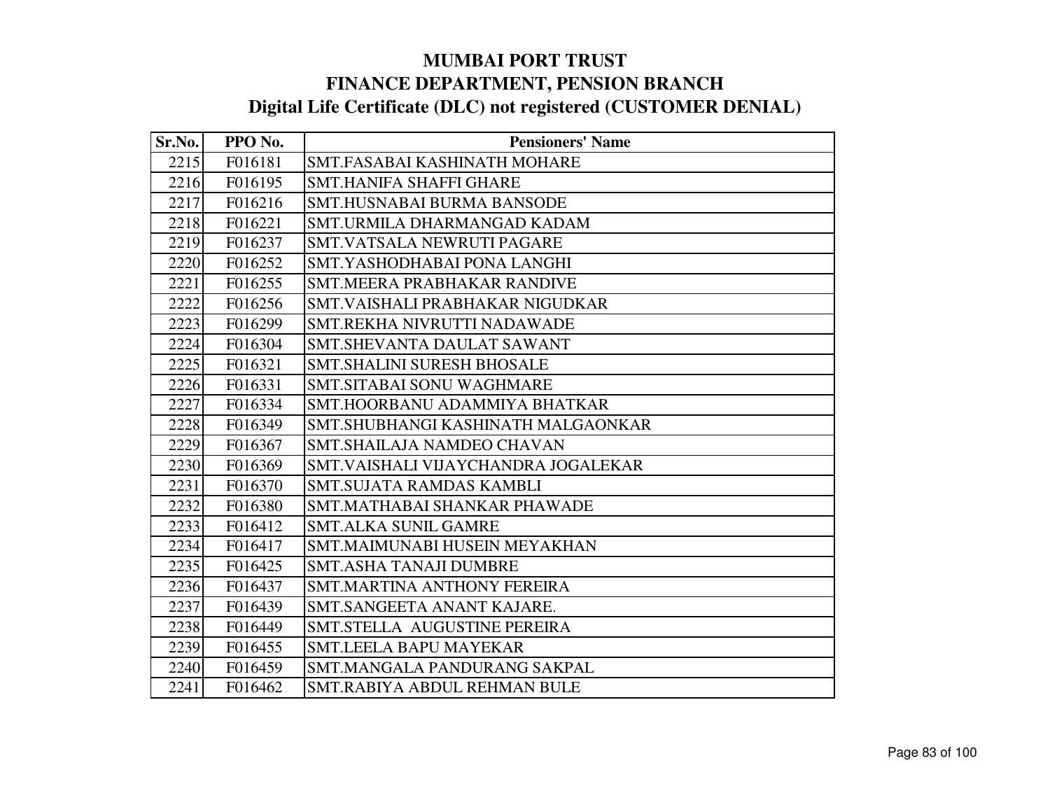# MUMBAI PORT TRUST
## FINANCE DEPARTMENT, PENSION BRANCH
### Digital Life Certificate (DLC) not registered (CUSTOMER DENIAL)

| Sr.No. | PPO No. | Pensioners' Name |
|---|---|---|
| 2215 | F016181 | SMT.FASABAI KASHINATH MOHARE |
| 2216 | F016195 | SMT.HANIFA SHAFFI GHARE |
| 2217 | F016216 | SMT.HUSNABAI BURMA BANSODE |
| 2218 | F016221 | SMT.URMILA DHARMANGAD KADAM |
| 2219 | F016237 | SMT.VATSALA NEWRUTI PAGARE |
| 2220 | F016252 | SMT.YASHODHABAI PONA LANGHI |
| 2221 | F016255 | SMT.MEERA PRABHAKAR RANDIVE |
| 2222 | F016256 | SMT.VAISHALI PRABHAKAR NIGUDKAR |
| 2223 | F016299 | SMT.REKHA NIVRUTTI NADAWADE |
| 2224 | F016304 | SMT.SHEVANTA DAULAT SAWANT |
| 2225 | F016321 | SMT.SHALINI SURESH BHOSALE |
| 2226 | F016331 | SMT.SITABAI SONU WAGHMARE |
| 2227 | F016334 | SMT.HOORBANU ADAMMIYA BHATKAR |
| 2228 | F016349 | SMT.SHUBHANGI KASHINATH MALGAONKAR |
| 2229 | F016367 | SMT.SHAILAJA NAMDEO CHAVAN |
| 2230 | F016369 | SMT.VAISHALI VIJAYCHANDRA JOGALEKAR |
| 2231 | F016370 | SMT.SUJATA RAMDAS KAMBLI |
| 2232 | F016380 | SMT.MATHABAI SHANKAR PHAWADE |
| 2233 | F016412 | SMT.ALKA SUNIL GAMRE |
| 2234 | F016417 | SMT.MAIMUNABI HUSEIN MEYAKHAN |
| 2235 | F016425 | SMT.ASHA TANAJI DUMBRE |
| 2236 | F016437 | SMT.MARTINA ANTHONY FEREIRA |
| 2237 | F016439 | SMT.SANGEETA ANANT KAJARE. |
| 2238 | F016449 | SMT.STELLA AUGUSTINE PEREIRA |
| 2239 | F016455 | SMT.LEELA BAPU MAYEKAR |
| 2240 | F016459 | SMT.MANGALA PANDURANG SAKPAL |
| 2241 | F016462 | SMT.RABIYA ABDUL REHMAN BULE |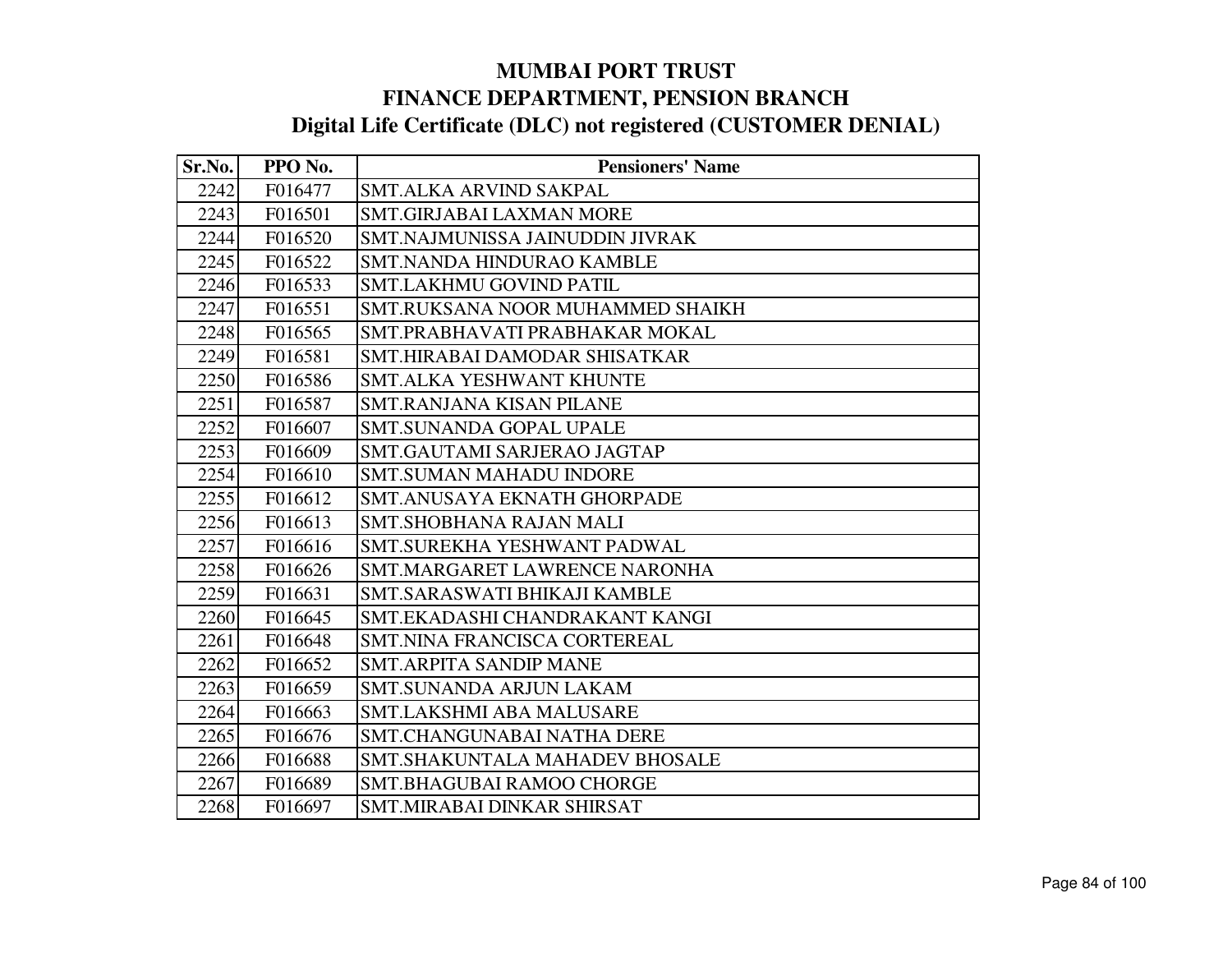# MUMBAI PORT TRUST
## FINANCE DEPARTMENT, PENSION BRANCH
### Digital Life Certificate (DLC) not registered (CUSTOMER DENIAL)

| Sr.No. | PPO No. | Pensioners' Name |
|---|---|---|
| 2242 | F016477 | SMT.ALKA ARVIND SAKPAL |
| 2243 | F016501 | SMT.GIRJABAI LAXMAN MORE |
| 2244 | F016520 | SMT.NAJMUNISSA JAINUDDIN JIVRAK |
| 2245 | F016522 | SMT.NANDA HINDURAO KAMBLE |
| 2246 | F016533 | SMT.LAKHMU GOVIND PATIL |
| 2247 | F016551 | SMT.RUKSANA NOOR MUHAMMED SHAIKH |
| 2248 | F016565 | SMT.PRABHAVATI PRABHAKAR MOKAL |
| 2249 | F016581 | SMT.HIRABAI DAMODAR SHISATKAR |
| 2250 | F016586 | SMT.ALKA YESHWANT KHUNTE |
| 2251 | F016587 | SMT.RANJANA KISAN PILANE |
| 2252 | F016607 | SMT.SUNANDA GOPAL UPALE |
| 2253 | F016609 | SMT.GAUTAMI SARJERAO JAGTAP |
| 2254 | F016610 | SMT.SUMAN MAHADU INDORE |
| 2255 | F016612 | SMT.ANUSAYA EKNATH GHORPADE |
| 2256 | F016613 | SMT.SHOBHANA RAJAN MALI |
| 2257 | F016616 | SMT.SUREKHA YESHWANT PADWAL |
| 2258 | F016626 | SMT.MARGARET LAWRENCE NARONHA |
| 2259 | F016631 | SMT.SARASWATI BHIKAJI KAMBLE |
| 2260 | F016645 | SMT.EKADASHI CHANDRAKANT KANGI |
| 2261 | F016648 | SMT.NINA FRANCISCA CORTEREAL |
| 2262 | F016652 | SMT.ARPITA SANDIP MANE |
| 2263 | F016659 | SMT.SUNANDA ARJUN LAKAM |
| 2264 | F016663 | SMT.LAKSHMI ABA MALUSARE |
| 2265 | F016676 | SMT.CHANGUNABAI NATHA DERE |
| 2266 | F016688 | SMT.SHAKUNTALA MAHADEV BHOSALE |
| 2267 | F016689 | SMT.BHAGUBAI RAMOO CHORGE |
| 2268 | F016697 | SMT.MIRABAI DINKAR SHIRSAT |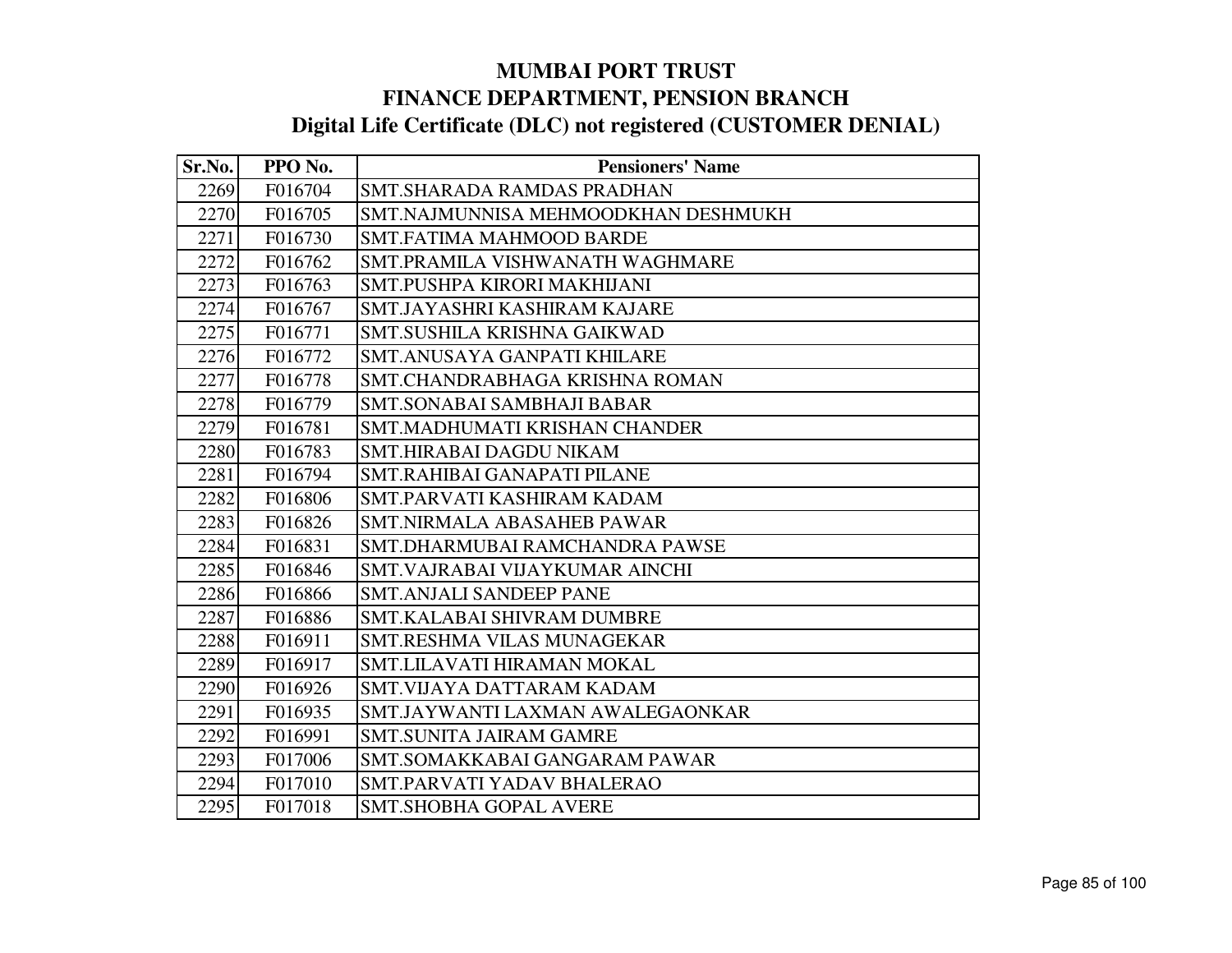# MUMBAI PORT TRUST
## FINANCE DEPARTMENT, PENSION BRANCH
### Digital Life Certificate (DLC) not registered (CUSTOMER DENIAL)

| Sr.No. | PPO No. | Pensioners' Name |
|---|---|---|
| 2269 | F016704 | SMT.SHARADA RAMDAS PRADHAN |
| 2270 | F016705 | SMT.NAJMUNNISA MEHMOODKHAN DESHMUKH |
| 2271 | F016730 | SMT.FATIMA MAHMOOD BARDE |
| 2272 | F016762 | SMT.PRAMILA VISHWANATH WAGHMARE |
| 2273 | F016763 | SMT.PUSHPA KIRORI MAKHIJANI |
| 2274 | F016767 | SMT.JAYASHRI KASHIRAM KAJARE |
| 2275 | F016771 | SMT.SUSHILA KRISHNA GAIKWAD |
| 2276 | F016772 | SMT.ANUSAYA GANPATI KHILARE |
| 2277 | F016778 | SMT.CHANDRABHAGA KRISHNA ROMAN |
| 2278 | F016779 | SMT.SONABAI SAMBHAJI BABAR |
| 2279 | F016781 | SMT.MADHUMATI KRISHAN CHANDER |
| 2280 | F016783 | SMT.HIRABAI DAGDU NIKAM |
| 2281 | F016794 | SMT.RAHIBAI GANAPATI PILANE |
| 2282 | F016806 | SMT.PARVATI KASHIRAM KADAM |
| 2283 | F016826 | SMT.NIRMALA ABASAHEB PAWAR |
| 2284 | F016831 | SMT.DHARMUBAI RAMCHANDRA PAWSE |
| 2285 | F016846 | SMT.VAJRABAI VIJAYKUMAR AINCHI |
| 2286 | F016866 | SMT.ANJALI SANDEEP PANE |
| 2287 | F016886 | SMT.KALABAI SHIVRAM DUMBRE |
| 2288 | F016911 | SMT.RESHMA VILAS MUNAGEKAR |
| 2289 | F016917 | SMT.LILAVATI HIRAMAN MOKAL |
| 2290 | F016926 | SMT.VIJAYA DATTARAM KADAM |
| 2291 | F016935 | SMT.JAYWANTI LAXMAN AWALEGAONKAR |
| 2292 | F016991 | SMT.SUNITA JAIRAM GAMRE |
| 2293 | F017006 | SMT.SOMAKKABAI GANGARAM PAWAR |
| 2294 | F017010 | SMT.PARVATI YADAV BHALERAO |
| 2295 | F017018 | SMT.SHOBHA GOPAL AVERE |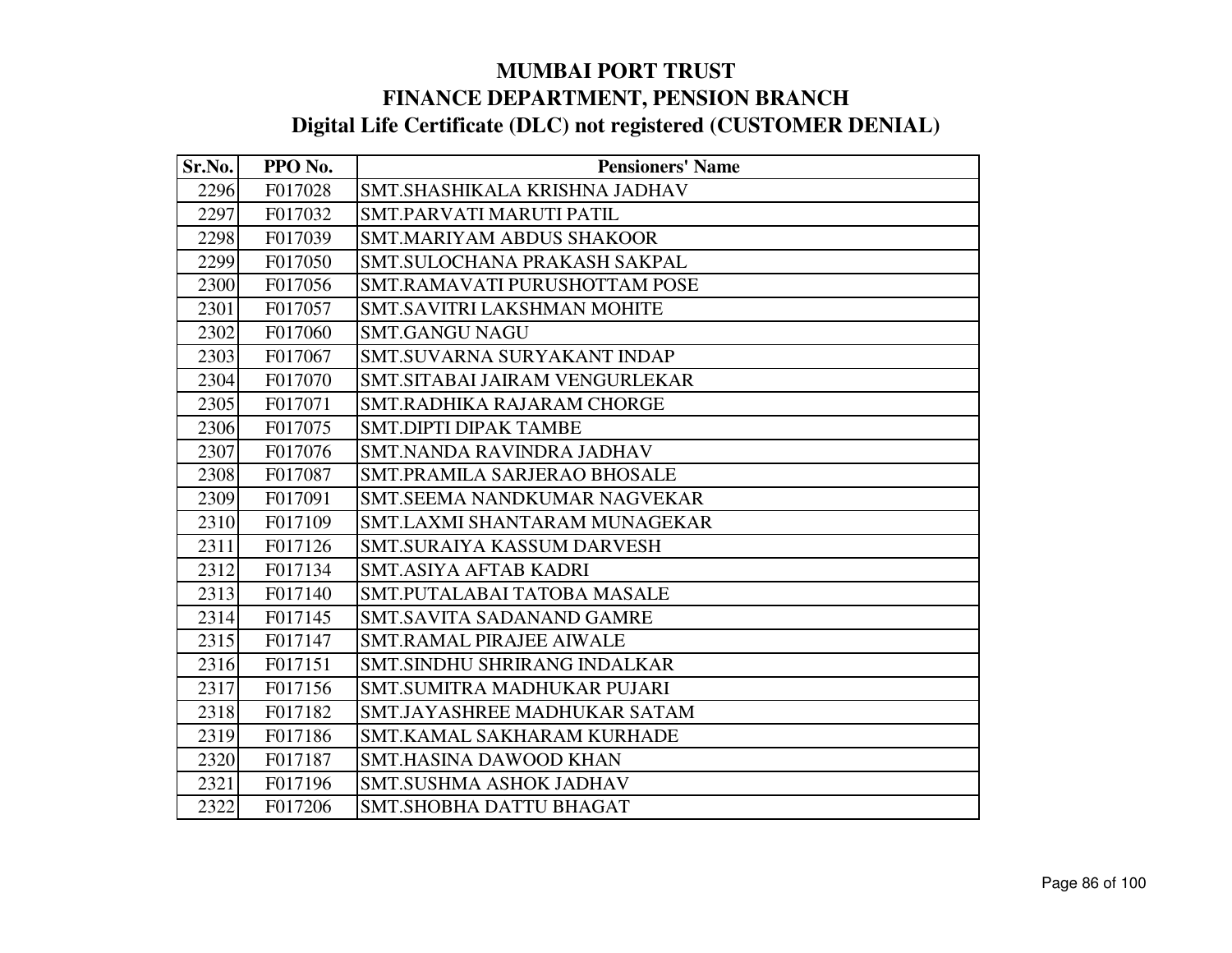# MUMBAI PORT TRUST
# FINANCE DEPARTMENT, PENSION BRANCH
## Digital Life Certificate (DLC) not registered (CUSTOMER DENIAL)

| Sr.No. | PPO No. | Pensioners' Name |
|---|---|---|
| 2296 | F017028 | SMT.SHASHIKALA KRISHNA JADHAV |
| 2297 | F017032 | SMT.PARVATI MARUTI PATIL |
| 2298 | F017039 | SMT.MARIYAM ABDUS SHAKOOR |
| 2299 | F017050 | SMT.SULOCHANA PRAKASH SAKPAL |
| 2300 | F017056 | SMT.RAMAVATI PURUSHOTTAM POSE |
| 2301 | F017057 | SMT.SAVITRI LAKSHMAN MOHITE |
| 2302 | F017060 | SMT.GANGU NAGU |
| 2303 | F017067 | SMT.SUVARNA SURYAKANT INDAP |
| 2304 | F017070 | SMT.SITABAI JAIRAM VENGURLEKAR |
| 2305 | F017071 | SMT.RADHIKA RAJARAM CHORGE |
| 2306 | F017075 | SMT.DIPTI DIPAK TAMBE |
| 2307 | F017076 | SMT.NANDA RAVINDRA JADHAV |
| 2308 | F017087 | SMT.PRAMILA SARJERAO BHOSALE |
| 2309 | F017091 | SMT.SEEMA NANDKUMAR NAGVEKAR |
| 2310 | F017109 | SMT.LAXMI SHANTARAM MUNAGEKAR |
| 2311 | F017126 | SMT.SURAIYA KASSUM DARVESH |
| 2312 | F017134 | SMT.ASIYA AFTAB KADRI |
| 2313 | F017140 | SMT.PUTALABAI TATOBA MASALE |
| 2314 | F017145 | SMT.SAVITA SADANAND GAMRE |
| 2315 | F017147 | SMT.RAMAL PIRAJEE AIWALE |
| 2316 | F017151 | SMT.SINDHU SHRIRANG INDALKAR |
| 2317 | F017156 | SMT.SUMITRA MADHUKAR PUJARI |
| 2318 | F017182 | SMT.JAYASHREE MADHUKAR SATAM |
| 2319 | F017186 | SMT.KAMAL SAKHARAM KURHADE |
| 2320 | F017187 | SMT.HASINA DAWOOD KHAN |
| 2321 | F017196 | SMT.SUSHMA ASHOK JADHAV |
| 2322 | F017206 | SMT.SHOBHA DATTU BHAGAT |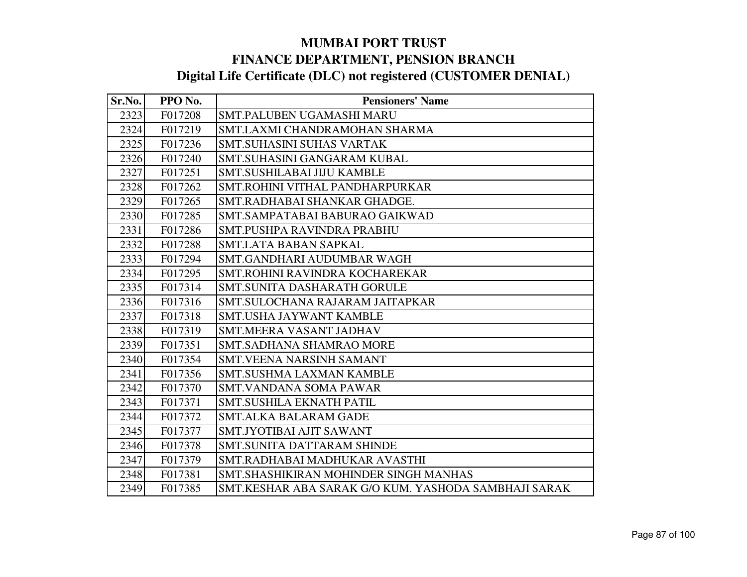# MUMBAI PORT TRUST

## FINANCE DEPARTMENT, PENSION BRANCH

## Digital Life Certificate (DLC) not registered (CUSTOMER DENIAL)

| Sr.No. | PPO No. | Pensioners' Name |
|---|---|---|
| 2323 | F017208 | SMT.PALUBEN UGAMASHI MARU |
| 2324 | F017219 | SMT.LAXMI CHANDRAMOHAN SHARMA |
| 2325 | F017236 | SMT.SUHASINI SUHAS VARTAK |
| 2326 | F017240 | SMT.SUHASINI GANGARAM KUBAL |
| 2327 | F017251 | SMT.SUSHILABAI JIJU KAMBLE |
| 2328 | F017262 | SMT.ROHINI VITHAL PANDHARPURKAR |
| 2329 | F017265 | SMT.RADHABAI SHANKAR GHADGE. |
| 2330 | F017285 | SMT.SAMPATABAI BABURAO GAIKWAD |
| 2331 | F017286 | SMT.PUSHPA RAVINDRA PRABHU |
| 2332 | F017288 | SMT.LATA BABAN SAPKAL |
| 2333 | F017294 | SMT.GANDHARI AUDUMBAR WAGH |
| 2334 | F017295 | SMT.ROHINI RAVINDRA KOCHAREKAR |
| 2335 | F017314 | SMT.SUNITA DASHARATH GORULE |
| 2336 | F017316 | SMT.SULOCHANA RAJARAM JAITAPKAR |
| 2337 | F017318 | SMT.USHA JAYWANT KAMBLE |
| 2338 | F017319 | SMT.MEERA VASANT JADHAV |
| 2339 | F017351 | SMT.SADHANA SHAMRAO MORE |
| 2340 | F017354 | SMT.VEENA NARSINH SAMANT |
| 2341 | F017356 | SMT.SUSHMA LAXMAN KAMBLE |
| 2342 | F017370 | SMT.VANDANA SOMA PAWAR |
| 2343 | F017371 | SMT.SUSHILA EKNATH PATIL |
| 2344 | F017372 | SMT.ALKA BALARAM GADE |
| 2345 | F017377 | SMT.JYOTIBAI AJIT SAWANT |
| 2346 | F017378 | SMT.SUNITA DATTARAM SHINDE |
| 2347 | F017379 | SMT.RADHABAI MADHUKAR AVASTHI |
| 2348 | F017381 | SMT.SHASHIKIRAN MOHINDER SINGH MANHAS |
| 2349 | F017385 | SMT.KESHAR ABA SARAK G/O KUM. YASHODA SAMBHAJI SARAK |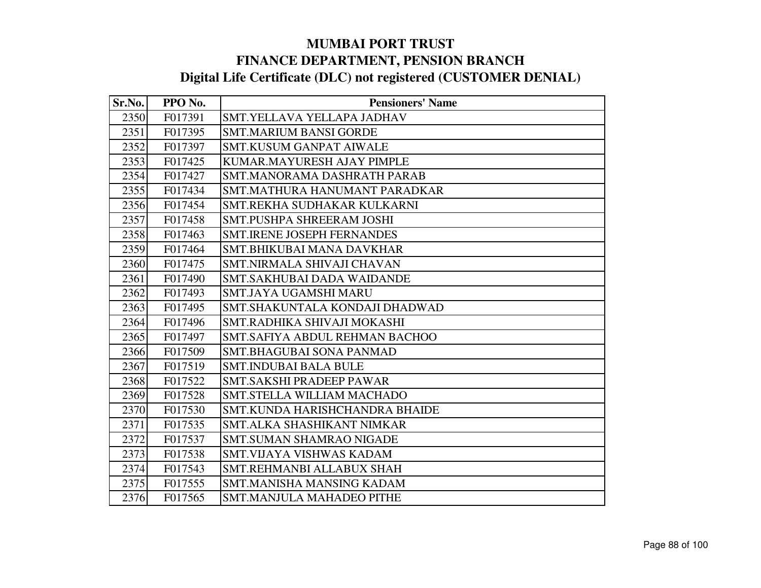# MUMBAI PORT TRUST
## FINANCE DEPARTMENT, PENSION BRANCH
### Digital Life Certificate (DLC) not registered (CUSTOMER DENIAL)

| Sr.No. | PPO No. | Pensioners' Name |
|---|---|---|
| 2350 | F017391 | SMT.YELLAVA YELLAPA JADHAV |
| 2351 | F017395 | SMT.MARIUM BANSI GORDE |
| 2352 | F017397 | SMT.KUSUM GANPAT AIWALE |
| 2353 | F017425 | KUMAR.MAYURESH AJAY PIMPLE |
| 2354 | F017427 | SMT.MANORAMA DASHRATH PARAB |
| 2355 | F017434 | SMT.MATHURA HANUMANT PARADKAR |
| 2356 | F017454 | SMT.REKHA SUDHAKAR KULKARNI |
| 2357 | F017458 | SMT.PUSHPA SHREERAM JOSHI |
| 2358 | F017463 | SMT.IRENE JOSEPH FERNANDES |
| 2359 | F017464 | SMT.BHIKUBAI MANA DAVKHAR |
| 2360 | F017475 | SMT.NIRMALA SHIVAJI CHAVAN |
| 2361 | F017490 | SMT.SAKHUBAI DADA WAIDANDE |
| 2362 | F017493 | SMT.JAYA UGAMSHI MARU |
| 2363 | F017495 | SMT.SHAKUNTALA KONDAJI DHADWAD |
| 2364 | F017496 | SMT.RADHIKA SHIVAJI MOKASHI |
| 2365 | F017497 | SMT.SAFIYA ABDUL REHMAN BACHOO |
| 2366 | F017509 | SMT.BHAGUBAI SONA PANMAD |
| 2367 | F017519 | SMT.INDUBAI BALA BULE |
| 2368 | F017522 | SMT.SAKSHI PRADEEP PAWAR |
| 2369 | F017528 | SMT.STELLA WILLIAM MACHADO |
| 2370 | F017530 | SMT.KUNDA HARISHCHANDRA BHAIDE |
| 2371 | F017535 | SMT.ALKA SHASHIKANT NIMKAR |
| 2372 | F017537 | SMT.SUMAN SHAMRAO NIGADE |
| 2373 | F017538 | SMT.VIJAYA VISHWAS KADAM |
| 2374 | F017543 | SMT.REHMANBI ALLABUX SHAH |
| 2375 | F017555 | SMT.MANISHA MANSING KADAM |
| 2376 | F017565 | SMT.MANJULA MAHADEO PITHE |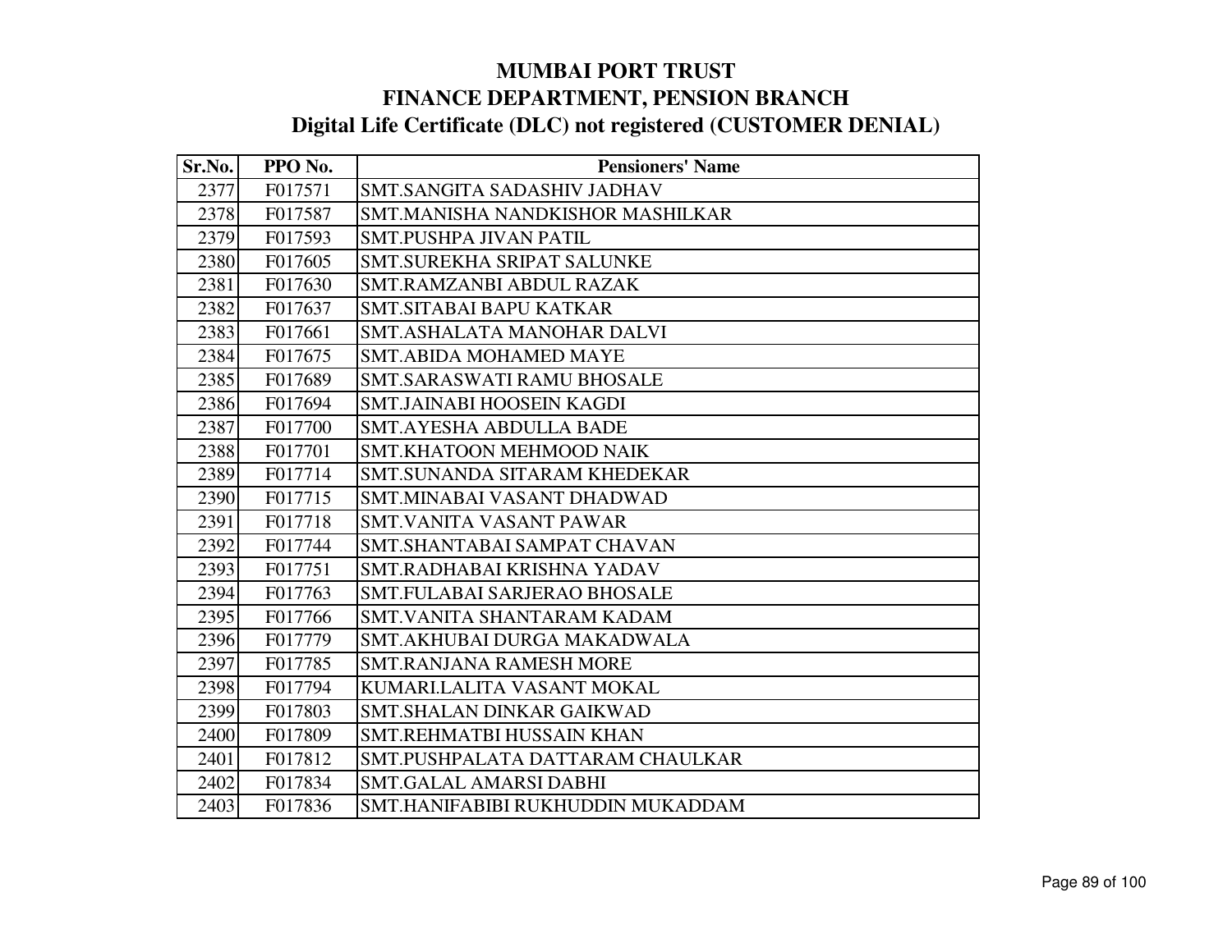# MUMBAI PORT TRUST
# FINANCE DEPARTMENT, PENSION BRANCH
## Digital Life Certificate (DLC) not registered (CUSTOMER DENIAL)

| Sr.No. | PPO No. | Pensioners' Name |
|---|---|---|
| 2377 | F017571 | SMT.SANGITA SADASHIV JADHAV |
| 2378 | F017587 | SMT.MANISHA NANDKISHOR MASHILKAR |
| 2379 | F017593 | SMT.PUSHPA JIVAN PATIL |
| 2380 | F017605 | SMT.SUREKHA SRIPAT SALUNKE |
| 2381 | F017630 | SMT.RAMZANBI ABDUL RAZAK |
| 2382 | F017637 | SMT.SITABAI BAPU KATKAR |
| 2383 | F017661 | SMT.ASHALATA MANOHAR DALVI |
| 2384 | F017675 | SMT.ABIDA MOHAMED MAYE |
| 2385 | F017689 | SMT.SARASWATI RAMU BHOSALE |
| 2386 | F017694 | SMT.JAINABI HOOSEIN KAGDI |
| 2387 | F017700 | SMT.AYESHA ABDULLA BADE |
| 2388 | F017701 | SMT.KHATOON MEHMOOD NAIK |
| 2389 | F017714 | SMT.SUNANDA SITARAM KHEDEKAR |
| 2390 | F017715 | SMT.MINABAI VASANT DHADWAD |
| 2391 | F017718 | SMT.VANITA VASANT PAWAR |
| 2392 | F017744 | SMT.SHANTABAI SAMPAT CHAVAN |
| 2393 | F017751 | SMT.RADHABAI KRISHNA YADAV |
| 2394 | F017763 | SMT.FULABAI SARJERAO BHOSALE |
| 2395 | F017766 | SMT.VANITA SHANTARAM KADAM |
| 2396 | F017779 | SMT.AKHUBAI DURGA MAKADWALA |
| 2397 | F017785 | SMT.RANJANA RAMESH MORE |
| 2398 | F017794 | KUMARI.LALITA VASANT MOKAL |
| 2399 | F017803 | SMT.SHALAN DINKAR GAIKWAD |
| 2400 | F017809 | SMT.REHMATBI HUSSAIN KHAN |
| 2401 | F017812 | SMT.PUSHPALATA DATTARAM CHAULKAR |
| 2402 | F017834 | SMT.GALAL AMARSI DABHI |
| 2403 | F017836 | SMT.HANIFABIBI RUKHUDDIN MUKADDAM |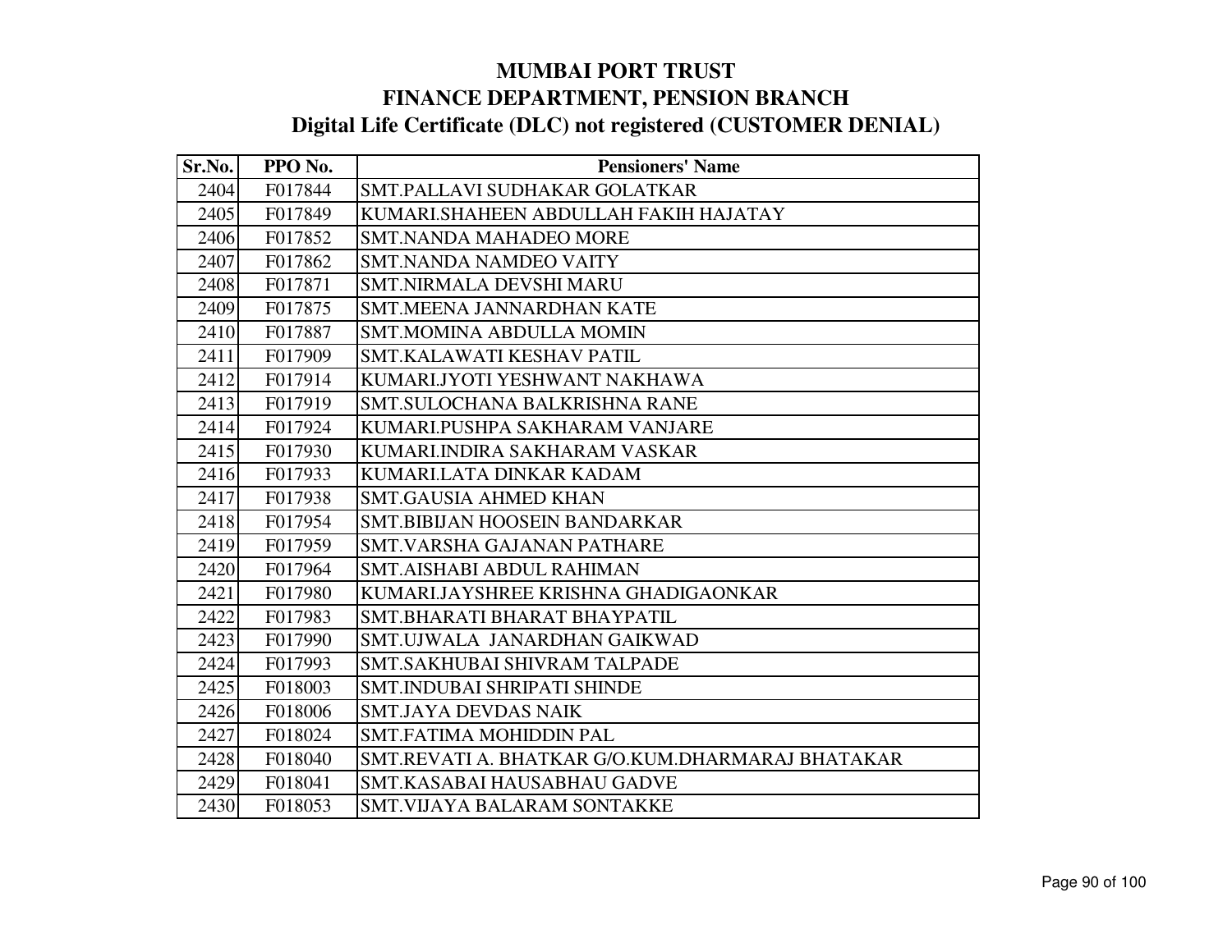# MUMBAI PORT TRUST
## FINANCE DEPARTMENT, PENSION BRANCH
### Digital Life Certificate (DLC) not registered (CUSTOMER DENIAL)

| Sr.No. | PPO No. | Pensioners' Name |
|---|---|---|
| 2404 | F017844 | SMT.PALLAVI SUDHAKAR GOLATKAR |
| 2405 | F017849 | KUMARI.SHAHEEN ABDULLAH FAKIH HAJATAY |
| 2406 | F017852 | SMT.NANDA MAHADEO MORE |
| 2407 | F017862 | SMT.NANDA NAMDEO VAITY |
| 2408 | F017871 | SMT.NIRMALA DEVSHI MARU |
| 2409 | F017875 | SMT.MEENA JANNARDHAN KATE |
| 2410 | F017887 | SMT.MOMINA ABDULLA MOMIN |
| 2411 | F017909 | SMT.KALAWATI KESHAV PATIL |
| 2412 | F017914 | KUMARI.JYOTI YESHWANT NAKHAWA |
| 2413 | F017919 | SMT.SULOCHANA BALKRISHNA RANE |
| 2414 | F017924 | KUMARI.PUSHPA SAKHARAM VANJARE |
| 2415 | F017930 | KUMARI.INDIRA SAKHARAM VASKAR |
| 2416 | F017933 | KUMARI.LATA DINKAR KADAM |
| 2417 | F017938 | SMT.GAUSIA AHMED KHAN |
| 2418 | F017954 | SMT.BIBIJAN HOOSEIN BANDARKAR |
| 2419 | F017959 | SMT.VARSHA GAJANAN PATHARE |
| 2420 | F017964 | SMT.AISHABI ABDUL RAHIMAN |
| 2421 | F017980 | KUMARI.JAYSHREE KRISHNA GHADIGAONKAR |
| 2422 | F017983 | SMT.BHARATI BHARAT BHAYPATIL |
| 2423 | F017990 | SMT.UJWALA JANARDHAN GAIKWAD |
| 2424 | F017993 | SMT.SAKHUBAI SHIVRAM TALPADE |
| 2425 | F018003 | SMT.INDUBAI SHRIPATI SHINDE |
| 2426 | F018006 | SMT.JAYA DEVDAS NAIK |
| 2427 | F018024 | SMT.FATIMA MOHIDDIN PAL |
| 2428 | F018040 | SMT.REVATI A. BHATKAR G/O.KUM.DHARMARAJ BHATAKAR |
| 2429 | F018041 | SMT.KASABAI HAUSABHAU GADVE |
| 2430 | F018053 | SMT.VIJAYA BALARAM SONTAKKE |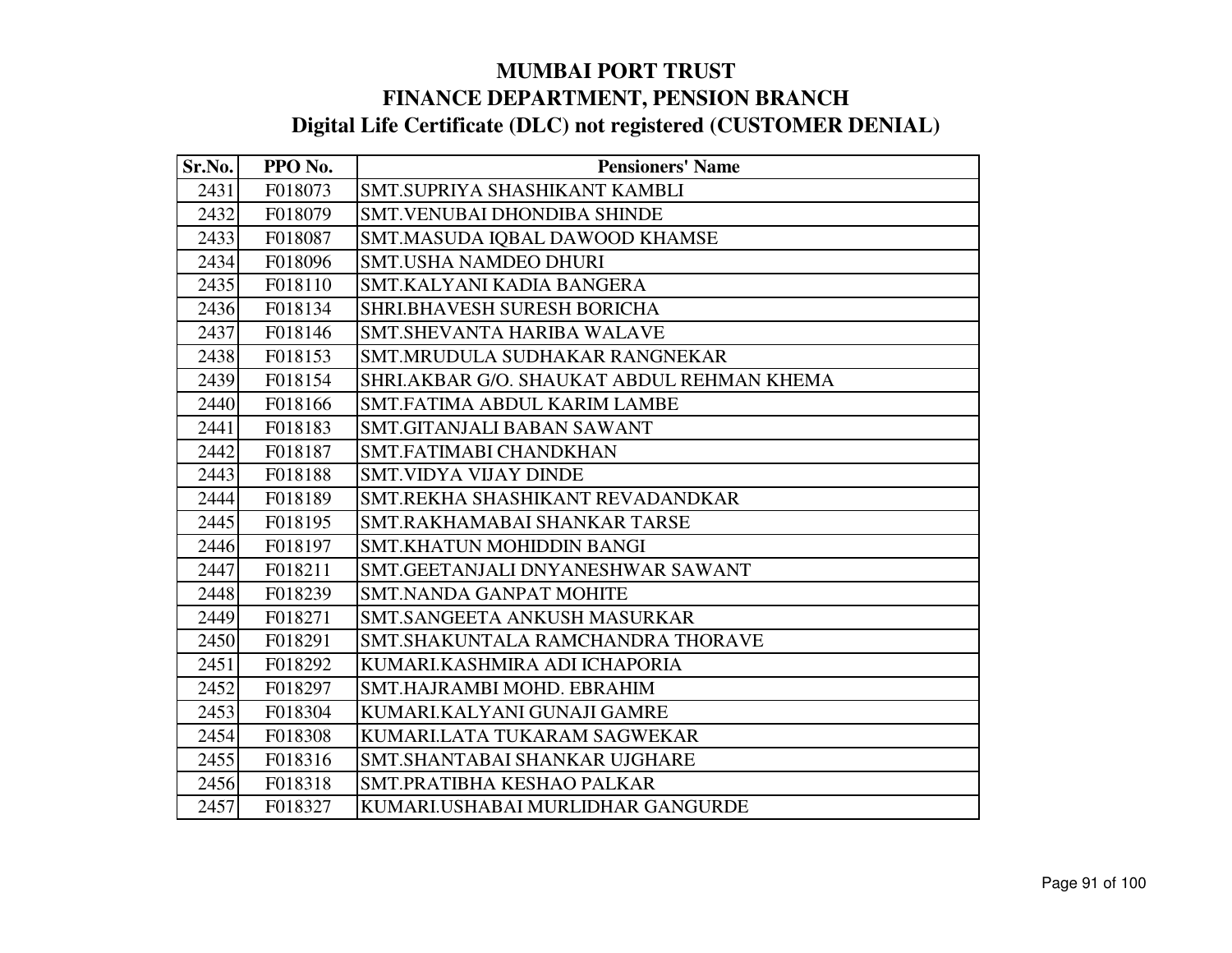# MUMBAI PORT TRUST
## FINANCE DEPARTMENT, PENSION BRANCH
### Digital Life Certificate (DLC) not registered (CUSTOMER DENIAL)

| Sr.No. | PPO No. | Pensioners' Name |
|---|---|---|
| 2431 | F018073 | SMT.SUPRIYA SHASHIKANT KAMBLI |
| 2432 | F018079 | SMT.VENUBAI DHONDIBA SHINDE |
| 2433 | F018087 | SMT.MASUDA IQBAL DAWOOD KHAMSE |
| 2434 | F018096 | SMT.USHA NAMDEO DHURI |
| 2435 | F018110 | SMT.KALYANI KADIA BANGERA |
| 2436 | F018134 | SHRI.BHAVESH SURESH BORICHA |
| 2437 | F018146 | SMT.SHEVANTA HARIBA WALAVE |
| 2438 | F018153 | SMT.MRUDULA SUDHAKAR RANGNEKAR |
| 2439 | F018154 | SHRI.AKBAR G/O. SHAUKAT ABDUL REHMAN KHEMA |
| 2440 | F018166 | SMT.FATIMA ABDUL KARIM LAMBE |
| 2441 | F018183 | SMT.GITANJALI BABAN SAWANT |
| 2442 | F018187 | SMT.FATIMABI CHANDKHAN |
| 2443 | F018188 | SMT.VIDYA VIJAY DINDE |
| 2444 | F018189 | SMT.REKHA SHASHIKANT REVADANDKAR |
| 2445 | F018195 | SMT.RAKHAMABAI SHANKAR TARSE |
| 2446 | F018197 | SMT.KHATUN MOHIDDIN BANGI |
| 2447 | F018211 | SMT.GEETANJALI DNYANESHWAR SAWANT |
| 2448 | F018239 | SMT.NANDA GANPAT MOHITE |
| 2449 | F018271 | SMT.SANGEETA ANKUSH MASURKAR |
| 2450 | F018291 | SMT.SHAKUNTALA RAMCHANDRA THORAVE |
| 2451 | F018292 | KUMARI.KASHMIRA ADI ICHAPORIA |
| 2452 | F018297 | SMT.HAJRAMBI MOHD. EBRAHIM |
| 2453 | F018304 | KUMARI.KALYANI GUNAJI GAMRE |
| 2454 | F018308 | KUMARI.LATA TUKARAM SAGWEKAR |
| 2455 | F018316 | SMT.SHANTABAI SHANKAR UJGHARE |
| 2456 | F018318 | SMT.PRATIBHA KESHAO PALKAR |
| 2457 | F018327 | KUMARI.USHABAI MURLIDHAR GANGURDE |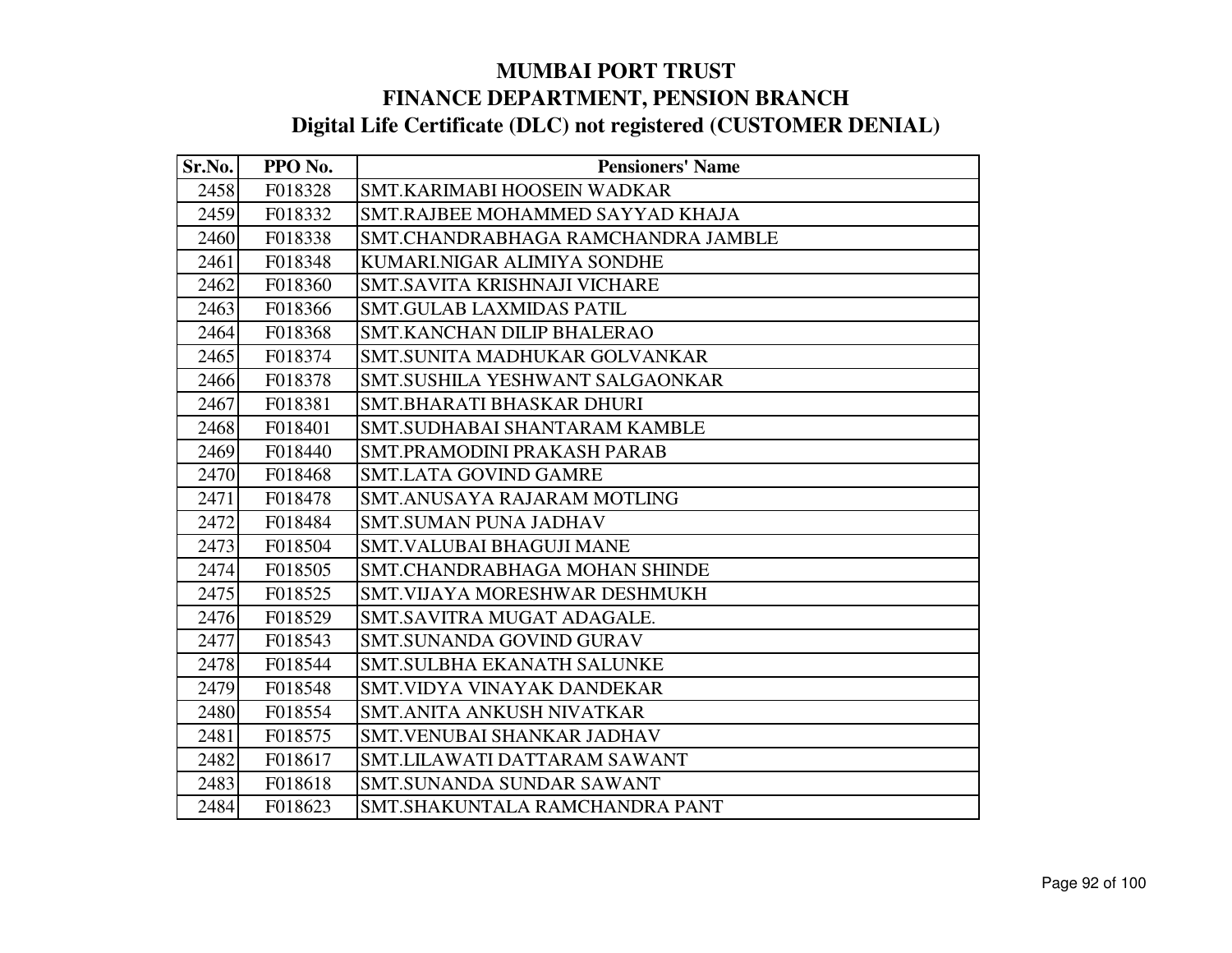# MUMBAI PORT TRUST
## FINANCE DEPARTMENT, PENSION BRANCH
### Digital Life Certificate (DLC) not registered (CUSTOMER DENIAL)

| Sr.No. | PPO No. | Pensioners' Name |
|---|---|---|
| 2458 | F018328 | SMT.KARIMABI HOOSEIN WADKAR |
| 2459 | F018332 | SMT.RAJBEE MOHAMMED SAYYAD KHAJA |
| 2460 | F018338 | SMT.CHANDRABHAGA RAMCHANDRA JAMBLE |
| 2461 | F018348 | KUMARI.NIGAR ALIMIYA SONDHE |
| 2462 | F018360 | SMT.SAVITA KRISHNAJI VICHARE |
| 2463 | F018366 | SMT.GULAB LAXMIDAS PATIL |
| 2464 | F018368 | SMT.KANCHAN DILIP BHALERAO |
| 2465 | F018374 | SMT.SUNITA MADHUKAR GOLVANKAR |
| 2466 | F018378 | SMT.SUSHILA YESHWANT SALGAONKAR |
| 2467 | F018381 | SMT.BHARATI BHASKAR DHURI |
| 2468 | F018401 | SMT.SUDHABAI SHANTARAM KAMBLE |
| 2469 | F018440 | SMT.PRAMODINI PRAKASH PARAB |
| 2470 | F018468 | SMT.LATA GOVIND GAMRE |
| 2471 | F018478 | SMT.ANUSAYA RAJARAM MOTLING |
| 2472 | F018484 | SMT.SUMAN PUNA JADHAV |
| 2473 | F018504 | SMT.VALUBAI BHAGUJI MANE |
| 2474 | F018505 | SMT.CHANDRABHAGA MOHAN SHINDE |
| 2475 | F018525 | SMT.VIJAYA MORESHWAR DESHMUKH |
| 2476 | F018529 | SMT.SAVITRA MUGAT ADAGALE. |
| 2477 | F018543 | SMT.SUNANDA GOVIND GURAV |
| 2478 | F018544 | SMT.SULBHA EKANATH SALUNKE |
| 2479 | F018548 | SMT.VIDYA VINAYAK DANDEKAR |
| 2480 | F018554 | SMT.ANITA ANKUSH NIVATKAR |
| 2481 | F018575 | SMT.VENUBAI SHANKAR JADHAV |
| 2482 | F018617 | SMT.LILAWATI DATTARAM SAWANT |
| 2483 | F018618 | SMT.SUNANDA SUNDAR SAWANT |
| 2484 | F018623 | SMT.SHAKUNTALA RAMCHANDRA PANT |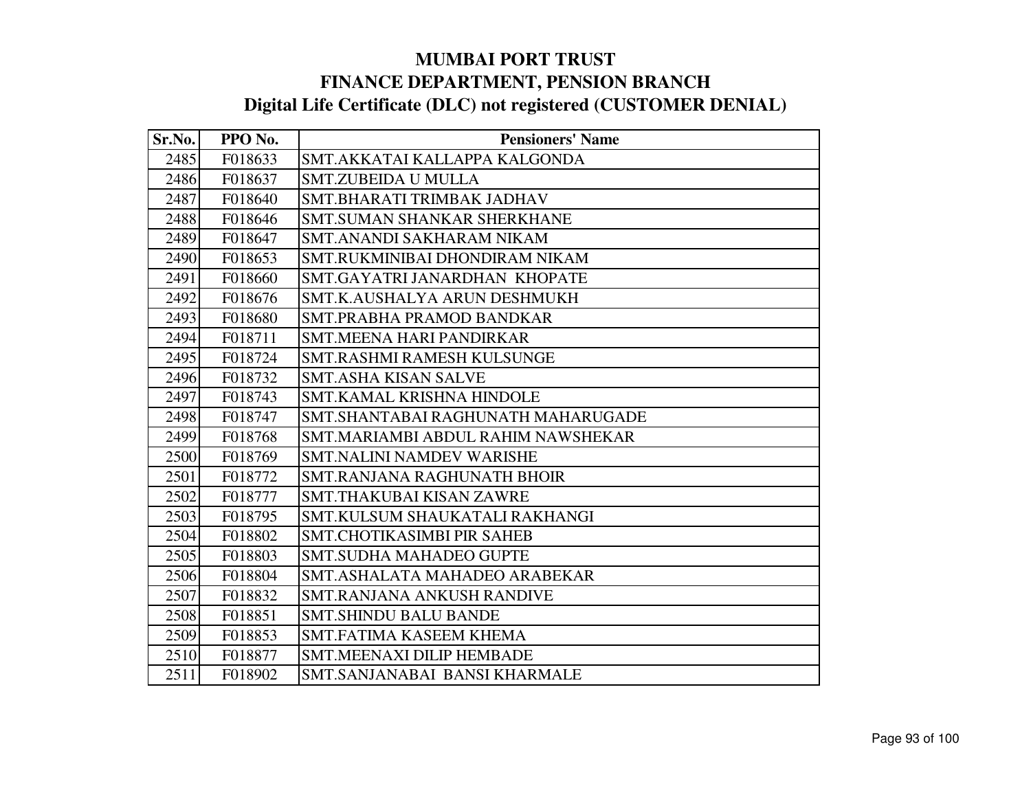# MUMBAI PORT TRUST
## FINANCE DEPARTMENT, PENSION BRANCH
### Digital Life Certificate (DLC) not registered (CUSTOMER DENIAL)

| Sr.No. | PPO No. | Pensioners' Name |
|---|---|---|
| 2485 | F018633 | SMT.AKKATAI KALLAPPA KALGONDA |
| 2486 | F018637 | SMT.ZUBEIDA U MULLA |
| 2487 | F018640 | SMT.BHARATI TRIMBAK JADHAV |
| 2488 | F018646 | SMT.SUMAN SHANKAR SHERKHANE |
| 2489 | F018647 | SMT.ANANDI SAKHARAM NIKAM |
| 2490 | F018653 | SMT.RUKMINIBAI DHONDIRAM NIKAM |
| 2491 | F018660 | SMT.GAYATRI JANARDHAN KHOPATE |
| 2492 | F018676 | SMT.K.AUSHALYA ARUN DESHMUKH |
| 2493 | F018680 | SMT.PRABHA PRAMOD BANDKAR |
| 2494 | F018711 | SMT.MEENA HARI PANDIRKAR |
| 2495 | F018724 | SMT.RASHMI RAMESH KULSUNGE |
| 2496 | F018732 | SMT.ASHA KISAN SALVE |
| 2497 | F018743 | SMT.KAMAL KRISHNA HINDOLE |
| 2498 | F018747 | SMT.SHANTABAI RAGHUNATH MAHARUGADE |
| 2499 | F018768 | SMT.MARIAMBI ABDUL RAHIM NAWSHEKAR |
| 2500 | F018769 | SMT.NALINI NAMDEV WARISHE |
| 2501 | F018772 | SMT.RANJANA RAGHUNATH BHOIR |
| 2502 | F018777 | SMT.THAKUBAI KISAN ZAWRE |
| 2503 | F018795 | SMT.KULSUM SHAUKATALI RAKHANGI |
| 2504 | F018802 | SMT.CHOTIKASIMBI PIR SAHEB |
| 2505 | F018803 | SMT.SUDHA MAHADEO GUPTE |
| 2506 | F018804 | SMT.ASHALATA MAHADEO ARABEKAR |
| 2507 | F018832 | SMT.RANJANA ANKUSH RANDIVE |
| 2508 | F018851 | SMT.SHINDU BALU BANDE |
| 2509 | F018853 | SMT.FATIMA KASEEM KHEMA |
| 2510 | F018877 | SMT.MEENAXI DILIP HEMBADE |
| 2511 | F018902 | SMT.SANJANABAI BANSI KHARMALE |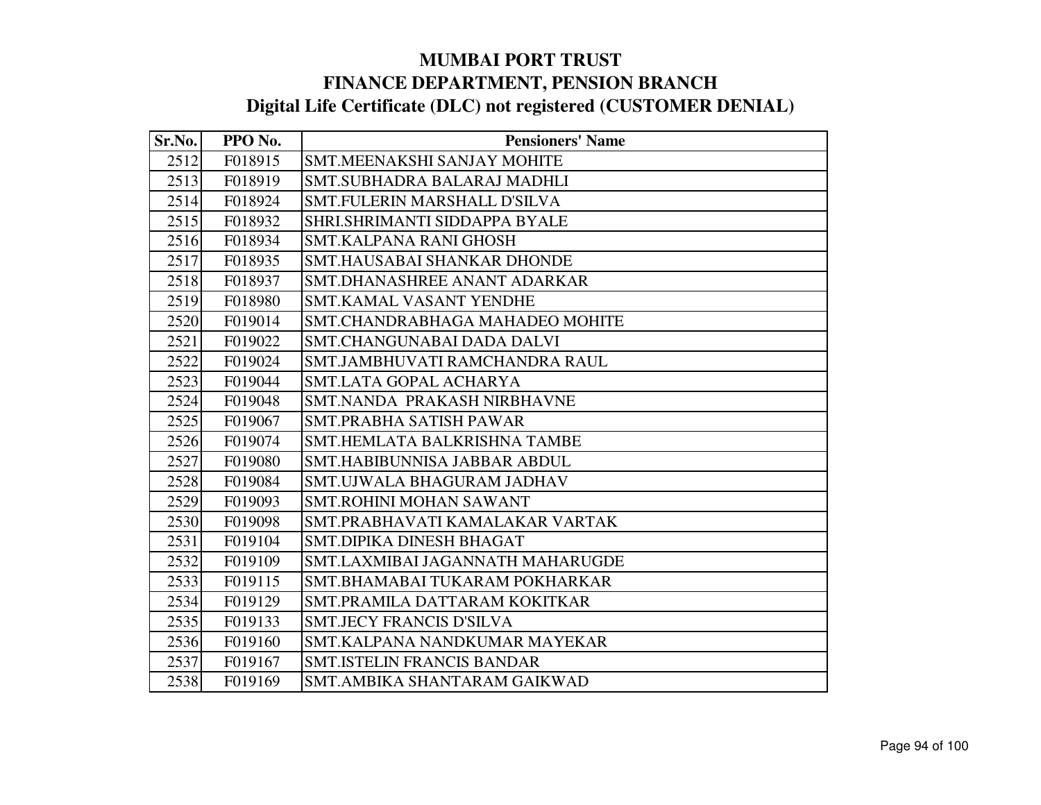# MUMBAI PORT TRUST
## FINANCE DEPARTMENT, PENSION BRANCH
### Digital Life Certificate (DLC) not registered (CUSTOMER DENIAL)

| Sr.No. | PPO No. | Pensioners' Name |
|---|---|---|
| 2512 | F018915 | SMT.MEENAKSHI SANJAY MOHITE |
| 2513 | F018919 | SMT.SUBHADRA BALARAJ MADHLI |
| 2514 | F018924 | SMT.FULERIN MARSHALL D'SILVA |
| 2515 | F018932 | SHRI.SHRIMANTI SIDDAPPA BYALE |
| 2516 | F018934 | SMT.KALPANA RANI GHOSH |
| 2517 | F018935 | SMT.HAUSABAI SHANKAR DHONDE |
| 2518 | F018937 | SMT.DHANASHREE ANANT ADARKAR |
| 2519 | F018980 | SMT.KAMAL VASANT YENDHE |
| 2520 | F019014 | SMT.CHANDRABHAGA MAHADEO MOHITE |
| 2521 | F019022 | SMT.CHANGUNABAI DADA DALVI |
| 2522 | F019024 | SMT.JAMBHUVATI RAMCHANDRA RAUL |
| 2523 | F019044 | SMT.LATA GOPAL ACHARYA |
| 2524 | F019048 | SMT.NANDA PRAKASH NIRBHAVNE |
| 2525 | F019067 | SMT.PRABHA SATISH PAWAR |
| 2526 | F019074 | SMT.HEMLATA BALKRISHNA TAMBE |
| 2527 | F019080 | SMT.HABIBUNNISA JABBAR ABDUL |
| 2528 | F019084 | SMT.UJWALA BHAGURAM JADHAV |
| 2529 | F019093 | SMT.ROHINI MOHAN SAWANT |
| 2530 | F019098 | SMT.PRABHAVATI KAMALAKAR VARTAK |
| 2531 | F019104 | SMT.DIPIKA DINESH BHAGAT |
| 2532 | F019109 | SMT.LAXMIBAI JAGANNATH MAHARUGDE |
| 2533 | F019115 | SMT.BHAMABAI TUKARAM POKHARKAR |
| 2534 | F019129 | SMT.PRAMILA DATTARAM KOKITKAR |
| 2535 | F019133 | SMT.JECY FRANCIS D'SILVA |
| 2536 | F019160 | SMT.KALPANA NANDKUMAR MAYEKAR |
| 2537 | F019167 | SMT.ISTELIN FRANCIS BANDAR |
| 2538 | F019169 | SMT.AMBIKA SHANTARAM GAIKWAD |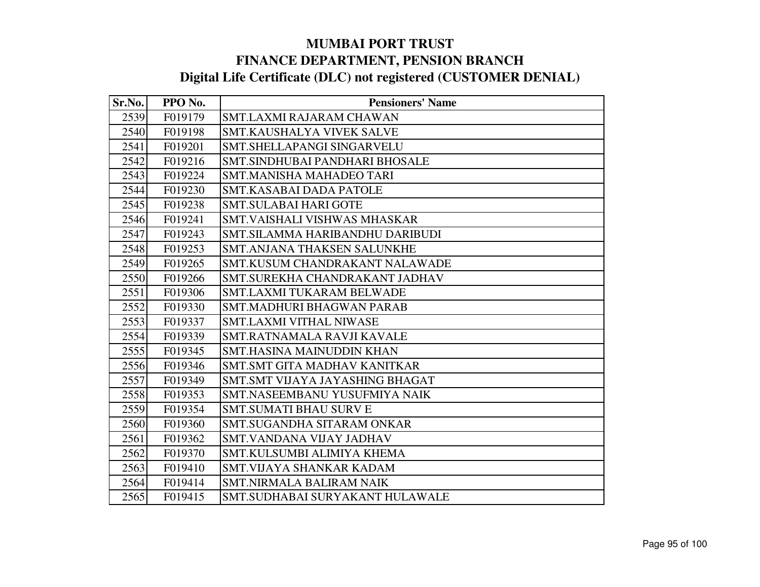# MUMBAI PORT TRUST
## FINANCE DEPARTMENT, PENSION BRANCH
### Digital Life Certificate (DLC) not registered (CUSTOMER DENIAL)

| Sr.No. | PPO No. | Pensioners' Name |
|---|---|---|
| 2539 | F019179 | SMT.LAXMI RAJARAM CHAWAN |
| 2540 | F019198 | SMT.KAUSHALYA VIVEK SALVE |
| 2541 | F019201 | SMT.SHELLAPANGI SINGARVELU |
| 2542 | F019216 | SMT.SINDHUBAI PANDHARI BHOSALE |
| 2543 | F019224 | SMT.MANISHA MAHADEO TARI |
| 2544 | F019230 | SMT.KASABAI DADA PATOLE |
| 2545 | F019238 | SMT.SULABAI HARI GOTE |
| 2546 | F019241 | SMT.VAISHALI VISHWAS MHASKAR |
| 2547 | F019243 | SMT.SILAMMA HARIBANDHU DARIBUDI |
| 2548 | F019253 | SMT.ANJANA THAKSEN SALUNKHE |
| 2549 | F019265 | SMT.KUSUM CHANDRAKANT NALAWADE |
| 2550 | F019266 | SMT.SUREKHA CHANDRAKANT JADHAV |
| 2551 | F019306 | SMT.LAXMI TUKARAM BELWADE |
| 2552 | F019330 | SMT.MADHURI BHAGWAN PARAB |
| 2553 | F019337 | SMT.LAXMI VITHAL NIWASE |
| 2554 | F019339 | SMT.RATNAMALA RAVJI KAVALE |
| 2555 | F019345 | SMT.HASINA MAINUDDIN KHAN |
| 2556 | F019346 | SMT.SMT GITA MADHAV KANITKAR |
| 2557 | F019349 | SMT.SMT VIJAYA JAYASHING BHAGAT |
| 2558 | F019353 | SMT.NASEEMBANU YUSUFMIYA NAIK |
| 2559 | F019354 | SMT.SUMATI BHAU SURV E |
| 2560 | F019360 | SMT.SUGANDHA SITARAM ONKAR |
| 2561 | F019362 | SMT.VANDANA VIJAY JADHAV |
| 2562 | F019370 | SMT.KULSUMBI ALIMIYA KHEMA |
| 2563 | F019410 | SMT.VIJAYA SHANKAR KADAM |
| 2564 | F019414 | SMT.NIRMALA BALIRAM NAIK |
| 2565 | F019415 | SMT.SUDHABAI SURYAKANT HULAWALE |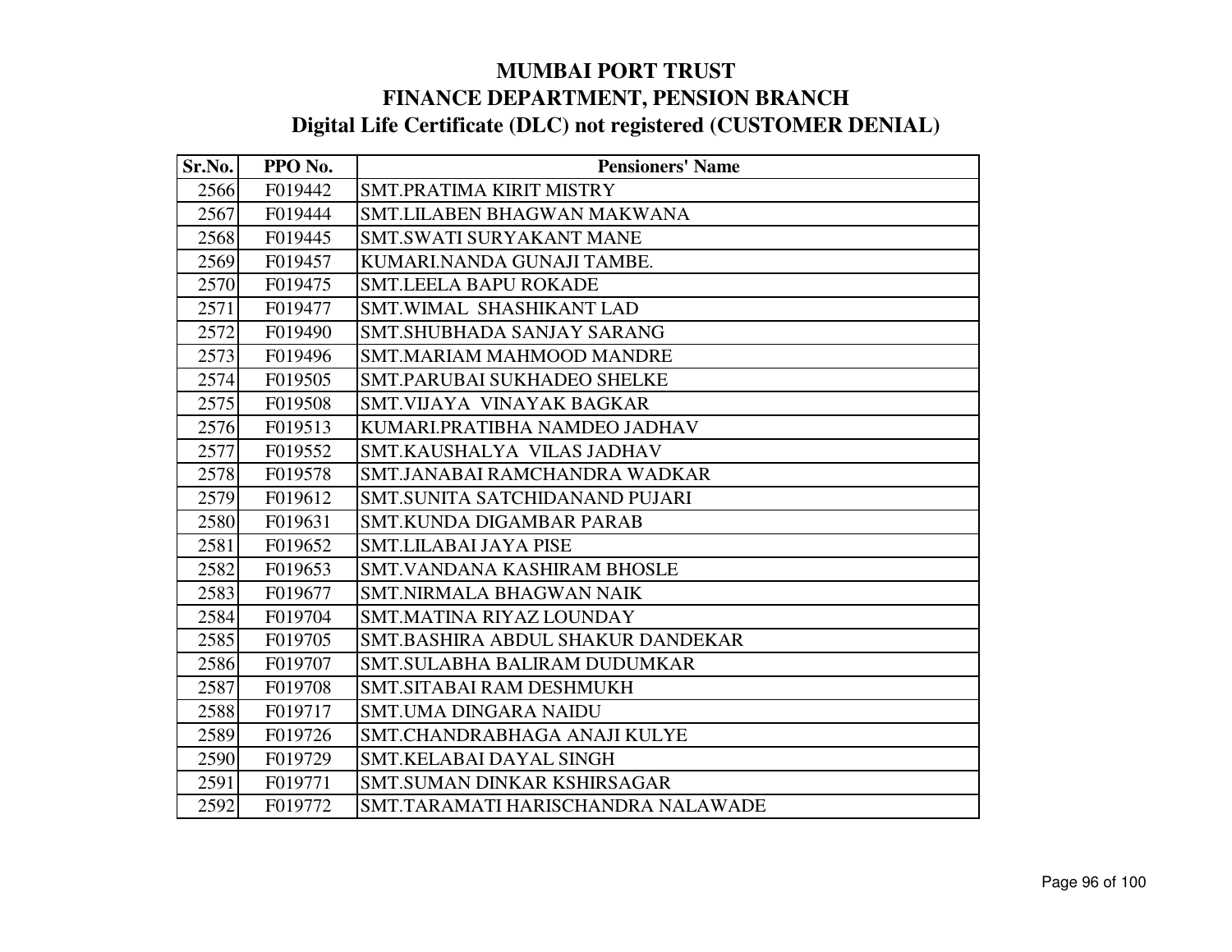# MUMBAI PORT TRUST
## FINANCE DEPARTMENT, PENSION BRANCH
### Digital Life Certificate (DLC) not registered (CUSTOMER DENIAL)

| Sr.No. | PPO No. | Pensioners' Name |
|---|---|---|
| 2566 | F019442 | SMT.PRATIMA KIRIT MISTRY |
| 2567 | F019444 | SMT.LILABEN BHAGWAN MAKWANA |
| 2568 | F019445 | SMT.SWATI SURYAKANT MANE |
| 2569 | F019457 | KUMARI.NANDA GUNAJI TAMBE. |
| 2570 | F019475 | SMT.LEELA BAPU ROKADE |
| 2571 | F019477 | SMT.WIMAL SHASHIKANT LAD |
| 2572 | F019490 | SMT.SHUBHADA SANJAY SARANG |
| 2573 | F019496 | SMT.MARIAM MAHMOOD MANDRE |
| 2574 | F019505 | SMT.PARUBAI SUKHADEO SHELKE |
| 2575 | F019508 | SMT.VIJAYA VINAYAK BAGKAR |
| 2576 | F019513 | KUMARI.PRATIBHA NAMDEO JADHAV |
| 2577 | F019552 | SMT.KAUSHALYA VILAS JADHAV |
| 2578 | F019578 | SMT.JANABAI RAMCHANDRA WADKAR |
| 2579 | F019612 | SMT.SUNITA SATCHIDANAND PUJARI |
| 2580 | F019631 | SMT.KUNDA DIGAMBAR PARAB |
| 2581 | F019652 | SMT.LILABAI JAYA PISE |
| 2582 | F019653 | SMT.VANDANA KASHIRAM BHOSLE |
| 2583 | F019677 | SMT.NIRMALA BHAGWAN NAIK |
| 2584 | F019704 | SMT.MATINA RIYAZ LOUNDAY |
| 2585 | F019705 | SMT.BASHIRA ABDUL SHAKUR DANDEKAR |
| 2586 | F019707 | SMT.SULABHA BALIRAM DUDUMKAR |
| 2587 | F019708 | SMT.SITABAI RAM DESHMUKH |
| 2588 | F019717 | SMT.UMA DINGARA NAIDU |
| 2589 | F019726 | SMT.CHANDRABHAGA ANAJI KULYE |
| 2590 | F019729 | SMT.KELABAI DAYAL SINGH |
| 2591 | F019771 | SMT.SUMAN DINKAR KSHIRSAGAR |
| 2592 | F019772 | SMT.TARAMATI HARISCHANDRA NALAWADE |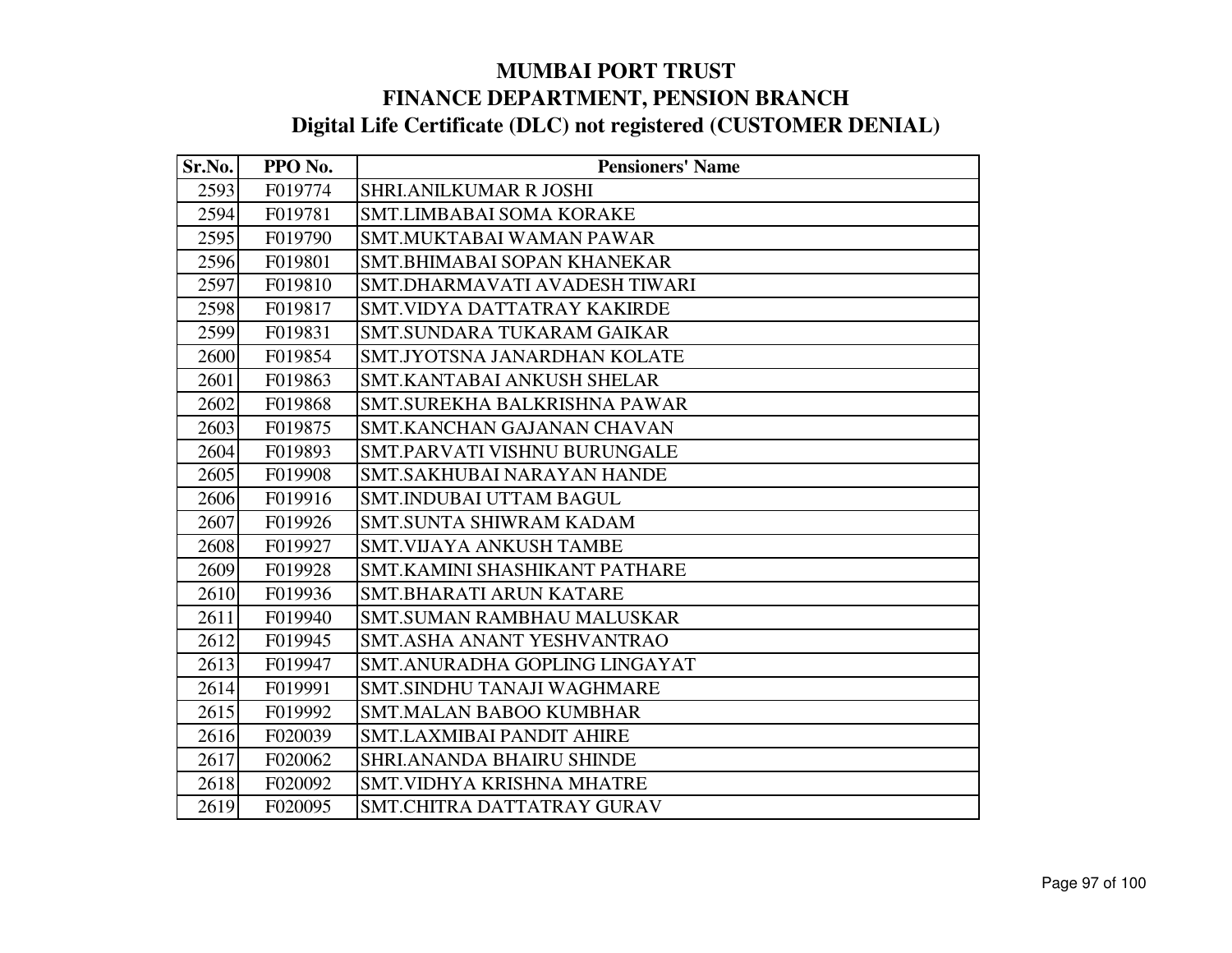# MUMBAI PORT TRUST
## FINANCE DEPARTMENT, PENSION BRANCH
### Digital Life Certificate (DLC) not registered (CUSTOMER DENIAL)

| Sr.No. | PPO No. | Pensioners' Name |
|---|---|---|
| 2593 | F019774 | SHRI.ANILKUMAR R JOSHI |
| 2594 | F019781 | SMT.LIMBABAI SOMA KORAKE |
| 2595 | F019790 | SMT.MUKTABAI WAMAN PAWAR |
| 2596 | F019801 | SMT.BHIMABAI SOPAN KHANEKAR |
| 2597 | F019810 | SMT.DHARMAVATI AVADESH TIWARI |
| 2598 | F019817 | SMT.VIDYA DATTATRAY KAKIRDE |
| 2599 | F019831 | SMT.SUNDARA TUKARAM GAIKAR |
| 2600 | F019854 | SMT.JYOTSNA JANARDHAN KOLATE |
| 2601 | F019863 | SMT.KANTABAI ANKUSH SHELAR |
| 2602 | F019868 | SMT.SUREKHA BALKRISHNA PAWAR |
| 2603 | F019875 | SMT.KANCHAN GAJANAN CHAVAN |
| 2604 | F019893 | SMT.PARVATI VISHNU BURUNGALE |
| 2605 | F019908 | SMT.SAKHUBAI NARAYAN HANDE |
| 2606 | F019916 | SMT.INDUBAI UTTAM BAGUL |
| 2607 | F019926 | SMT.SUNTA SHIWRAM KADAM |
| 2608 | F019927 | SMT.VIJAYA ANKUSH TAMBE |
| 2609 | F019928 | SMT.KAMINI SHASHIKANT PATHARE |
| 2610 | F019936 | SMT.BHARATI ARUN KATARE |
| 2611 | F019940 | SMT.SUMAN RAMBHAU MALUSKAR |
| 2612 | F019945 | SMT.ASHA ANANT YESHVANTRAO |
| 2613 | F019947 | SMT.ANURADHA GOPLING LINGAYAT |
| 2614 | F019991 | SMT.SINDHU TANAJI WAGHMARE |
| 2615 | F019992 | SMT.MALAN BABOO KUMBHAR |
| 2616 | F020039 | SMT.LAXMIBAI PANDIT AHIRE |
| 2617 | F020062 | SHRI.ANANDA BHAIRU SHINDE |
| 2618 | F020092 | SMT.VIDHYA KRISHNA MHATRE |
| 2619 | F020095 | SMT.CHITRA DATTATRAY GURAV |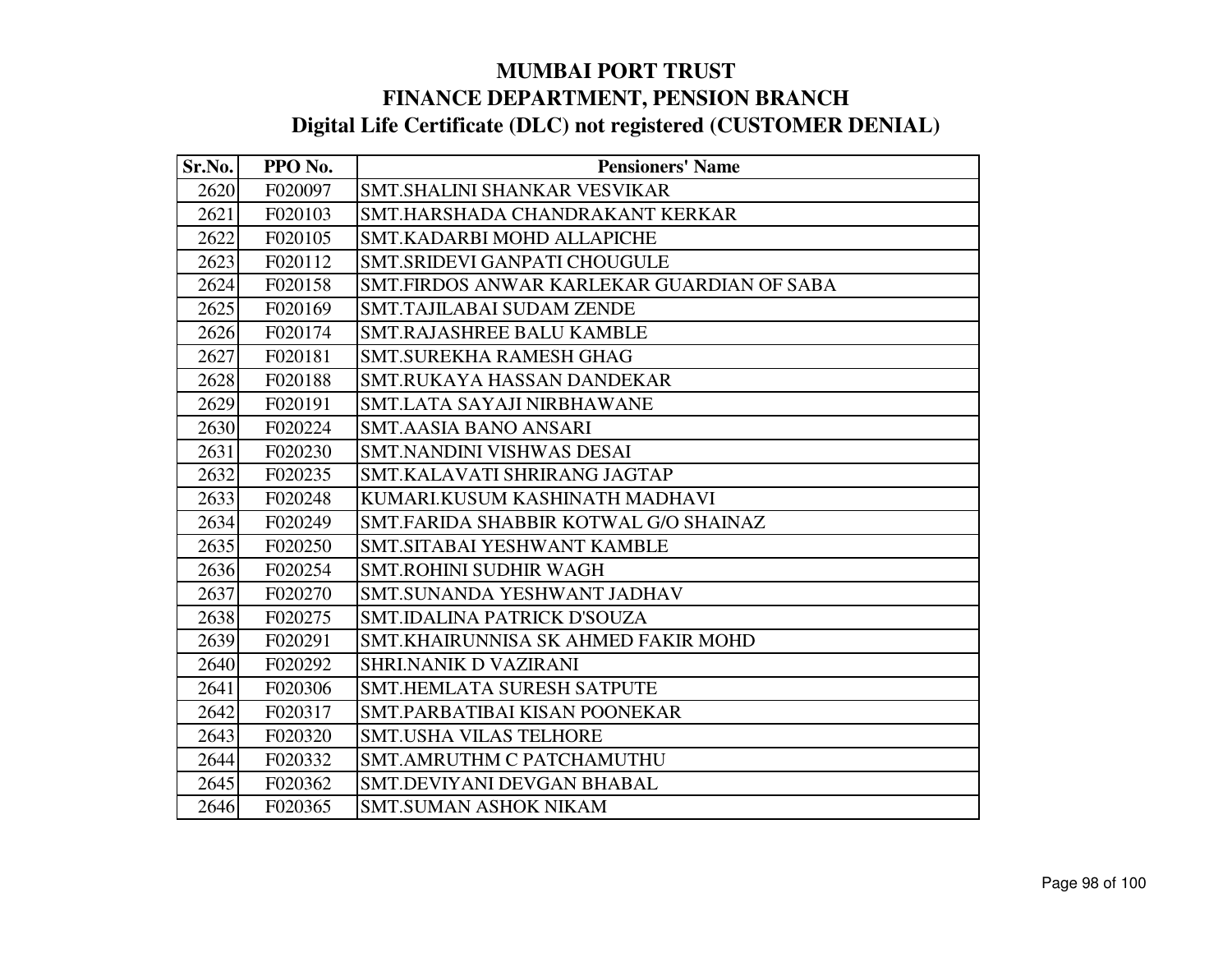# MUMBAI PORT TRUST
# FINANCE DEPARTMENT, PENSION BRANCH
# Digital Life Certificate (DLC) not registered (CUSTOMER DENIAL)

| Sr.No. | PPO No. | Pensioners' Name |
|---|---|---|
| 2620 | F020097 | SMT.SHALINI SHANKAR VESVIKAR |
| 2621 | F020103 | SMT.HARSHADA CHANDRAKANT KERKAR |
| 2622 | F020105 | SMT.KADARBI MOHD ALLAPICHE |
| 2623 | F020112 | SMT.SRIDEVI GANPATI CHOUGULE |
| 2624 | F020158 | SMT.FIRDOS ANWAR KARLEKAR GUARDIAN OF SABA |
| 2625 | F020169 | SMT.TAJILABAI SUDAM ZENDE |
| 2626 | F020174 | SMT.RAJASHREE BALU KAMBLE |
| 2627 | F020181 | SMT.SUREKHA RAMESH GHAG |
| 2628 | F020188 | SMT.RUKAYA HASSAN DANDEKAR |
| 2629 | F020191 | SMT.LATA SAYAJI NIRBHAWANE |
| 2630 | F020224 | SMT.AASIA BANO ANSARI |
| 2631 | F020230 | SMT.NANDINI VISHWAS DESAI |
| 2632 | F020235 | SMT.KALAVATI SHRIRANG JAGTAP |
| 2633 | F020248 | KUMARI.KUSUM KASHINATH MADHAVI |
| 2634 | F020249 | SMT.FARIDA SHABBIR KOTWAL G/O SHAINAZ |
| 2635 | F020250 | SMT.SITABAI YESHWANT KAMBLE |
| 2636 | F020254 | SMT.ROHINI SUDHIR WAGH |
| 2637 | F020270 | SMT.SUNANDA YESHWANT JADHAV |
| 2638 | F020275 | SMT.IDALINA PATRICK D'SOUZA |
| 2639 | F020291 | SMT.KHAIRUNNISA SK AHMED FAKIR MOHD |
| 2640 | F020292 | SHRI.NANIK D VAZIRANI |
| 2641 | F020306 | SMT.HEMLATA SURESH SATPUTE |
| 2642 | F020317 | SMT.PARBATIBAI KISAN POONEKAR |
| 2643 | F020320 | SMT.USHA VILAS TELHORE |
| 2644 | F020332 | SMT.AMRUTHM C PATCHAMUTHU |
| 2645 | F020362 | SMT.DEVIYANI DEVGAN BHABAL |
| 2646 | F020365 | SMT.SUMAN ASHOK NIKAM |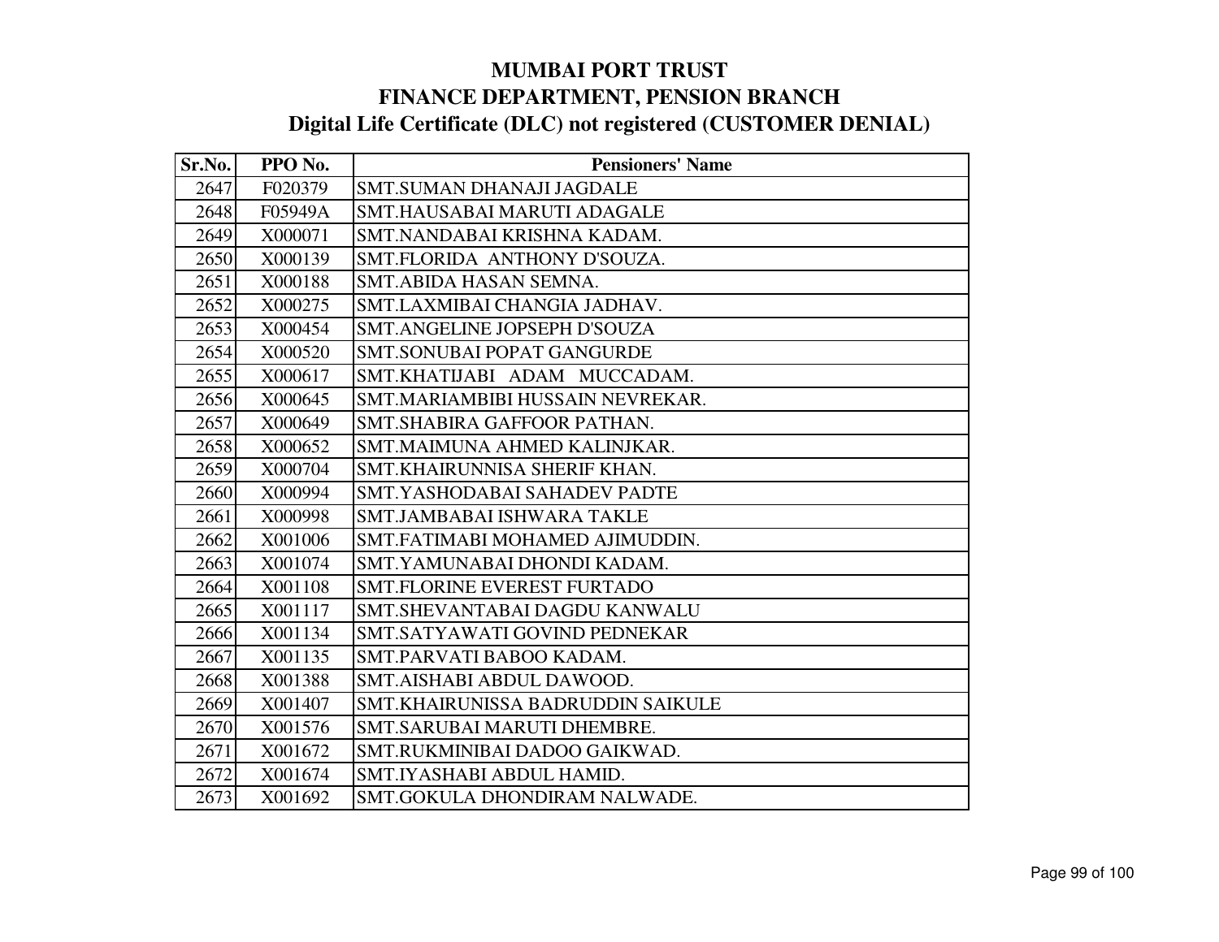# MUMBAI PORT TRUST
## FINANCE DEPARTMENT, PENSION BRANCH
## Digital Life Certificate (DLC) not registered (CUSTOMER DENIAL)

| Sr.No. | PPO No. | Pensioners' Name |
|---|---|---|
| 2647 | F020379 | SMT.SUMAN DHANAJI JAGDALE |
| 2648 | F05949A | SMT.HAUSABAI MARUTI ADAGALE |
| 2649 | X000071 | SMT.NANDABAI KRISHNA KADAM. |
| 2650 | X000139 | SMT.FLORIDA ANTHONY D'SOUZA. |
| 2651 | X000188 | SMT.ABIDA HASAN SEMNA. |
| 2652 | X000275 | SMT.LAXMIBAI CHANGIA JADHAV. |
| 2653 | X000454 | SMT.ANGELINE JOPSEPH D'SOUZA |
| 2654 | X000520 | SMT.SONUBAI POPAT GANGURDE |
| 2655 | X000617 | SMT.KHATIJABI ADAM MUCCADAM. |
| 2656 | X000645 | SMT.MARIAMBIBI HUSSAIN NEVREKAR. |
| 2657 | X000649 | SMT.SHABIRA GAFFOOR PATHAN. |
| 2658 | X000652 | SMT.MAIMUNA AHMED KALINJKAR. |
| 2659 | X000704 | SMT.KHAIRUNNISA SHERIF KHAN. |
| 2660 | X000994 | SMT.YASHODABAI SAHADEV PADTE |
| 2661 | X000998 | SMT.JAMBABAI ISHWARA TAKLE |
| 2662 | X001006 | SMT.FATIMABI MOHAMED AJIMUDDIN. |
| 2663 | X001074 | SMT.YAMUNABAI DHONDI KADAM. |
| 2664 | X001108 | SMT.FLORINE EVEREST FURTADO |
| 2665 | X001117 | SMT.SHEVANTABAI DAGDU KANWALU |
| 2666 | X001134 | SMT.SATYAWATI GOVIND PEDNEKAR |
| 2667 | X001135 | SMT.PARVATI BABOO KADAM. |
| 2668 | X001388 | SMT.AISHABI ABDUL DAWOOD. |
| 2669 | X001407 | SMT.KHAIRUNISSA BADRUDDIN SAIKULE |
| 2670 | X001576 | SMT.SARUBAI MARUTI DHEMBRE. |
| 2671 | X001672 | SMT.RUKMINIBAI DADOO GAIKWAD. |
| 2672 | X001674 | SMT.IYASHABI ABDUL HAMID. |
| 2673 | X001692 | SMT.GOKULA DHONDIRAM NALWADE. |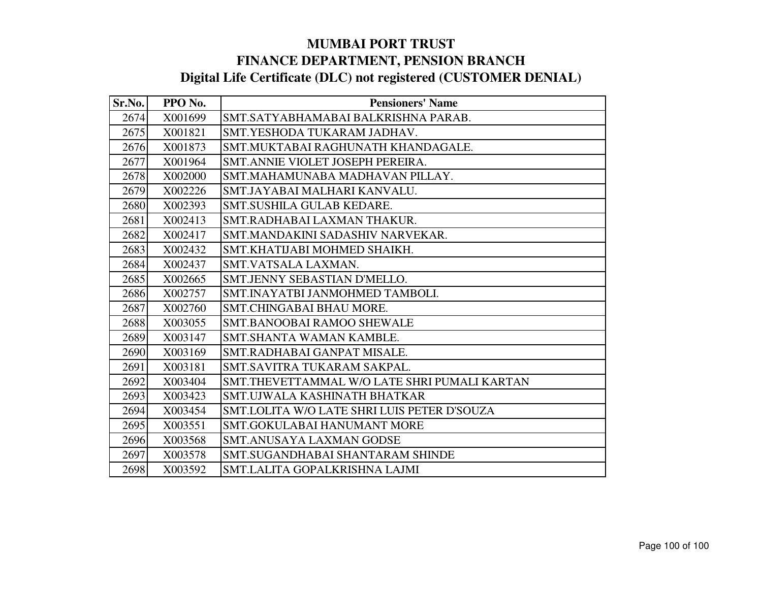# MUMBAI PORT TRUST
## FINANCE DEPARTMENT, PENSION BRANCH
### Digital Life Certificate (DLC) not registered (CUSTOMER DENIAL)

| Sr.No. | PPO No. | Pensioners' Name |
|---|---|---|
| 2674 | X001699 | SMT.SATYABHAMABAI BALKRISHNA PARAB. |
| 2675 | X001821 | SMT.YESHODA TUKARAM JADHAV. |
| 2676 | X001873 | SMT.MUKTABAI RAGHUNATH KHANDAGALE. |
| 2677 | X001964 | SMT.ANNIE VIOLET JOSEPH PEREIRA. |
| 2678 | X002000 | SMT.MAHAMUNABA MADHAVAN PILLAY. |
| 2679 | X002226 | SMT.JAYABAI MALHARI KANVALU. |
| 2680 | X002393 | SMT.SUSHILA GULAB KEDARE. |
| 2681 | X002413 | SMT.RADHABAI LAXMAN THAKUR. |
| 2682 | X002417 | SMT.MANDAKINI SADASHIV NARVEKAR. |
| 2683 | X002432 | SMT.KHATIJABI MOHMED SHAIKH. |
| 2684 | X002437 | SMT.VATSALA LAXMAN. |
| 2685 | X002665 | SMT.JENNY SEBASTIAN D'MELLO. |
| 2686 | X002757 | SMT.INAYATBI JANMOHMED TAMBOLI. |
| 2687 | X002760 | SMT.CHINGABAI BHAU MORE. |
| 2688 | X003055 | SMT.BANOOBAI RAMOO SHEWALE |
| 2689 | X003147 | SMT.SHANTA WAMAN KAMBLE. |
| 2690 | X003169 | SMT.RADHABAI GANPAT MISALE. |
| 2691 | X003181 | SMT.SAVITRA TUKARAM SAKPAL. |
| 2692 | X003404 | SMT.THEVETTAMMAL W/O LATE SHRI PUMALI KARTAN |
| 2693 | X003423 | SMT.UJWALA KASHINATH BHATKAR |
| 2694 | X003454 | SMT.LOLITA W/O LATE SHRI LUIS PETER D'SOUZA |
| 2695 | X003551 | SMT.GOKULABAI HANUMANT MORE |
| 2696 | X003568 | SMT.ANUSAYA LAXMAN GODSE |
| 2697 | X003578 | SMT.SUGANDHABAI SHANTARAM SHINDE |
| 2698 | X003592 | SMT.LALITA GOPALKRISHNA LAJMI |